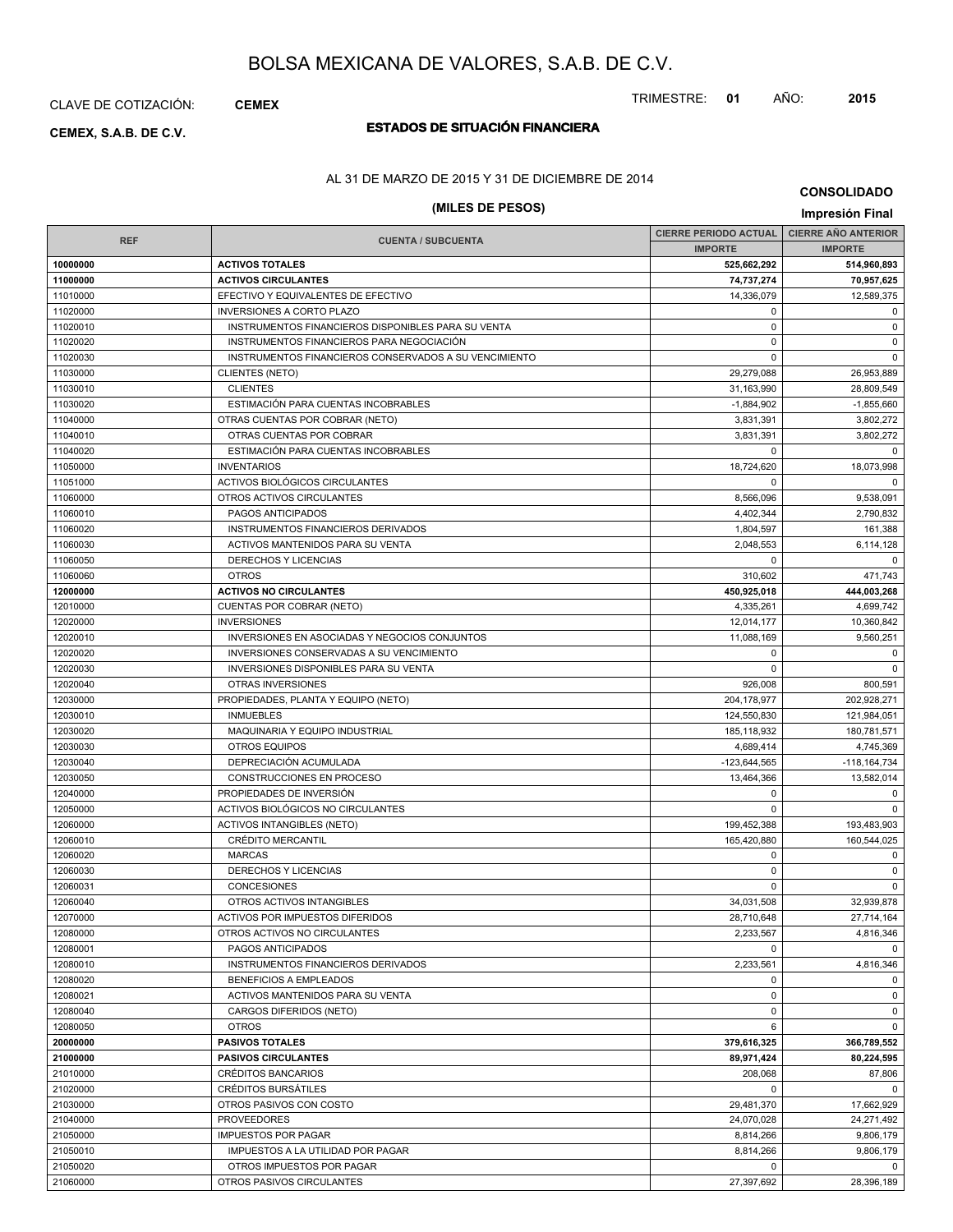# BOLSA MEXICANA DE VALORES, S.A.B. DE C.V.

CLAVE DE COTIZACIÓN: **CEMEX**

TRIMESTRE: **01** AÑO: **2015**

**CEMEX, S.A.B. DE C.V.**

## ESTADOS DE SITUACIÓN FINANCIERA

AL 31 DE MARZO DE 2015 Y 31 DE DICIEMBRE DE 2014

**CONSOLIDADO**

**(MILES DE PESOS)**

**Impresión Final**

| REF | CUENTA / SUBCUENTA | CIERRE PERIODO ACTUAL | CIERRE AÑO ANTERIOR |
|---|---|---|---|
| | | IMPORTE | IMPORTE |
| **10000000** | **ACTIVOS TOTALES** | **525,662,292** | **514,960,893** |
| **11000000** | **ACTIVOS CIRCULANTES** | **74,737,274** | **70,957,625** |
| 11010000 | EFECTIVO Y EQUIVALENTES DE EFECTIVO | 14,336,079 | 12,589,375 |
| 11020000 | INVERSIONES A CORTO PLAZO | 0 | 0 |
| 11020010 | INSTRUMENTOS FINANCIEROS DISPONIBLES PARA SU VENTA | 0 | 0 |
| 11020020 | INSTRUMENTOS FINANCIEROS PARA NEGOCIACIÓN | 0 | 0 |
| 11020030 | INSTRUMENTOS FINANCIEROS CONSERVADOS A SU VENCIMIENTO | 0 | 0 |
| 11030000 | CLIENTES (NETO) | 29,279,088 | 26,953,889 |
| 11030010 | CLIENTES | 31,163,990 | 28,809,549 |
| 11030020 | ESTIMACIÓN PARA CUENTAS INCOBRABLES | -1,884,902 | -1,855,660 |
| 11040000 | OTRAS CUENTAS POR COBRAR (NETO) | 3,831,391 | 3,802,272 |
| 11040010 | OTRAS CUENTAS POR COBRAR | 3,831,391 | 3,802,272 |
| 11040020 | ESTIMACIÓN PARA CUENTAS INCOBRABLES | 0 | 0 |
| 11050000 | INVENTARIOS | 18,724,620 | 18,073,998 |
| 11051000 | ACTIVOS BIOLÓGICOS CIRCULANTES | 0 | 0 |
| 11060000 | OTROS ACTIVOS CIRCULANTES | 8,566,096 | 9,538,091 |
| 11060010 | PAGOS ANTICIPADOS | 4,402,344 | 2,790,832 |
| 11060020 | INSTRUMENTOS FINANCIEROS DERIVADOS | 1,804,597 | 161,388 |
| 11060030 | ACTIVOS MANTENIDOS PARA SU VENTA | 2,048,553 | 6,114,128 |
| 11060050 | DERECHOS Y LICENCIAS | 0 | 0 |
| 11060060 | OTROS | 310,602 | 471,743 |
| **12000000** | **ACTIVOS NO CIRCULANTES** | **450,925,018** | **444,003,268** |
| 12010000 | CUENTAS POR COBRAR (NETO) | 4,335,261 | 4,699,742 |
| 12020000 | INVERSIONES | 12,014,177 | 10,360,842 |
| 12020010 | INVERSIONES EN ASOCIADAS Y NEGOCIOS CONJUNTOS | 11,088,169 | 9,560,251 |
| 12020020 | INVERSIONES CONSERVADAS A SU VENCIMIENTO | 0 | 0 |
| 12020030 | INVERSIONES DISPONIBLES PARA SU VENTA | 0 | 0 |
| 12020040 | OTRAS INVERSIONES | 926,008 | 800,591 |
| 12030000 | PROPIEDADES, PLANTA Y EQUIPO (NETO) | 204,178,977 | 202,928,271 |
| 12030010 | INMUEBLES | 124,550,830 | 121,984,051 |
| 12030020 | MAQUINARIA Y EQUIPO INDUSTRIAL | 185,118,932 | 180,781,571 |
| 12030030 | OTROS EQUIPOS | 4,689,414 | 4,745,369 |
| 12030040 | DEPRECIACIÓN ACUMULADA | -123,644,565 | -118,164,734 |
| 12030050 | CONSTRUCCIONES EN PROCESO | 13,464,366 | 13,582,014 |
| 12040000 | PROPIEDADES DE INVERSIÓN | 0 | 0 |
| 12050000 | ACTIVOS BIOLÓGICOS NO CIRCULANTES | 0 | 0 |
| 12060000 | ACTIVOS INTANGIBLES (NETO) | 199,452,388 | 193,483,903 |
| 12060010 | CRÉDITO MERCANTIL | 165,420,880 | 160,544,025 |
| 12060020 | MARCAS | 0 | 0 |
| 12060030 | DERECHOS Y LICENCIAS | 0 | 0 |
| 12060031 | CONCESIONES | 0 | 0 |
| 12060040 | OTROS ACTIVOS INTANGIBLES | 34,031,508 | 32,939,878 |
| 12070000 | ACTIVOS POR IMPUESTOS DIFERIDOS | 28,710,648 | 27,714,164 |
| 12080000 | OTROS ACTIVOS NO CIRCULANTES | 2,233,567 | 4,816,346 |
| 12080001 | PAGOS ANTICIPADOS | 0 | 0 |
| 12080010 | INSTRUMENTOS FINANCIEROS DERIVADOS | 2,233,561 | 4,816,346 |
| 12080020 | BENEFICIOS A EMPLEADOS | 0 | 0 |
| 12080021 | ACTIVOS MANTENIDOS PARA SU VENTA | 0 | 0 |
| 12080040 | CARGOS DIFERIDOS (NETO) | 0 | 0 |
| 12080050 | OTROS | 6 | 0 |
| **20000000** | **PASIVOS TOTALES** | **379,616,325** | **366,789,552** |
| **21000000** | **PASIVOS CIRCULANTES** | **89,971,424** | **80,224,595** |
| 21010000 | CRÉDITOS BANCARIOS | 208,068 | 87,806 |
| 21020000 | CRÉDITOS BURSÁTILES | 0 | 0 |
| 21030000 | OTROS PASIVOS CON COSTO | 29,481,370 | 17,662,929 |
| 21040000 | PROVEEDORES | 24,070,028 | 24,271,492 |
| 21050000 | IMPUESTOS POR PAGAR | 8,814,266 | 9,806,179 |
| 21050010 | IMPUESTOS A LA UTILIDAD POR PAGAR | 8,814,266 | 9,806,179 |
| 21050020 | OTROS IMPUESTOS POR PAGAR | 0 | 0 |
| 21060000 | OTROS PASIVOS CIRCULANTES | 27,397,692 | 28,396,189 |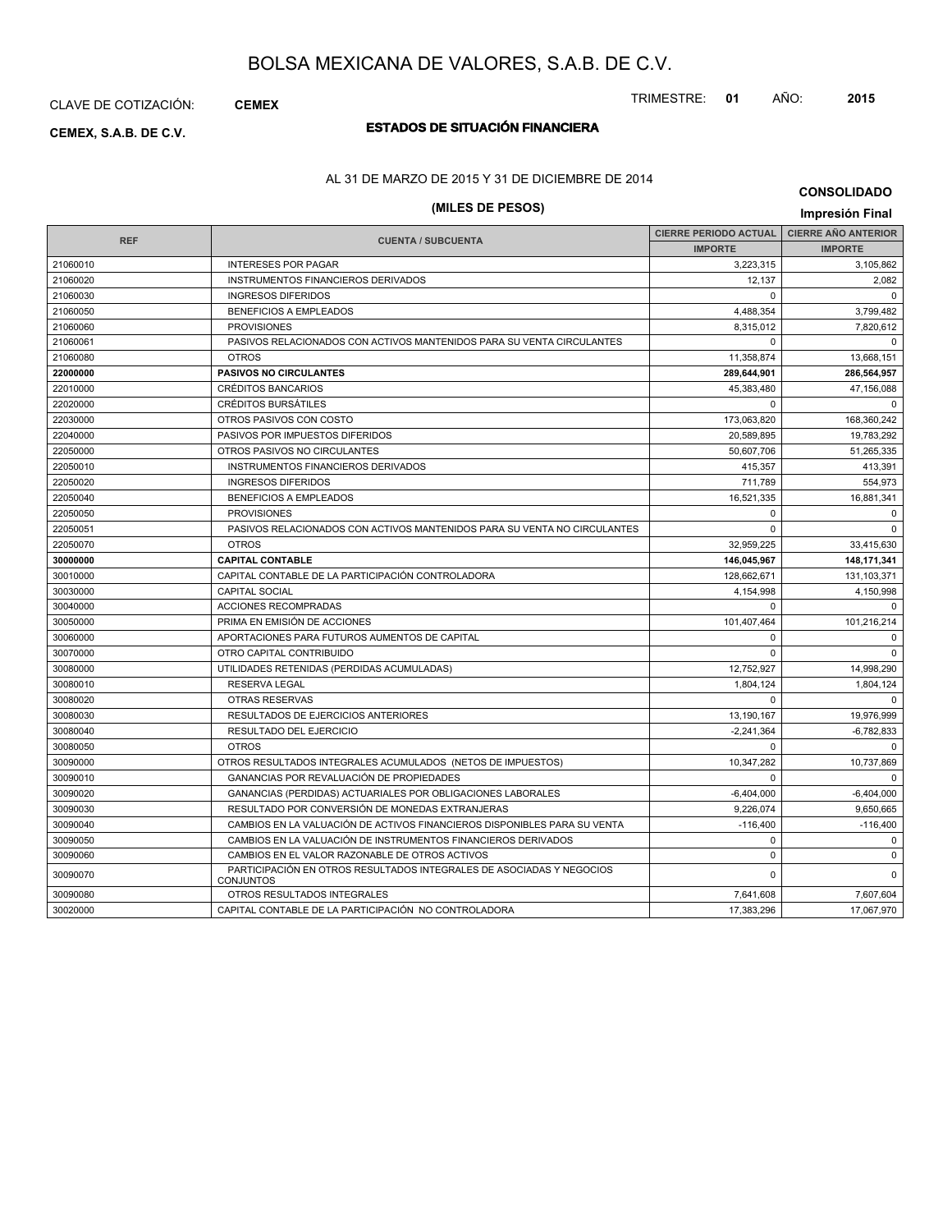# BOLSA MEXICANA DE VALORES, S.A.B. DE C.V.

CLAVE DE COTIZACIÓN: **CEMEX**

TRIMESTRE: **01** AÑO: **2015**

**CEMEX, S.A.B. DE C.V.**

## ESTADOS DE SITUACIÓN FINANCIERA

AL 31 DE MARZO DE 2015 Y 31 DE DICIEMBRE DE 2014

**CONSOLIDADO**

**(MILES DE PESOS)**

**Impresión Final**

| REF | CUENTA / SUBCUENTA | CIERRE PERIODO ACTUAL | CIERRE AÑO ANTERIOR |
|---|---|---|---|
| | | IMPORTE | IMPORTE |
| 21060010 | INTERESES POR PAGAR | 3,223,315 | 3,105,862 |
| 21060020 | INSTRUMENTOS FINANCIEROS DERIVADOS | 12,137 | 2,082 |
| 21060030 | INGRESOS DIFERIDOS | 0 | 0 |
| 21060050 | BENEFICIOS A EMPLEADOS | 4,488,354 | 3,799,482 |
| 21060060 | PROVISIONES | 8,315,012 | 7,820,612 |
| 21060061 | PASIVOS RELACIONADOS CON ACTIVOS MANTENIDOS PARA SU VENTA CIRCULANTES | 0 | 0 |
| 21060080 | OTROS | 11,358,874 | 13,668,151 |
| **22000000** | **PASIVOS NO CIRCULANTES** | **289,644,901** | **286,564,957** |
| 22010000 | CRÉDITOS BANCARIOS | 45,383,480 | 47,156,088 |
| 22020000 | CRÉDITOS BURSÁTILES | 0 | 0 |
| 22030000 | OTROS PASIVOS CON COSTO | 173,063,820 | 168,360,242 |
| 22040000 | PASIVOS POR IMPUESTOS DIFERIDOS | 20,589,895 | 19,783,292 |
| 22050000 | OTROS PASIVOS NO CIRCULANTES | 50,607,706 | 51,265,335 |
| 22050010 | INSTRUMENTOS FINANCIEROS DERIVADOS | 415,357 | 413,391 |
| 22050020 | INGRESOS DIFERIDOS | 711,789 | 554,973 |
| 22050040 | BENEFICIOS A EMPLEADOS | 16,521,335 | 16,881,341 |
| 22050050 | PROVISIONES | 0 | 0 |
| 22050051 | PASIVOS RELACIONADOS CON ACTIVOS MANTENIDOS PARA SU VENTA NO CIRCULANTES | 0 | 0 |
| 22050070 | OTROS | 32,959,225 | 33,415,630 |
| **30000000** | **CAPITAL CONTABLE** | **146,045,967** | **148,171,341** |
| 30010000 | CAPITAL CONTABLE DE LA PARTICIPACIÓN CONTROLADORA | 128,662,671 | 131,103,371 |
| 30030000 | CAPITAL SOCIAL | 4,154,998 | 4,150,998 |
| 30040000 | ACCIONES RECOMPRADAS | 0 | 0 |
| 30050000 | PRIMA EN EMISIÓN DE ACCIONES | 101,407,464 | 101,216,214 |
| 30060000 | APORTACIONES PARA FUTUROS AUMENTOS DE CAPITAL | 0 | 0 |
| 30070000 | OTRO CAPITAL CONTRIBUIDO | 0 | 0 |
| 30080000 | UTILIDADES RETENIDAS (PERDIDAS ACUMULADAS) | 12,752,927 | 14,998,290 |
| 30080010 | RESERVA LEGAL | 1,804,124 | 1,804,124 |
| 30080020 | OTRAS RESERVAS | 0 | 0 |
| 30080030 | RESULTADOS DE EJERCICIOS ANTERIORES | 13,190,167 | 19,976,999 |
| 30080040 | RESULTADO DEL EJERCICIO | -2,241,364 | -6,782,833 |
| 30080050 | OTROS | 0 | 0 |
| 30090000 | OTROS RESULTADOS INTEGRALES ACUMULADOS (NETOS DE IMPUESTOS) | 10,347,282 | 10,737,869 |
| 30090010 | GANANCIAS POR REVALUACIÓN DE PROPIEDADES | 0 | 0 |
| 30090020 | GANANCIAS (PERDIDAS) ACTUARIALES POR OBLIGACIONES LABORALES | -6,404,000 | -6,404,000 |
| 30090030 | RESULTADO POR CONVERSIÓN DE MONEDAS EXTRANJERAS | 9,226,074 | 9,650,665 |
| 30090040 | CAMBIOS EN LA VALUACIÓN DE ACTIVOS FINANCIEROS DISPONIBLES PARA SU VENTA | -116,400 | -116,400 |
| 30090050 | CAMBIOS EN LA VALUACIÓN DE INSTRUMENTOS FINANCIEROS DERIVADOS | 0 | 0 |
| 30090060 | CAMBIOS EN EL VALOR RAZONABLE DE OTROS ACTIVOS | 0 | 0 |
| 30090070 | PARTICIPACIÓN EN OTROS RESULTADOS INTEGRALES DE ASOCIADAS Y NEGOCIOS CONJUNTOS | 0 | 0 |
| 30090080 | OTROS RESULTADOS INTEGRALES | 7,641,608 | 7,607,604 |
| 30020000 | CAPITAL CONTABLE DE LA PARTICIPACIÓN NO CONTROLADORA | 17,383,296 | 17,067,970 |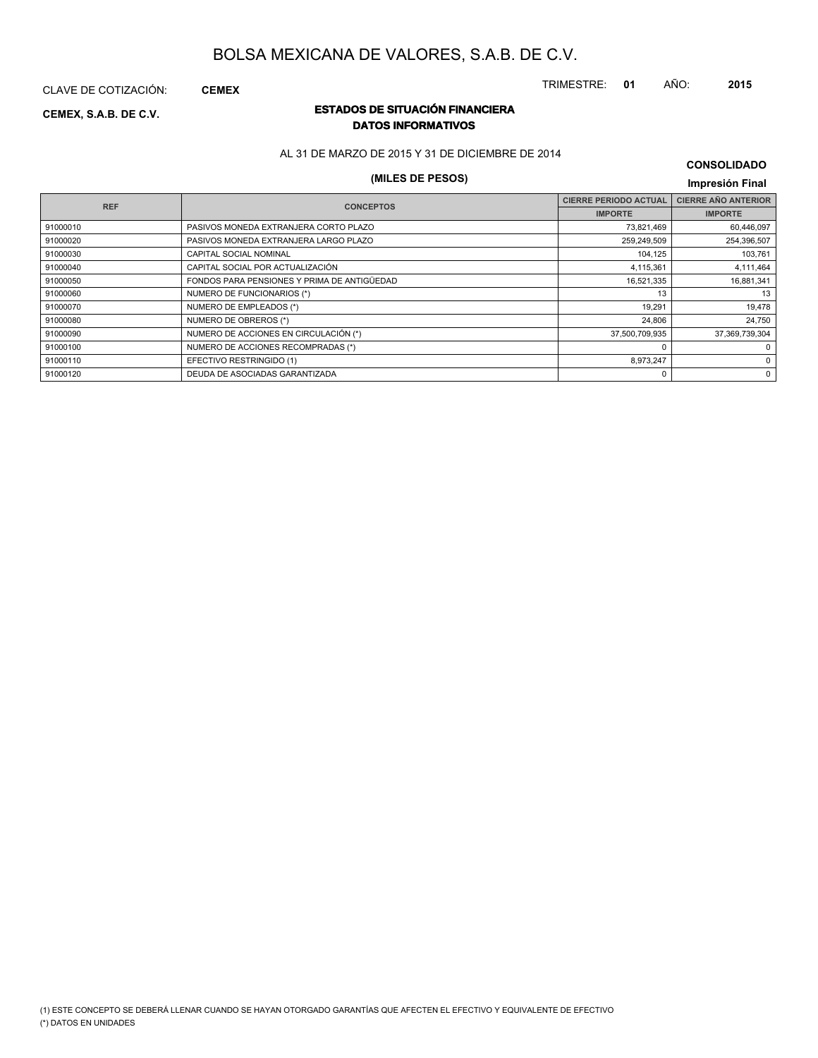# BOLSA MEXICANA DE VALORES, S.A.B. DE C.V.

CLAVE DE COTIZACIÓN: **CEMEX**

TRIMESTRE: **01** AÑO: **2015**

**CEMEX, S.A.B. DE C.V.**

## ESTADOS DE SITUACIÓN FINANCIERA
### DATOS INFORMATIVOS

AL 31 DE MARZO DE 2015 Y 31 DE DICIEMBRE DE 2014

**CONSOLIDADO**

**(MILES DE PESOS)**

**Impresión Final**

| REF | CONCEPTOS | CIERRE PERIODO ACTUAL | CIERRE AÑO ANTERIOR |
|---|---|---|---|
| | | IMPORTE | IMPORTE |
| 91000010 | PASIVOS MONEDA EXTRANJERA CORTO PLAZO | 73,821,469 | 60,446,097 |
| 91000020 | PASIVOS MONEDA EXTRANJERA LARGO PLAZO | 259,249,509 | 254,396,507 |
| 91000030 | CAPITAL SOCIAL NOMINAL | 104,125 | 103,761 |
| 91000040 | CAPITAL SOCIAL POR ACTUALIZACIÓN | 4,115,361 | 4,111,464 |
| 91000050 | FONDOS PARA PENSIONES Y PRIMA DE ANTIGÜEDAD | 16,521,335 | 16,881,341 |
| 91000060 | NUMERO DE FUNCIONARIOS (*) | 13 | 13 |
| 91000070 | NUMERO DE EMPLEADOS (*) | 19,291 | 19,478 |
| 91000080 | NUMERO DE OBREROS (*) | 24,806 | 24,750 |
| 91000090 | NUMERO DE ACCIONES EN CIRCULACIÓN (*) | 37,500,709,935 | 37,369,739,304 |
| 91000100 | NUMERO DE ACCIONES RECOMPRADAS (*) | 0 | 0 |
| 91000110 | EFECTIVO RESTRINGIDO (1) | 8,973,247 | 0 |
| 91000120 | DEUDA DE ASOCIADAS GARANTIZADA | 0 | 0 |

(1) ESTE CONCEPTO SE DEBERÁ LLENAR CUANDO SE HAYAN OTORGADO GARANTÍAS QUE AFECTEN EL EFECTIVO Y EQUIVALENTE DE EFECTIVO

(*) DATOS EN UNIDADES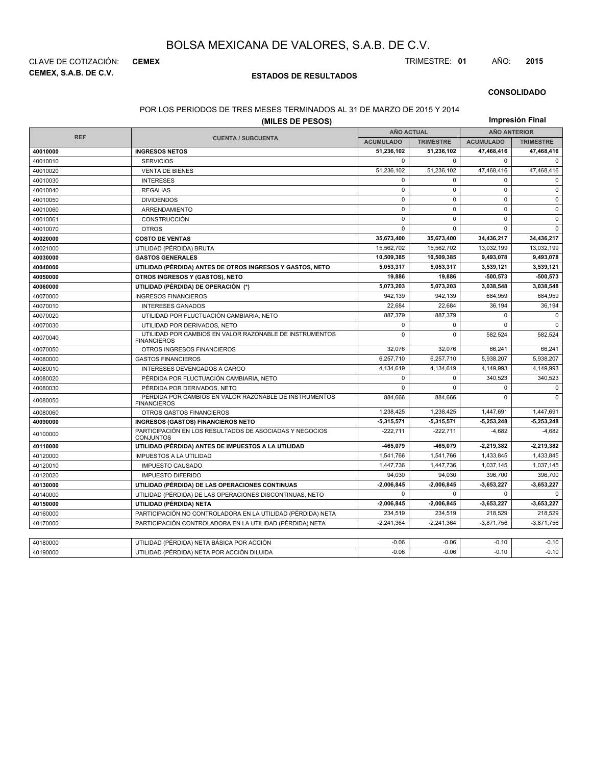# BOLSA MEXICANA DE VALORES, S.A.B. DE C.V.

CLAVE DE COTIZACIÓN: **CEMEX** TRIMESTRE: **01** AÑO: **2015**

**CEMEX, S.A.B. DE C.V.**

**ESTADOS DE RESULTADOS**

**CONSOLIDADO**

POR LOS PERIODOS DE TRES MESES TERMINADOS AL 31 DE MARZO DE 2015 Y 2014

**(MILES DE PESOS)**

**Impresión Final**

| REF | CUENTA / SUBCUENTA | AÑO ACTUAL | | AÑO ANTERIOR | |
|---|---|---|---|---|---|
| | | ACUMULADO | TRIMESTRE | ACUMULADO | TRIMESTRE |
| **40010000** | **INGRESOS NETOS** | **51,236,102** | **51,236,102** | **47,468,416** | **47,468,416** |
| 40010010 | SERVICIOS | 0 | 0 | 0 | 0 |
| 40010020 | VENTA DE BIENES | 51,236,102 | 51,236,102 | 47,468,416 | 47,468,416 |
| 40010030 | INTERESES | 0 | 0 | 0 | 0 |
| 40010040 | REGALIAS | 0 | 0 | 0 | 0 |
| 40010050 | DIVIDENDOS | 0 | 0 | 0 | 0 |
| 40010060 | ARRENDAMIENTO | 0 | 0 | 0 | 0 |
| 40010061 | CONSTRUCCIÓN | 0 | 0 | 0 | 0 |
| 40010070 | OTROS | 0 | 0 | 0 | 0 |
| **40020000** | **COSTO DE VENTAS** | **35,673,400** | **35,673,400** | **34,436,217** | **34,436,217** |
| 40021000 | UTILIDAD (PÉRDIDA) BRUTA | 15,562,702 | 15,562,702 | 13,032,199 | 13,032,199 |
| **40030000** | **GASTOS GENERALES** | **10,509,385** | **10,509,385** | **9,493,078** | **9,493,078** |
| **40040000** | **UTILIDAD (PÉRDIDA) ANTES DE OTROS INGRESOS Y GASTOS, NETO** | **5,053,317** | **5,053,317** | **3,539,121** | **3,539,121** |
| **40050000** | **OTROS INGRESOS Y (GASTOS), NETO** | **19,886** | **19,886** | **-500,573** | **-500,573** |
| **40060000** | **UTILIDAD (PÉRDIDA) DE OPERACIÓN (*)** | **5,073,203** | **5,073,203** | **3,038,548** | **3,038,548** |
| 40070000 | INGRESOS FINANCIEROS | 942,139 | 942,139 | 684,959 | 684,959 |
| 40070010 | INTERESES GANADOS | 22,684 | 22,684 | 36,194 | 36,194 |
| 40070020 | UTILIDAD POR FLUCTUACIÓN CAMBIARIA, NETO | 887,379 | 887,379 | 0 | 0 |
| 40070030 | UTILIDAD POR DERIVADOS, NETO | 0 | 0 | 0 | 0 |
| 40070040 | UTILIDAD POR CAMBIOS EN VALOR RAZONABLE DE INSTRUMENTOS FINANCIEROS | 0 | 0 | 582,524 | 582,524 |
| 40070050 | OTROS INGRESOS FINANCIEROS | 32,076 | 32,076 | 66,241 | 66,241 |
| 40080000 | GASTOS FINANCIEROS | 6,257,710 | 6,257,710 | 5,938,207 | 5,938,207 |
| 40080010 | INTERESES DEVENGADOS A CARGO | 4,134,619 | 4,134,619 | 4,149,993 | 4,149,993 |
| 40080020 | PÉRDIDA POR FLUCTUACIÓN CAMBIARIA, NETO | 0 | 0 | 340,523 | 340,523 |
| 40080030 | PÉRDIDA POR DERIVADOS, NETO | 0 | 0 | 0 | 0 |
| 40080050 | PÉRDIDA POR CAMBIOS EN VALOR RAZONABLE DE INSTRUMENTOS FINANCIEROS | 884,666 | 884,666 | 0 | 0 |
| 40080060 | OTROS GASTOS FINANCIEROS | 1,238,425 | 1,238,425 | 1,447,691 | 1,447,691 |
| **40090000** | **INGRESOS (GASTOS) FINANCIEROS NETO** | **-5,315,571** | **-5,315,571** | **-5,253,248** | **-5,253,248** |
| 40100000 | PARTICIPACIÓN EN LOS RESULTADOS DE ASOCIADAS Y NEGOCIOS CONJUNTOS | -222,711 | -222,711 | -4,682 | -4,682 |
| **40110000** | **UTILIDAD (PÉRDIDA) ANTES DE IMPUESTOS A LA UTILIDAD** | **-465,079** | **-465,079** | **-2,219,382** | **-2,219,382** |
| 40120000 | IMPUESTOS A LA UTILIDAD | 1,541,766 | 1,541,766 | 1,433,845 | 1,433,845 |
| 40120010 | IMPUESTO CAUSADO | 1,447,736 | 1,447,736 | 1,037,145 | 1,037,145 |
| 40120020 | IMPUESTO DIFERIDO | 94,030 | 94,030 | 396,700 | 396,700 |
| **40130000** | **UTILIDAD (PÉRDIDA) DE LAS OPERACIONES CONTINUAS** | **-2,006,845** | **-2,006,845** | **-3,653,227** | **-3,653,227** |
| 40140000 | UTILIDAD (PÉRDIDA) DE LAS OPERACIONES DISCONTINUAS, NETO | 0 | 0 | 0 | 0 |
| **40150000** | **UTILIDAD (PÉRDIDA) NETA** | **-2,006,845** | **-2,006,845** | **-3,653,227** | **-3,653,227** |
| 40160000 | PARTICIPACIÓN NO CONTROLADORA EN LA UTILIDAD (PÉRDIDA) NETA | 234,519 | 234,519 | 218,529 | 218,529 |
| 40170000 | PARTICIPACIÓN CONTROLADORA EN LA UTILIDAD (PÉRDIDA) NETA | -2,241,364 | -2,241,364 | -3,871,756 | -3,871,756 |

| | | | | | |
|---|---|---|---|---|---|
| 40180000 | UTILIDAD (PÉRDIDA) NETA BÁSICA POR ACCIÓN | -0.06 | -0.06 | -0.10 | -0.10 |
| 40190000 | UTILIDAD (PÉRDIDA) NETA POR ACCIÓN DILUIDA | -0.06 | -0.06 | -0.10 | -0.10 |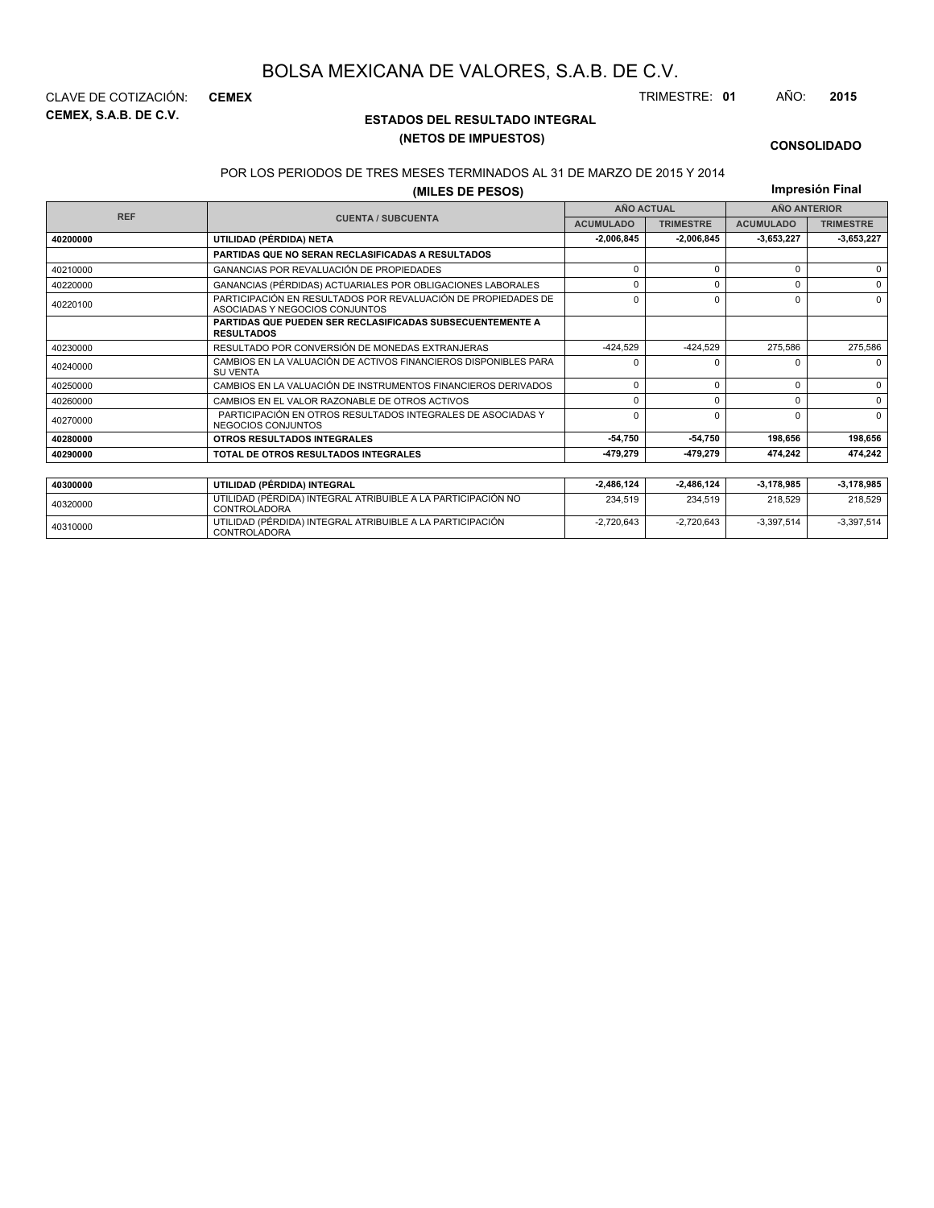# BOLSA MEXICANA DE VALORES, S.A.B. DE C.V.

CLAVE DE COTIZACIÓN: **CEMEX**

**CEMEX, S.A.B. DE C.V.**

TRIMESTRE: **01** AÑO: **2015**

## ESTADOS DEL RESULTADO INTEGRAL
## (NETOS DE IMPUESTOS)

**CONSOLIDADO**

POR LOS PERIODOS DE TRES MESES TERMINADOS AL 31 DE MARZO DE 2015 Y 2014

**(MILES DE PESOS)**

**Impresión Final**

| REF | CUENTA / SUBCUENTA | AÑO ACTUAL | | AÑO ANTERIOR | |
|---|---|---|---|---|---|
| | | ACUMULADO | TRIMESTRE | ACUMULADO | TRIMESTRE |
| **40200000** | **UTILIDAD (PÉRDIDA) NETA** | **-2,006,845** | **-2,006,845** | **-3,653,227** | **-3,653,227** |
| | **PARTIDAS QUE NO SERAN RECLASIFICADAS A RESULTADOS** | | | | |
| 40210000 | GANANCIAS POR REVALUACIÓN DE PROPIEDADES | 0 | 0 | 0 | 0 |
| 40220000 | GANANCIAS (PÉRDIDAS) ACTUARIALES POR OBLIGACIONES LABORALES | 0 | 0 | 0 | 0 |
| 40220100 | PARTICIPACIÓN EN RESULTADOS POR REVALUACIÓN DE PROPIEDADES DE ASOCIADAS Y NEGOCIOS CONJUNTOS | 0 | 0 | 0 | 0 |
| | **PARTIDAS QUE PUEDEN SER RECLASIFICADAS SUBSECUENTEMENTE A RESULTADOS** | | | | |
| 40230000 | RESULTADO POR CONVERSIÓN DE MONEDAS EXTRANJERAS | -424,529 | -424,529 | 275,586 | 275,586 |
| 40240000 | CAMBIOS EN LA VALUACIÓN DE ACTIVOS FINANCIEROS DISPONIBLES PARA SU VENTA | 0 | 0 | 0 | 0 |
| 40250000 | CAMBIOS EN LA VALUACIÓN DE INSTRUMENTOS FINANCIEROS DERIVADOS | 0 | 0 | 0 | 0 |
| 40260000 | CAMBIOS EN EL VALOR RAZONABLE DE OTROS ACTIVOS | 0 | 0 | 0 | 0 |
| 40270000 | PARTICIPACIÓN EN OTROS RESULTADOS INTEGRALES DE ASOCIADAS Y NEGOCIOS CONJUNTOS | 0 | 0 | 0 | 0 |
| **40280000** | **OTROS RESULTADOS INTEGRALES** | **-54,750** | **-54,750** | **198,656** | **198,656** |
| **40290000** | **TOTAL DE OTROS RESULTADOS INTEGRALES** | **-479,279** | **-479,279** | **474,242** | **474,242** |
| **40300000** | **UTILIDAD (PÉRDIDA) INTEGRAL** | **-2,486,124** | **-2,486,124** | **-3,178,985** | **-3,178,985** |
| 40320000 | UTILIDAD (PÉRDIDA) INTEGRAL ATRIBUIBLE A LA PARTICIPACIÓN NO CONTROLADORA | 234,519 | 234,519 | 218,529 | 218,529 |
| 40310000 | UTILIDAD (PÉRDIDA) INTEGRAL ATRIBUIBLE A LA PARTICIPACIÓN CONTROLADORA | -2,720,643 | -2,720,643 | -3,397,514 | -3,397,514 |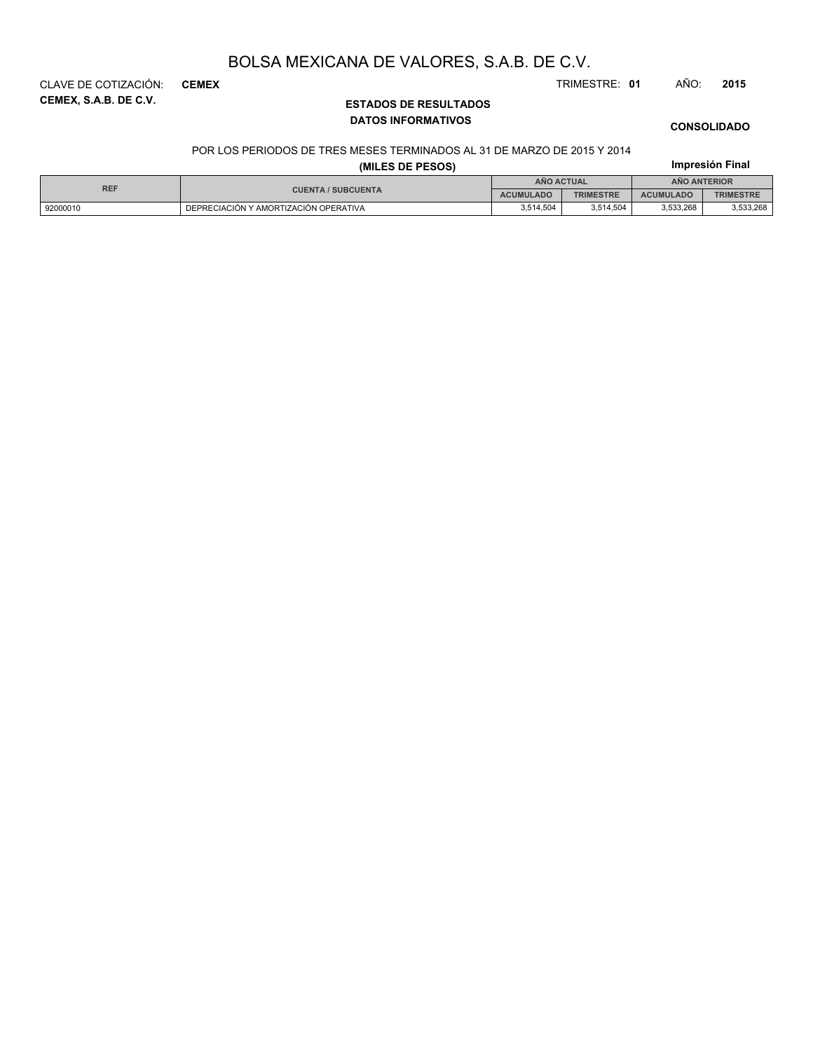# BOLSA MEXICANA DE VALORES, S.A.B. DE C.V.

CLAVE DE COTIZACIÓN: **CEMEX**

TRIMESTRE: **01** AÑO: **2015**

**CEMEX, S.A.B. DE C.V.**

## ESTADOS DE RESULTADOS

### DATOS INFORMATIVOS

**CONSOLIDADO**

POR LOS PERIODOS DE TRES MESES TERMINADOS AL 31 DE MARZO DE 2015 Y 2014

**(MILES DE PESOS)**

**Impresión Final**

| REF | CUENTA / SUBCUENTA | AÑO ACTUAL | | AÑO ANTERIOR | |
|---|---|---|---|---|---|
| | | ACUMULADO | TRIMESTRE | ACUMULADO | TRIMESTRE |
| 92000010 | DEPRECIACIÓN Y AMORTIZACIÓN OPERATIVA | 3,514,504 | 3,514,504 | 3,533,268 | 3,533,268 |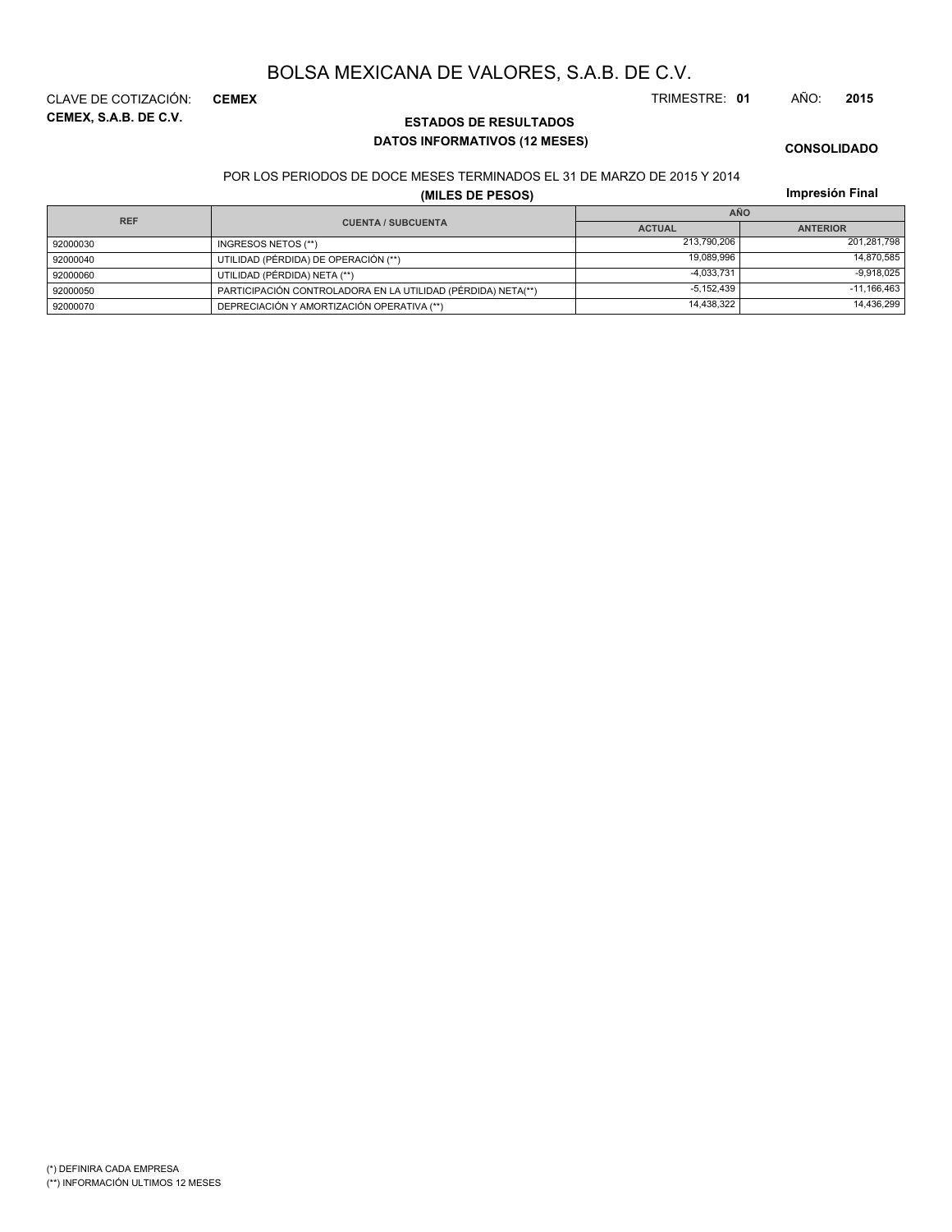# BOLSA MEXICANA DE VALORES, S.A.B. DE C.V.

CLAVE DE COTIZACIÓN: **CEMEX**

TRIMESTRE: **01** AÑO: **2015**

**CEMEX, S.A.B. DE C.V.**

## ESTADOS DE RESULTADOS

### DATOS INFORMATIVOS (12 MESES)

**CONSOLIDADO**

POR LOS PERIODOS DE DOCE MESES TERMINADOS EL 31 DE MARZO DE 2015 Y 2014

**(MILES DE PESOS)**

**Impresión Final**

| REF | CUENTA / SUBCUENTA | AÑO | |
|---|---|---|---|
| | | ACTUAL | ANTERIOR |
| 92000030 | INGRESOS NETOS (**) | 213,790,206 | 201,281,798 |
| 92000040 | UTILIDAD (PÉRDIDA) DE OPERACIÓN (**) | 19,089,996 | 14,870,585 |
| 92000060 | UTILIDAD (PÉRDIDA) NETA (**) | -4,033,731 | -9,918,025 |
| 92000050 | PARTICIPACIÓN CONTROLADORA EN LA UTILIDAD (PÉRDIDA) NETA(**) | -5,152,439 | -11,166,463 |
| 92000070 | DEPRECIACIÓN Y AMORTIZACIÓN OPERATIVA (**) | 14,438,322 | 14,436,299 |

(*) DEFINIRA CADA EMPRESA

(**) INFORMACIÓN ULTIMOS 12 MESES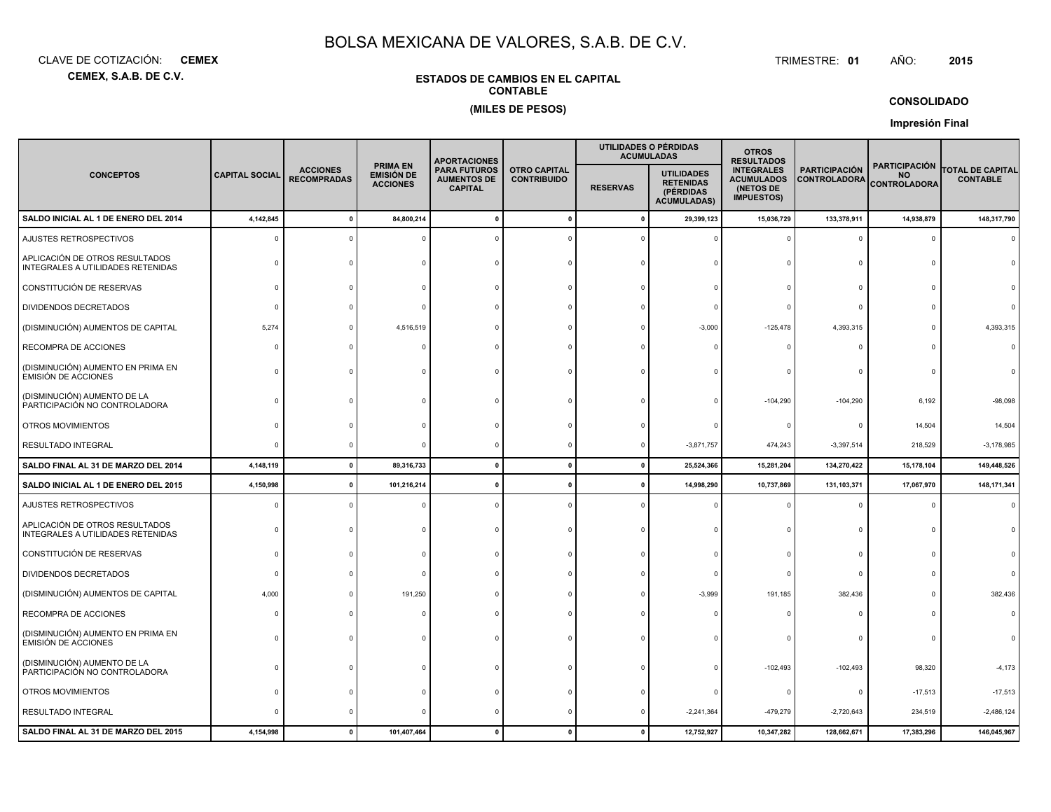# BOLSA MEXICANA DE VALORES, S.A.B. DE C.V.

CLAVE DE COTIZACIÓN: **CEMEX**

**CEMEX, S.A.B. DE C.V.**

TRIMESTRE: **01** AÑO: **2015**

**ESTADOS DE CAMBIOS EN EL CAPITAL CONTABLE**

**(MILES DE PESOS)**

**CONSOLIDADO**

**Impresión Final**

| CONCEPTOS | CAPITAL SOCIAL | ACCIONES RECOMPRADAS | PRIMA EN EMISIÓN DE ACCIONES | APORTACIONES PARA FUTUROS AUMENTOS DE CAPITAL | OTRO CAPITAL CONTRIBUIDO | UTILIDADES O PÉRDIDAS ACUMULADAS | | OTROS RESULTADOS INTEGRALES ACUMULADOS (NETOS DE IMPUESTOS) | PARTICIPACIÓN CONTROLADORA | PARTICIPACIÓN NO CONTROLADORA | TOTAL DE CAPITAL CONTABLE |
|---|---|---|---|---|---|---|---|---|---|---|---|
| | | | | | | RESERVAS | UTILIDADES RETENIDAS (PÉRDIDAS ACUMULADAS) | | | | |
| **SALDO INICIAL AL 1 DE ENERO DEL 2014** | **4,142,845** | **0** | **84,800,214** | **0** | **0** | **0** | **29,399,123** | **15,036,729** | **133,378,911** | **14,938,879** | **148,317,790** |
| AJUSTES RETROSPECTIVOS | 0 | 0 | 0 | 0 | 0 | 0 | 0 | 0 | 0 | 0 | 0 |
| APLICACIÓN DE OTROS RESULTADOS INTEGRALES A UTILIDADES RETENIDAS | 0 | 0 | 0 | 0 | 0 | 0 | 0 | 0 | 0 | 0 | 0 |
| CONSTITUCIÓN DE RESERVAS | 0 | 0 | 0 | 0 | 0 | 0 | 0 | 0 | 0 | 0 | 0 |
| DIVIDENDOS DECRETADOS | 0 | 0 | 0 | 0 | 0 | 0 | 0 | 0 | 0 | 0 | 0 |
| (DISMINUCIÓN) AUMENTOS DE CAPITAL | 5,274 | 0 | 4,516,519 | 0 | 0 | 0 | -3,000 | -125,478 | 4,393,315 | 0 | 4,393,315 |
| RECOMPRA DE ACCIONES | 0 | 0 | 0 | 0 | 0 | 0 | 0 | 0 | 0 | 0 | 0 |
| (DISMINUCIÓN) AUMENTO EN PRIMA EN EMISIÓN DE ACCIONES | 0 | 0 | 0 | 0 | 0 | 0 | 0 | 0 | 0 | 0 | 0 |
| (DISMINUCIÓN) AUMENTO DE LA PARTICIPACIÓN NO CONTROLADORA | 0 | 0 | 0 | 0 | 0 | 0 | 0 | -104,290 | -104,290 | 6,192 | -98,098 |
| OTROS MOVIMIENTOS | 0 | 0 | 0 | 0 | 0 | 0 | 0 | 0 | 0 | 14,504 | 14,504 |
| RESULTADO INTEGRAL | 0 | 0 | 0 | 0 | 0 | 0 | -3,871,757 | 474,243 | -3,397,514 | 218,529 | -3,178,985 |
| **SALDO FINAL AL 31 DE MARZO DEL 2014** | **4,148,119** | **0** | **89,316,733** | **0** | **0** | **0** | **25,524,366** | **15,281,204** | **134,270,422** | **15,178,104** | **149,448,526** |
| **SALDO INICIAL AL 1 DE ENERO DEL 2015** | **4,150,998** | **0** | **101,216,214** | **0** | **0** | **0** | **14,998,290** | **10,737,869** | **131,103,371** | **17,067,970** | **148,171,341** |
| AJUSTES RETROSPECTIVOS | 0 | 0 | 0 | 0 | 0 | 0 | 0 | 0 | 0 | 0 | 0 |
| APLICACIÓN DE OTROS RESULTADOS INTEGRALES A UTILIDADES RETENIDAS | 0 | 0 | 0 | 0 | 0 | 0 | 0 | 0 | 0 | 0 | 0 |
| CONSTITUCIÓN DE RESERVAS | 0 | 0 | 0 | 0 | 0 | 0 | 0 | 0 | 0 | 0 | 0 |
| DIVIDENDOS DECRETADOS | 0 | 0 | 0 | 0 | 0 | 0 | 0 | 0 | 0 | 0 | 0 |
| (DISMINUCIÓN) AUMENTOS DE CAPITAL | 4,000 | 0 | 191,250 | 0 | 0 | 0 | -3,999 | 191,185 | 382,436 | 0 | 382,436 |
| RECOMPRA DE ACCIONES | 0 | 0 | 0 | 0 | 0 | 0 | 0 | 0 | 0 | 0 | 0 |
| (DISMINUCIÓN) AUMENTO EN PRIMA EN EMISIÓN DE ACCIONES | 0 | 0 | 0 | 0 | 0 | 0 | 0 | 0 | 0 | 0 | 0 |
| (DISMINUCIÓN) AUMENTO DE LA PARTICIPACIÓN NO CONTROLADORA | 0 | 0 | 0 | 0 | 0 | 0 | 0 | -102,493 | -102,493 | 98,320 | -4,173 |
| OTROS MOVIMIENTOS | 0 | 0 | 0 | 0 | 0 | 0 | 0 | 0 | 0 | -17,513 | -17,513 |
| RESULTADO INTEGRAL | 0 | 0 | 0 | 0 | 0 | 0 | -2,241,364 | -479,279 | -2,720,643 | 234,519 | -2,486,124 |
| **SALDO FINAL AL 31 DE MARZO DEL 2015** | **4,154,998** | **0** | **101,407,464** | **0** | **0** | **0** | **12,752,927** | **10,347,282** | **128,662,671** | **17,383,296** | **146,045,967** |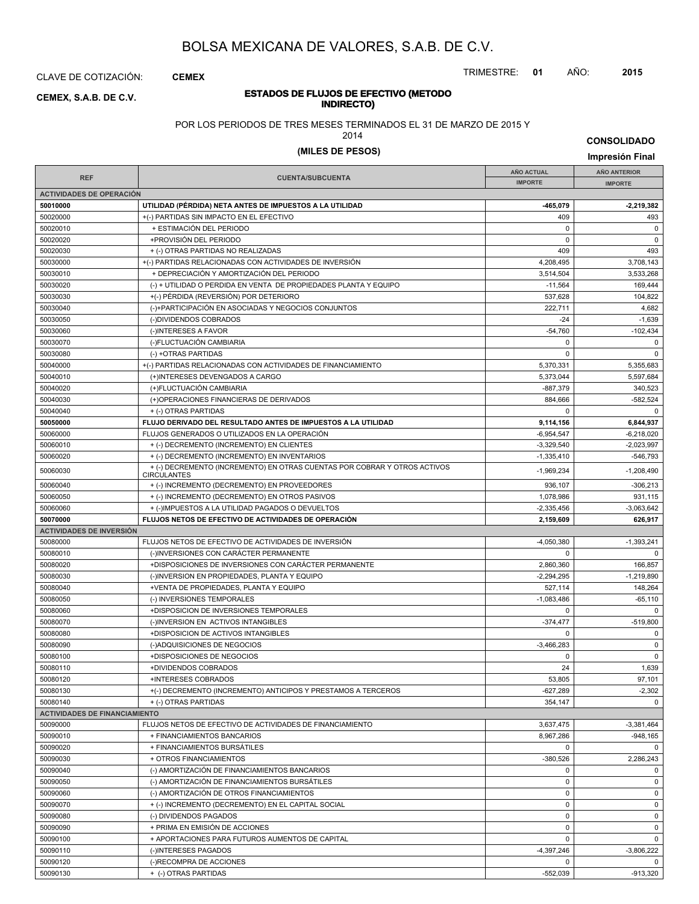# BOLSA MEXICANA DE VALORES, S.A.B. DE C.V.

CLAVE DE COTIZACIÓN: **CEMEX**

TRIMESTRE: **01** AÑO: **2015**

**CEMEX, S.A.B. DE C.V.**

## ESTADOS DE FLUJOS DE EFECTIVO (METODO INDIRECTO)

POR LOS PERIODOS DE TRES MESES TERMINADOS EL 31 DE MARZO DE 2015 Y 2014

**(MILES DE PESOS)**

**CONSOLIDADO**

**Impresión Final**

| REF | CUENTA/SUBCUENTA | AÑO ACTUAL IMPORTE | AÑO ANTERIOR IMPORTE |
|---|---|---|---|
| **ACTIVIDADES DE OPERACIÓN** | | | |
| **50010000** | **UTILIDAD (PÉRDIDA) NETA ANTES DE IMPUESTOS A LA UTILIDAD** | **-465,079** | **-2,219,382** |
| 50020000 | +(-) PARTIDAS SIN IMPACTO EN EL EFECTIVO | 409 | 493 |
| 50020010 | + ESTIMACIÓN DEL PERIODO | 0 | 0 |
| 50020020 | +PROVISIÓN DEL PERIODO | 0 | 0 |
| 50020030 | + (-) OTRAS PARTIDAS NO REALIZADAS | 409 | 493 |
| 50030000 | +(-) PARTIDAS RELACIONADAS CON ACTIVIDADES DE INVERSIÓN | 4,208,495 | 3,708,143 |
| 50030010 | + DEPRECIACIÓN Y AMORTIZACIÓN DEL PERIODO | 3,514,504 | 3,533,268 |
| 50030020 | (-) + UTILIDAD O PERDIDA EN VENTA DE PROPIEDADES PLANTA Y EQUIPO | -11,564 | 169,444 |
| 50030030 | +(-) PÉRDIDA (REVERSIÓN) POR DETERIORO | 537,628 | 104,822 |
| 50030040 | (-)+PARTICIPACIÓN EN ASOCIADAS Y NEGOCIOS CONJUNTOS | 222,711 | 4,682 |
| 50030050 | (-)DIVIDENDOS COBRADOS | -24 | -1,639 |
| 50030060 | (-)INTERESES A FAVOR | -54,760 | -102,434 |
| 50030070 | (-)FLUCTUACIÓN CAMBIARIA | 0 | 0 |
| 50030080 | (-) +OTRAS PARTIDAS | 0 | 0 |
| 50040000 | +(-) PARTIDAS RELACIONADAS CON ACTIVIDADES DE FINANCIAMIENTO | 5,370,331 | 5,355,683 |
| 50040010 | (+)INTERESES DEVENGADOS A CARGO | 5,373,044 | 5,597,684 |
| 50040020 | (+)FLUCTUACIÓN CAMBIARIA | -887,379 | 340,523 |
| 50040030 | (+)OPERACIONES FINANCIERAS DE DERIVADOS | 884,666 | -582,524 |
| 50040040 | + (-) OTRAS PARTIDAS | 0 | 0 |
| **50050000** | **FLUJO DERIVADO DEL RESULTADO ANTES DE IMPUESTOS A LA UTILIDAD** | **9,114,156** | **6,844,937** |
| 50060000 | FLUJOS GENERADOS O UTILIZADOS EN LA OPERACIÓN | -6,954,547 | -6,218,020 |
| 50060010 | + (-) DECREMENTO (INCREMENTO) EN CLIENTES | -3,329,540 | -2,023,997 |
| 50060020 | + (-) DECREMENTO (INCREMENTO) EN INVENTARIOS | -1,335,410 | -546,793 |
| 50060030 | + (-) DECREMENTO (INCREMENTO) EN OTRAS CUENTAS POR COBRAR Y OTROS ACTIVOS CIRCULANTES | -1,969,234 | -1,208,490 |
| 50060040 | + (-) INCREMENTO (DECREMENTO) EN PROVEEDORES | 936,107 | -306,213 |
| 50060050 | + (-) INCREMENTO (DECREMENTO) EN OTROS PASIVOS | 1,078,986 | 931,115 |
| 50060060 | + (-)IMPUESTOS A LA UTILIDAD PAGADOS O DEVUELTOS | -2,335,456 | -3,063,642 |
| **50070000** | **FLUJOS NETOS DE EFECTIVO DE ACTIVIDADES DE OPERACIÓN** | **2,159,609** | **626,917** |
| **ACTIVIDADES DE INVERSIÓN** | | | |
| 50080000 | FLUJOS NETOS DE EFECTIVO DE ACTIVIDADES DE INVERSIÓN | -4,050,380 | -1,393,241 |
| 50080010 | (-)INVERSIONES CON CARÁCTER PERMANENTE | 0 | 0 |
| 50080020 | +DISPOSICIONES DE INVERSIONES CON CARÁCTER PERMANENTE | 2,860,360 | 166,857 |
| 50080030 | (-)INVERSION EN PROPIEDADES, PLANTA Y EQUIPO | -2,294,295 | -1,219,890 |
| 50080040 | +VENTA DE PROPIEDADES, PLANTA Y EQUIPO | 527,114 | 148,264 |
| 50080050 | (-) INVERSIONES TEMPORALES | -1,083,486 | -65,110 |
| 50080060 | +DISPOSICION DE INVERSIONES TEMPORALES | 0 | 0 |
| 50080070 | (-)INVERSION EN ACTIVOS INTANGIBLES | -374,477 | -519,800 |
| 50080080 | +DISPOSICION DE ACTIVOS INTANGIBLES | 0 | 0 |
| 50080090 | (-)ADQUISICIONES DE NEGOCIOS | -3,466,283 | 0 |
| 50080100 | +DISPOSICIONES DE NEGOCIOS | 0 | 0 |
| 50080110 | +DIVIDENDOS COBRADOS | 24 | 1,639 |
| 50080120 | +INTERESES COBRADOS | 53,805 | 97,101 |
| 50080130 | +(-) DECREMENTO (INCREMENTO) ANTICIPOS Y PRESTAMOS A TERCEROS | -627,289 | -2,302 |
| 50080140 | + (-) OTRAS PARTIDAS | 354,147 | 0 |
| **ACTIVIDADES DE FINANCIAMIENTO** | | | |
| 50090000 | FLUJOS NETOS DE EFECTIVO DE ACTIVIDADES DE FINANCIAMIENTO | 3,637,475 | -3,381,464 |
| 50090010 | + FINANCIAMIENTOS BANCARIOS | 8,967,286 | -948,165 |
| 50090020 | + FINANCIAMIENTOS BURSÁTILES | 0 | 0 |
| 50090030 | + OTROS FINANCIAMIENTOS | -380,526 | 2,286,243 |
| 50090040 | (-) AMORTIZACIÓN DE FINANCIAMIENTOS BANCARIOS | 0 | 0 |
| 50090050 | (-) AMORTIZACIÓN DE FINANCIAMIENTOS BURSÁTILES | 0 | 0 |
| 50090060 | (-) AMORTIZACIÓN DE OTROS FINANCIAMIENTOS | 0 | 0 |
| 50090070 | + (-) INCREMENTO (DECREMENTO) EN EL CAPITAL SOCIAL | 0 | 0 |
| 50090080 | (-) DIVIDENDOS PAGADOS | 0 | 0 |
| 50090090 | + PRIMA EN EMISIÓN DE ACCIONES | 0 | 0 |
| 50090100 | + APORTACIONES PARA FUTUROS AUMENTOS DE CAPITAL | 0 | 0 |
| 50090110 | (-)INTERESES PAGADOS | -4,397,246 | -3,806,222 |
| 50090120 | (-)RECOMPRA DE ACCIONES | 0 | 0 |
| 50090130 | + (-) OTRAS PARTIDAS | -552,039 | -913,320 |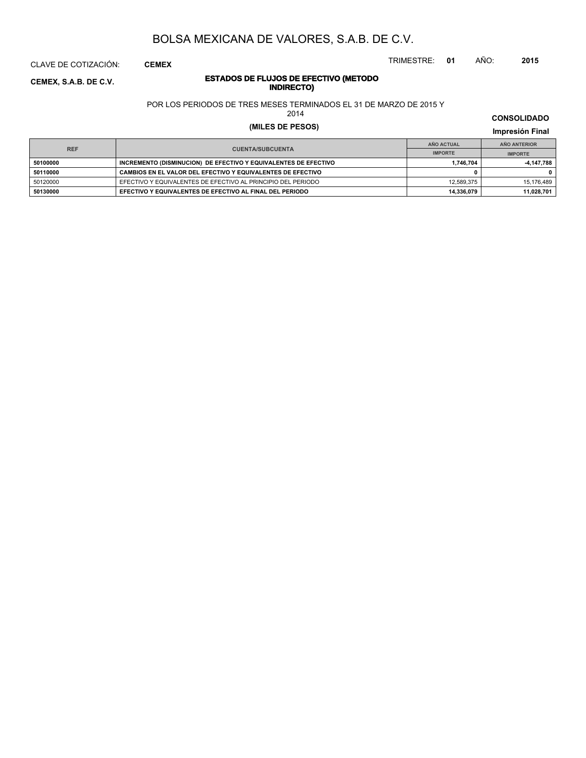# BOLSA MEXICANA DE VALORES, S.A.B. DE C.V.

CLAVE DE COTIZACIÓN: **CEMEX**

TRIMESTRE: **01** AÑO: **2015**

**CEMEX, S.A.B. DE C.V.**

**ESTADOS DE FLUJOS DE EFECTIVO (METODO INDIRECTO)**

POR LOS PERIODOS DE TRES MESES TERMINADOS EL 31 DE MARZO DE 2015 Y 2014

**(MILES DE PESOS)**

**CONSOLIDADO**

**Impresión Final**

| REF | CUENTA/SUBCUENTA | AÑO ACTUAL | AÑO ANTERIOR |
|---|---|---|---|
| | | IMPORTE | IMPORTE |
| **50100000** | **INCREMENTO (DISMINUCION) DE EFECTIVO Y EQUIVALENTES DE EFECTIVO** | **1,746,704** | **-4,147,788** |
| **50110000** | **CAMBIOS EN EL VALOR DEL EFECTIVO Y EQUIVALENTES DE EFECTIVO** | **0** | **0** |
| 50120000 | EFECTIVO Y EQUIVALENTES DE EFECTIVO AL PRINCIPIO DEL PERIODO | 12,589,375 | 15,176,489 |
| **50130000** | **EFECTIVO Y EQUIVALENTES DE EFECTIVO AL FINAL DEL PERIODO** | **14,336,079** | **11,028,701** |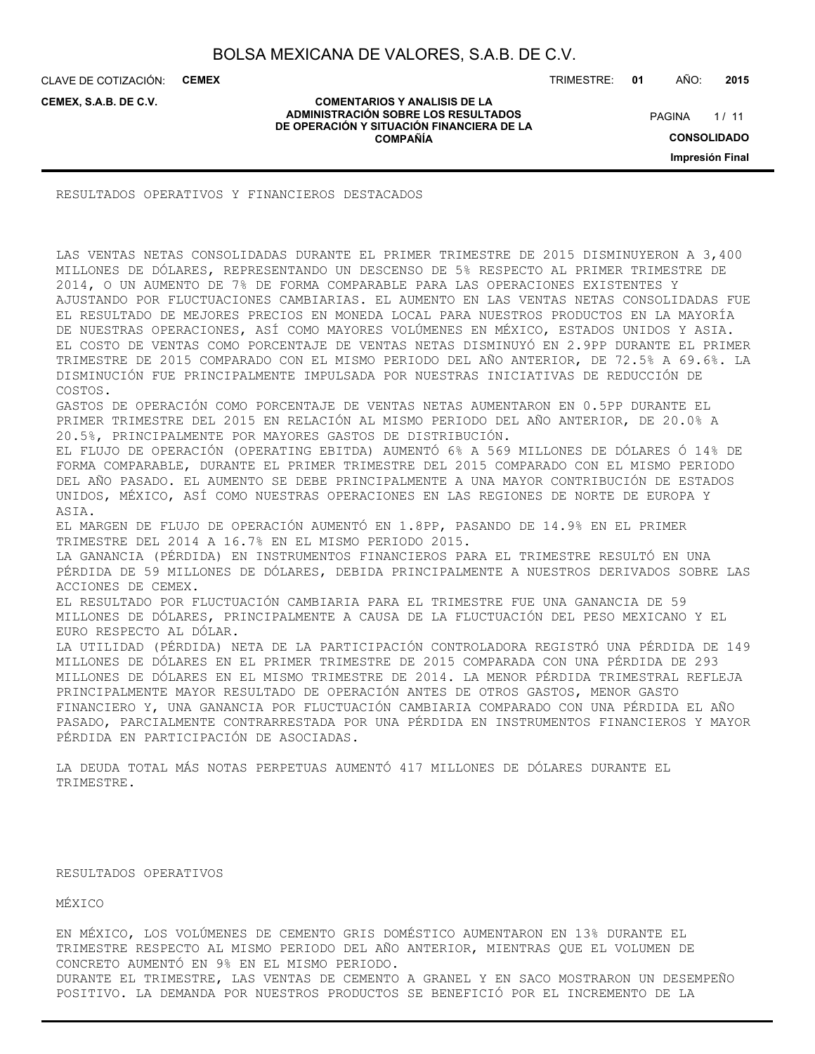RESULTADOS OPERATIVOS Y FINANCIEROS DESTACADOS

LAS VENTAS NETAS CONSOLIDADAS DURANTE EL PRIMER TRIMESTRE DE 2015 DISMINUYERON A 3,400 MILLONES DE DÓLARES, REPRESENTANDO UN DESCENSO DE 5% RESPECTO AL PRIMER TRIMESTRE DE 2014, O UN AUMENTO DE 7% DE FORMA COMPARABLE PARA LAS OPERACIONES EXISTENTES Y AJUSTANDO POR FLUCTUACIONES CAMBIARIAS. EL AUMENTO EN LAS VENTAS NETAS CONSOLIDADAS FUE EL RESULTADO DE MEJORES PRECIOS EN MONEDA LOCAL PARA NUESTROS PRODUCTOS EN LA MAYORÍA DE NUESTRAS OPERACIONES, ASÍ COMO MAYORES VOLÚMENES EN MÉXICO, ESTADOS UNIDOS Y ASIA.
EL COSTO DE VENTAS COMO PORCENTAJE DE VENTAS NETAS DISMINUYÓ EN 2.9PP DURANTE EL PRIMER TRIMESTRE DE 2015 COMPARADO CON EL MISMO PERIODO DEL AÑO ANTERIOR, DE 72.5% A 69.6%. LA DISMINUCIÓN FUE PRINCIPALMENTE IMPULSADA POR NUESTRAS INICIATIVAS DE REDUCCIÓN DE COSTOS.
GASTOS DE OPERACIÓN COMO PORCENTAJE DE VENTAS NETAS AUMENTARON EN 0.5PP DURANTE EL PRIMER TRIMESTRE DEL 2015 EN RELACIÓN AL MISMO PERIODO DEL AÑO ANTERIOR, DE 20.0% A 20.5%, PRINCIPALMENTE POR MAYORES GASTOS DE DISTRIBUCIÓN.
EL FLUJO DE OPERACIÓN (OPERATING EBITDA) AUMENTÓ 6% A 569 MILLONES DE DÓLARES Ó 14% DE FORMA COMPARABLE, DURANTE EL PRIMER TRIMESTRE DEL 2015 COMPARADO CON EL MISMO PERIODO DEL AÑO PASADO. EL AUMENTO SE DEBE PRINCIPALMENTE A UNA MAYOR CONTRIBUCIÓN DE ESTADOS UNIDOS, MÉXICO, ASÍ COMO NUESTRAS OPERACIONES EN LAS REGIONES DE NORTE DE EUROPA Y ASIA.
EL MARGEN DE FLUJO DE OPERACIÓN AUMENTÓ EN 1.8PP, PASANDO DE 14.9% EN EL PRIMER TRIMESTRE DEL 2014 A 16.7% EN EL MISMO PERIODO 2015.
LA GANANCIA (PÉRDIDA) EN INSTRUMENTOS FINANCIEROS PARA EL TRIMESTRE RESULTÓ EN UNA PÉRDIDA DE 59 MILLONES DE DÓLARES, DEBIDA PRINCIPALMENTE A NUESTROS DERIVADOS SOBRE LAS ACCIONES DE CEMEX.
EL RESULTADO POR FLUCTUACIÓN CAMBIARIA PARA EL TRIMESTRE FUE UNA GANANCIA DE 59 MILLONES DE DÓLARES, PRINCIPALMENTE A CAUSA DE LA FLUCTUACIÓN DEL PESO MEXICANO Y EL EURO RESPECTO AL DÓLAR.
LA UTILIDAD (PÉRDIDA) NETA DE LA PARTICIPACIÓN CONTROLADORA REGISTRÓ UNA PÉRDIDA DE 149 MILLONES DE DÓLARES EN EL PRIMER TRIMESTRE DE 2015 COMPARADA CON UNA PÉRDIDA DE 293 MILLONES DE DÓLARES EN EL MISMO TRIMESTRE DE 2014. LA MENOR PÉRDIDA TRIMESTRAL REFLEJA PRINCIPALMENTE MAYOR RESULTADO DE OPERACIÓN ANTES DE OTROS GASTOS, MENOR GASTO FINANCIERO Y, UNA GANANCIA POR FLUCTUACIÓN CAMBIARIA COMPARADO CON UNA PÉRDIDA EL AÑO PASADO, PARCIALMENTE CONTRARRESTADA POR UNA PÉRDIDA EN INSTRUMENTOS FINANCIEROS Y MAYOR PÉRDIDA EN PARTICIPACIÓN DE ASOCIADAS.

LA DEUDA TOTAL MÁS NOTAS PERPETUAS AUMENTÓ 417 MILLONES DE DÓLARES DURANTE EL TRIMESTRE.

RESULTADOS OPERATIVOS

MÉXICO

EN MÉXICO, LOS VOLÚMENES DE CEMENTO GRIS DOMÉSTICO AUMENTARON EN 13% DURANTE EL TRIMESTRE RESPECTO AL MISMO PERIODO DEL AÑO ANTERIOR, MIENTRAS QUE EL VOLUMEN DE CONCRETO AUMENTÓ EN 9% EN EL MISMO PERIODO.
DURANTE EL TRIMESTRE, LAS VENTAS DE CEMENTO A GRANEL Y EN SACO MOSTRARON UN DESEMPEÑO POSITIVO. LA DEMANDA POR NUESTROS PRODUCTOS SE BENEFICIÓ POR EL INCREMENTO DE LA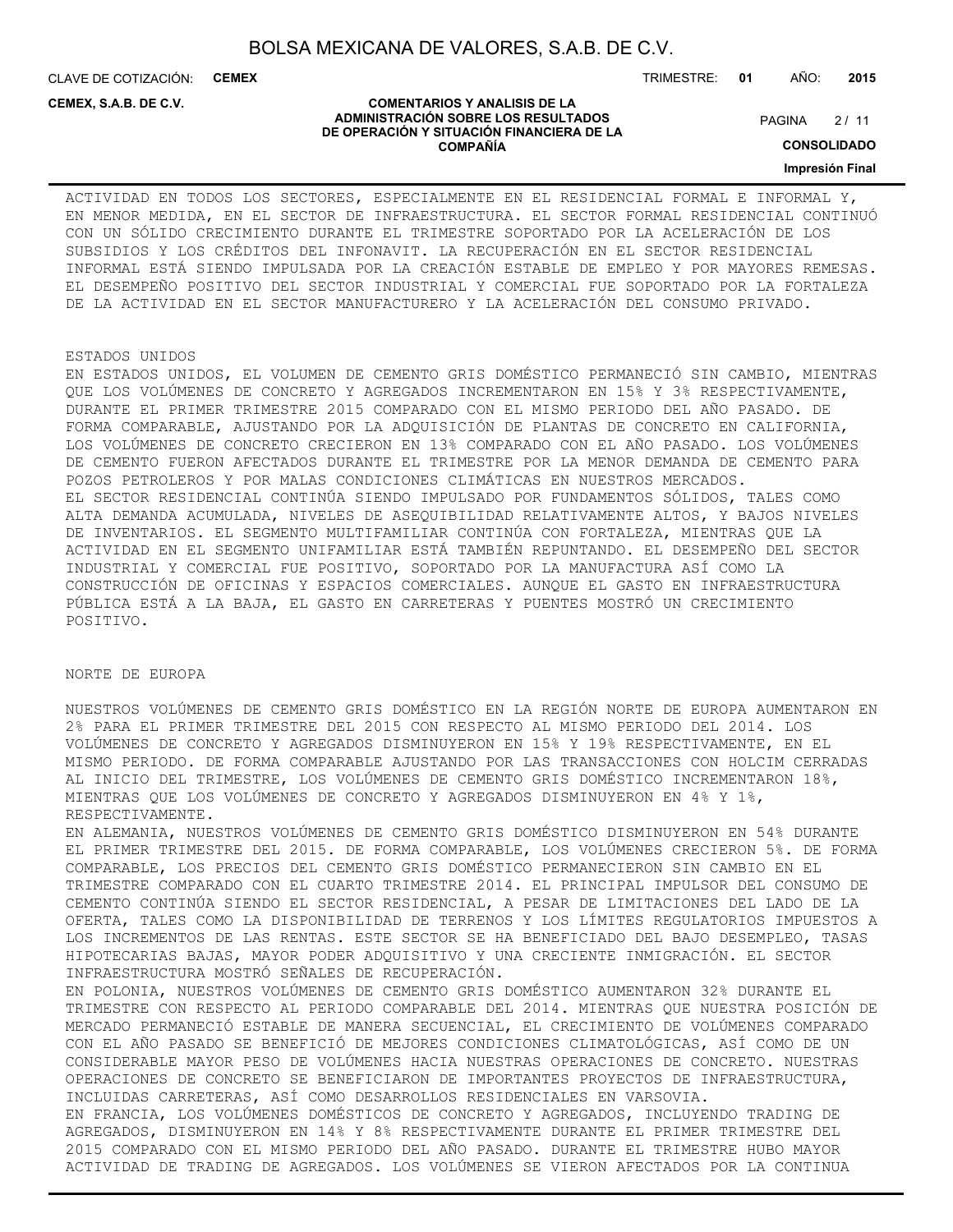ACTIVIDAD EN TODOS LOS SECTORES, ESPECIALMENTE EN EL RESIDENCIAL FORMAL E INFORMAL Y, EN MENOR MEDIDA, EN EL SECTOR DE INFRAESTRUCTURA. EL SECTOR FORMAL RESIDENCIAL CONTINUÓ CON UN SÓLIDO CRECIMIENTO DURANTE EL TRIMESTRE SOPORTADO POR LA ACELERACIÓN DE LOS SUBSIDIOS Y LOS CRÉDITOS DEL INFONAVIT. LA RECUPERACIÓN EN EL SECTOR RESIDENCIAL INFORMAL ESTÁ SIENDO IMPULSADA POR LA CREACIÓN ESTABLE DE EMPLEO Y POR MAYORES REMESAS. EL DESEMPEÑO POSITIVO DEL SECTOR INDUSTRIAL Y COMERCIAL FUE SOPORTADO POR LA FORTALEZA DE LA ACTIVIDAD EN EL SECTOR MANUFACTURERO Y LA ACELERACIÓN DEL CONSUMO PRIVADO.

ESTADOS UNIDOS

EN ESTADOS UNIDOS, EL VOLUMEN DE CEMENTO GRIS DOMÉSTICO PERMANECIÓ SIN CAMBIO, MIENTRAS QUE LOS VOLÚMENES DE CONCRETO Y AGREGADOS INCREMENTARON EN 15% Y 3% RESPECTIVAMENTE, DURANTE EL PRIMER TRIMESTRE 2015 COMPARADO CON EL MISMO PERIODO DEL AÑO PASADO. DE FORMA COMPARABLE, AJUSTANDO POR LA ADQUISICIÓN DE PLANTAS DE CONCRETO EN CALIFORNIA, LOS VOLÚMENES DE CONCRETO CRECIERON EN 13% COMPARADO CON EL AÑO PASADO. LOS VOLÚMENES DE CEMENTO FUERON AFECTADOS DURANTE EL TRIMESTRE POR LA MENOR DEMANDA DE CEMENTO PARA POZOS PETROLEROS Y POR MALAS CONDICIONES CLIMÁTICAS EN NUESTROS MERCADOS.
EL SECTOR RESIDENCIAL CONTINÚA SIENDO IMPULSADO POR FUNDAMENTOS SÓLIDOS, TALES COMO ALTA DEMANDA ACUMULADA, NIVELES DE ASEQUIBILIDAD RELATIVAMENTE ALTOS, Y BAJOS NIVELES DE INVENTARIOS. EL SEGMENTO MULTIFAMILIAR CONTINÚA CON FORTALEZA, MIENTRAS QUE LA ACTIVIDAD EN EL SEGMENTO UNIFAMILIAR ESTÁ TAMBIÉN REPUNTANDO. EL DESEMPEÑO DEL SECTOR INDUSTRIAL Y COMERCIAL FUE POSITIVO, SOPORTADO POR LA MANUFACTURA ASÍ COMO LA CONSTRUCCIÓN DE OFICINAS Y ESPACIOS COMERCIALES. AUNQUE EL GASTO EN INFRAESTRUCTURA PÚBLICA ESTÁ A LA BAJA, EL GASTO EN CARRETERAS Y PUENTES MOSTRÓ UN CRECIMIENTO POSITIVO.

NORTE DE EUROPA

NUESTROS VOLÚMENES DE CEMENTO GRIS DOMÉSTICO EN LA REGIÓN NORTE DE EUROPA AUMENTARON EN 2% PARA EL PRIMER TRIMESTRE DEL 2015 CON RESPECTO AL MISMO PERIODO DEL 2014. LOS VOLÚMENES DE CONCRETO Y AGREGADOS DISMINUYERON EN 15% Y 19% RESPECTIVAMENTE, EN EL MISMO PERIODO. DE FORMA COMPARABLE AJUSTANDO POR LAS TRANSACCIONES CON HOLCIM CERRADAS AL INICIO DEL TRIMESTRE, LOS VOLÚMENES DE CEMENTO GRIS DOMÉSTICO INCREMENTARON 18%, MIENTRAS QUE LOS VOLÚMENES DE CONCRETO Y AGREGADOS DISMINUYERON EN 4% Y 1%, RESPECTIVAMENTE.
EN ALEMANIA, NUESTROS VOLÚMENES DE CEMENTO GRIS DOMÉSTICO DISMINUYERON EN 54% DURANTE EL PRIMER TRIMESTRE DEL 2015. DE FORMA COMPARABLE, LOS VOLÚMENES CRECIERON 5%. DE FORMA COMPARABLE, LOS PRECIOS DEL CEMENTO GRIS DOMÉSTICO PERMANECIERON SIN CAMBIO EN EL TRIMESTRE COMPARADO CON EL CUARTO TRIMESTRE 2014. EL PRINCIPAL IMPULSOR DEL CONSUMO DE CEMENTO CONTINÚA SIENDO EL SECTOR RESIDENCIAL, A PESAR DE LIMITACIONES DEL LADO DE LA OFERTA, TALES COMO LA DISPONIBILIDAD DE TERRENOS Y LOS LÍMITES REGULATORIOS IMPUESTOS A LOS INCREMENTOS DE LAS RENTAS. ESTE SECTOR SE HA BENEFICIADO DEL BAJO DESEMPLEO, TASAS HIPOTECARIAS BAJAS, MAYOR PODER ADQUISITIVO Y UNA CRECIENTE INMIGRACIÓN. EL SECTOR INFRAESTRUCTURA MOSTRÓ SEÑALES DE RECUPERACIÓN.
EN POLONIA, NUESTROS VOLÚMENES DE CEMENTO GRIS DOMÉSTICO AUMENTARON 32% DURANTE EL TRIMESTRE CON RESPECTO AL PERIODO COMPARABLE DEL 2014. MIENTRAS QUE NUESTRA POSICIÓN DE MERCADO PERMANECIÓ ESTABLE DE MANERA SECUENCIAL, EL CRECIMIENTO DE VOLÚMENES COMPARADO CON EL AÑO PASADO SE BENEFICIÓ DE MEJORES CONDICIONES CLIMATOLÓGICAS, ASÍ COMO DE UN CONSIDERABLE MAYOR PESO DE VOLÚMENES HACIA NUESTRAS OPERACIONES DE CONCRETO. NUESTRAS OPERACIONES DE CONCRETO SE BENEFICIARON DE IMPORTANTES PROYECTOS DE INFRAESTRUCTURA, INCLUIDAS CARRETERAS, ASÍ COMO DESARROLLOS RESIDENCIALES EN VARSOVIA.
EN FRANCIA, LOS VOLÚMENES DOMÉSTICOS DE CONCRETO Y AGREGADOS, INCLUYENDO TRADING DE AGREGADOS, DISMINUYERON EN 14% Y 8% RESPECTIVAMENTE DURANTE EL PRIMER TRIMESTRE DEL 2015 COMPARADO CON EL MISMO PERIODO DEL AÑO PASADO. DURANTE EL TRIMESTRE HUBO MAYOR ACTIVIDAD DE TRADING DE AGREGADOS. LOS VOLÚMENES SE VIERON AFECTADOS POR LA CONTINUA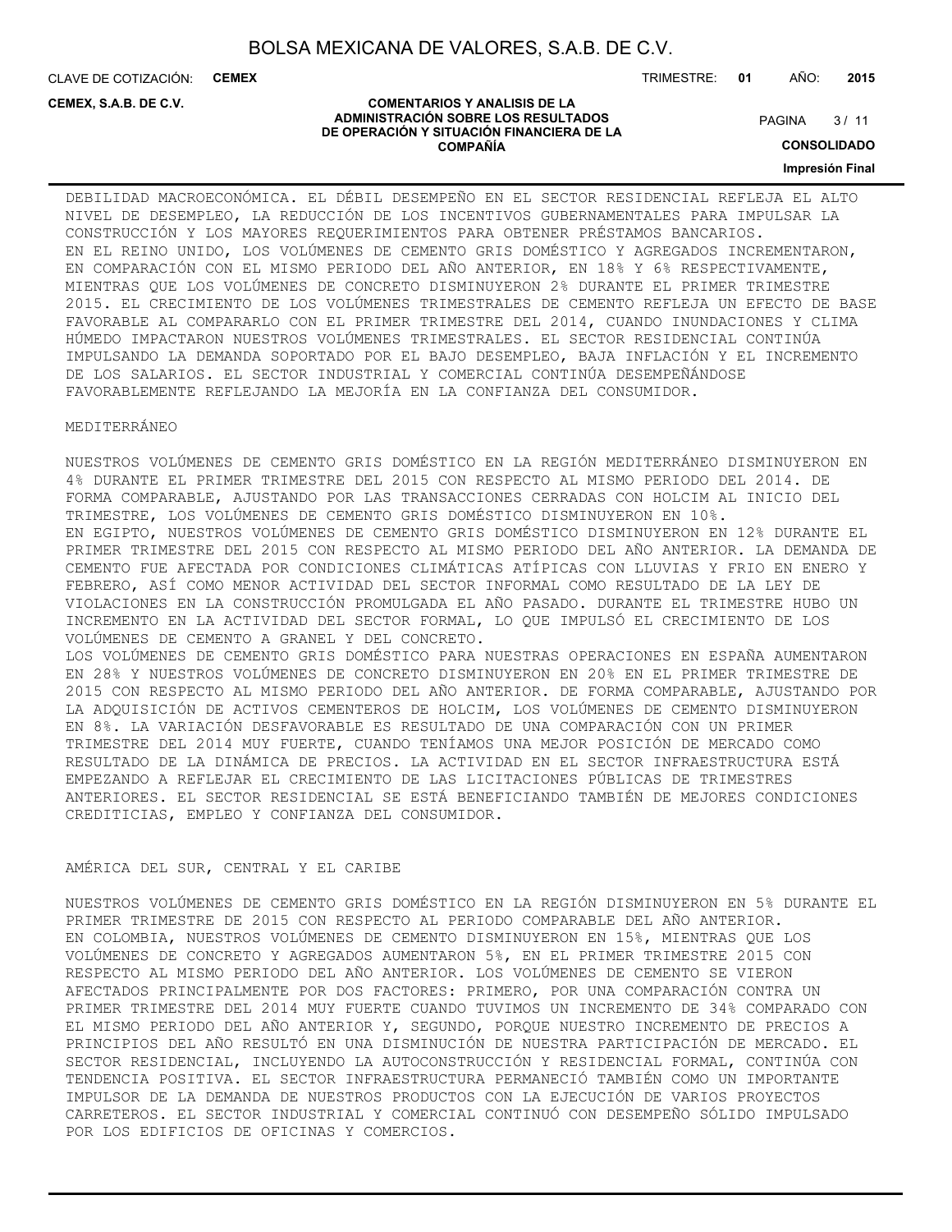DEBILIDAD MACROECONÓMICA. EL DÉBIL DESEMPEÑO EN EL SECTOR RESIDENCIAL REFLEJA EL ALTO NIVEL DE DESEMPLEO, LA REDUCCIÓN DE LOS INCENTIVOS GUBERNAMENTALES PARA IMPULSAR LA CONSTRUCCIÓN Y LOS MAYORES REQUERIMIENTOS PARA OBTENER PRÉSTAMOS BANCARIOS.
EN EL REINO UNIDO, LOS VOLÚMENES DE CEMENTO GRIS DOMÉSTICO Y AGREGADOS INCREMENTARON, EN COMPARACIÓN CON EL MISMO PERIODO DEL AÑO ANTERIOR, EN 18% Y 6% RESPECTIVAMENTE, MIENTRAS QUE LOS VOLÚMENES DE CONCRETO DISMINUYERON 2% DURANTE EL PRIMER TRIMESTRE 2015. EL CRECIMIENTO DE LOS VOLÚMENES TRIMESTRALES DE CEMENTO REFLEJA UN EFECTO DE BASE FAVORABLE AL COMPARARLO CON EL PRIMER TRIMESTRE DEL 2014, CUANDO INUNDACIONES Y CLIMA HÚMEDO IMPACTARON NUESTROS VOLÚMENES TRIMESTRALES. EL SECTOR RESIDENCIAL CONTINÚA IMPULSANDO LA DEMANDA SOPORTADO POR EL BAJO DESEMPLEO, BAJA INFLACIÓN Y EL INCREMENTO DE LOS SALARIOS. EL SECTOR INDUSTRIAL Y COMERCIAL CONTINÚA DESEMPEÑÁNDOSE FAVORABLEMENTE REFLEJANDO LA MEJORÍA EN LA CONFIANZA DEL CONSUMIDOR.

MEDITERRÁNEO

NUESTROS VOLÚMENES DE CEMENTO GRIS DOMÉSTICO EN LA REGIÓN MEDITERRÁNEO DISMINUYERON EN 4% DURANTE EL PRIMER TRIMESTRE DEL 2015 CON RESPECTO AL MISMO PERIODO DEL 2014. DE FORMA COMPARABLE, AJUSTANDO POR LAS TRANSACCIONES CERRADAS CON HOLCIM AL INICIO DEL TRIMESTRE, LOS VOLÚMENES DE CEMENTO GRIS DOMÉSTICO DISMINUYERON EN 10%.
EN EGIPTO, NUESTROS VOLÚMENES DE CEMENTO GRIS DOMÉSTICO DISMINUYERON EN 12% DURANTE EL PRIMER TRIMESTRE DEL 2015 CON RESPECTO AL MISMO PERIODO DEL AÑO ANTERIOR. LA DEMANDA DE CEMENTO FUE AFECTADA POR CONDICIONES CLIMÁTICAS ATÍPICAS CON LLUVIAS Y FRIO EN ENERO Y FEBRERO, ASÍ COMO MENOR ACTIVIDAD DEL SECTOR INFORMAL COMO RESULTADO DE LA LEY DE VIOLACIONES EN LA CONSTRUCCIÓN PROMULGADA EL AÑO PASADO. DURANTE EL TRIMESTRE HUBO UN INCREMENTO EN LA ACTIVIDAD DEL SECTOR FORMAL, LO QUE IMPULSÓ EL CRECIMIENTO DE LOS VOLÚMENES DE CEMENTO A GRANEL Y DEL CONCRETO.
LOS VOLÚMENES DE CEMENTO GRIS DOMÉSTICO PARA NUESTRAS OPERACIONES EN ESPAÑA AUMENTARON EN 28% Y NUESTROS VOLÚMENES DE CONCRETO DISMINUYERON EN 20% EN EL PRIMER TRIMESTRE DE 2015 CON RESPECTO AL MISMO PERIODO DEL AÑO ANTERIOR. DE FORMA COMPARABLE, AJUSTANDO POR LA ADQUISICIÓN DE ACTIVOS CEMENTEROS DE HOLCIM, LOS VOLÚMENES DE CEMENTO DISMINUYERON EN 8%. LA VARIACIÓN DESFAVORABLE ES RESULTADO DE UNA COMPARACIÓN CON UN PRIMER TRIMESTRE DEL 2014 MUY FUERTE, CUANDO TENÍAMOS UNA MEJOR POSICIÓN DE MERCADO COMO RESULTADO DE LA DINÁMICA DE PRECIOS. LA ACTIVIDAD EN EL SECTOR INFRAESTRUCTURA ESTÁ EMPEZANDO A REFLEJAR EL CRECIMIENTO DE LAS LICITACIONES PÚBLICAS DE TRIMESTRES ANTERIORES. EL SECTOR RESIDENCIAL SE ESTÁ BENEFICIANDO TAMBIÉN DE MEJORES CONDICIONES CREDITICIAS, EMPLEO Y CONFIANZA DEL CONSUMIDOR.

AMÉRICA DEL SUR, CENTRAL Y EL CARIBE

NUESTROS VOLÚMENES DE CEMENTO GRIS DOMÉSTICO EN LA REGIÓN DISMINUYERON EN 5% DURANTE EL PRIMER TRIMESTRE DE 2015 CON RESPECTO AL PERIODO COMPARABLE DEL AÑO ANTERIOR.
EN COLOMBIA, NUESTROS VOLÚMENES DE CEMENTO DISMINUYERON EN 15%, MIENTRAS QUE LOS VOLÚMENES DE CONCRETO Y AGREGADOS AUMENTARON 5%, EN EL PRIMER TRIMESTRE 2015 CON RESPECTO AL MISMO PERIODO DEL AÑO ANTERIOR. LOS VOLÚMENES DE CEMENTO SE VIERON AFECTADOS PRINCIPALMENTE POR DOS FACTORES: PRIMERO, POR UNA COMPARACIÓN CONTRA UN PRIMER TRIMESTRE DEL 2014 MUY FUERTE CUANDO TUVIMOS UN INCREMENTO DE 34% COMPARADO CON EL MISMO PERIODO DEL AÑO ANTERIOR Y, SEGUNDO, PORQUE NUESTRO INCREMENTO DE PRECIOS A PRINCIPIOS DEL AÑO RESULTÓ EN UNA DISMINUCIÓN DE NUESTRA PARTICIPACIÓN DE MERCADO. EL SECTOR RESIDENCIAL, INCLUYENDO LA AUTOCONSTRUCCIÓN Y RESIDENCIAL FORMAL, CONTINÚA CON TENDENCIA POSITIVA. EL SECTOR INFRAESTRUCTURA PERMANECIÓ TAMBIÉN COMO UN IMPORTANTE IMPULSOR DE LA DEMANDA DE NUESTROS PRODUCTOS CON LA EJECUCIÓN DE VARIOS PROYECTOS CARRETEROS. EL SECTOR INDUSTRIAL Y COMERCIAL CONTINUÓ CON DESEMPEÑO SÓLIDO IMPULSADO POR LOS EDIFICIOS DE OFICINAS Y COMERCIOS.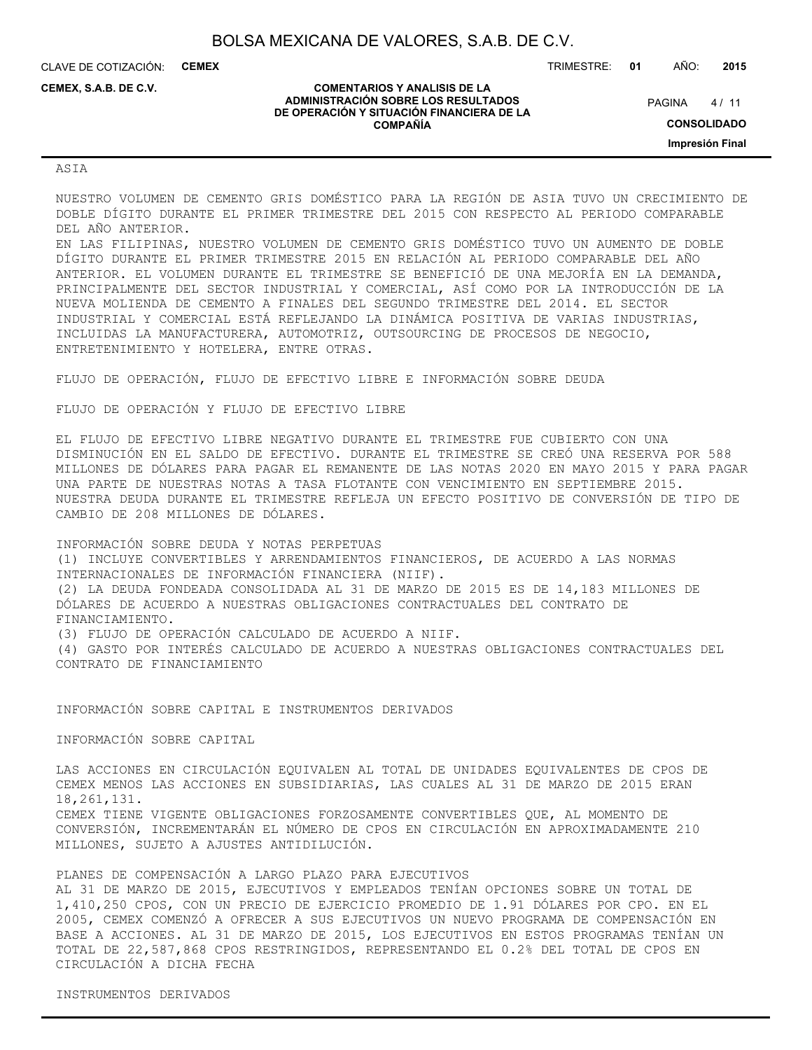ASIA

NUESTRO VOLUMEN DE CEMENTO GRIS DOMÉSTICO PARA LA REGIÓN DE ASIA TUVO UN CRECIMIENTO DE DOBLE DÍGITO DURANTE EL PRIMER TRIMESTRE DEL 2015 CON RESPECTO AL PERIODO COMPARABLE DEL AÑO ANTERIOR.
EN LAS FILIPINAS, NUESTRO VOLUMEN DE CEMENTO GRIS DOMÉSTICO TUVO UN AUMENTO DE DOBLE DÍGITO DURANTE EL PRIMER TRIMESTRE 2015 EN RELACIÓN AL PERIODO COMPARABLE DEL AÑO ANTERIOR. EL VOLUMEN DURANTE EL TRIMESTRE SE BENEFICIÓ DE UNA MEJORÍA EN LA DEMANDA, PRINCIPALMENTE DEL SECTOR INDUSTRIAL Y COMERCIAL, ASÍ COMO POR LA INTRODUCCIÓN DE LA NUEVA MOLIENDA DE CEMENTO A FINALES DEL SEGUNDO TRIMESTRE DEL 2014. EL SECTOR INDUSTRIAL Y COMERCIAL ESTÁ REFLEJANDO LA DINÁMICA POSITIVA DE VARIAS INDUSTRIAS, INCLUIDAS LA MANUFACTURERA, AUTOMOTRIZ, OUTSOURCING DE PROCESOS DE NEGOCIO, ENTRETENIMIENTO Y HOTELERA, ENTRE OTRAS.

FLUJO DE OPERACIÓN, FLUJO DE EFECTIVO LIBRE E INFORMACIÓN SOBRE DEUDA

FLUJO DE OPERACIÓN Y FLUJO DE EFECTIVO LIBRE

EL FLUJO DE EFECTIVO LIBRE NEGATIVO DURANTE EL TRIMESTRE FUE CUBIERTO CON UNA DISMINUCIÓN EN EL SALDO DE EFECTIVO. DURANTE EL TRIMESTRE SE CREÓ UNA RESERVA POR 588 MILLONES DE DÓLARES PARA PAGAR EL REMANENTE DE LAS NOTAS 2020 EN MAYO 2015 Y PARA PAGAR UNA PARTE DE NUESTRAS NOTAS A TASA FLOTANTE CON VENCIMIENTO EN SEPTIEMBRE 2015. NUESTRA DEUDA DURANTE EL TRIMESTRE REFLEJA UN EFECTO POSITIVO DE CONVERSIÓN DE TIPO DE CAMBIO DE 208 MILLONES DE DÓLARES.

INFORMACIÓN SOBRE DEUDA Y NOTAS PERPETUAS
(1) INCLUYE CONVERTIBLES Y ARRENDAMIENTOS FINANCIEROS, DE ACUERDO A LAS NORMAS INTERNACIONALES DE INFORMACIÓN FINANCIERA (NIIF).
(2) LA DEUDA FONDEADA CONSOLIDADA AL 31 DE MARZO DE 2015 ES DE 14,183 MILLONES DE DÓLARES DE ACUERDO A NUESTRAS OBLIGACIONES CONTRACTUALES DEL CONTRATO DE FINANCIAMIENTO.
(3) FLUJO DE OPERACIÓN CALCULADO DE ACUERDO A NIIF.
(4) GASTO POR INTERÉS CALCULADO DE ACUERDO A NUESTRAS OBLIGACIONES CONTRACTUALES DEL CONTRATO DE FINANCIAMIENTO

INFORMACIÓN SOBRE CAPITAL E INSTRUMENTOS DERIVADOS

INFORMACIÓN SOBRE CAPITAL

LAS ACCIONES EN CIRCULACIÓN EQUIVALEN AL TOTAL DE UNIDADES EQUIVALENTES DE CPOS DE CEMEX MENOS LAS ACCIONES EN SUBSIDIARIAS, LAS CUALES AL 31 DE MARZO DE 2015 ERAN 18,261,131.
CEMEX TIENE VIGENTE OBLIGACIONES FORZOSAMENTE CONVERTIBLES QUE, AL MOMENTO DE CONVERSIÓN, INCREMENTARÁN EL NÚMERO DE CPOS EN CIRCULACIÓN EN APROXIMADAMENTE 210 MILLONES, SUJETO A AJUSTES ANTIDILUCIÓN.

PLANES DE COMPENSACIÓN A LARGO PLAZO PARA EJECUTIVOS
AL 31 DE MARZO DE 2015, EJECUTIVOS Y EMPLEADOS TENÍAN OPCIONES SOBRE UN TOTAL DE 1,410,250 CPOS, CON UN PRECIO DE EJERCICIO PROMEDIO DE 1.91 DÓLARES POR CPO. EN EL 2005, CEMEX COMENZÓ A OFRECER A SUS EJECUTIVOS UN NUEVO PROGRAMA DE COMPENSACIÓN EN BASE A ACCIONES. AL 31 DE MARZO DE 2015, LOS EJECUTIVOS EN ESTOS PROGRAMAS TENÍAN UN TOTAL DE 22,587,868 CPOS RESTRINGIDOS, REPRESENTANDO EL 0.2% DEL TOTAL DE CPOS EN CIRCULACIÓN A DICHA FECHA

INSTRUMENTOS DERIVADOS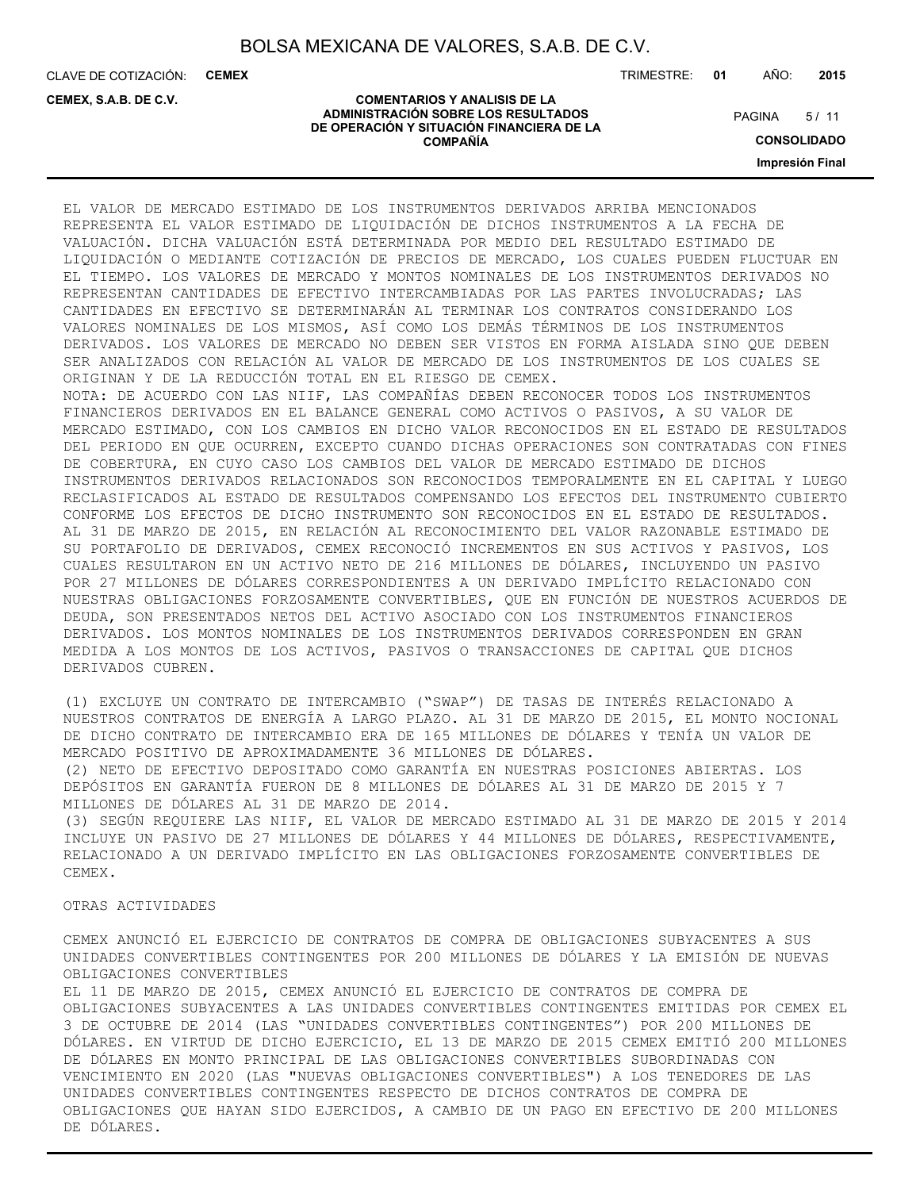EL VALOR DE MERCADO ESTIMADO DE LOS INSTRUMENTOS DERIVADOS ARRIBA MENCIONADOS REPRESENTA EL VALOR ESTIMADO DE LIQUIDACIÓN DE DICHOS INSTRUMENTOS A LA FECHA DE VALUACIÓN. DICHA VALUACIÓN ESTÁ DETERMINADA POR MEDIO DEL RESULTADO ESTIMADO DE LIQUIDACIÓN O MEDIANTE COTIZACIÓN DE PRECIOS DE MERCADO, LOS CUALES PUEDEN FLUCTUAR EN EL TIEMPO. LOS VALORES DE MERCADO Y MONTOS NOMINALES DE LOS INSTRUMENTOS DERIVADOS NO REPRESENTAN CANTIDADES DE EFECTIVO INTERCAMBIADAS POR LAS PARTES INVOLUCRADAS; LAS CANTIDADES EN EFECTIVO SE DETERMINARÁN AL TERMINAR LOS CONTRATOS CONSIDERANDO LOS VALORES NOMINALES DE LOS MISMOS, ASÍ COMO LOS DEMÁS TÉRMINOS DE LOS INSTRUMENTOS DERIVADOS. LOS VALORES DE MERCADO NO DEBEN SER VISTOS EN FORMA AISLADA SINO QUE DEBEN SER ANALIZADOS CON RELACIÓN AL VALOR DE MERCADO DE LOS INSTRUMENTOS DE LOS CUALES SE ORIGINAN Y DE LA REDUCCIÓN TOTAL EN EL RIESGO DE CEMEX.
NOTA: DE ACUERDO CON LAS NIIF, LAS COMPAÑÍAS DEBEN RECONOCER TODOS LOS INSTRUMENTOS FINANCIEROS DERIVADOS EN EL BALANCE GENERAL COMO ACTIVOS O PASIVOS, A SU VALOR DE MERCADO ESTIMADO, CON LOS CAMBIOS EN DICHO VALOR RECONOCIDOS EN EL ESTADO DE RESULTADOS DEL PERIODO EN QUE OCURREN, EXCEPTO CUANDO DICHAS OPERACIONES SON CONTRATADAS CON FINES DE COBERTURA, EN CUYO CASO LOS CAMBIOS DEL VALOR DE MERCADO ESTIMADO DE DICHOS INSTRUMENTOS DERIVADOS RELACIONADOS SON RECONOCIDOS TEMPORALMENTE EN EL CAPITAL Y LUEGO RECLASIFICADOS AL ESTADO DE RESULTADOS COMPENSANDO LOS EFECTOS DEL INSTRUMENTO CUBIERTO CONFORME LOS EFECTOS DE DICHO INSTRUMENTO SON RECONOCIDOS EN EL ESTADO DE RESULTADOS.
AL 31 DE MARZO DE 2015, EN RELACIÓN AL RECONOCIMIENTO DEL VALOR RAZONABLE ESTIMADO DE SU PORTAFOLIO DE DERIVADOS, CEMEX RECONOCIÓ INCREMENTOS EN SUS ACTIVOS Y PASIVOS, LOS CUALES RESULTARON EN UN ACTIVO NETO DE 216 MILLONES DE DÓLARES, INCLUYENDO UN PASIVO POR 27 MILLONES DE DÓLARES CORRESPONDIENTES A UN DERIVADO IMPLÍCITO RELACIONADO CON NUESTRAS OBLIGACIONES FORZOSAMENTE CONVERTIBLES, QUE EN FUNCIÓN DE NUESTROS ACUERDOS DE DEUDA, SON PRESENTADOS NETOS DEL ACTIVO ASOCIADO CON LOS INSTRUMENTOS FINANCIEROS DERIVADOS. LOS MONTOS NOMINALES DE LOS INSTRUMENTOS DERIVADOS CORRESPONDEN EN GRAN MEDIDA A LOS MONTOS DE LOS ACTIVOS, PASIVOS O TRANSACCIONES DE CAPITAL QUE DICHOS DERIVADOS CUBREN.

(1) EXCLUYE UN CONTRATO DE INTERCAMBIO ("SWAP") DE TASAS DE INTERÉS RELACIONADO A NUESTROS CONTRATOS DE ENERGÍA A LARGO PLAZO. AL 31 DE MARZO DE 2015, EL MONTO NOCIONAL DE DICHO CONTRATO DE INTERCAMBIO ERA DE 165 MILLONES DE DÓLARES Y TENÍA UN VALOR DE MERCADO POSITIVO DE APROXIMADAMENTE 36 MILLONES DE DÓLARES.
(2) NETO DE EFECTIVO DEPOSITADO COMO GARANTÍA EN NUESTRAS POSICIONES ABIERTAS. LOS DEPÓSITOS EN GARANTÍA FUERON DE 8 MILLONES DE DÓLARES AL 31 DE MARZO DE 2015 Y 7 MILLONES DE DÓLARES AL 31 DE MARZO DE 2014.
(3) SEGÚN REQUIERE LAS NIIF, EL VALOR DE MERCADO ESTIMADO AL 31 DE MARZO DE 2015 Y 2014 INCLUYE UN PASIVO DE 27 MILLONES DE DÓLARES Y 44 MILLONES DE DÓLARES, RESPECTIVAMENTE, RELACIONADO A UN DERIVADO IMPLÍCITO EN LAS OBLIGACIONES FORZOSAMENTE CONVERTIBLES DE CEMEX.

OTRAS ACTIVIDADES

CEMEX ANUNCIÓ EL EJERCICIO DE CONTRATOS DE COMPRA DE OBLIGACIONES SUBYACENTES A SUS UNIDADES CONVERTIBLES CONTINGENTES POR 200 MILLONES DE DÓLARES Y LA EMISIÓN DE NUEVAS OBLIGACIONES CONVERTIBLES
EL 11 DE MARZO DE 2015, CEMEX ANUNCIÓ EL EJERCICIO DE CONTRATOS DE COMPRA DE OBLIGACIONES SUBYACENTES A LAS UNIDADES CONVERTIBLES CONTINGENTES EMITIDAS POR CEMEX EL 3 DE OCTUBRE DE 2014 (LAS "UNIDADES CONVERTIBLES CONTINGENTES") POR 200 MILLONES DE DÓLARES. EN VIRTUD DE DICHO EJERCICIO, EL 13 DE MARZO DE 2015 CEMEX EMITIÓ 200 MILLONES DE DÓLARES EN MONTO PRINCIPAL DE LAS OBLIGACIONES CONVERTIBLES SUBORDINADAS CON VENCIMIENTO EN 2020 (LAS "NUEVAS OBLIGACIONES CONVERTIBLES") A LOS TENEDORES DE LAS UNIDADES CONVERTIBLES CONTINGENTES RESPECTO DE DICHOS CONTRATOS DE COMPRA DE OBLIGACIONES QUE HAYAN SIDO EJERCIDOS, A CAMBIO DE UN PAGO EN EFECTIVO DE 200 MILLONES DE DÓLARES.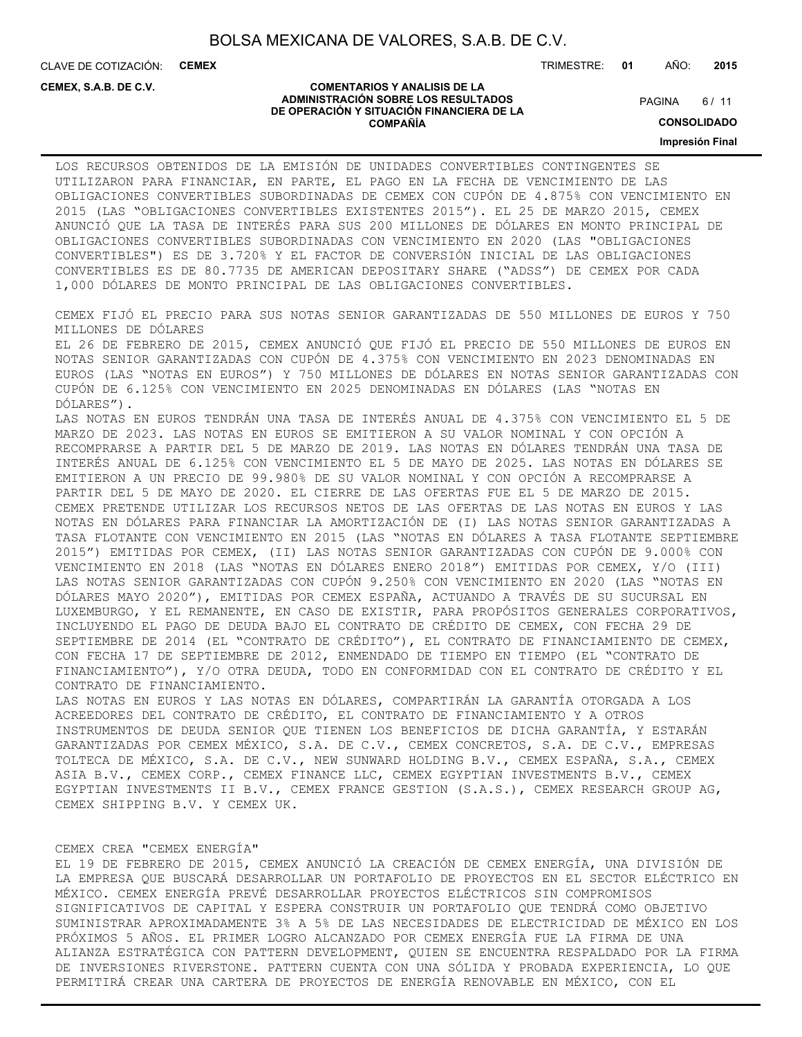LOS RECURSOS OBTENIDOS DE LA EMISIÓN DE UNIDADES CONVERTIBLES CONTINGENTES SE UTILIZARON PARA FINANCIAR, EN PARTE, EL PAGO EN LA FECHA DE VENCIMIENTO DE LAS OBLIGACIONES CONVERTIBLES SUBORDINADAS DE CEMEX CON CUPÓN DE 4.875% CON VENCIMIENTO EN 2015 (LAS “OBLIGACIONES CONVERTIBLES EXISTENTES 2015”). EL 25 DE MARZO 2015, CEMEX ANUNCIÓ QUE LA TASA DE INTERÉS PARA SUS 200 MILLONES DE DÓLARES EN MONTO PRINCIPAL DE OBLIGACIONES CONVERTIBLES SUBORDINADAS CON VENCIMIENTO EN 2020 (LAS "OBLIGACIONES CONVERTIBLES") ES DE 3.720% Y EL FACTOR DE CONVERSIÓN INICIAL DE LAS OBLIGACIONES CONVERTIBLES ES DE 80.7735 DE AMERICAN DEPOSITARY SHARE (“ADSS”) DE CEMEX POR CADA 1,000 DÓLARES DE MONTO PRINCIPAL DE LAS OBLIGACIONES CONVERTIBLES.

CEMEX FIJÓ EL PRECIO PARA SUS NOTAS SENIOR GARANTIZADAS DE 550 MILLONES DE EUROS Y 750 MILLONES DE DÓLARES

EL 26 DE FEBRERO DE 2015, CEMEX ANUNCIÓ QUE FIJÓ EL PRECIO DE 550 MILLONES DE EUROS EN NOTAS SENIOR GARANTIZADAS CON CUPÓN DE 4.375% CON VENCIMIENTO EN 2023 DENOMINADAS EN EUROS (LAS “NOTAS EN EUROS”) Y 750 MILLONES DE DÓLARES EN NOTAS SENIOR GARANTIZADAS CON CUPÓN DE 6.125% CON VENCIMIENTO EN 2025 DENOMINADAS EN DÓLARES (LAS “NOTAS EN DÓLARES”).

LAS NOTAS EN EUROS TENDRÁN UNA TASA DE INTERÉS ANUAL DE 4.375% CON VENCIMIENTO EL 5 DE MARZO DE 2023. LAS NOTAS EN EUROS SE EMITIERON A SU VALOR NOMINAL Y CON OPCIÓN A RECOMPRARSE A PARTIR DEL 5 DE MARZO DE 2019. LAS NOTAS EN DÓLARES TENDRÁN UNA TASA DE INTERÉS ANUAL DE 6.125% CON VENCIMIENTO EL 5 DE MAYO DE 2025. LAS NOTAS EN DÓLARES SE EMITIERON A UN PRECIO DE 99.980% DE SU VALOR NOMINAL Y CON OPCIÓN A RECOMPRARSE A PARTIR DEL 5 DE MAYO DE 2020. EL CIERRE DE LAS OFERTAS FUE EL 5 DE MARZO DE 2015. CEMEX PRETENDE UTILIZAR LOS RECURSOS NETOS DE LAS OFERTAS DE LAS NOTAS EN EUROS Y LAS NOTAS EN DÓLARES PARA FINANCIAR LA AMORTIZACIÓN DE (I) LAS NOTAS SENIOR GARANTIZADAS A TASA FLOTANTE CON VENCIMIENTO EN 2015 (LAS “NOTAS EN DÓLARES A TASA FLOTANTE SEPTIEMBRE 2015”) EMITIDAS POR CEMEX, (II) LAS NOTAS SENIOR GARANTIZADAS CON CUPÓN DE 9.000% CON VENCIMIENTO EN 2018 (LAS “NOTAS EN DÓLARES ENERO 2018”) EMITIDAS POR CEMEX, Y/O (III) LAS NOTAS SENIOR GARANTIZADAS CON CUPÓN 9.250% CON VENCIMIENTO EN 2020 (LAS “NOTAS EN DÓLARES MAYO 2020”), EMITIDAS POR CEMEX ESPAÑA, ACTUANDO A TRAVÉS DE SU SUCURSAL EN LUXEMBURGO, Y EL REMANENTE, EN CASO DE EXISTIR, PARA PROPÓSITOS GENERALES CORPORATIVOS, INCLUYENDO EL PAGO DE DEUDA BAJO EL CONTRATO DE CRÉDITO DE CEMEX, CON FECHA 29 DE SEPTIEMBRE DE 2014 (EL “CONTRATO DE CRÉDITO”), EL CONTRATO DE FINANCIAMIENTO DE CEMEX, CON FECHA 17 DE SEPTIEMBRE DE 2012, ENMENDADO DE TIEMPO EN TIEMPO (EL “CONTRATO DE FINANCIAMIENTO”), Y/O OTRA DEUDA, TODO EN CONFORMIDAD CON EL CONTRATO DE CRÉDITO Y EL CONTRATO DE FINANCIAMIENTO.

LAS NOTAS EN EUROS Y LAS NOTAS EN DÓLARES, COMPARTIRÁN LA GARANTÍA OTORGADA A LOS ACREEDORES DEL CONTRATO DE CRÉDITO, EL CONTRATO DE FINANCIAMIENTO Y A OTROS INSTRUMENTOS DE DEUDA SENIOR QUE TIENEN LOS BENEFICIOS DE DICHA GARANTÍA, Y ESTARÁN GARANTIZADAS POR CEMEX MÉXICO, S.A. DE C.V., CEMEX CONCRETOS, S.A. DE C.V., EMPRESAS TOLTECA DE MÉXICO, S.A. DE C.V., NEW SUNWARD HOLDING B.V., CEMEX ESPAÑA, S.A., CEMEX ASIA B.V., CEMEX CORP., CEMEX FINANCE LLC, CEMEX EGYPTIAN INVESTMENTS B.V., CEMEX EGYPTIAN INVESTMENTS II B.V., CEMEX FRANCE GESTION (S.A.S.), CEMEX RESEARCH GROUP AG, CEMEX SHIPPING B.V. Y CEMEX UK.

CEMEX CREA "CEMEX ENERGÍA"

EL 19 DE FEBRERO DE 2015, CEMEX ANUNCIÓ LA CREACIÓN DE CEMEX ENERGÍA, UNA DIVISIÓN DE LA EMPRESA QUE BUSCARÁ DESARROLLAR UN PORTAFOLIO DE PROYECTOS EN EL SECTOR ELÉCTRICO EN MÉXICO. CEMEX ENERGÍA PREVÉ DESARROLLAR PROYECTOS ELÉCTRICOS SIN COMPROMISOS SIGNIFICATIVOS DE CAPITAL Y ESPERA CONSTRUIR UN PORTAFOLIO QUE TENDRÁ COMO OBJETIVO SUMINISTRAR APROXIMADAMENTE 3% A 5% DE LAS NECESIDADES DE ELECTRICIDAD DE MÉXICO EN LOS PRÓXIMOS 5 AÑOS. EL PRIMER LOGRO ALCANZADO POR CEMEX ENERGÍA FUE LA FIRMA DE UNA ALIANZA ESTRATÉGICA CON PATTERN DEVELOPMENT, QUIEN SE ENCUENTRA RESPALDADO POR LA FIRMA DE INVERSIONES RIVERSTONE. PATTERN CUENTA CON UNA SÓLIDA Y PROBADA EXPERIENCIA, LO QUE PERMITIRÁ CREAR UNA CARTERA DE PROYECTOS DE ENERGÍA RENOVABLE EN MÉXICO, CON EL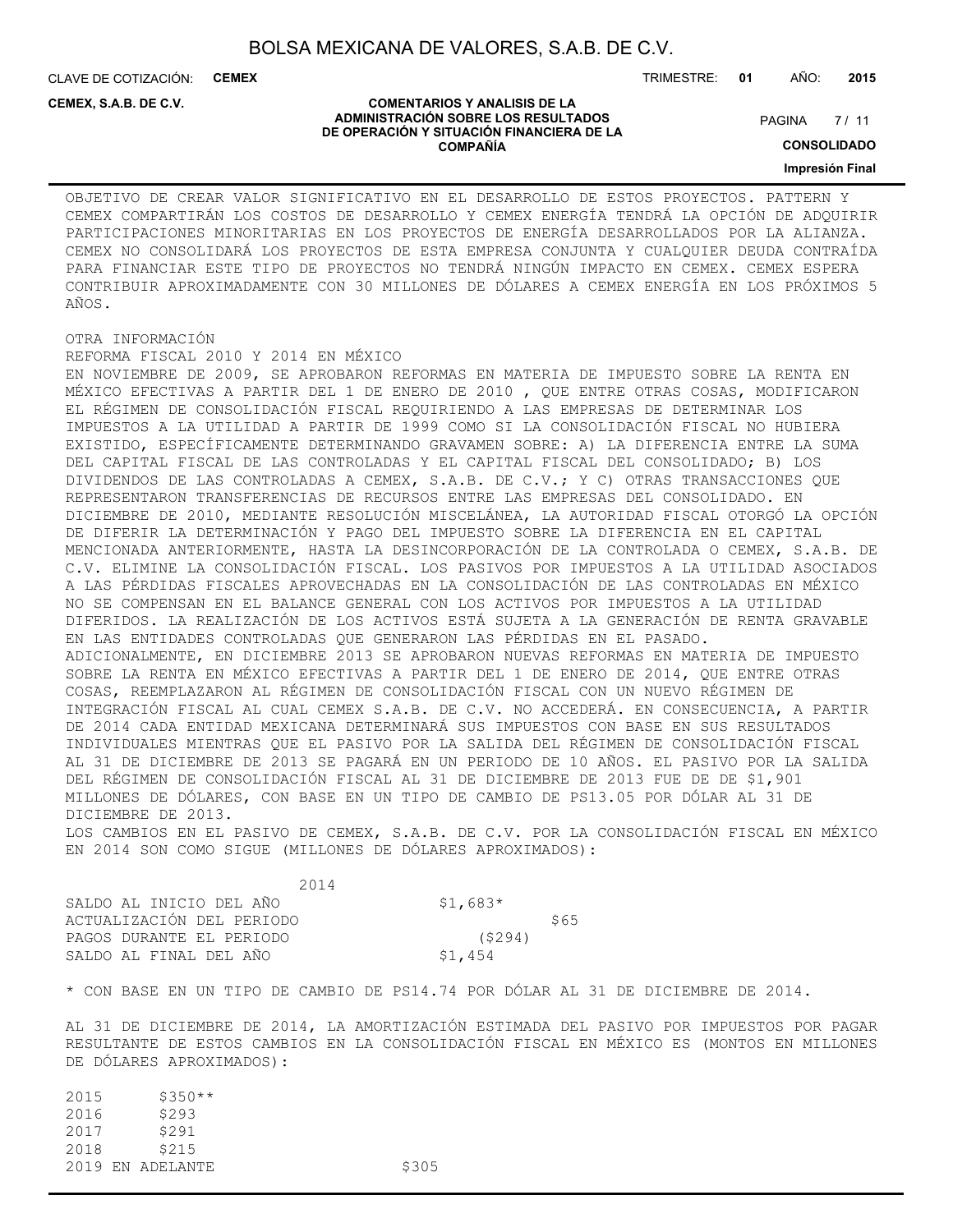OBJETIVO DE CREAR VALOR SIGNIFICATIVO EN EL DESARROLLO DE ESTOS PROYECTOS. PATTERN Y CEMEX COMPARTIRÁN LOS COSTOS DE DESARROLLO Y CEMEX ENERGÍA TENDRÁ LA OPCIÓN DE ADQUIRIR PARTICIPACIONES MINORITARIAS EN LOS PROYECTOS DE ENERGÍA DESARROLLADOS POR LA ALIANZA. CEMEX NO CONSOLIDARÁ LOS PROYECTOS DE ESTA EMPRESA CONJUNTA Y CUALQUIER DEUDA CONTRAÍDA PARA FINANCIAR ESTE TIPO DE PROYECTOS NO TENDRÁ NINGÚN IMPACTO EN CEMEX. CEMEX ESPERA CONTRIBUIR APROXIMADAMENTE CON 30 MILLONES DE DÓLARES A CEMEX ENERGÍA EN LOS PRÓXIMOS 5 AÑOS.

OTRA INFORMACIÓN

REFORMA FISCAL 2010 Y 2014 EN MÉXICO

EN NOVIEMBRE DE 2009, SE APROBARON REFORMAS EN MATERIA DE IMPUESTO SOBRE LA RENTA EN MÉXICO EFECTIVAS A PARTIR DEL 1 DE ENERO DE 2010 , QUE ENTRE OTRAS COSAS, MODIFICARON EL RÉGIMEN DE CONSOLIDACIÓN FISCAL REQUIRIENDO A LAS EMPRESAS DE DETERMINAR LOS IMPUESTOS A LA UTILIDAD A PARTIR DE 1999 COMO SI LA CONSOLIDACIÓN FISCAL NO HUBIERA EXISTIDO, ESPECÍFICAMENTE DETERMINANDO GRAVAMEN SOBRE: A) LA DIFERENCIA ENTRE LA SUMA DEL CAPITAL FISCAL DE LAS CONTROLADAS Y EL CAPITAL FISCAL DEL CONSOLIDADO; B) LOS DIVIDENDOS DE LAS CONTROLADAS A CEMEX, S.A.B. DE C.V.; Y C) OTRAS TRANSACCIONES QUE REPRESENTARON TRANSFERENCIAS DE RECURSOS ENTRE LAS EMPRESAS DEL CONSOLIDADO. EN DICIEMBRE DE 2010, MEDIANTE RESOLUCIÓN MISCELÁNEA, LA AUTORIDAD FISCAL OTORGÓ LA OPCIÓN DE DIFERIR LA DETERMINACIÓN Y PAGO DEL IMPUESTO SOBRE LA DIFERENCIA EN EL CAPITAL MENCIONADA ANTERIORMENTE, HASTA LA DESINCORPORACIÓN DE LA CONTROLADA O CEMEX, S.A.B. DE C.V. ELIMINE LA CONSOLIDACIÓN FISCAL. LOS PASIVOS POR IMPUESTOS A LA UTILIDAD ASOCIADOS A LAS PÉRDIDAS FISCALES APROVECHADAS EN LA CONSOLIDACIÓN DE LAS CONTROLADAS EN MÉXICO NO SE COMPENSAN EN EL BALANCE GENERAL CON LOS ACTIVOS POR IMPUESTOS A LA UTILIDAD DIFERIDOS. LA REALIZACIÓN DE LOS ACTIVOS ESTÁ SUJETA A LA GENERACIÓN DE RENTA GRAVABLE EN LAS ENTIDADES CONTROLADAS QUE GENERARON LAS PÉRDIDAS EN EL PASADO.

ADICIONALMENTE, EN DICIEMBRE 2013 SE APROBARON NUEVAS REFORMAS EN MATERIA DE IMPUESTO SOBRE LA RENTA EN MÉXICO EFECTIVAS A PARTIR DEL 1 DE ENERO DE 2014, QUE ENTRE OTRAS COSAS, REEMPLAZARON AL RÉGIMEN DE CONSOLIDACIÓN FISCAL CON UN NUEVO RÉGIMEN DE INTEGRACIÓN FISCAL AL CUAL CEMEX S.A.B. DE C.V. NO ACCEDERÁ. EN CONSECUENCIA, A PARTIR DE 2014 CADA ENTIDAD MEXICANA DETERMINARÁ SUS IMPUESTOS CON BASE EN SUS RESULTADOS INDIVIDUALES MIENTRAS QUE EL PASIVO POR LA SALIDA DEL RÉGIMEN DE CONSOLIDACIÓN FISCAL AL 31 DE DICIEMBRE DE 2013 SE PAGARÁ EN UN PERIODO DE 10 AÑOS. EL PASIVO POR LA SALIDA DEL RÉGIMEN DE CONSOLIDACIÓN FISCAL AL 31 DE DICIEMBRE DE 2013 FUE DE DE $1,901 MILLONES DE DÓLARES, CON BASE EN UN TIPO DE CAMBIO DE PS13.05 POR DÓLAR AL 31 DE DICIEMBRE DE 2013.

LOS CAMBIOS EN EL PASIVO DE CEMEX, S.A.B. DE C.V. POR LA CONSOLIDACIÓN FISCAL EN MÉXICO EN 2014 SON COMO SIGUE (MILLONES DE DÓLARES APROXIMADOS):

| | 2014 |
|---|---|
| SALDO AL INICIO DEL AÑO | $1,683* |
| ACTUALIZACIÓN DEL PERIODO | $65 |
| PAGOS DURANTE EL PERIODO | ($294) |
| SALDO AL FINAL DEL AÑO | $1,454 |

* CON BASE EN UN TIPO DE CAMBIO DE PS14.74 POR DÓLAR AL 31 DE DICIEMBRE DE 2014.

AL 31 DE DICIEMBRE DE 2014, LA AMORTIZACIÓN ESTIMADA DEL PASIVO POR IMPUESTOS POR PAGAR RESULTANTE DE ESTOS CAMBIOS EN LA CONSOLIDACIÓN FISCAL EN MÉXICO ES (MONTOS EN MILLONES DE DÓLARES APROXIMADOS):

| | |
|---|---|
| 2015 | $350** |
| 2016 | $293 |
| 2017 | $291 |
| 2018 | $215 |
| 2019 EN ADELANTE | $305 |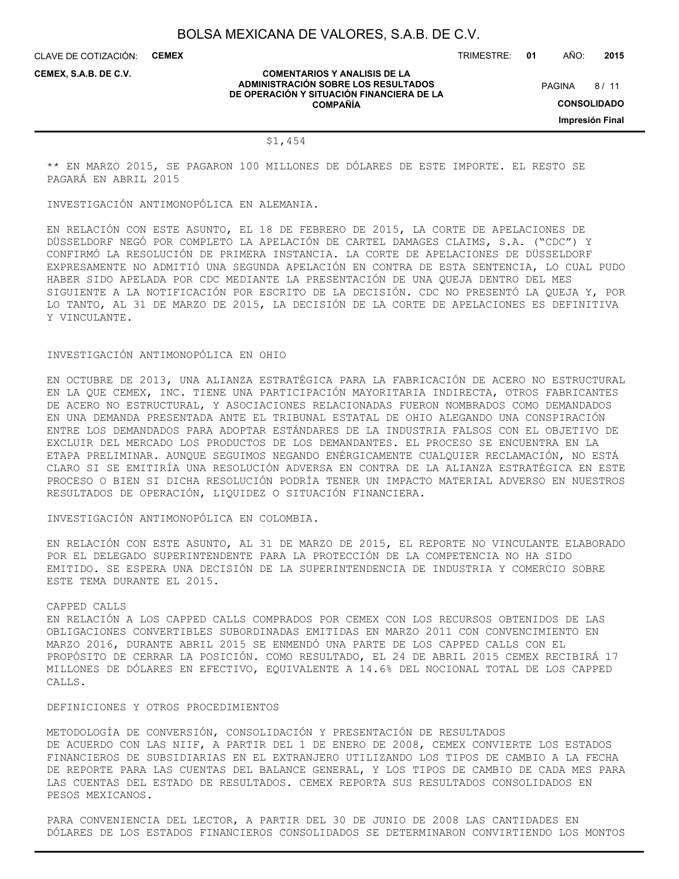$1,454

** EN MARZO 2015, SE PAGARON 100 MILLONES DE DÓLARES DE ESTE IMPORTE. EL RESTO SE PAGARÁ EN ABRIL 2015

INVESTIGACIÓN ANTIMONOPÓLICA EN ALEMANIA.

EN RELACIÓN CON ESTE ASUNTO, EL 18 DE FEBRERO DE 2015, LA CORTE DE APELACIONES DE DÜSSELDORF NEGÓ POR COMPLETO LA APELACIÓN DE CARTEL DAMAGES CLAIMS, S.A. ("CDC") Y CONFIRMÓ LA RESOLUCIÓN DE PRIMERA INSTANCIA. LA CORTE DE APELACIONES DE DÜSSELDORF EXPRESAMENTE NO ADMITIÓ UNA SEGUNDA APELACIÓN EN CONTRA DE ESTA SENTENCIA, LO CUAL PUDO HABER SIDO APELADA POR CDC MEDIANTE LA PRESENTACIÓN DE UNA QUEJA DENTRO DEL MES SIGUIENTE A LA NOTIFICACIÓN POR ESCRITO DE LA DECISIÓN. CDC NO PRESENTÓ LA QUEJA Y, POR LO TANTO, AL 31 DE MARZO DE 2015, LA DECISIÓN DE LA CORTE DE APELACIONES ES DEFINITIVA Y VINCULANTE.

INVESTIGACIÓN ANTIMONOPÓLICA EN OHIO

EN OCTUBRE DE 2013, UNA ALIANZA ESTRATÉGICA PARA LA FABRICACIÓN DE ACERO NO ESTRUCTURAL EN LA QUE CEMEX, INC. TIENE UNA PARTICIPACIÓN MAYORITARIA INDIRECTA, OTROS FABRICANTES DE ACERO NO ESTRUCTURAL, Y ASOCIACIONES RELACIONADAS FUERON NOMBRADOS COMO DEMANDADOS EN UNA DEMANDA PRESENTADA ANTE EL TRIBUNAL ESTATAL DE OHIO ALEGANDO UNA CONSPIRACIÓN ENTRE LOS DEMANDADOS PARA ADOPTAR ESTÁNDARES DE LA INDUSTRIA FALSOS CON EL OBJETIVO DE EXCLUIR DEL MERCADO LOS PRODUCTOS DE LOS DEMANDANTES. EL PROCESO SE ENCUENTRA EN LA ETAPA PRELIMINAR. AUNQUE SEGUIMOS NEGANDO ENÉRGICAMENTE CUALQUIER RECLAMACIÓN, NO ESTÁ CLARO SI SE EMITIRÍA UNA RESOLUCIÓN ADVERSA EN CONTRA DE LA ALIANZA ESTRATÉGICA EN ESTE PROCESO O BIEN SI DICHA RESOLUCIÓN PODRÍA TENER UN IMPACTO MATERIAL ADVERSO EN NUESTROS RESULTADOS DE OPERACIÓN, LIQUIDEZ O SITUACIÓN FINANCIERA.

INVESTIGACIÓN ANTIMONOPÓLICA EN COLOMBIA.

EN RELACIÓN CON ESTE ASUNTO, AL 31 DE MARZO DE 2015, EL REPORTE NO VINCULANTE ELABORADO POR EL DELEGADO SUPERINTENDENTE PARA LA PROTECCIÓN DE LA COMPETENCIA NO HA SIDO EMITIDO. SE ESPERA UNA DECISIÓN DE LA SUPERINTENDENCIA DE INDUSTRIA Y COMERCIO SOBRE ESTE TEMA DURANTE EL 2015.

CAPPED CALLS

EN RELACIÓN A LOS CAPPED CALLS COMPRADOS POR CEMEX CON LOS RECURSOS OBTENIDOS DE LAS OBLIGACIONES CONVERTIBLES SUBORDINADAS EMITIDAS EN MARZO 2011 CON CONVENCIMIENTO EN MARZO 2016, DURANTE ABRIL 2015 SE ENMENDÓ UNA PARTE DE LOS CAPPED CALLS CON EL PROPÓSITO DE CERRAR LA POSICIÓN. COMO RESULTADO, EL 24 DE ABRIL 2015 CEMEX RECIBIRÁ 17 MILLONES DE DÓLARES EN EFECTIVO, EQUIVALENTE A 14.6% DEL NOCIONAL TOTAL DE LOS CAPPED CALLS.

DEFINICIONES Y OTROS PROCEDIMIENTOS

METODOLOGÍA DE CONVERSIÓN, CONSOLIDACIÓN Y PRESENTACIÓN DE RESULTADOS

DE ACUERDO CON LAS NIIF, A PARTIR DEL 1 DE ENERO DE 2008, CEMEX CONVIERTE LOS ESTADOS FINANCIEROS DE SUBSIDIARIAS EN EL EXTRANJERO UTILIZANDO LOS TIPOS DE CAMBIO A LA FECHA DE REPORTE PARA LAS CUENTAS DEL BALANCE GENERAL, Y LOS TIPOS DE CAMBIO DE CADA MES PARA LAS CUENTAS DEL ESTADO DE RESULTADOS. CEMEX REPORTA SUS RESULTADOS CONSOLIDADOS EN PESOS MEXICANOS.

PARA CONVENIENCIA DEL LECTOR, A PARTIR DEL 30 DE JUNIO DE 2008 LAS CANTIDADES EN DÓLARES DE LOS ESTADOS FINANCIEROS CONSOLIDADOS SE DETERMINARON CONVIRTIENDO LOS MONTOS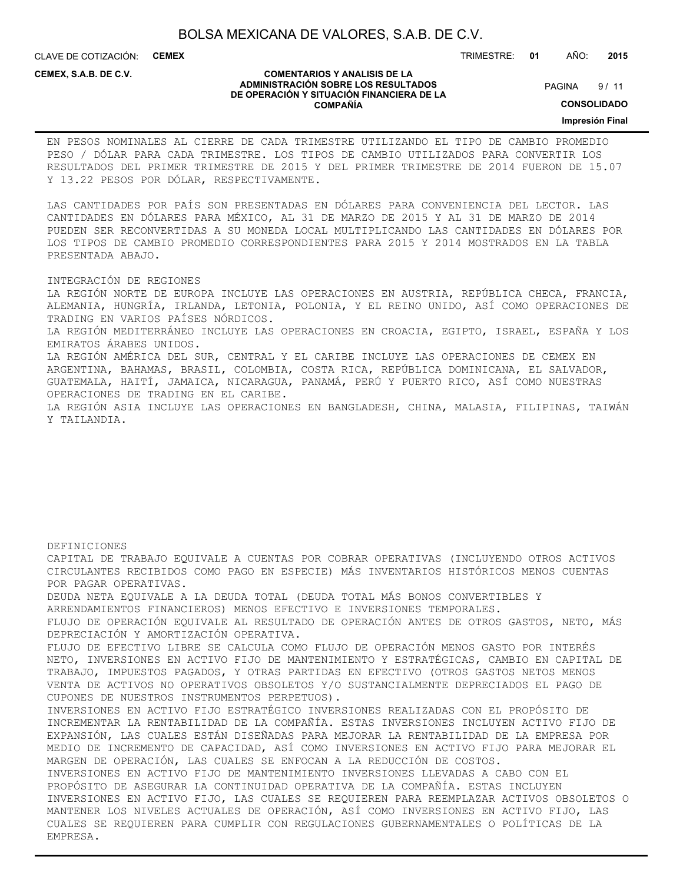EN PESOS NOMINALES AL CIERRE DE CADA TRIMESTRE UTILIZANDO EL TIPO DE CAMBIO PROMEDIO PESO / DÓLAR PARA CADA TRIMESTRE. LOS TIPOS DE CAMBIO UTILIZADOS PARA CONVERTIR LOS RESULTADOS DEL PRIMER TRIMESTRE DE 2015 Y DEL PRIMER TRIMESTRE DE 2014 FUERON DE 15.07 Y 13.22 PESOS POR DÓLAR, RESPECTIVAMENTE.

LAS CANTIDADES POR PAÍS SON PRESENTADAS EN DÓLARES PARA CONVENIENCIA DEL LECTOR. LAS CANTIDADES EN DÓLARES PARA MÉXICO, AL 31 DE MARZO DE 2015 Y AL 31 DE MARZO DE 2014 PUEDEN SER RECONVERTIDAS A SU MONEDA LOCAL MULTIPLICANDO LAS CANTIDADES EN DÓLARES POR LOS TIPOS DE CAMBIO PROMEDIO CORRESPONDIENTES PARA 2015 Y 2014 MOSTRADOS EN LA TABLA PRESENTADA ABAJO.

INTEGRACIÓN DE REGIONES

LA REGIÓN NORTE DE EUROPA INCLUYE LAS OPERACIONES EN AUSTRIA, REPÚBLICA CHECA, FRANCIA, ALEMANIA, HUNGRÍA, IRLANDA, LETONIA, POLONIA, Y EL REINO UNIDO, ASÍ COMO OPERACIONES DE TRADING EN VARIOS PAÍSES NÓRDICOS.

LA REGIÓN MEDITERRÁNEO INCLUYE LAS OPERACIONES EN CROACIA, EGIPTO, ISRAEL, ESPAÑA Y LOS EMIRATOS ÁRABES UNIDOS.

LA REGIÓN AMÉRICA DEL SUR, CENTRAL Y EL CARIBE INCLUYE LAS OPERACIONES DE CEMEX EN ARGENTINA, BAHAMAS, BRASIL, COLOMBIA, COSTA RICA, REPÚBLICA DOMINICANA, EL SALVADOR, GUATEMALA, HAITÍ, JAMAICA, NICARAGUA, PANAMÁ, PERÚ Y PUERTO RICO, ASÍ COMO NUESTRAS OPERACIONES DE TRADING EN EL CARIBE.

LA REGIÓN ASIA INCLUYE LAS OPERACIONES EN BANGLADESH, CHINA, MALASIA, FILIPINAS, TAIWÁN Y TAILANDIA.

DEFINICIONES

CAPITAL DE TRABAJO EQUIVALE A CUENTAS POR COBRAR OPERATIVAS (INCLUYENDO OTROS ACTIVOS CIRCULANTES RECIBIDOS COMO PAGO EN ESPECIE) MÁS INVENTARIOS HISTÓRICOS MENOS CUENTAS POR PAGAR OPERATIVAS.

DEUDA NETA EQUIVALE A LA DEUDA TOTAL (DEUDA TOTAL MÁS BONOS CONVERTIBLES Y ARRENDAMIENTOS FINANCIEROS) MENOS EFECTIVO E INVERSIONES TEMPORALES.

FLUJO DE OPERACIÓN EQUIVALE AL RESULTADO DE OPERACIÓN ANTES DE OTROS GASTOS, NETO, MÁS DEPRECIACIÓN Y AMORTIZACIÓN OPERATIVA.

FLUJO DE EFECTIVO LIBRE SE CALCULA COMO FLUJO DE OPERACIÓN MENOS GASTO POR INTERÉS NETO, INVERSIONES EN ACTIVO FIJO DE MANTENIMIENTO Y ESTRATÉGICAS, CAMBIO EN CAPITAL DE TRABAJO, IMPUESTOS PAGADOS, Y OTRAS PARTIDAS EN EFECTIVO (OTROS GASTOS NETOS MENOS VENTA DE ACTIVOS NO OPERATIVOS OBSOLETOS Y/O SUSTANCIALMENTE DEPRECIADOS EL PAGO DE CUPONES DE NUESTROS INSTRUMENTOS PERPETUOS).

INVERSIONES EN ACTIVO FIJO ESTRATÉGICO INVERSIONES REALIZADAS CON EL PROPÓSITO DE INCREMENTAR LA RENTABILIDAD DE LA COMPAÑÍA. ESTAS INVERSIONES INCLUYEN ACTIVO FIJO DE EXPANSIÓN, LAS CUALES ESTÁN DISEÑADAS PARA MEJORAR LA RENTABILIDAD DE LA EMPRESA POR MEDIO DE INCREMENTO DE CAPACIDAD, ASÍ COMO INVERSIONES EN ACTIVO FIJO PARA MEJORAR EL MARGEN DE OPERACIÓN, LAS CUALES SE ENFOCAN A LA REDUCCIÓN DE COSTOS.

INVERSIONES EN ACTIVO FIJO DE MANTENIMIENTO INVERSIONES LLEVADAS A CABO CON EL PROPÓSITO DE ASEGURAR LA CONTINUIDAD OPERATIVA DE LA COMPAÑÍA. ESTAS INCLUYEN INVERSIONES EN ACTIVO FIJO, LAS CUALES SE REQUIEREN PARA REEMPLAZAR ACTIVOS OBSOLETOS O MANTENER LOS NIVELES ACTUALES DE OPERACIÓN, ASÍ COMO INVERSIONES EN ACTIVO FIJO, LAS CUALES SE REQUIEREN PARA CUMPLIR CON REGULACIONES GUBERNAMENTALES O POLÍTICAS DE LA EMPRESA.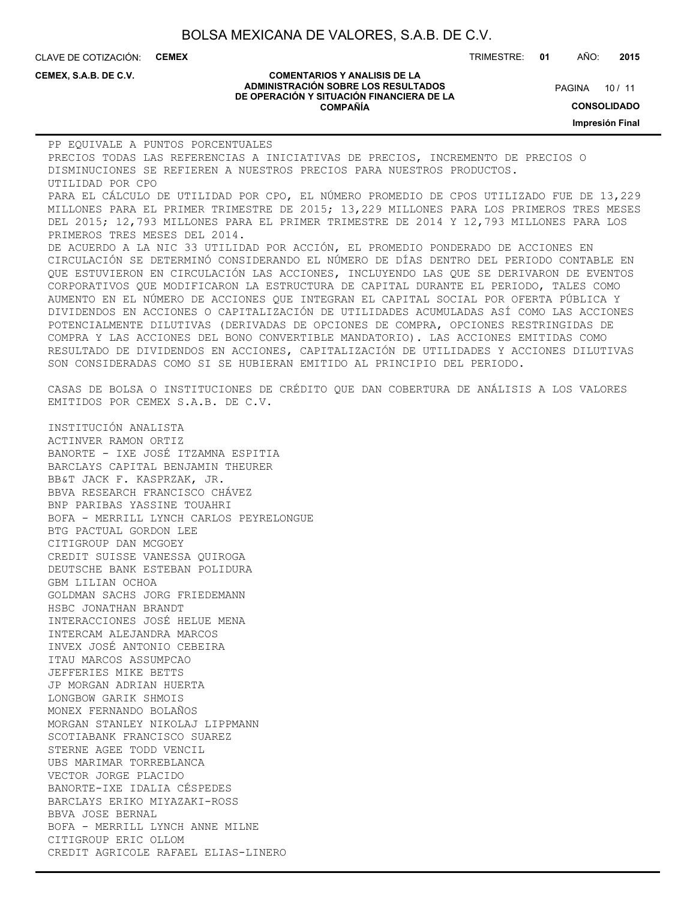PP EQUIVALE A PUNTOS PORCENTUALES

PRECIOS TODAS LAS REFERENCIAS A INICIATIVAS DE PRECIOS, INCREMENTO DE PRECIOS O DISMINUCIONES SE REFIEREN A NUESTROS PRECIOS PARA NUESTROS PRODUCTOS.

UTILIDAD POR CPO

PARA EL CÁLCULO DE UTILIDAD POR CPO, EL NÚMERO PROMEDIO DE CPOS UTILIZADO FUE DE 13,229 MILLONES PARA EL PRIMER TRIMESTRE DE 2015; 13,229 MILLONES PARA LOS PRIMEROS TRES MESES DEL 2015; 12,793 MILLONES PARA EL PRIMER TRIMESTRE DE 2014 Y 12,793 MILLONES PARA LOS PRIMEROS TRES MESES DEL 2014.

DE ACUERDO A LA NIC 33 UTILIDAD POR ACCIÓN, EL PROMEDIO PONDERADO DE ACCIONES EN CIRCULACIÓN SE DETERMINÓ CONSIDERANDO EL NÚMERO DE DÍAS DENTRO DEL PERIODO CONTABLE EN QUE ESTUVIERON EN CIRCULACIÓN LAS ACCIONES, INCLUYENDO LAS QUE SE DERIVARON DE EVENTOS CORPORATIVOS QUE MODIFICARON LA ESTRUCTURA DE CAPITAL DURANTE EL PERIODO, TALES COMO AUMENTO EN EL NÚMERO DE ACCIONES QUE INTEGRAN EL CAPITAL SOCIAL POR OFERTA PÚBLICA Y DIVIDENDOS EN ACCIONES O CAPITALIZACIÓN DE UTILIDADES ACUMULADAS ASÍ COMO LAS ACCIONES POTENCIALMENTE DILUTIVAS (DERIVADAS DE OPCIONES DE COMPRA, OPCIONES RESTRINGIDAS DE COMPRA Y LAS ACCIONES DEL BONO CONVERTIBLE MANDATORIO). LAS ACCIONES EMITIDAS COMO RESULTADO DE DIVIDENDOS EN ACCIONES, CAPITALIZACIÓN DE UTILIDADES Y ACCIONES DILUTIVAS SON CONSIDERADAS COMO SI SE HUBIERAN EMITIDO AL PRINCIPIO DEL PERIODO.

CASAS DE BOLSA O INSTITUCIONES DE CRÉDITO QUE DAN COBERTURA DE ANÁLISIS A LOS VALORES EMITIDOS POR CEMEX S.A.B. DE C.V.

INSTITUCIÓN ANALISTA
ACTINVER RAMON ORTIZ
BANORTE - IXE JOSÉ ITZAMNA ESPITIA
BARCLAYS CAPITAL BENJAMIN THEURER
BB&T JACK F. KASPRZAK, JR.
BBVA RESEARCH FRANCISCO CHÁVEZ
BNP PARIBAS YASSINE TOUAHRI
BOFA - MERRILL LYNCH CARLOS PEYRELONGUE
BTG PACTUAL GORDON LEE
CITIGROUP DAN MCGOEY
CREDIT SUISSE VANESSA QUIROGA
DEUTSCHE BANK ESTEBAN POLIDURA
GBM LILIAN OCHOA
GOLDMAN SACHS JORG FRIEDEMANN
HSBC JONATHAN BRANDT
INTERACCIONES JOSÉ HELUE MENA
INTERCAM ALEJANDRA MARCOS
INVEX JOSÉ ANTONIO CEBEIRA
ITAU MARCOS ASSUMPCAO
JEFFERIES MIKE BETTS
JP MORGAN ADRIAN HUERTA
LONGBOW GARIK SHMOIS
MONEX FERNANDO BOLAÑOS
MORGAN STANLEY NIKOLAJ LIPPMANN
SCOTIABANK FRANCISCO SUAREZ
STERNE AGEE TODD VENCIL
UBS MARIMAR TORREBLANCA
VECTOR JORGE PLACIDO
BANORTE-IXE IDALIA CÉSPEDES
BARCLAYS ERIKO MIYAZAKI-ROSS
BBVA JOSE BERNAL
BOFA - MERRILL LYNCH ANNE MILNE
CITIGROUP ERIC OLLOM
CREDIT AGRICOLE RAFAEL ELIAS-LINERO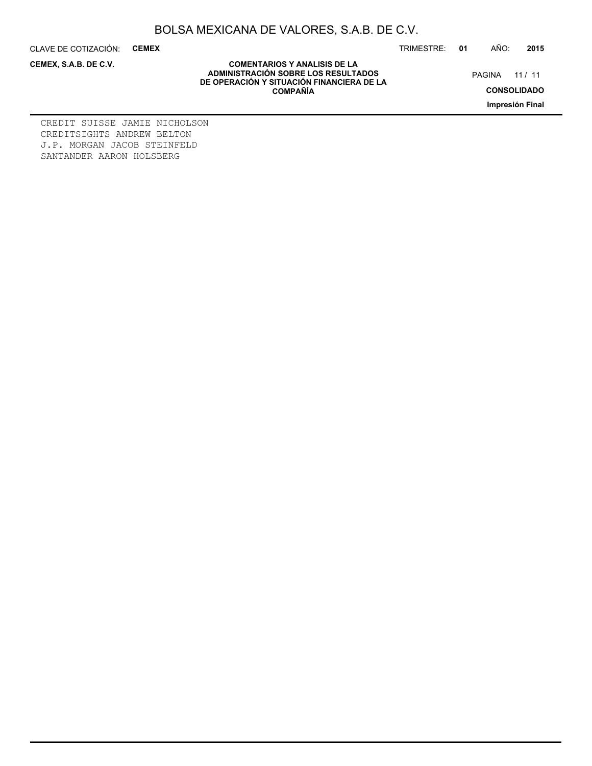CREDIT SUISSE JAMIE NICHOLSON
CREDITSIGHTS ANDREW BELTON
J.P. MORGAN JACOB STEINFELD
SANTANDER AARON HOLSBERG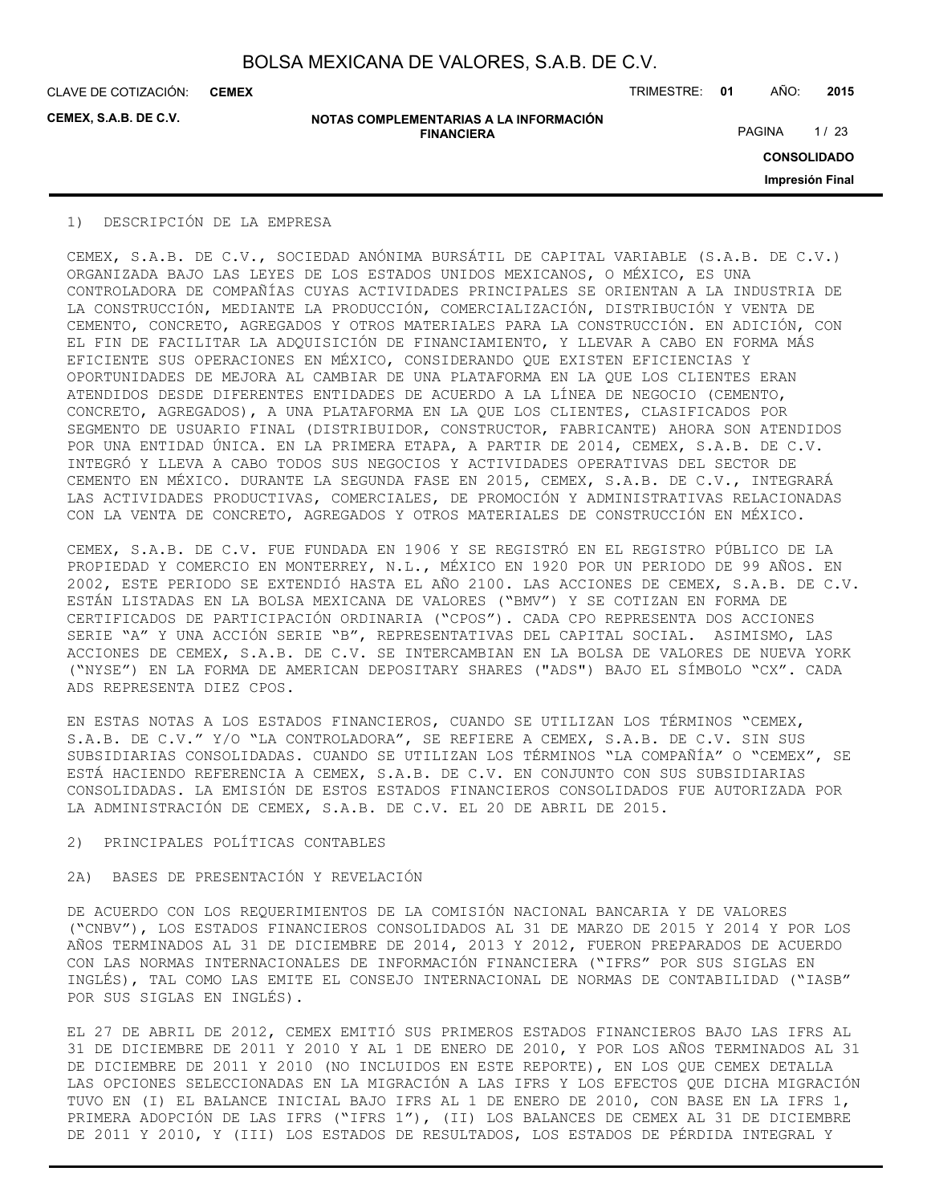## 1) DESCRIPCIÓN DE LA EMPRESA

CEMEX, S.A.B. DE C.V., SOCIEDAD ANÓNIMA BURSÁTIL DE CAPITAL VARIABLE (S.A.B. DE C.V.) ORGANIZADA BAJO LAS LEYES DE LOS ESTADOS UNIDOS MEXICANOS, O MÉXICO, ES UNA CONTROLADORA DE COMPAÑÍAS CUYAS ACTIVIDADES PRINCIPALES SE ORIENTAN A LA INDUSTRIA DE LA CONSTRUCCIÓN, MEDIANTE LA PRODUCCIÓN, COMERCIALIZACIÓN, DISTRIBUCIÓN Y VENTA DE CEMENTO, CONCRETO, AGREGADOS Y OTROS MATERIALES PARA LA CONSTRUCCIÓN. EN ADICIÓN, CON EL FIN DE FACILITAR LA ADQUISICIÓN DE FINANCIAMIENTO, Y LLEVAR A CABO EN FORMA MÁS EFICIENTE SUS OPERACIONES EN MÉXICO, CONSIDERANDO QUE EXISTEN EFICIENCIAS Y OPORTUNIDADES DE MEJORA AL CAMBIAR DE UNA PLATAFORMA EN LA QUE LOS CLIENTES ERAN ATENDIDOS DESDE DIFERENTES ENTIDADES DE ACUERDO A LA LÍNEA DE NEGOCIO (CEMENTO, CONCRETO, AGREGADOS), A UNA PLATAFORMA EN LA QUE LOS CLIENTES, CLASIFICADOS POR SEGMENTO DE USUARIO FINAL (DISTRIBUIDOR, CONSTRUCTOR, FABRICANTE) AHORA SON ATENDIDOS POR UNA ENTIDAD ÚNICA. EN LA PRIMERA ETAPA, A PARTIR DE 2014, CEMEX, S.A.B. DE C.V. INTEGRÓ Y LLEVA A CABO TODOS SUS NEGOCIOS Y ACTIVIDADES OPERATIVAS DEL SECTOR DE CEMENTO EN MÉXICO. DURANTE LA SEGUNDA FASE EN 2015, CEMEX, S.A.B. DE C.V., INTEGRARÁ LAS ACTIVIDADES PRODUCTIVAS, COMERCIALES, DE PROMOCIÓN Y ADMINISTRATIVAS RELACIONADAS CON LA VENTA DE CONCRETO, AGREGADOS Y OTROS MATERIALES DE CONSTRUCCIÓN EN MÉXICO.

CEMEX, S.A.B. DE C.V. FUE FUNDADA EN 1906 Y SE REGISTRÓ EN EL REGISTRO PÚBLICO DE LA PROPIEDAD Y COMERCIO EN MONTERREY, N.L., MÉXICO EN 1920 POR UN PERIODO DE 99 AÑOS. EN 2002, ESTE PERIODO SE EXTENDIÓ HASTA EL AÑO 2100. LAS ACCIONES DE CEMEX, S.A.B. DE C.V. ESTÁN LISTADAS EN LA BOLSA MEXICANA DE VALORES ("BMV") Y SE COTIZAN EN FORMA DE CERTIFICADOS DE PARTICIPACIÓN ORDINARIA ("CPOS"). CADA CPO REPRESENTA DOS ACCIONES SERIE "A" Y UNA ACCIÓN SERIE "B", REPRESENTATIVAS DEL CAPITAL SOCIAL. ASIMISMO, LAS ACCIONES DE CEMEX, S.A.B. DE C.V. SE INTERCAMBIAN EN LA BOLSA DE VALORES DE NUEVA YORK ("NYSE") EN LA FORMA DE AMERICAN DEPOSITARY SHARES ("ADS") BAJO EL SÍMBOLO "CX". CADA ADS REPRESENTA DIEZ CPOS.

EN ESTAS NOTAS A LOS ESTADOS FINANCIEROS, CUANDO SE UTILIZAN LOS TÉRMINOS "CEMEX, S.A.B. DE C.V." Y/O "LA CONTROLADORA", SE REFIERE A CEMEX, S.A.B. DE C.V. SIN SUS SUBSIDIARIAS CONSOLIDADAS. CUANDO SE UTILIZAN LOS TÉRMINOS "LA COMPAÑÍA" O "CEMEX", SE ESTÁ HACIENDO REFERENCIA A CEMEX, S.A.B. DE C.V. EN CONJUNTO CON SUS SUBSIDIARIAS CONSOLIDADAS. LA EMISIÓN DE ESTOS ESTADOS FINANCIEROS CONSOLIDADOS FUE AUTORIZADA POR LA ADMINISTRACIÓN DE CEMEX, S.A.B. DE C.V. EL 20 DE ABRIL DE 2015.

## 2) PRINCIPALES POLÍTICAS CONTABLES

### 2A) BASES DE PRESENTACIÓN Y REVELACIÓN

DE ACUERDO CON LOS REQUERIMIENTOS DE LA COMISIÓN NACIONAL BANCARIA Y DE VALORES ("CNBV"), LOS ESTADOS FINANCIEROS CONSOLIDADOS AL 31 DE MARZO DE 2015 Y 2014 Y POR LOS AÑOS TERMINADOS AL 31 DE DICIEMBRE DE 2014, 2013 Y 2012, FUERON PREPARADOS DE ACUERDO CON LAS NORMAS INTERNACIONALES DE INFORMACIÓN FINANCIERA ("IFRS" POR SUS SIGLAS EN INGLÉS), TAL COMO LAS EMITE EL CONSEJO INTERNACIONAL DE NORMAS DE CONTABILIDAD ("IASB" POR SUS SIGLAS EN INGLÉS).

EL 27 DE ABRIL DE 2012, CEMEX EMITIÓ SUS PRIMEROS ESTADOS FINANCIEROS BAJO LAS IFRS AL 31 DE DICIEMBRE DE 2011 Y 2010 Y AL 1 DE ENERO DE 2010, Y POR LOS AÑOS TERMINADOS AL 31 DE DICIEMBRE DE 2011 Y 2010 (NO INCLUIDOS EN ESTE REPORTE), EN LOS QUE CEMEX DETALLA LAS OPCIONES SELECCIONADAS EN LA MIGRACIÓN A LAS IFRS Y LOS EFECTOS QUE DICHA MIGRACIÓN TUVO EN (I) EL BALANCE INICIAL BAJO IFRS AL 1 DE ENERO DE 2010, CON BASE EN LA IFRS 1, PRIMERA ADOPCIÓN DE LAS IFRS ("IFRS 1"), (II) LOS BALANCES DE CEMEX AL 31 DE DICIEMBRE DE 2011 Y 2010, Y (III) LOS ESTADOS DE RESULTADOS, LOS ESTADOS DE PÉRDIDA INTEGRAL Y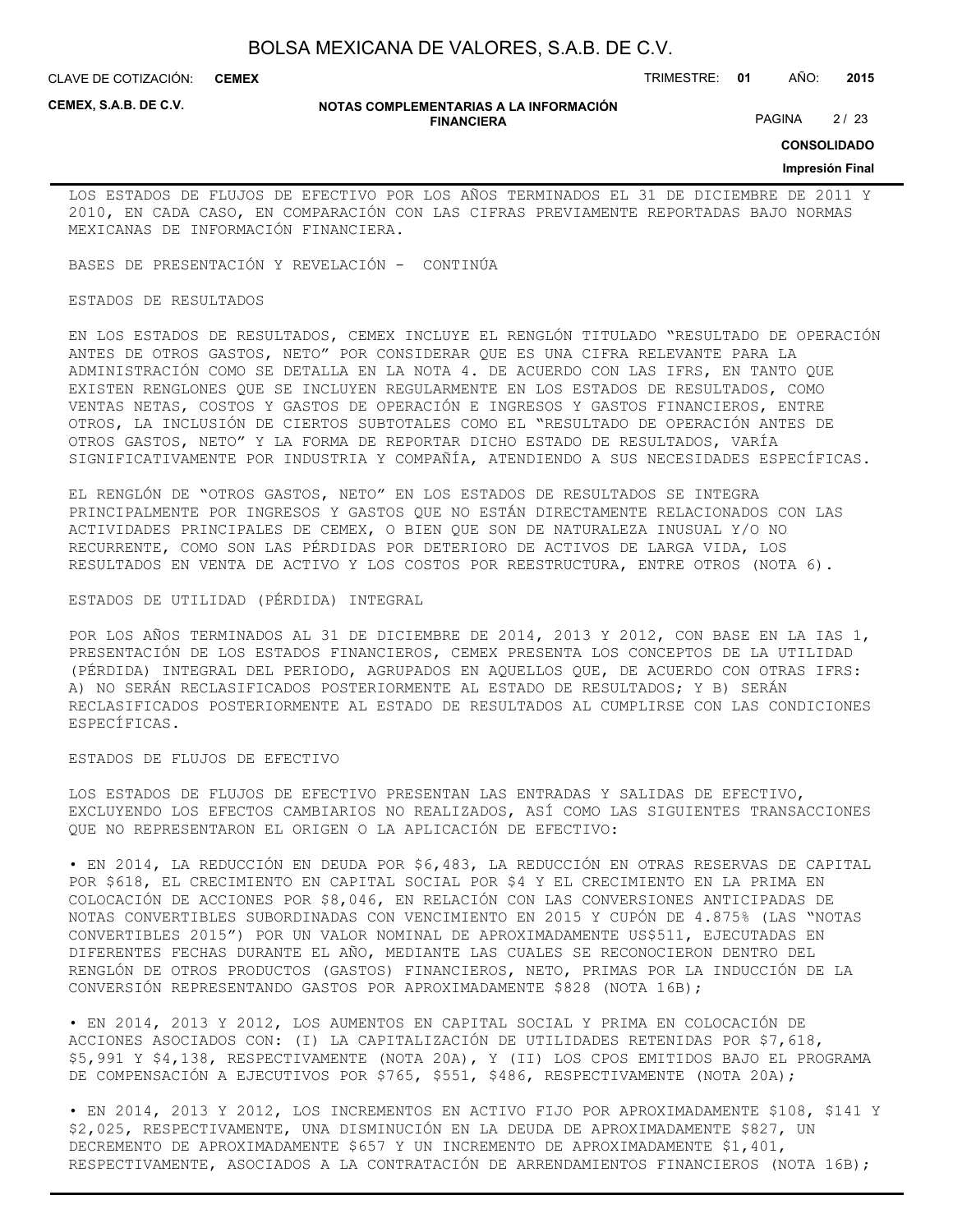LOS ESTADOS DE FLUJOS DE EFECTIVO POR LOS AÑOS TERMINADOS EL 31 DE DICIEMBRE DE 2011 Y 2010, EN CADA CASO, EN COMPARACIÓN CON LAS CIFRAS PREVIAMENTE REPORTADAS BAJO NORMAS MEXICANAS DE INFORMACIÓN FINANCIERA.

BASES DE PRESENTACIÓN Y REVELACIÓN - CONTINÚA

ESTADOS DE RESULTADOS

EN LOS ESTADOS DE RESULTADOS, CEMEX INCLUYE EL RENGLÓN TITULADO "RESULTADO DE OPERACIÓN ANTES DE OTROS GASTOS, NETO" POR CONSIDERAR QUE ES UNA CIFRA RELEVANTE PARA LA ADMINISTRACIÓN COMO SE DETALLA EN LA NOTA 4. DE ACUERDO CON LAS IFRS, EN TANTO QUE EXISTEN RENGLONES QUE SE INCLUYEN REGULARMENTE EN LOS ESTADOS DE RESULTADOS, COMO VENTAS NETAS, COSTOS Y GASTOS DE OPERACIÓN E INGRESOS Y GASTOS FINANCIEROS, ENTRE OTROS, LA INCLUSIÓN DE CIERTOS SUBTOTALES COMO EL "RESULTADO DE OPERACIÓN ANTES DE OTROS GASTOS, NETO" Y LA FORMA DE REPORTAR DICHO ESTADO DE RESULTADOS, VARÍA SIGNIFICATIVAMENTE POR INDUSTRIA Y COMPAÑÍA, ATENDIENDO A SUS NECESIDADES ESPECÍFICAS.

EL RENGLÓN DE "OTROS GASTOS, NETO" EN LOS ESTADOS DE RESULTADOS SE INTEGRA PRINCIPALMENTE POR INGRESOS Y GASTOS QUE NO ESTÁN DIRECTAMENTE RELACIONADOS CON LAS ACTIVIDADES PRINCIPALES DE CEMEX, O BIEN QUE SON DE NATURALEZA INUSUAL Y/O NO RECURRENTE, COMO SON LAS PÉRDIDAS POR DETERIORO DE ACTIVOS DE LARGA VIDA, LOS RESULTADOS EN VENTA DE ACTIVO Y LOS COSTOS POR REESTRUCTURA, ENTRE OTROS (NOTA 6).

ESTADOS DE UTILIDAD (PÉRDIDA) INTEGRAL

POR LOS AÑOS TERMINADOS AL 31 DE DICIEMBRE DE 2014, 2013 Y 2012, CON BASE EN LA IAS 1, PRESENTACIÓN DE LOS ESTADOS FINANCIEROS, CEMEX PRESENTA LOS CONCEPTOS DE LA UTILIDAD (PÉRDIDA) INTEGRAL DEL PERIODO, AGRUPADOS EN AQUELLOS QUE, DE ACUERDO CON OTRAS IFRS: A) NO SERÁN RECLASIFICADOS POSTERIORMENTE AL ESTADO DE RESULTADOS; Y B) SERÁN RECLASIFICADOS POSTERIORMENTE AL ESTADO DE RESULTADOS AL CUMPLIRSE CON LAS CONDICIONES ESPECÍFICAS.

ESTADOS DE FLUJOS DE EFECTIVO

LOS ESTADOS DE FLUJOS DE EFECTIVO PRESENTAN LAS ENTRADAS Y SALIDAS DE EFECTIVO, EXCLUYENDO LOS EFECTOS CAMBIARIOS NO REALIZADOS, ASÍ COMO LAS SIGUIENTES TRANSACCIONES QUE NO REPRESENTARON EL ORIGEN O LA APLICACIÓN DE EFECTIVO:

• EN 2014, LA REDUCCIÓN EN DEUDA POR $6,483, LA REDUCCIÓN EN OTRAS RESERVAS DE CAPITAL POR $618, EL CRECIMIENTO EN CAPITAL SOCIAL POR $4 Y EL CRECIMIENTO EN LA PRIMA EN COLOCACIÓN DE ACCIONES POR $8,046, EN RELACIÓN CON LAS CONVERSIONES ANTICIPADAS DE NOTAS CONVERTIBLES SUBORDINADAS CON VENCIMIENTO EN 2015 Y CUPÓN DE 4.875% (LAS "NOTAS CONVERTIBLES 2015") POR UN VALOR NOMINAL DE APROXIMADAMENTE US$511, EJECUTADAS EN DIFERENTES FECHAS DURANTE EL AÑO, MEDIANTE LAS CUALES SE RECONOCIERON DENTRO DEL RENGLÓN DE OTROS PRODUCTOS (GASTOS) FINANCIEROS, NETO, PRIMAS POR LA INDUCCIÓN DE LA CONVERSIÓN REPRESENTANDO GASTOS POR APROXIMADAMENTE $828 (NOTA 16B);

• EN 2014, 2013 Y 2012, LOS AUMENTOS EN CAPITAL SOCIAL Y PRIMA EN COLOCACIÓN DE ACCIONES ASOCIADOS CON: (I) LA CAPITALIZACIÓN DE UTILIDADES RETENIDAS POR $7,618, $5,991 Y $4,138, RESPECTIVAMENTE (NOTA 20A), Y (II) LOS CPOS EMITIDOS BAJO EL PROGRAMA DE COMPENSACIÓN A EJECUTIVOS POR $765, $551, $486, RESPECTIVAMENTE (NOTA 20A);

• EN 2014, 2013 Y 2012, LOS INCREMENTOS EN ACTIVO FIJO POR APROXIMADAMENTE $108, $141 Y $2,025, RESPECTIVAMENTE, UNA DISMINUCIÓN EN LA DEUDA DE APROXIMADAMENTE $827, UN DECREMENTO DE APROXIMADAMENTE $657 Y UN INCREMENTO DE APROXIMADAMENTE $1,401, RESPECTIVAMENTE, ASOCIADOS A LA CONTRATACIÓN DE ARRENDAMIENTOS FINANCIEROS (NOTA 16B);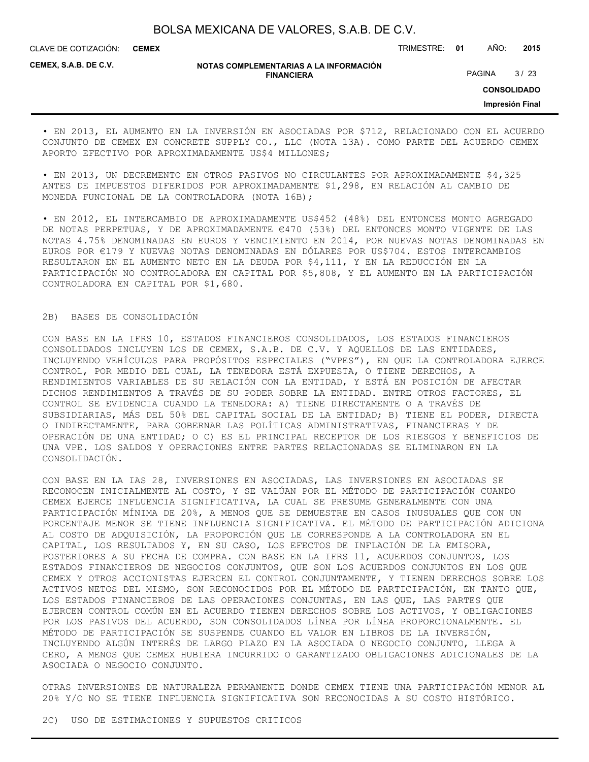• EN 2013, EL AUMENTO EN LA INVERSIÓN EN ASOCIADAS POR $712, RELACIONADO CON EL ACUERDO CONJUNTO DE CEMEX EN CONCRETE SUPPLY CO., LLC (NOTA 13A). COMO PARTE DEL ACUERDO CEMEX APORTO EFECTIVO POR APROXIMADAMENTE US$4 MILLONES;

• EN 2013, UN DECREMENTO EN OTROS PASIVOS NO CIRCULANTES POR APROXIMADAMENTE $4,325 ANTES DE IMPUESTOS DIFERIDOS POR APROXIMADAMENTE $1,298, EN RELACIÓN AL CAMBIO DE MONEDA FUNCIONAL DE LA CONTROLADORA (NOTA 16B);

• EN 2012, EL INTERCAMBIO DE APROXIMADAMENTE US$452 (48%) DEL ENTONCES MONTO AGREGADO DE NOTAS PERPETUAS, Y DE APROXIMADAMENTE €470 (53%) DEL ENTONCES MONTO VIGENTE DE LAS NOTAS 4.75% DENOMINADAS EN EUROS Y VENCIMIENTO EN 2014, POR NUEVAS NOTAS DENOMINADAS EN EUROS POR €179 Y NUEVAS NOTAS DENOMINADAS EN DÓLARES POR US$704. ESTOS INTERCAMBIOS RESULTARON EN EL AUMENTO NETO EN LA DEUDA POR $4,111, Y EN LA REDUCCIÓN EN LA PARTICIPACIÓN NO CONTROLADORA EN CAPITAL POR $5,808, Y EL AUMENTO EN LA PARTICIPACIÓN CONTROLADORA EN CAPITAL POR $1,680.

## 2B) BASES DE CONSOLIDACIÓN

CON BASE EN LA IFRS 10, ESTADOS FINANCIEROS CONSOLIDADOS, LOS ESTADOS FINANCIEROS CONSOLIDADOS INCLUYEN LOS DE CEMEX, S.A.B. DE C.V. Y AQUELLOS DE LAS ENTIDADES, INCLUYENDO VEHÍCULOS PARA PROPÓSITOS ESPECIALES ("VPES"), EN QUE LA CONTROLADORA EJERCE CONTROL, POR MEDIO DEL CUAL, LA TENEDORA ESTÁ EXPUESTA, O TIENE DERECHOS, A RENDIMIENTOS VARIABLES DE SU RELACIÓN CON LA ENTIDAD, Y ESTÁ EN POSICIÓN DE AFECTAR DICHOS RENDIMIENTOS A TRAVÉS DE SU PODER SOBRE LA ENTIDAD. ENTRE OTROS FACTORES, EL CONTROL SE EVIDENCIA CUANDO LA TENEDORA: A) TIENE DIRECTAMENTE O A TRAVÉS DE SUBSIDIARIAS, MÁS DEL 50% DEL CAPITAL SOCIAL DE LA ENTIDAD; B) TIENE EL PODER, DIRECTA O INDIRECTAMENTE, PARA GOBERNAR LAS POLÍTICAS ADMINISTRATIVAS, FINANCIERAS Y DE OPERACIÓN DE UNA ENTIDAD; O C) ES EL PRINCIPAL RECEPTOR DE LOS RIESGOS Y BENEFICIOS DE UNA VPE. LOS SALDOS Y OPERACIONES ENTRE PARTES RELACIONADAS SE ELIMINARON EN LA CONSOLIDACIÓN.

CON BASE EN LA IAS 28, INVERSIONES EN ASOCIADAS, LAS INVERSIONES EN ASOCIADAS SE RECONOCEN INICIALMENTE AL COSTO, Y SE VALÚAN POR EL MÉTODO DE PARTICIPACIÓN CUANDO CEMEX EJERCE INFLUENCIA SIGNIFICATIVA, LA CUAL SE PRESUME GENERALMENTE CON UNA PARTICIPACIÓN MÍNIMA DE 20%, A MENOS QUE SE DEMUESTRE EN CASOS INUSUALES QUE CON UN PORCENTAJE MENOR SE TIENE INFLUENCIA SIGNIFICATIVA. EL MÉTODO DE PARTICIPACIÓN ADICIONA AL COSTO DE ADQUISICIÓN, LA PROPORCIÓN QUE LE CORRESPONDE A LA CONTROLADORA EN EL CAPITAL, LOS RESULTADOS Y, EN SU CASO, LOS EFECTOS DE INFLACIÓN DE LA EMISORA, POSTERIORES A SU FECHA DE COMPRA. CON BASE EN LA IFRS 11, ACUERDOS CONJUNTOS, LOS ESTADOS FINANCIEROS DE NEGOCIOS CONJUNTOS, QUE SON LOS ACUERDOS CONJUNTOS EN LOS QUE CEMEX Y OTROS ACCIONISTAS EJERCEN EL CONTROL CONJUNTAMENTE, Y TIENEN DERECHOS SOBRE LOS ACTIVOS NETOS DEL MISMO, SON RECONOCIDOS POR EL MÉTODO DE PARTICIPACIÓN, EN TANTO QUE, LOS ESTADOS FINANCIEROS DE LAS OPERACIONES CONJUNTAS, EN LAS QUE, LAS PARTES QUE EJERCEN CONTROL COMÚN EN EL ACUERDO TIENEN DERECHOS SOBRE LOS ACTIVOS, Y OBLIGACIONES POR LOS PASIVOS DEL ACUERDO, SON CONSOLIDADOS LÍNEA POR LÍNEA PROPORCIONALMENTE. EL MÉTODO DE PARTICIPACIÓN SE SUSPENDE CUANDO EL VALOR EN LIBROS DE LA INVERSIÓN, INCLUYENDO ALGÚN INTERÉS DE LARGO PLAZO EN LA ASOCIADA O NEGOCIO CONJUNTO, LLEGA A CERO, A MENOS QUE CEMEX HUBIERA INCURRIDO O GARANTIZADO OBLIGACIONES ADICIONALES DE LA ASOCIADA O NEGOCIO CONJUNTO.

OTRAS INVERSIONES DE NATURALEZA PERMANENTE DONDE CEMEX TIENE UNA PARTICIPACIÓN MENOR AL 20% Y/O NO SE TIENE INFLUENCIA SIGNIFICATIVA SON RECONOCIDAS A SU COSTO HISTÓRICO.

## 2C) USO DE ESTIMACIONES Y SUPUESTOS CRITICOS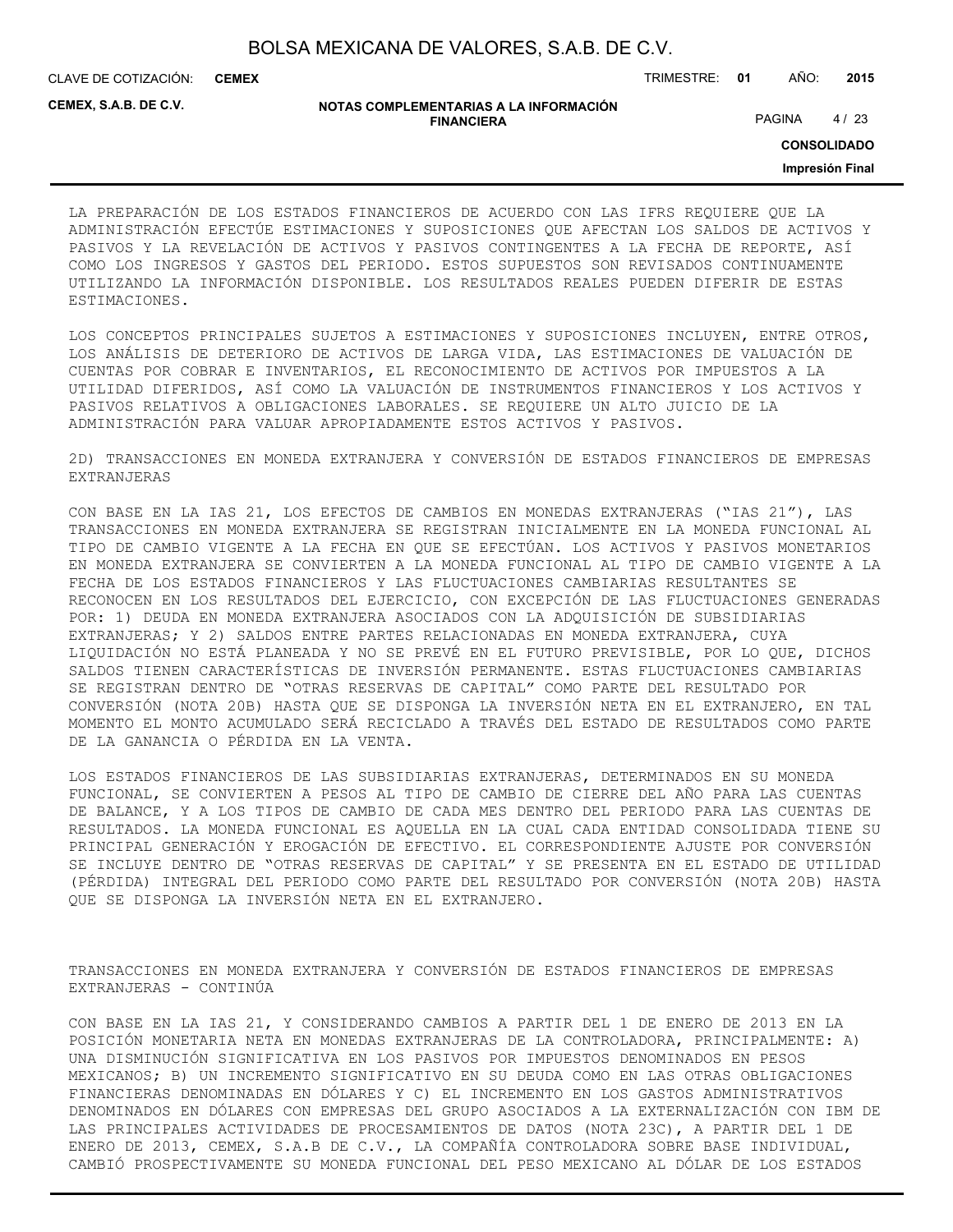LA PREPARACIÓN DE LOS ESTADOS FINANCIEROS DE ACUERDO CON LAS IFRS REQUIERE QUE LA ADMINISTRACIÓN EFECTÚE ESTIMACIONES Y SUPOSICIONES QUE AFECTAN LOS SALDOS DE ACTIVOS Y PASIVOS Y LA REVELACIÓN DE ACTIVOS Y PASIVOS CONTINGENTES A LA FECHA DE REPORTE, ASÍ COMO LOS INGRESOS Y GASTOS DEL PERIODO. ESTOS SUPUESTOS SON REVISADOS CONTINUAMENTE UTILIZANDO LA INFORMACIÓN DISPONIBLE. LOS RESULTADOS REALES PUEDEN DIFERIR DE ESTAS ESTIMACIONES.

LOS CONCEPTOS PRINCIPALES SUJETOS A ESTIMACIONES Y SUPOSICIONES INCLUYEN, ENTRE OTROS, LOS ANÁLISIS DE DETERIORO DE ACTIVOS DE LARGA VIDA, LAS ESTIMACIONES DE VALUACIÓN DE CUENTAS POR COBRAR E INVENTARIOS, EL RECONOCIMIENTO DE ACTIVOS POR IMPUESTOS A LA UTILIDAD DIFERIDOS, ASÍ COMO LA VALUACIÓN DE INSTRUMENTOS FINANCIEROS Y LOS ACTIVOS Y PASIVOS RELATIVOS A OBLIGACIONES LABORALES. SE REQUIERE UN ALTO JUICIO DE LA ADMINISTRACIÓN PARA VALUAR APROPIADAMENTE ESTOS ACTIVOS Y PASIVOS.

2D) TRANSACCIONES EN MONEDA EXTRANJERA Y CONVERSIÓN DE ESTADOS FINANCIEROS DE EMPRESAS EXTRANJERAS

CON BASE EN LA IAS 21, LOS EFECTOS DE CAMBIOS EN MONEDAS EXTRANJERAS ("IAS 21"), LAS TRANSACCIONES EN MONEDA EXTRANJERA SE REGISTRAN INICIALMENTE EN LA MONEDA FUNCIONAL AL TIPO DE CAMBIO VIGENTE A LA FECHA EN QUE SE EFECTÚAN. LOS ACTIVOS Y PASIVOS MONETARIOS EN MONEDA EXTRANJERA SE CONVIERTEN A LA MONEDA FUNCIONAL AL TIPO DE CAMBIO VIGENTE A LA FECHA DE LOS ESTADOS FINANCIEROS Y LAS FLUCTUACIONES CAMBIARIAS RESULTANTES SE RECONOCEN EN LOS RESULTADOS DEL EJERCICIO, CON EXCEPCIÓN DE LAS FLUCTUACIONES GENERADAS POR: 1) DEUDA EN MONEDA EXTRANJERA ASOCIADOS CON LA ADQUISICIÓN DE SUBSIDIARIAS EXTRANJERAS; Y 2) SALDOS ENTRE PARTES RELACIONADAS EN MONEDA EXTRANJERA, CUYA LIQUIDACIÓN NO ESTÁ PLANEADA Y NO SE PREVÉ EN EL FUTURO PREVISIBLE, POR LO QUE, DICHOS SALDOS TIENEN CARACTERÍSTICAS DE INVERSIÓN PERMANENTE. ESTAS FLUCTUACIONES CAMBIARIAS SE REGISTRAN DENTRO DE "OTRAS RESERVAS DE CAPITAL" COMO PARTE DEL RESULTADO POR CONVERSIÓN (NOTA 20B) HASTA QUE SE DISPONGA LA INVERSIÓN NETA EN EL EXTRANJERO, EN TAL MOMENTO EL MONTO ACUMULADO SERÁ RECICLADO A TRAVÉS DEL ESTADO DE RESULTADOS COMO PARTE DE LA GANANCIA O PÉRDIDA EN LA VENTA.

LOS ESTADOS FINANCIEROS DE LAS SUBSIDIARIAS EXTRANJERAS, DETERMINADOS EN SU MONEDA FUNCIONAL, SE CONVIERTEN A PESOS AL TIPO DE CAMBIO DE CIERRE DEL AÑO PARA LAS CUENTAS DE BALANCE, Y A LOS TIPOS DE CAMBIO DE CADA MES DENTRO DEL PERIODO PARA LAS CUENTAS DE RESULTADOS. LA MONEDA FUNCIONAL ES AQUELLA EN LA CUAL CADA ENTIDAD CONSOLIDADA TIENE SU PRINCIPAL GENERACIÓN Y EROGACIÓN DE EFECTIVO. EL CORRESPONDIENTE AJUSTE POR CONVERSIÓN SE INCLUYE DENTRO DE "OTRAS RESERVAS DE CAPITAL" Y SE PRESENTA EN EL ESTADO DE UTILIDAD (PÉRDIDA) INTEGRAL DEL PERIODO COMO PARTE DEL RESULTADO POR CONVERSIÓN (NOTA 20B) HASTA QUE SE DISPONGA LA INVERSIÓN NETA EN EL EXTRANJERO.

TRANSACCIONES EN MONEDA EXTRANJERA Y CONVERSIÓN DE ESTADOS FINANCIEROS DE EMPRESAS EXTRANJERAS - CONTINÚA

CON BASE EN LA IAS 21, Y CONSIDERANDO CAMBIOS A PARTIR DEL 1 DE ENERO DE 2013 EN LA POSICIÓN MONETARIA NETA EN MONEDAS EXTRANJERAS DE LA CONTROLADORA, PRINCIPALMENTE: A) UNA DISMINUCIÓN SIGNIFICATIVA EN LOS PASIVOS POR IMPUESTOS DENOMINADOS EN PESOS MEXICANOS; B) UN INCREMENTO SIGNIFICATIVO EN SU DEUDA COMO EN LAS OTRAS OBLIGACIONES FINANCIERAS DENOMINADAS EN DÓLARES Y C) EL INCREMENTO EN LOS GASTOS ADMINISTRATIVOS DENOMINADOS EN DÓLARES CON EMPRESAS DEL GRUPO ASOCIADOS A LA EXTERNALIZACIÓN CON IBM DE LAS PRINCIPALES ACTIVIDADES DE PROCESAMIENTOS DE DATOS (NOTA 23C), A PARTIR DEL 1 DE ENERO DE 2013, CEMEX, S.A.B DE C.V., LA COMPAÑÍA CONTROLADORA SOBRE BASE INDIVIDUAL, CAMBIÓ PROSPECTIVAMENTE SU MONEDA FUNCIONAL DEL PESO MEXICANO AL DÓLAR DE LOS ESTADOS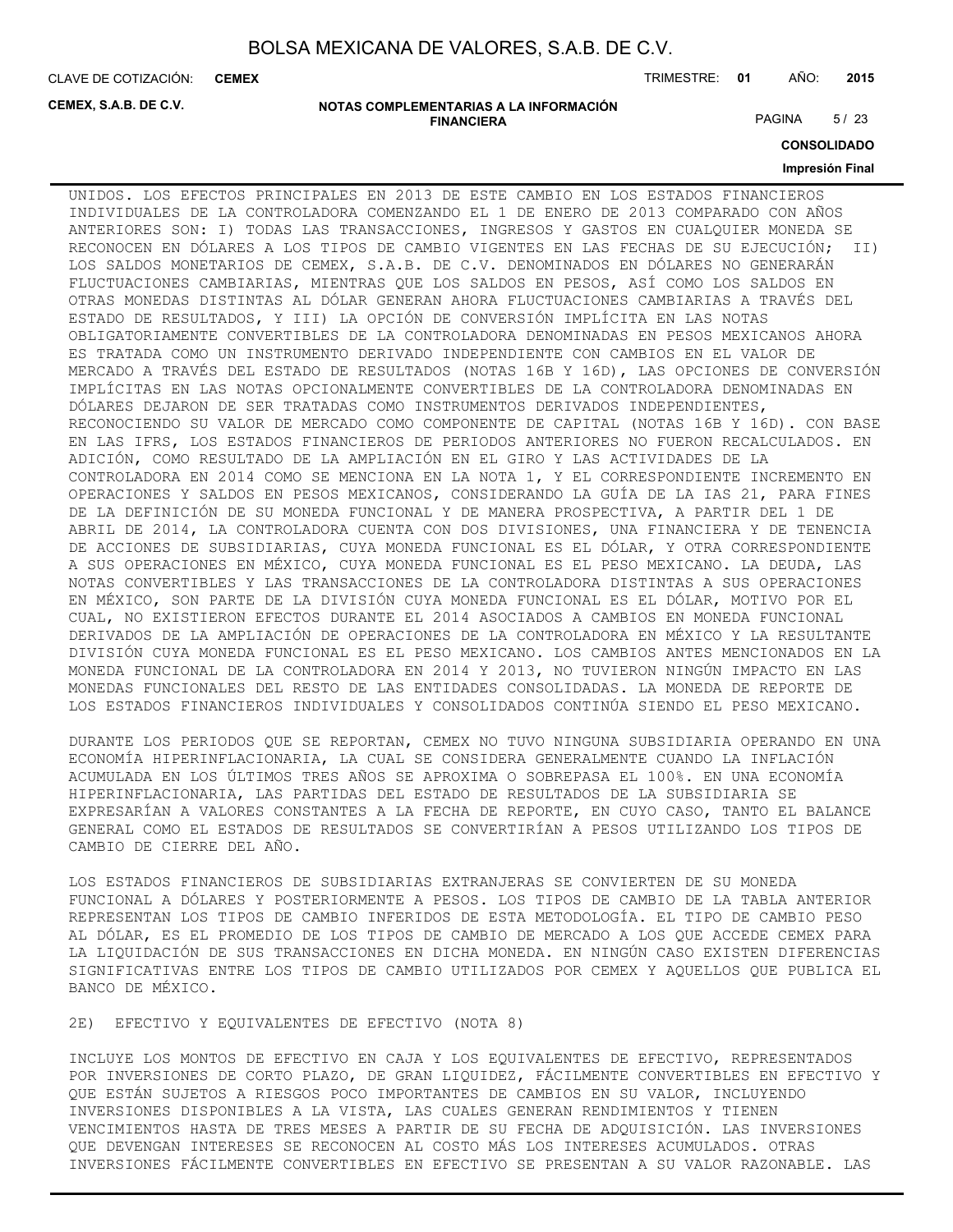UNIDOS. LOS EFECTOS PRINCIPALES EN 2013 DE ESTE CAMBIO EN LOS ESTADOS FINANCIEROS INDIVIDUALES DE LA CONTROLADORA COMENZANDO EL 1 DE ENERO DE 2013 COMPARADO CON AÑOS ANTERIORES SON: I) TODAS LAS TRANSACCIONES, INGRESOS Y GASTOS EN CUALQUIER MONEDA SE RECONOCEN EN DÓLARES A LOS TIPOS DE CAMBIO VIGENTES EN LAS FECHAS DE SU EJECUCIÓN; II) LOS SALDOS MONETARIOS DE CEMEX, S.A.B. DE C.V. DENOMINADOS EN DÓLARES NO GENERARÁN FLUCTUACIONES CAMBIARIAS, MIENTRAS QUE LOS SALDOS EN PESOS, ASÍ COMO LOS SALDOS EN OTRAS MONEDAS DISTINTAS AL DÓLAR GENERAN AHORA FLUCTUACIONES CAMBIARIAS A TRAVÉS DEL ESTADO DE RESULTADOS, Y III) LA OPCIÓN DE CONVERSIÓN IMPLÍCITA EN LAS NOTAS OBLIGATORIAMENTE CONVERTIBLES DE LA CONTROLADORA DENOMINADAS EN PESOS MEXICANOS AHORA ES TRATADA COMO UN INSTRUMENTO DERIVADO INDEPENDIENTE CON CAMBIOS EN EL VALOR DE MERCADO A TRAVÉS DEL ESTADO DE RESULTADOS (NOTAS 16B Y 16D), LAS OPCIONES DE CONVERSIÓN IMPLÍCITAS EN LAS NOTAS OPCIONALMENTE CONVERTIBLES DE LA CONTROLADORA DENOMINADAS EN DÓLARES DEJARON DE SER TRATADAS COMO INSTRUMENTOS DERIVADOS INDEPENDIENTES, RECONOCIENDO SU VALOR DE MERCADO COMO COMPONENTE DE CAPITAL (NOTAS 16B Y 16D). CON BASE EN LAS IFRS, LOS ESTADOS FINANCIEROS DE PERIODOS ANTERIORES NO FUERON RECALCULADOS. EN ADICIÓN, COMO RESULTADO DE LA AMPLIACIÓN EN EL GIRO Y LAS ACTIVIDADES DE LA CONTROLADORA EN 2014 COMO SE MENCIONA EN LA NOTA 1, Y EL CORRESPONDIENTE INCREMENTO EN OPERACIONES Y SALDOS EN PESOS MEXICANOS, CONSIDERANDO LA GUÍA DE LA IAS 21, PARA FINES DE LA DEFINICIÓN DE SU MONEDA FUNCIONAL Y DE MANERA PROSPECTIVA, A PARTIR DEL 1 DE ABRIL DE 2014, LA CONTROLADORA CUENTA CON DOS DIVISIONES, UNA FINANCIERA Y DE TENENCIA DE ACCIONES DE SUBSIDIARIAS, CUYA MONEDA FUNCIONAL ES EL DÓLAR, Y OTRA CORRESPONDIENTE A SUS OPERACIONES EN MÉXICO, CUYA MONEDA FUNCIONAL ES EL PESO MEXICANO. LA DEUDA, LAS NOTAS CONVERTIBLES Y LAS TRANSACCIONES DE LA CONTROLADORA DISTINTAS A SUS OPERACIONES EN MÉXICO, SON PARTE DE LA DIVISIÓN CUYA MONEDA FUNCIONAL ES EL DÓLAR, MOTIVO POR EL CUAL, NO EXISTIERON EFECTOS DURANTE EL 2014 ASOCIADOS A CAMBIOS EN MONEDA FUNCIONAL DERIVADOS DE LA AMPLIACIÓN DE OPERACIONES DE LA CONTROLADORA EN MÉXICO Y LA RESULTANTE DIVISIÓN CUYA MONEDA FUNCIONAL ES EL PESO MEXICANO. LOS CAMBIOS ANTES MENCIONADOS EN LA MONEDA FUNCIONAL DE LA CONTROLADORA EN 2014 Y 2013, NO TUVIERON NINGÚN IMPACTO EN LAS MONEDAS FUNCIONALES DEL RESTO DE LAS ENTIDADES CONSOLIDADAS. LA MONEDA DE REPORTE DE LOS ESTADOS FINANCIEROS INDIVIDUALES Y CONSOLIDADOS CONTINÚA SIENDO EL PESO MEXICANO.

DURANTE LOS PERIODOS QUE SE REPORTAN, CEMEX NO TUVO NINGUNA SUBSIDIARIA OPERANDO EN UNA ECONOMÍA HIPERINFLACIONARIA, LA CUAL SE CONSIDERA GENERALMENTE CUANDO LA INFLACIÓN ACUMULADA EN LOS ÚLTIMOS TRES AÑOS SE APROXIMA O SOBREPASA EL 100%. EN UNA ECONOMÍA HIPERINFLACIONARIA, LAS PARTIDAS DEL ESTADO DE RESULTADOS DE LA SUBSIDIARIA SE EXPRESARÍAN A VALORES CONSTANTES A LA FECHA DE REPORTE, EN CUYO CASO, TANTO EL BALANCE GENERAL COMO EL ESTADOS DE RESULTADOS SE CONVERTIRÍAN A PESOS UTILIZANDO LOS TIPOS DE CAMBIO DE CIERRE DEL AÑO.

LOS ESTADOS FINANCIEROS DE SUBSIDIARIAS EXTRANJERAS SE CONVIERTEN DE SU MONEDA FUNCIONAL A DÓLARES Y POSTERIORMENTE A PESOS. LOS TIPOS DE CAMBIO DE LA TABLA ANTERIOR REPRESENTAN LOS TIPOS DE CAMBIO INFERIDOS DE ESTA METODOLOGÍA. EL TIPO DE CAMBIO PESO AL DÓLAR, ES EL PROMEDIO DE LOS TIPOS DE CAMBIO DE MERCADO A LOS QUE ACCEDE CEMEX PARA LA LIQUIDACIÓN DE SUS TRANSACCIONES EN DICHA MONEDA. EN NINGÚN CASO EXISTEN DIFERENCIAS SIGNIFICATIVAS ENTRE LOS TIPOS DE CAMBIO UTILIZADOS POR CEMEX Y AQUELLOS QUE PUBLICA EL BANCO DE MÉXICO.

2E) EFECTIVO Y EQUIVALENTES DE EFECTIVO (NOTA 8)

INCLUYE LOS MONTOS DE EFECTIVO EN CAJA Y LOS EQUIVALENTES DE EFECTIVO, REPRESENTADOS POR INVERSIONES DE CORTO PLAZO, DE GRAN LIQUIDEZ, FÁCILMENTE CONVERTIBLES EN EFECTIVO Y QUE ESTÁN SUJETOS A RIESGOS POCO IMPORTANTES DE CAMBIOS EN SU VALOR, INCLUYENDO INVERSIONES DISPONIBLES A LA VISTA, LAS CUALES GENERAN RENDIMIENTOS Y TIENEN VENCIMIENTOS HASTA DE TRES MESES A PARTIR DE SU FECHA DE ADQUISICIÓN. LAS INVERSIONES QUE DEVENGAN INTERESES SE RECONOCEN AL COSTO MÁS LOS INTERESES ACUMULADOS. OTRAS INVERSIONES FÁCILMENTE CONVERTIBLES EN EFECTIVO SE PRESENTAN A SU VALOR RAZONABLE. LAS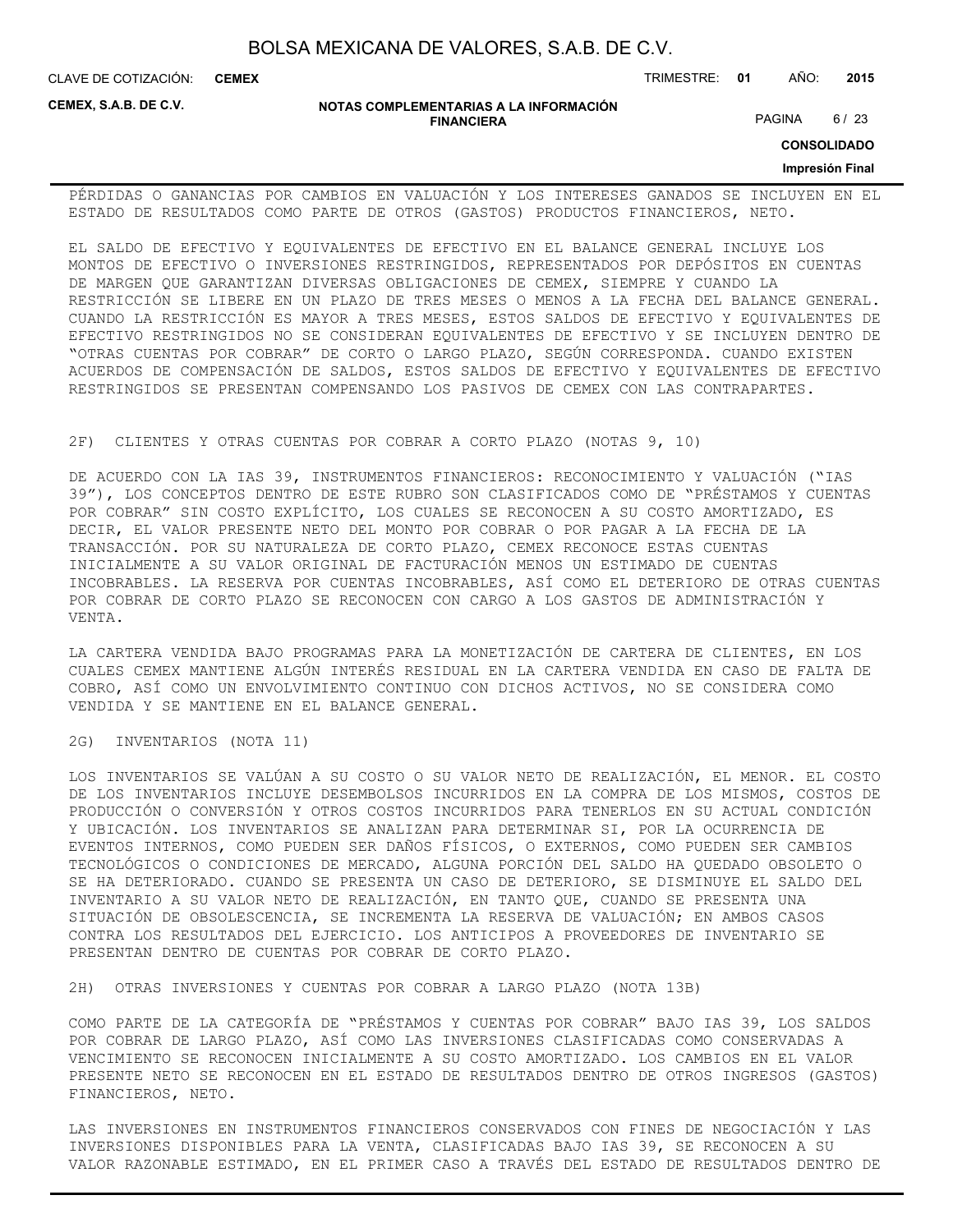PÉRDIDAS O GANANCIAS POR CAMBIOS EN VALUACIÓN Y LOS INTERESES GANADOS SE INCLUYEN EN EL ESTADO DE RESULTADOS COMO PARTE DE OTROS (GASTOS) PRODUCTOS FINANCIEROS, NETO.

EL SALDO DE EFECTIVO Y EQUIVALENTES DE EFECTIVO EN EL BALANCE GENERAL INCLUYE LOS MONTOS DE EFECTIVO O INVERSIONES RESTRINGIDOS, REPRESENTADOS POR DEPÓSITOS EN CUENTAS DE MARGEN QUE GARANTIZAN DIVERSAS OBLIGACIONES DE CEMEX, SIEMPRE Y CUANDO LA RESTRICCIÓN SE LIBERE EN UN PLAZO DE TRES MESES O MENOS A LA FECHA DEL BALANCE GENERAL. CUANDO LA RESTRICCIÓN ES MAYOR A TRES MESES, ESTOS SALDOS DE EFECTIVO Y EQUIVALENTES DE EFECTIVO RESTRINGIDOS NO SE CONSIDERAN EQUIVALENTES DE EFECTIVO Y SE INCLUYEN DENTRO DE "OTRAS CUENTAS POR COBRAR" DE CORTO O LARGO PLAZO, SEGÚN CORRESPONDA. CUANDO EXISTEN ACUERDOS DE COMPENSACIÓN DE SALDOS, ESTOS SALDOS DE EFECTIVO Y EQUIVALENTES DE EFECTIVO RESTRINGIDOS SE PRESENTAN COMPENSANDO LOS PASIVOS DE CEMEX CON LAS CONTRAPARTES.

2F) CLIENTES Y OTRAS CUENTAS POR COBRAR A CORTO PLAZO (NOTAS 9, 10)

DE ACUERDO CON LA IAS 39, INSTRUMENTOS FINANCIEROS: RECONOCIMIENTO Y VALUACIÓN ("IAS 39"), LOS CONCEPTOS DENTRO DE ESTE RUBRO SON CLASIFICADOS COMO DE "PRÉSTAMOS Y CUENTAS POR COBRAR" SIN COSTO EXPLÍCITO, LOS CUALES SE RECONOCEN A SU COSTO AMORTIZADO, ES DECIR, EL VALOR PRESENTE NETO DEL MONTO POR COBRAR O POR PAGAR A LA FECHA DE LA TRANSACCIÓN. POR SU NATURALEZA DE CORTO PLAZO, CEMEX RECONOCE ESTAS CUENTAS INICIALMENTE A SU VALOR ORIGINAL DE FACTURACIÓN MENOS UN ESTIMADO DE CUENTAS INCOBRABLES. LA RESERVA POR CUENTAS INCOBRABLES, ASÍ COMO EL DETERIORO DE OTRAS CUENTAS POR COBRAR DE CORTO PLAZO SE RECONOCEN CON CARGO A LOS GASTOS DE ADMINISTRACIÓN Y VENTA.

LA CARTERA VENDIDA BAJO PROGRAMAS PARA LA MONETIZACIÓN DE CARTERA DE CLIENTES, EN LOS CUALES CEMEX MANTIENE ALGÚN INTERÉS RESIDUAL EN LA CARTERA VENDIDA EN CASO DE FALTA DE COBRO, ASÍ COMO UN ENVOLVIMIENTO CONTINUO CON DICHOS ACTIVOS, NO SE CONSIDERA COMO VENDIDA Y SE MANTIENE EN EL BALANCE GENERAL.

2G) INVENTARIOS (NOTA 11)

LOS INVENTARIOS SE VALÚAN A SU COSTO O SU VALOR NETO DE REALIZACIÓN, EL MENOR. EL COSTO DE LOS INVENTARIOS INCLUYE DESEMBOLSOS INCURRIDOS EN LA COMPRA DE LOS MISMOS, COSTOS DE PRODUCCIÓN O CONVERSIÓN Y OTROS COSTOS INCURRIDOS PARA TENERLOS EN SU ACTUAL CONDICIÓN Y UBICACIÓN. LOS INVENTARIOS SE ANALIZAN PARA DETERMINAR SI, POR LA OCURRENCIA DE EVENTOS INTERNOS, COMO PUEDEN SER DAÑOS FÍSICOS, O EXTERNOS, COMO PUEDEN SER CAMBIOS TECNOLÓGICOS O CONDICIONES DE MERCADO, ALGUNA PORCIÓN DEL SALDO HA QUEDADO OBSOLETO O SE HA DETERIORADO. CUANDO SE PRESENTA UN CASO DE DETERIORO, SE DISMINUYE EL SALDO DEL INVENTARIO A SU VALOR NETO DE REALIZACIÓN, EN TANTO QUE, CUANDO SE PRESENTA UNA SITUACIÓN DE OBSOLESCENCIA, SE INCREMENTA LA RESERVA DE VALUACIÓN; EN AMBOS CASOS CONTRA LOS RESULTADOS DEL EJERCICIO. LOS ANTICIPOS A PROVEEDORES DE INVENTARIO SE PRESENTAN DENTRO DE CUENTAS POR COBRAR DE CORTO PLAZO.

2H) OTRAS INVERSIONES Y CUENTAS POR COBRAR A LARGO PLAZO (NOTA 13B)

COMO PARTE DE LA CATEGORÍA DE "PRÉSTAMOS Y CUENTAS POR COBRAR" BAJO IAS 39, LOS SALDOS POR COBRAR DE LARGO PLAZO, ASÍ COMO LAS INVERSIONES CLASIFICADAS COMO CONSERVADAS A VENCIMIENTO SE RECONOCEN INICIALMENTE A SU COSTO AMORTIZADO. LOS CAMBIOS EN EL VALOR PRESENTE NETO SE RECONOCEN EN EL ESTADO DE RESULTADOS DENTRO DE OTROS INGRESOS (GASTOS) FINANCIEROS, NETO.

LAS INVERSIONES EN INSTRUMENTOS FINANCIEROS CONSERVADOS CON FINES DE NEGOCIACIÓN Y LAS INVERSIONES DISPONIBLES PARA LA VENTA, CLASIFICADAS BAJO IAS 39, SE RECONOCEN A SU VALOR RAZONABLE ESTIMADO, EN EL PRIMER CASO A TRAVÉS DEL ESTADO DE RESULTADOS DENTRO DE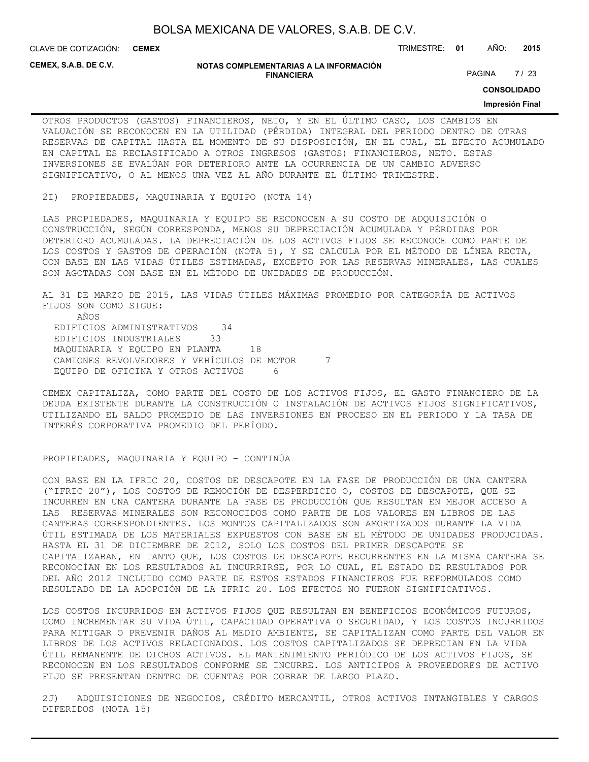OTROS PRODUCTOS (GASTOS) FINANCIEROS, NETO, Y EN EL ÚLTIMO CASO, LOS CAMBIOS EN VALUACIÓN SE RECONOCEN EN LA UTILIDAD (PÉRDIDA) INTEGRAL DEL PERIODO DENTRO DE OTRAS RESERVAS DE CAPITAL HASTA EL MOMENTO DE SU DISPOSICIÓN, EN EL CUAL, EL EFECTO ACUMULADO EN CAPITAL ES RECLASIFICADO A OTROS INGRESOS (GASTOS) FINANCIEROS, NETO. ESTAS INVERSIONES SE EVALÚAN POR DETERIORO ANTE LA OCURRENCIA DE UN CAMBIO ADVERSO SIGNIFICATIVO, O AL MENOS UNA VEZ AL AÑO DURANTE EL ÚLTIMO TRIMESTRE.

2I) PROPIEDADES, MAQUINARIA Y EQUIPO (NOTA 14)

LAS PROPIEDADES, MAQUINARIA Y EQUIPO SE RECONOCEN A SU COSTO DE ADQUISICIÓN O CONSTRUCCIÓN, SEGÚN CORRESPONDA, MENOS SU DEPRECIACIÓN ACUMULADA Y PÉRDIDAS POR DETERIORO ACUMULADAS. LA DEPRECIACIÓN DE LOS ACTIVOS FIJOS SE RECONOCE COMO PARTE DE LOS COSTOS Y GASTOS DE OPERACIÓN (NOTA 5), Y SE CALCULA POR EL MÉTODO DE LÍNEA RECTA, CON BASE EN LAS VIDAS ÚTILES ESTIMADAS, EXCEPTO POR LAS RESERVAS MINERALES, LAS CUALES SON AGOTADAS CON BASE EN EL MÉTODO DE UNIDADES DE PRODUCCIÓN.

AL 31 DE MARZO DE 2015, LAS VIDAS ÚTILES MÁXIMAS PROMEDIO POR CATEGORÍA DE ACTIVOS FIJOS SON COMO SIGUE:

| | AÑOS |
|---|---|
| EDIFICIOS ADMINISTRATIVOS | 34 |
| EDIFICIOS INDUSTRIALES | 33 |
| MAQUINARIA Y EQUIPO EN PLANTA | 18 |
| CAMIONES REVOLVEDORES Y VEHÍCULOS DE MOTOR | 7 |
| EQUIPO DE OFICINA Y OTROS ACTIVOS | 6 |

CEMEX CAPITALIZA, COMO PARTE DEL COSTO DE LOS ACTIVOS FIJOS, EL GASTO FINANCIERO DE LA DEUDA EXISTENTE DURANTE LA CONSTRUCCIÓN O INSTALACIÓN DE ACTIVOS FIJOS SIGNIFICATIVOS, UTILIZANDO EL SALDO PROMEDIO DE LAS INVERSIONES EN PROCESO EN EL PERIODO Y LA TASA DE INTERÉS CORPORATIVA PROMEDIO DEL PERÍODO.

PROPIEDADES, MAQUINARIA Y EQUIPO – CONTINÚA

CON BASE EN LA IFRIC 20, COSTOS DE DESCAPOTE EN LA FASE DE PRODUCCIÓN DE UNA CANTERA ("IFRIC 20"), LOS COSTOS DE REMOCIÓN DE DESPERDICIO O, COSTOS DE DESCAPOTE, QUE SE INCURREN EN UNA CANTERA DURANTE LA FASE DE PRODUCCIÓN QUE RESULTAN EN MEJOR ACCESO A LAS RESERVAS MINERALES SON RECONOCIDOS COMO PARTE DE LOS VALORES EN LIBROS DE LAS CANTERAS CORRESPONDIENTES. LOS MONTOS CAPITALIZADOS SON AMORTIZADOS DURANTE LA VIDA ÚTIL ESTIMADA DE LOS MATERIALES EXPUESTOS CON BASE EN EL MÉTODO DE UNIDADES PRODUCIDAS. HASTA EL 31 DE DICIEMBRE DE 2012, SOLO LOS COSTOS DEL PRIMER DESCAPOTE SE CAPITALIZABAN, EN TANTO QUE, LOS COSTOS DE DESCAPOTE RECURRENTES EN LA MISMA CANTERA SE RECONOCÍAN EN LOS RESULTADOS AL INCURRIRSE, POR LO CUAL, EL ESTADO DE RESULTADOS POR DEL AÑO 2012 INCLUIDO COMO PARTE DE ESTOS ESTADOS FINANCIEROS FUE REFORMULADOS COMO RESULTADO DE LA ADOPCIÓN DE LA IFRIC 20. LOS EFECTOS NO FUERON SIGNIFICATIVOS.

LOS COSTOS INCURRIDOS EN ACTIVOS FIJOS QUE RESULTAN EN BENEFICIOS ECONÓMICOS FUTUROS, COMO INCREMENTAR SU VIDA ÚTIL, CAPACIDAD OPERATIVA O SEGURIDAD, Y LOS COSTOS INCURRIDOS PARA MITIGAR O PREVENIR DAÑOS AL MEDIO AMBIENTE, SE CAPITALIZAN COMO PARTE DEL VALOR EN LIBROS DE LOS ACTIVOS RELACIONADOS. LOS COSTOS CAPITALIZADOS SE DEPRECIAN EN LA VIDA ÚTIL REMANENTE DE DICHOS ACTIVOS. EL MANTENIMIENTO PERIÓDICO DE LOS ACTIVOS FIJOS, SE RECONOCEN EN LOS RESULTADOS CONFORME SE INCURRE. LOS ANTICIPOS A PROVEEDORES DE ACTIVO FIJO SE PRESENTAN DENTRO DE CUENTAS POR COBRAR DE LARGO PLAZO.

2J) ADQUISICIONES DE NEGOCIOS, CRÉDITO MERCANTIL, OTROS ACTIVOS INTANGIBLES Y CARGOS DIFERIDOS (NOTA 15)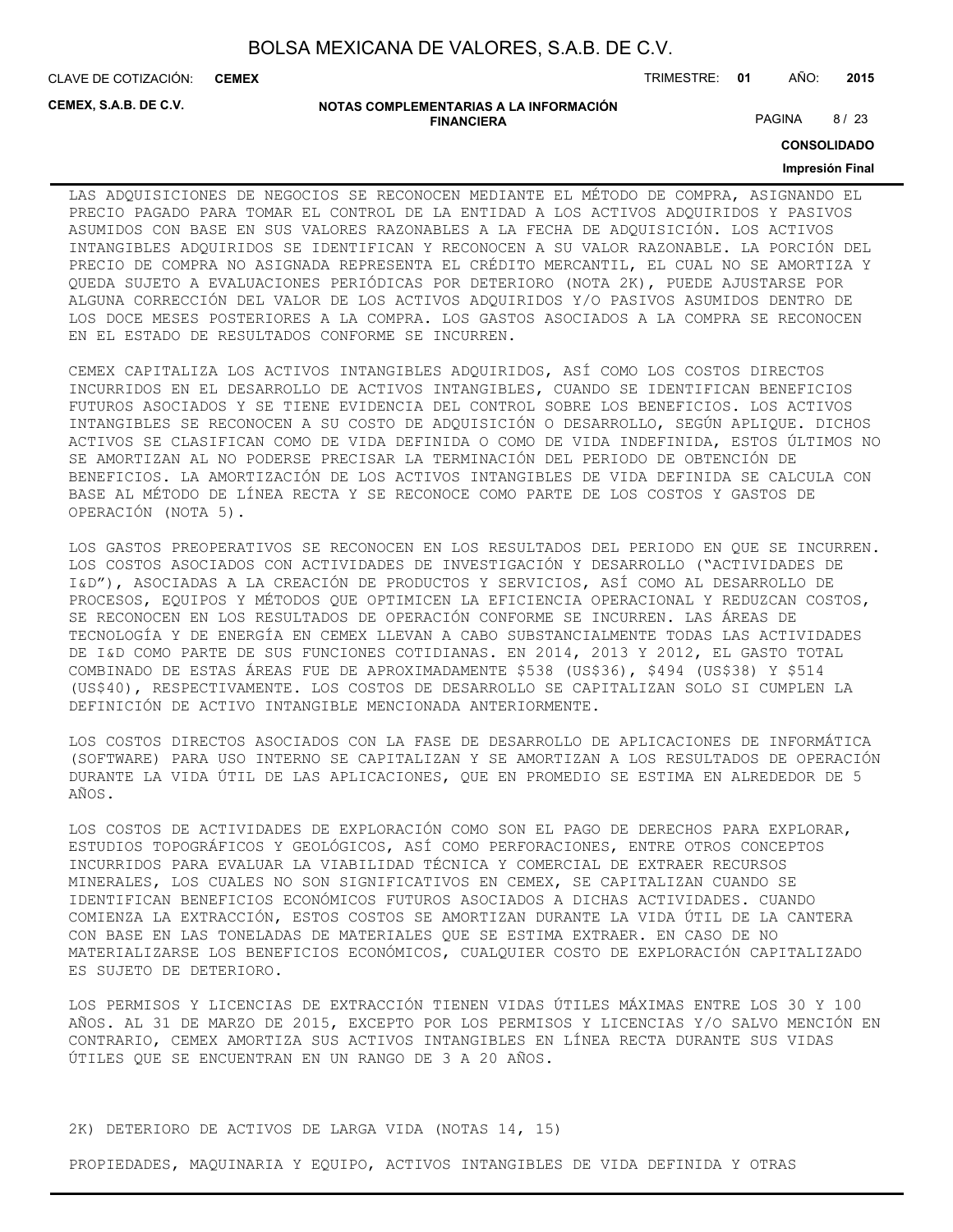LAS ADQUISICIONES DE NEGOCIOS SE RECONOCEN MEDIANTE EL MÉTODO DE COMPRA, ASIGNANDO EL PRECIO PAGADO PARA TOMAR EL CONTROL DE LA ENTIDAD A LOS ACTIVOS ADQUIRIDOS Y PASIVOS ASUMIDOS CON BASE EN SUS VALORES RAZONABLES A LA FECHA DE ADQUISICIÓN. LOS ACTIVOS INTANGIBLES ADQUIRIDOS SE IDENTIFICAN Y RECONOCEN A SU VALOR RAZONABLE. LA PORCIÓN DEL PRECIO DE COMPRA NO ASIGNADA REPRESENTA EL CRÉDITO MERCANTIL, EL CUAL NO SE AMORTIZA Y QUEDA SUJETO A EVALUACIONES PERIÓDICAS POR DETERIORO (NOTA 2K), PUEDE AJUSTARSE POR ALGUNA CORRECCIÓN DEL VALOR DE LOS ACTIVOS ADQUIRIDOS Y/O PASIVOS ASUMIDOS DENTRO DE LOS DOCE MESES POSTERIORES A LA COMPRA. LOS GASTOS ASOCIADOS A LA COMPRA SE RECONOCEN EN EL ESTADO DE RESULTADOS CONFORME SE INCURREN.

CEMEX CAPITALIZA LOS ACTIVOS INTANGIBLES ADQUIRIDOS, ASÍ COMO LOS COSTOS DIRECTOS INCURRIDOS EN EL DESARROLLO DE ACTIVOS INTANGIBLES, CUANDO SE IDENTIFICAN BENEFICIOS FUTUROS ASOCIADOS Y SE TIENE EVIDENCIA DEL CONTROL SOBRE LOS BENEFICIOS. LOS ACTIVOS INTANGIBLES SE RECONOCEN A SU COSTO DE ADQUISICIÓN O DESARROLLO, SEGÚN APLIQUE. DICHOS ACTIVOS SE CLASIFICAN COMO DE VIDA DEFINIDA O COMO DE VIDA INDEFINIDA, ESTOS ÚLTIMOS NO SE AMORTIZAN AL NO PODERSE PRECISAR LA TERMINACIÓN DEL PERIODO DE OBTENCIÓN DE BENEFICIOS. LA AMORTIZACIÓN DE LOS ACTIVOS INTANGIBLES DE VIDA DEFINIDA SE CALCULA CON BASE AL MÉTODO DE LÍNEA RECTA Y SE RECONOCE COMO PARTE DE LOS COSTOS Y GASTOS DE OPERACIÓN (NOTA 5).

LOS GASTOS PREOPERATIVOS SE RECONOCEN EN LOS RESULTADOS DEL PERIODO EN QUE SE INCURREN. LOS COSTOS ASOCIADOS CON ACTIVIDADES DE INVESTIGACIÓN Y DESARROLLO ("ACTIVIDADES DE I&D"), ASOCIADAS A LA CREACIÓN DE PRODUCTOS Y SERVICIOS, ASÍ COMO AL DESARROLLO DE PROCESOS, EQUIPOS Y MÉTODOS QUE OPTIMICEN LA EFICIENCIA OPERACIONAL Y REDUZCAN COSTOS, SE RECONOCEN EN LOS RESULTADOS DE OPERACIÓN CONFORME SE INCURREN. LAS ÁREAS DE TECNOLOGÍA Y DE ENERGÍA EN CEMEX LLEVAN A CABO SUBSTANCIALMENTE TODAS LAS ACTIVIDADES DE I&D COMO PARTE DE SUS FUNCIONES COTIDIANAS. EN 2014, 2013 Y 2012, EL GASTO TOTAL COMBINADO DE ESTAS ÁREAS FUE DE APROXIMADAMENTE $538 (US$36), $494 (US$38) Y $514 (US$40), RESPECTIVAMENTE. LOS COSTOS DE DESARROLLO SE CAPITALIZAN SOLO SI CUMPLEN LA DEFINICIÓN DE ACTIVO INTANGIBLE MENCIONADA ANTERIORMENTE.

LOS COSTOS DIRECTOS ASOCIADOS CON LA FASE DE DESARROLLO DE APLICACIONES DE INFORMÁTICA (SOFTWARE) PARA USO INTERNO SE CAPITALIZAN Y SE AMORTIZAN A LOS RESULTADOS DE OPERACIÓN DURANTE LA VIDA ÚTIL DE LAS APLICACIONES, QUE EN PROMEDIO SE ESTIMA EN ALREDEDOR DE 5 AÑOS.

LOS COSTOS DE ACTIVIDADES DE EXPLORACIÓN COMO SON EL PAGO DE DERECHOS PARA EXPLORAR, ESTUDIOS TOPOGRÁFICOS Y GEOLÓGICOS, ASÍ COMO PERFORACIONES, ENTRE OTROS CONCEPTOS INCURRIDOS PARA EVALUAR LA VIABILIDAD TÉCNICA Y COMERCIAL DE EXTRAER RECURSOS MINERALES, LOS CUALES NO SON SIGNIFICATIVOS EN CEMEX, SE CAPITALIZAN CUANDO SE IDENTIFICAN BENEFICIOS ECONÓMICOS FUTUROS ASOCIADOS A DICHAS ACTIVIDADES. CUANDO COMIENZA LA EXTRACCIÓN, ESTOS COSTOS SE AMORTIZAN DURANTE LA VIDA ÚTIL DE LA CANTERA CON BASE EN LAS TONELADAS DE MATERIALES QUE SE ESTIMA EXTRAER. EN CASO DE NO MATERIALIZARSE LOS BENEFICIOS ECONÓMICOS, CUALQUIER COSTO DE EXPLORACIÓN CAPITALIZADO ES SUJETO DE DETERIORO.

LOS PERMISOS Y LICENCIAS DE EXTRACCIÓN TIENEN VIDAS ÚTILES MÁXIMAS ENTRE LOS 30 Y 100 AÑOS. AL 31 DE MARZO DE 2015, EXCEPTO POR LOS PERMISOS Y LICENCIAS Y/O SALVO MENCIÓN EN CONTRARIO, CEMEX AMORTIZA SUS ACTIVOS INTANGIBLES EN LÍNEA RECTA DURANTE SUS VIDAS ÚTILES QUE SE ENCUENTRAN EN UN RANGO DE 3 A 20 AÑOS.

2K) DETERIORO DE ACTIVOS DE LARGA VIDA (NOTAS 14, 15)

PROPIEDADES, MAQUINARIA Y EQUIPO, ACTIVOS INTANGIBLES DE VIDA DEFINIDA Y OTRAS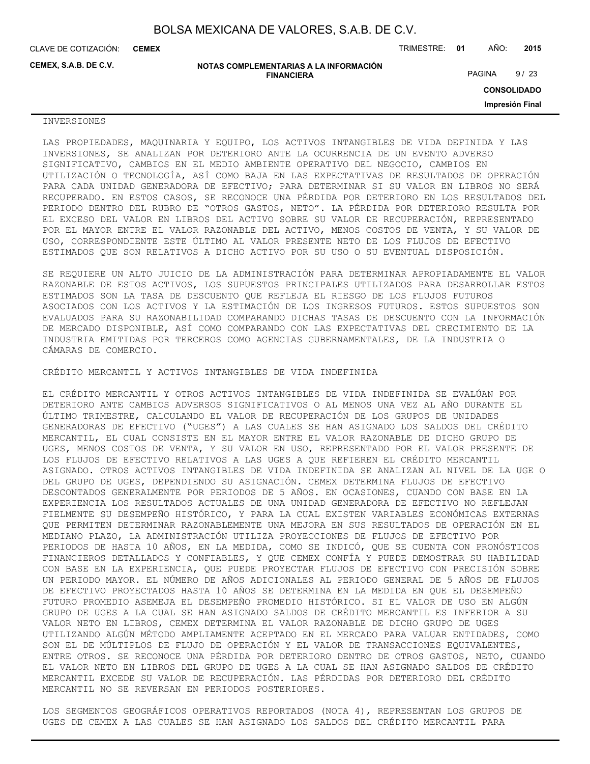INVERSIONES

LAS PROPIEDADES, MAQUINARIA Y EQUIPO, LOS ACTIVOS INTANGIBLES DE VIDA DEFINIDA Y LAS INVERSIONES, SE ANALIZAN POR DETERIORO ANTE LA OCURRENCIA DE UN EVENTO ADVERSO SIGNIFICATIVO, CAMBIOS EN EL MEDIO AMBIENTE OPERATIVO DEL NEGOCIO, CAMBIOS EN UTILIZACIÓN O TECNOLOGÍA, ASÍ COMO BAJA EN LAS EXPECTATIVAS DE RESULTADOS DE OPERACIÓN PARA CADA UNIDAD GENERADORA DE EFECTIVO; PARA DETERMINAR SI SU VALOR EN LIBROS NO SERÁ RECUPERADO. EN ESTOS CASOS, SE RECONOCE UNA PÉRDIDA POR DETERIORO EN LOS RESULTADOS DEL PERIODO DENTRO DEL RUBRO DE "OTROS GASTOS, NETO". LA PÉRDIDA POR DETERIORO RESULTA POR EL EXCESO DEL VALOR EN LIBROS DEL ACTIVO SOBRE SU VALOR DE RECUPERACIÓN, REPRESENTADO POR EL MAYOR ENTRE EL VALOR RAZONABLE DEL ACTIVO, MENOS COSTOS DE VENTA, Y SU VALOR DE USO, CORRESPONDIENTE ESTE ÚLTIMO AL VALOR PRESENTE NETO DE LOS FLUJOS DE EFECTIVO ESTIMADOS QUE SON RELATIVOS A DICHO ACTIVO POR SU USO O SU EVENTUAL DISPOSICIÓN.

SE REQUIERE UN ALTO JUICIO DE LA ADMINISTRACIÓN PARA DETERMINAR APROPIADAMENTE EL VALOR RAZONABLE DE ESTOS ACTIVOS, LOS SUPUESTOS PRINCIPALES UTILIZADOS PARA DESARROLLAR ESTOS ESTIMADOS SON LA TASA DE DESCUENTO QUE REFLEJA EL RIESGO DE LOS FLUJOS FUTUROS ASOCIADOS CON LOS ACTIVOS Y LA ESTIMACIÓN DE LOS INGRESOS FUTUROS. ESTOS SUPUESTOS SON EVALUADOS PARA SU RAZONABILIDAD COMPARANDO DICHAS TASAS DE DESCUENTO CON LA INFORMACIÓN DE MERCADO DISPONIBLE, ASÍ COMO COMPARANDO CON LAS EXPECTATIVAS DEL CRECIMIENTO DE LA INDUSTRIA EMITIDAS POR TERCEROS COMO AGENCIAS GUBERNAMENTALES, DE LA INDUSTRIA O CÁMARAS DE COMERCIO.

CRÉDITO MERCANTIL Y ACTIVOS INTANGIBLES DE VIDA INDEFINIDA

EL CRÉDITO MERCANTIL Y OTROS ACTIVOS INTANGIBLES DE VIDA INDEFINIDA SE EVALÚAN POR DETERIORO ANTE CAMBIOS ADVERSOS SIGNIFICATIVOS O AL MENOS UNA VEZ AL AÑO DURANTE EL ÚLTIMO TRIMESTRE, CALCULANDO EL VALOR DE RECUPERACIÓN DE LOS GRUPOS DE UNIDADES GENERADORAS DE EFECTIVO ("UGES") A LAS CUALES SE HAN ASIGNADO LOS SALDOS DEL CRÉDITO MERCANTIL, EL CUAL CONSISTE EN EL MAYOR ENTRE EL VALOR RAZONABLE DE DICHO GRUPO DE UGES, MENOS COSTOS DE VENTA, Y SU VALOR EN USO, REPRESENTADO POR EL VALOR PRESENTE DE LOS FLUJOS DE EFECTIVO RELATIVOS A LAS UGES A QUE REFIEREN EL CRÉDITO MERCANTIL ASIGNADO. OTROS ACTIVOS INTANGIBLES DE VIDA INDEFINIDA SE ANALIZAN AL NIVEL DE LA UGE O DEL GRUPO DE UGES, DEPENDIENDO SU ASIGNACIÓN. CEMEX DETERMINA FLUJOS DE EFECTIVO DESCONTADOS GENERALMENTE POR PERIODOS DE 5 AÑOS. EN OCASIONES, CUANDO CON BASE EN LA EXPERIENCIA LOS RESULTADOS ACTUALES DE UNA UNIDAD GENERADORA DE EFECTIVO NO REFLEJAN FIELMENTE SU DESEMPEÑO HISTÓRICO, Y PARA LA CUAL EXISTEN VARIABLES ECONÓMICAS EXTERNAS QUE PERMITEN DETERMINAR RAZONABLEMENTE UNA MEJORA EN SUS RESULTADOS DE OPERACIÓN EN EL MEDIANO PLAZO, LA ADMINISTRACIÓN UTILIZA PROYECCIONES DE FLUJOS DE EFECTIVO POR PERIODOS DE HASTA 10 AÑOS, EN LA MEDIDA, COMO SE INDICÓ, QUE SE CUENTA CON PRONÓSTICOS FINANCIEROS DETALLADOS Y CONFIABLES, Y QUE CEMEX CONFÍA Y PUEDE DEMOSTRAR SU HABILIDAD CON BASE EN LA EXPERIENCIA, QUE PUEDE PROYECTAR FLUJOS DE EFECTIVO CON PRECISIÓN SOBRE UN PERIODO MAYOR. EL NÚMERO DE AÑOS ADICIONALES AL PERIODO GENERAL DE 5 AÑOS DE FLUJOS DE EFECTIVO PROYECTADOS HASTA 10 AÑOS SE DETERMINA EN LA MEDIDA EN QUE EL DESEMPEÑO FUTURO PROMEDIO ASEMEJA EL DESEMPEÑO PROMEDIO HISTÓRICO. SI EL VALOR DE USO EN ALGÚN GRUPO DE UGES A LA CUAL SE HAN ASIGNADO SALDOS DE CRÉDITO MERCANTIL ES INFERIOR A SU VALOR NETO EN LIBROS, CEMEX DETERMINA EL VALOR RAZONABLE DE DICHO GRUPO DE UGES UTILIZANDO ALGÚN MÉTODO AMPLIAMENTE ACEPTADO EN EL MERCADO PARA VALUAR ENTIDADES, COMO SON EL DE MÚLTIPLOS DE FLUJO DE OPERACIÓN Y EL VALOR DE TRANSACCIONES EQUIVALENTES, ENTRE OTROS. SE RECONOCE UNA PÉRDIDA POR DETERIORO DENTRO DE OTROS GASTOS, NETO, CUANDO EL VALOR NETO EN LIBROS DEL GRUPO DE UGES A LA CUAL SE HAN ASIGNADO SALDOS DE CRÉDITO MERCANTIL EXCEDE SU VALOR DE RECUPERACIÓN. LAS PÉRDIDAS POR DETERIORO DEL CRÉDITO MERCANTIL NO SE REVERSAN EN PERIODOS POSTERIORES.

LOS SEGMENTOS GEOGRÁFICOS OPERATIVOS REPORTADOS (NOTA 4), REPRESENTAN LOS GRUPOS DE UGES DE CEMEX A LAS CUALES SE HAN ASIGNADO LOS SALDOS DEL CRÉDITO MERCANTIL PARA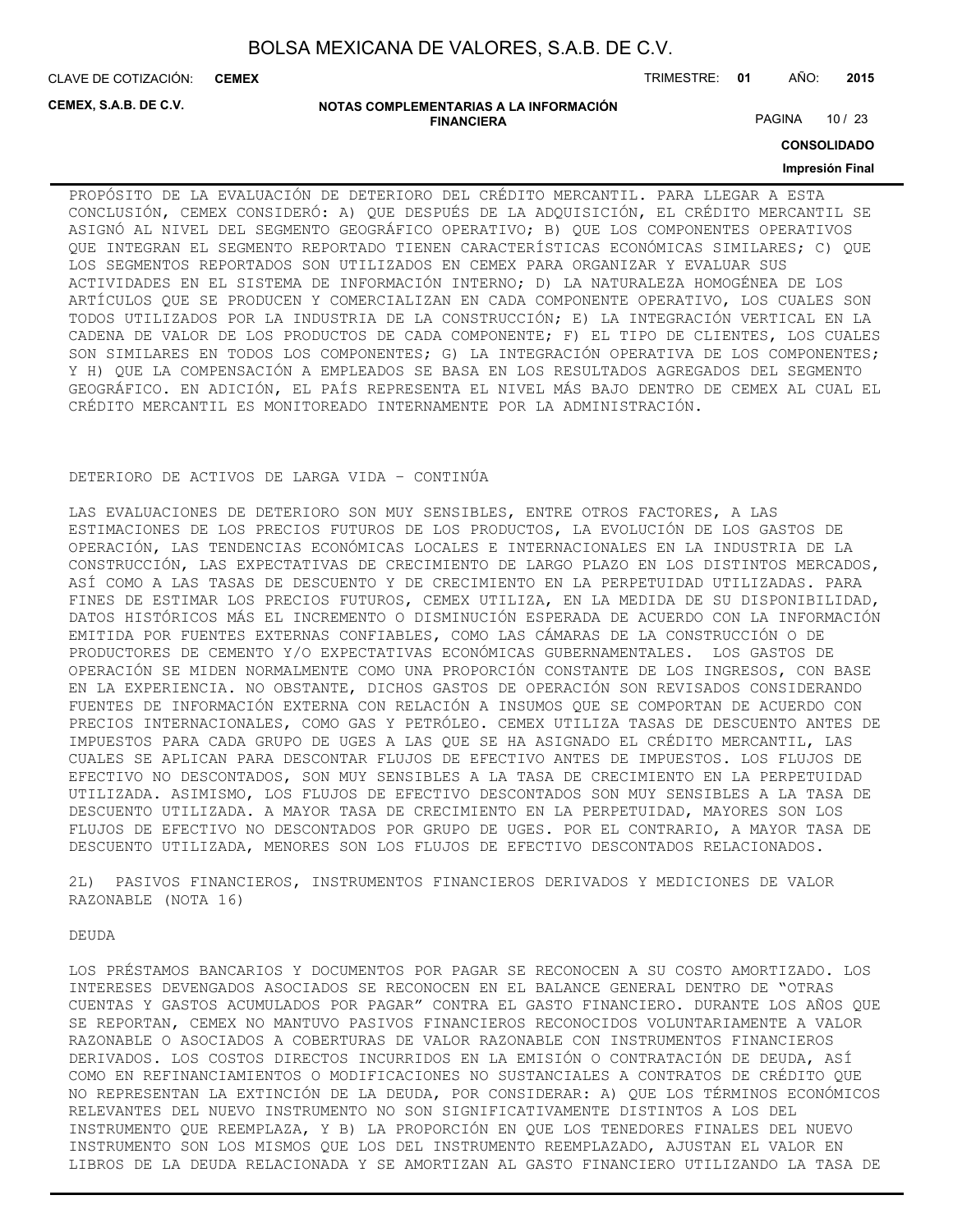PROPÓSITO DE LA EVALUACIÓN DE DETERIORO DEL CRÉDITO MERCANTIL. PARA LLEGAR A ESTA CONCLUSIÓN, CEMEX CONSIDERÓ: A) QUE DESPUÉS DE LA ADQUISICIÓN, EL CRÉDITO MERCANTIL SE ASIGNÓ AL NIVEL DEL SEGMENTO GEOGRÁFICO OPERATIVO; B) QUE LOS COMPONENTES OPERATIVOS QUE INTEGRAN EL SEGMENTO REPORTADO TIENEN CARACTERÍSTICAS ECONÓMICAS SIMILARES; C) QUE LOS SEGMENTOS REPORTADOS SON UTILIZADOS EN CEMEX PARA ORGANIZAR Y EVALUAR SUS ACTIVIDADES EN EL SISTEMA DE INFORMACIÓN INTERNO; D) LA NATURALEZA HOMOGÉNEA DE LOS ARTÍCULOS QUE SE PRODUCEN Y COMERCIALIZAN EN CADA COMPONENTE OPERATIVO, LOS CUALES SON TODOS UTILIZADOS POR LA INDUSTRIA DE LA CONSTRUCCIÓN; E) LA INTEGRACIÓN VERTICAL EN LA CADENA DE VALOR DE LOS PRODUCTOS DE CADA COMPONENTE; F) EL TIPO DE CLIENTES, LOS CUALES SON SIMILARES EN TODOS LOS COMPONENTES; G) LA INTEGRACIÓN OPERATIVA DE LOS COMPONENTES; Y H) QUE LA COMPENSACIÓN A EMPLEADOS SE BASA EN LOS RESULTADOS AGREGADOS DEL SEGMENTO GEOGRÁFICO. EN ADICIÓN, EL PAÍS REPRESENTA EL NIVEL MÁS BAJO DENTRO DE CEMEX AL CUAL EL CRÉDITO MERCANTIL ES MONITOREADO INTERNAMENTE POR LA ADMINISTRACIÓN.

DETERIORO DE ACTIVOS DE LARGA VIDA – CONTINÚA

LAS EVALUACIONES DE DETERIORO SON MUY SENSIBLES, ENTRE OTROS FACTORES, A LAS ESTIMACIONES DE LOS PRECIOS FUTUROS DE LOS PRODUCTOS, LA EVOLUCIÓN DE LOS GASTOS DE OPERACIÓN, LAS TENDENCIAS ECONÓMICAS LOCALES E INTERNACIONALES EN LA INDUSTRIA DE LA CONSTRUCCIÓN, LAS EXPECTATIVAS DE CRECIMIENTO DE LARGO PLAZO EN LOS DISTINTOS MERCADOS, ASÍ COMO A LAS TASAS DE DESCUENTO Y DE CRECIMIENTO EN LA PERPETUIDAD UTILIZADAS. PARA FINES DE ESTIMAR LOS PRECIOS FUTUROS, CEMEX UTILIZA, EN LA MEDIDA DE SU DISPONIBILIDAD, DATOS HISTÓRICOS MÁS EL INCREMENTO O DISMINUCIÓN ESPERADA DE ACUERDO CON LA INFORMACIÓN EMITIDA POR FUENTES EXTERNAS CONFIABLES, COMO LAS CÁMARAS DE LA CONSTRUCCIÓN O DE PRODUCTORES DE CEMENTO Y/O EXPECTATIVAS ECONÓMICAS GUBERNAMENTALES. LOS GASTOS DE OPERACIÓN SE MIDEN NORMALMENTE COMO UNA PROPORCIÓN CONSTANTE DE LOS INGRESOS, CON BASE EN LA EXPERIENCIA. NO OBSTANTE, DICHOS GASTOS DE OPERACIÓN SON REVISADOS CONSIDERANDO FUENTES DE INFORMACIÓN EXTERNA CON RELACIÓN A INSUMOS QUE SE COMPORTAN DE ACUERDO CON PRECIOS INTERNACIONALES, COMO GAS Y PETRÓLEO. CEMEX UTILIZA TASAS DE DESCUENTO ANTES DE IMPUESTOS PARA CADA GRUPO DE UGES A LAS QUE SE HA ASIGNADO EL CRÉDITO MERCANTIL, LAS CUALES SE APLICAN PARA DESCONTAR FLUJOS DE EFECTIVO ANTES DE IMPUESTOS. LOS FLUJOS DE EFECTIVO NO DESCONTADOS, SON MUY SENSIBLES A LA TASA DE CRECIMIENTO EN LA PERPETUIDAD UTILIZADA. ASIMISMO, LOS FLUJOS DE EFECTIVO DESCONTADOS SON MUY SENSIBLES A LA TASA DE DESCUENTO UTILIZADA. A MAYOR TASA DE CRECIMIENTO EN LA PERPETUIDAD, MAYORES SON LOS FLUJOS DE EFECTIVO NO DESCONTADOS POR GRUPO DE UGES. POR EL CONTRARIO, A MAYOR TASA DE DESCUENTO UTILIZADA, MENORES SON LOS FLUJOS DE EFECTIVO DESCONTADOS RELACIONADOS.

2L) PASIVOS FINANCIEROS, INSTRUMENTOS FINANCIEROS DERIVADOS Y MEDICIONES DE VALOR RAZONABLE (NOTA 16)

DEUDA

LOS PRÉSTAMOS BANCARIOS Y DOCUMENTOS POR PAGAR SE RECONOCEN A SU COSTO AMORTIZADO. LOS INTERESES DEVENGADOS ASOCIADOS SE RECONOCEN EN EL BALANCE GENERAL DENTRO DE "OTRAS CUENTAS Y GASTOS ACUMULADOS POR PAGAR" CONTRA EL GASTO FINANCIERO. DURANTE LOS AÑOS QUE SE REPORTAN, CEMEX NO MANTUVO PASIVOS FINANCIEROS RECONOCIDOS VOLUNTARIAMENTE A VALOR RAZONABLE O ASOCIADOS A COBERTURAS DE VALOR RAZONABLE CON INSTRUMENTOS FINANCIEROS DERIVADOS. LOS COSTOS DIRECTOS INCURRIDOS EN LA EMISIÓN O CONTRATACIÓN DE DEUDA, ASÍ COMO EN REFINANCIAMIENTOS O MODIFICACIONES NO SUSTANCIALES A CONTRATOS DE CRÉDITO QUE NO REPRESENTAN LA EXTINCIÓN DE LA DEUDA, POR CONSIDERAR: A) QUE LOS TÉRMINOS ECONÓMICOS RELEVANTES DEL NUEVO INSTRUMENTO NO SON SIGNIFICATIVAMENTE DISTINTOS A LOS DEL INSTRUMENTO QUE REEMPLAZA, Y B) LA PROPORCIÓN EN QUE LOS TENEDORES FINALES DEL NUEVO INSTRUMENTO SON LOS MISMOS QUE LOS DEL INSTRUMENTO REEMPLAZADO, AJUSTAN EL VALOR EN LIBROS DE LA DEUDA RELACIONADA Y SE AMORTIZAN AL GASTO FINANCIERO UTILIZANDO LA TASA DE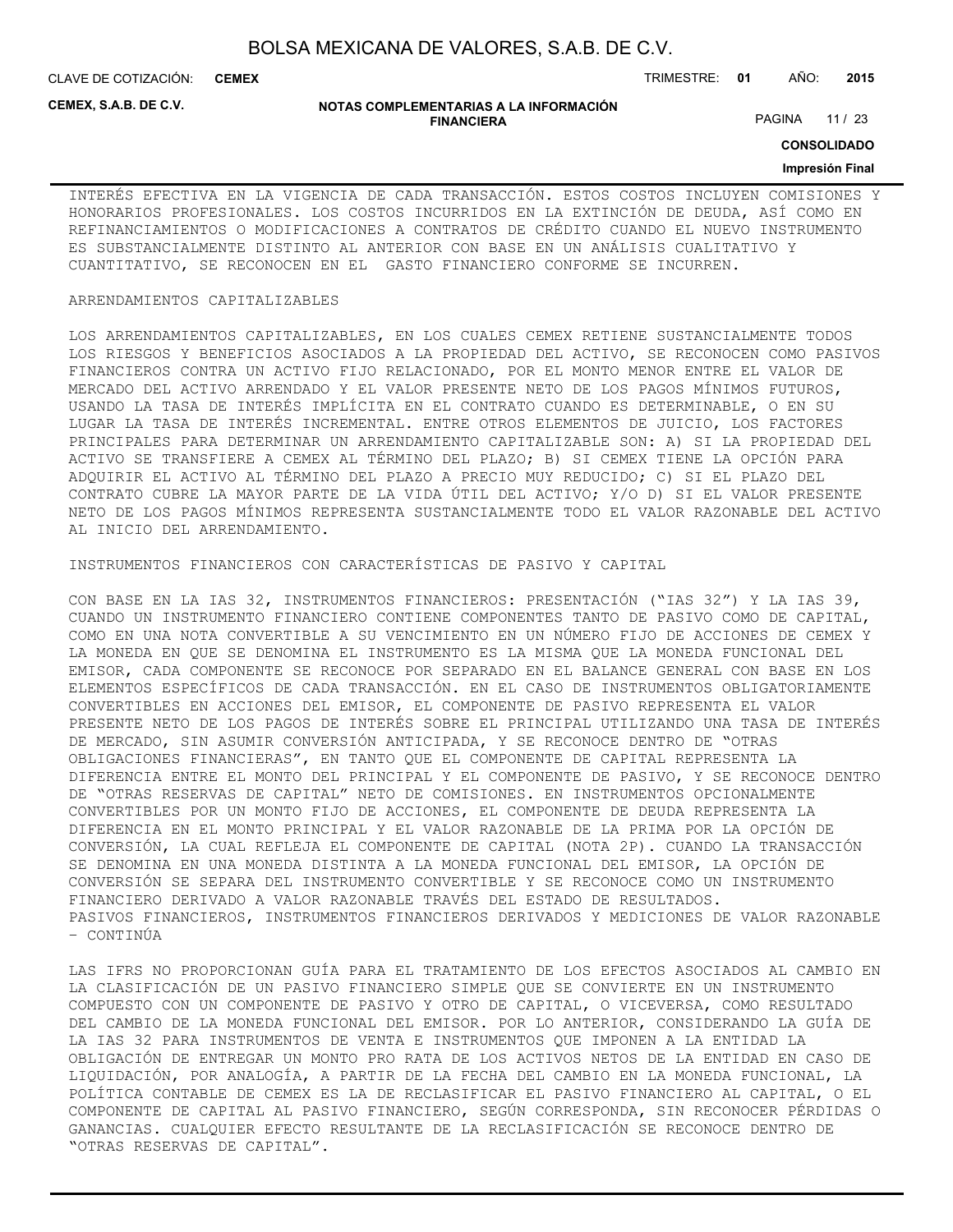INTERÉS EFECTIVA EN LA VIGENCIA DE CADA TRANSACCIÓN. ESTOS COSTOS INCLUYEN COMISIONES Y HONORARIOS PROFESIONALES. LOS COSTOS INCURRIDOS EN LA EXTINCIÓN DE DEUDA, ASÍ COMO EN REFINANCIAMIENTOS O MODIFICACIONES A CONTRATOS DE CRÉDITO CUANDO EL NUEVO INSTRUMENTO ES SUBSTANCIALMENTE DISTINTO AL ANTERIOR CON BASE EN UN ANÁLISIS CUALITATIVO Y CUANTITATIVO, SE RECONOCEN EN EL GASTO FINANCIERO CONFORME SE INCURREN.

ARRENDAMIENTOS CAPITALIZABLES

LOS ARRENDAMIENTOS CAPITALIZABLES, EN LOS CUALES CEMEX RETIENE SUSTANCIALMENTE TODOS LOS RIESGOS Y BENEFICIOS ASOCIADOS A LA PROPIEDAD DEL ACTIVO, SE RECONOCEN COMO PASIVOS FINANCIEROS CONTRA UN ACTIVO FIJO RELACIONADO, POR EL MONTO MENOR ENTRE EL VALOR DE MERCADO DEL ACTIVO ARRENDADO Y EL VALOR PRESENTE NETO DE LOS PAGOS MÍNIMOS FUTUROS, USANDO LA TASA DE INTERÉS IMPLÍCITA EN EL CONTRATO CUANDO ES DETERMINABLE, O EN SU LUGAR LA TASA DE INTERÉS INCREMENTAL. ENTRE OTROS ELEMENTOS DE JUICIO, LOS FACTORES PRINCIPALES PARA DETERMINAR UN ARRENDAMIENTO CAPITALIZABLE SON: A) SI LA PROPIEDAD DEL ACTIVO SE TRANSFIERE A CEMEX AL TÉRMINO DEL PLAZO; B) SI CEMEX TIENE LA OPCIÓN PARA ADQUIRIR EL ACTIVO AL TÉRMINO DEL PLAZO A PRECIO MUY REDUCIDO; C) SI EL PLAZO DEL CONTRATO CUBRE LA MAYOR PARTE DE LA VIDA ÚTIL DEL ACTIVO; Y/O D) SI EL VALOR PRESENTE NETO DE LOS PAGOS MÍNIMOS REPRESENTA SUSTANCIALMENTE TODO EL VALOR RAZONABLE DEL ACTIVO AL INICIO DEL ARRENDAMIENTO.

INSTRUMENTOS FINANCIEROS CON CARACTERÍSTICAS DE PASIVO Y CAPITAL

CON BASE EN LA IAS 32, INSTRUMENTOS FINANCIEROS: PRESENTACIÓN ("IAS 32") Y LA IAS 39, CUANDO UN INSTRUMENTO FINANCIERO CONTIENE COMPONENTES TANTO DE PASIVO COMO DE CAPITAL, COMO EN UNA NOTA CONVERTIBLE A SU VENCIMIENTO EN UN NÚMERO FIJO DE ACCIONES DE CEMEX Y LA MONEDA EN QUE SE DENOMINA EL INSTRUMENTO ES LA MISMA QUE LA MONEDA FUNCIONAL DEL EMISOR, CADA COMPONENTE SE RECONOCE POR SEPARADO EN EL BALANCE GENERAL CON BASE EN LOS ELEMENTOS ESPECÍFICOS DE CADA TRANSACCIÓN. EN EL CASO DE INSTRUMENTOS OBLIGATORIAMENTE CONVERTIBLES EN ACCIONES DEL EMISOR, EL COMPONENTE DE PASIVO REPRESENTA EL VALOR PRESENTE NETO DE LOS PAGOS DE INTERÉS SOBRE EL PRINCIPAL UTILIZANDO UNA TASA DE INTERÉS DE MERCADO, SIN ASUMIR CONVERSIÓN ANTICIPADA, Y SE RECONOCE DENTRO DE "OTRAS OBLIGACIONES FINANCIERAS", EN TANTO QUE EL COMPONENTE DE CAPITAL REPRESENTA LA DIFERENCIA ENTRE EL MONTO DEL PRINCIPAL Y EL COMPONENTE DE PASIVO, Y SE RECONOCE DENTRO DE "OTRAS RESERVAS DE CAPITAL" NETO DE COMISIONES. EN INSTRUMENTOS OPCIONALMENTE CONVERTIBLES POR UN MONTO FIJO DE ACCIONES, EL COMPONENTE DE DEUDA REPRESENTA LA DIFERENCIA EN EL MONTO PRINCIPAL Y EL VALOR RAZONABLE DE LA PRIMA POR LA OPCIÓN DE CONVERSIÓN, LA CUAL REFLEJA EL COMPONENTE DE CAPITAL (NOTA 2P). CUANDO LA TRANSACCIÓN SE DENOMINA EN UNA MONEDA DISTINTA A LA MONEDA FUNCIONAL DEL EMISOR, LA OPCIÓN DE CONVERSIÓN SE SEPARA DEL INSTRUMENTO CONVERTIBLE Y SE RECONOCE COMO UN INSTRUMENTO FINANCIERO DERIVADO A VALOR RAZONABLE TRAVÉS DEL ESTADO DE RESULTADOS.

PASIVOS FINANCIEROS, INSTRUMENTOS FINANCIEROS DERIVADOS Y MEDICIONES DE VALOR RAZONABLE – CONTINÚA

LAS IFRS NO PROPORCIONAN GUÍA PARA EL TRATAMIENTO DE LOS EFECTOS ASOCIADOS AL CAMBIO EN LA CLASIFICACIÓN DE UN PASIVO FINANCIERO SIMPLE QUE SE CONVIERTE EN UN INSTRUMENTO COMPUESTO CON UN COMPONENTE DE PASIVO Y OTRO DE CAPITAL, O VICEVERSA, COMO RESULTADO DEL CAMBIO DE LA MONEDA FUNCIONAL DEL EMISOR. POR LO ANTERIOR, CONSIDERANDO LA GUÍA DE LA IAS 32 PARA INSTRUMENTOS DE VENTA E INSTRUMENTOS QUE IMPONEN A LA ENTIDAD LA OBLIGACIÓN DE ENTREGAR UN MONTO PRO RATA DE LOS ACTIVOS NETOS DE LA ENTIDAD EN CASO DE LIQUIDACIÓN, POR ANALOGÍA, A PARTIR DE LA FECHA DEL CAMBIO EN LA MONEDA FUNCIONAL, LA POLÍTICA CONTABLE DE CEMEX ES LA DE RECLASIFICAR EL PASIVO FINANCIERO AL CAPITAL, O EL COMPONENTE DE CAPITAL AL PASIVO FINANCIERO, SEGÚN CORRESPONDA, SIN RECONOCER PÉRDIDAS O GANANCIAS. CUALQUIER EFECTO RESULTANTE DE LA RECLASIFICACIÓN SE RECONOCE DENTRO DE "OTRAS RESERVAS DE CAPITAL".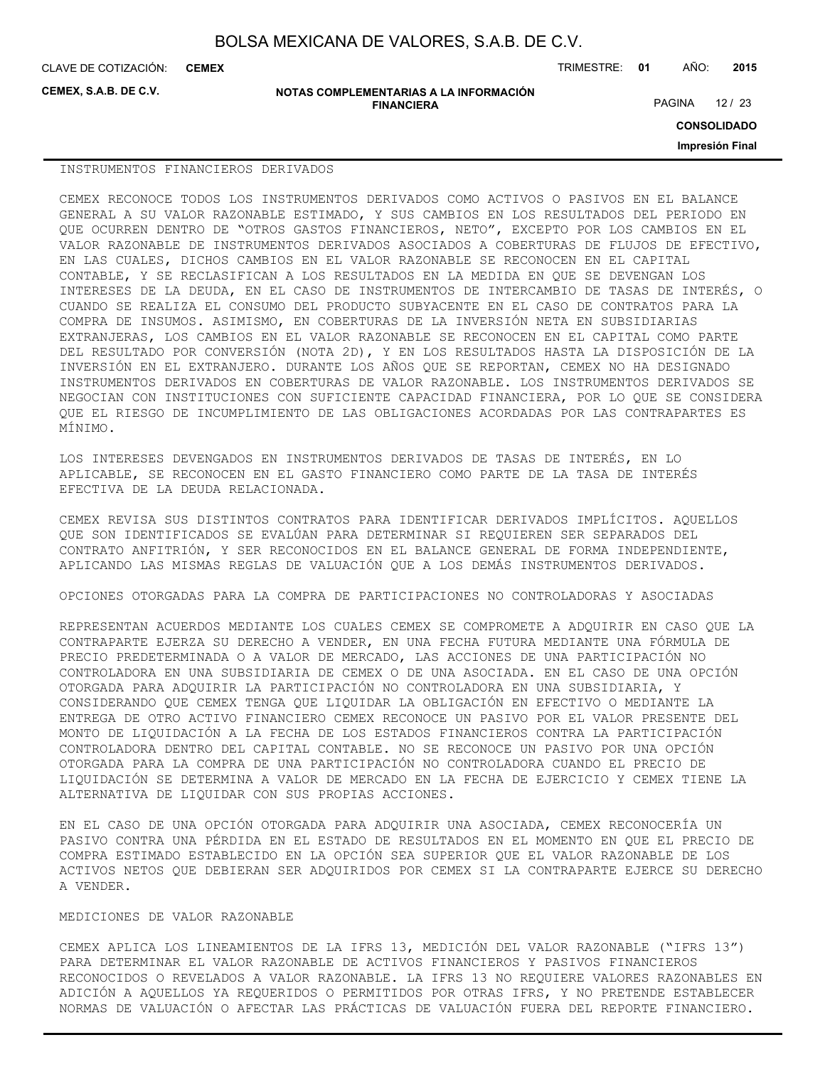INSTRUMENTOS FINANCIEROS DERIVADOS

CEMEX RECONOCE TODOS LOS INSTRUMENTOS DERIVADOS COMO ACTIVOS O PASIVOS EN EL BALANCE GENERAL A SU VALOR RAZONABLE ESTIMADO, Y SUS CAMBIOS EN LOS RESULTADOS DEL PERIODO EN QUE OCURREN DENTRO DE "OTROS GASTOS FINANCIEROS, NETO", EXCEPTO POR LOS CAMBIOS EN EL VALOR RAZONABLE DE INSTRUMENTOS DERIVADOS ASOCIADOS A COBERTURAS DE FLUJOS DE EFECTIVO, EN LAS CUALES, DICHOS CAMBIOS EN EL VALOR RAZONABLE SE RECONOCEN EN EL CAPITAL CONTABLE, Y SE RECLASIFICAN A LOS RESULTADOS EN LA MEDIDA EN QUE SE DEVENGAN LOS INTERESES DE LA DEUDA, EN EL CASO DE INSTRUMENTOS DE INTERCAMBIO DE TASAS DE INTERÉS, O CUANDO SE REALIZA EL CONSUMO DEL PRODUCTO SUBYACENTE EN EL CASO DE CONTRATOS PARA LA COMPRA DE INSUMOS. ASIMISMO, EN COBERTURAS DE LA INVERSIÓN NETA EN SUBSIDIARIAS EXTRANJERAS, LOS CAMBIOS EN EL VALOR RAZONABLE SE RECONOCEN EN EL CAPITAL COMO PARTE DEL RESULTADO POR CONVERSIÓN (NOTA 2D), Y EN LOS RESULTADOS HASTA LA DISPOSICIÓN DE LA INVERSIÓN EN EL EXTRANJERO. DURANTE LOS AÑOS QUE SE REPORTAN, CEMEX NO HA DESIGNADO INSTRUMENTOS DERIVADOS EN COBERTURAS DE VALOR RAZONABLE. LOS INSTRUMENTOS DERIVADOS SE NEGOCIAN CON INSTITUCIONES CON SUFICIENTE CAPACIDAD FINANCIERA, POR LO QUE SE CONSIDERA QUE EL RIESGO DE INCUMPLIMIENTO DE LAS OBLIGACIONES ACORDADAS POR LAS CONTRAPARTES ES MÍNIMO.

LOS INTERESES DEVENGADOS EN INSTRUMENTOS DERIVADOS DE TASAS DE INTERÉS, EN LO APLICABLE, SE RECONOCEN EN EL GASTO FINANCIERO COMO PARTE DE LA TASA DE INTERÉS EFECTIVA DE LA DEUDA RELACIONADA.

CEMEX REVISA SUS DISTINTOS CONTRATOS PARA IDENTIFICAR DERIVADOS IMPLÍCITOS. AQUELLOS QUE SON IDENTIFICADOS SE EVALÚAN PARA DETERMINAR SI REQUIEREN SER SEPARADOS DEL CONTRATO ANFITRIÓN, Y SER RECONOCIDOS EN EL BALANCE GENERAL DE FORMA INDEPENDIENTE, APLICANDO LAS MISMAS REGLAS DE VALUACIÓN QUE A LOS DEMÁS INSTRUMENTOS DERIVADOS.

OPCIONES OTORGADAS PARA LA COMPRA DE PARTICIPACIONES NO CONTROLADORAS Y ASOCIADAS

REPRESENTAN ACUERDOS MEDIANTE LOS CUALES CEMEX SE COMPROMETE A ADQUIRIR EN CASO QUE LA CONTRAPARTE EJERZA SU DERECHO A VENDER, EN UNA FECHA FUTURA MEDIANTE UNA FÓRMULA DE PRECIO PREDETERMINADA O A VALOR DE MERCADO, LAS ACCIONES DE UNA PARTICIPACIÓN NO CONTROLADORA EN UNA SUBSIDIARIA DE CEMEX O DE UNA ASOCIADA. EN EL CASO DE UNA OPCIÓN OTORGADA PARA ADQUIRIR LA PARTICIPACIÓN NO CONTROLADORA EN UNA SUBSIDIARIA, Y CONSIDERANDO QUE CEMEX TENGA QUE LIQUIDAR LA OBLIGACIÓN EN EFECTIVO O MEDIANTE LA ENTREGA DE OTRO ACTIVO FINANCIERO CEMEX RECONOCE UN PASIVO POR EL VALOR PRESENTE DEL MONTO DE LIQUIDACIÓN A LA FECHA DE LOS ESTADOS FINANCIEROS CONTRA LA PARTICIPACIÓN CONTROLADORA DENTRO DEL CAPITAL CONTABLE. NO SE RECONOCE UN PASIVO POR UNA OPCIÓN OTORGADA PARA LA COMPRA DE UNA PARTICIPACIÓN NO CONTROLADORA CUANDO EL PRECIO DE LIQUIDACIÓN SE DETERMINA A VALOR DE MERCADO EN LA FECHA DE EJERCICIO Y CEMEX TIENE LA ALTERNATIVA DE LIQUIDAR CON SUS PROPIAS ACCIONES.

EN EL CASO DE UNA OPCIÓN OTORGADA PARA ADQUIRIR UNA ASOCIADA, CEMEX RECONOCERÍA UN PASIVO CONTRA UNA PÉRDIDA EN EL ESTADO DE RESULTADOS EN EL MOMENTO EN QUE EL PRECIO DE COMPRA ESTIMADO ESTABLECIDO EN LA OPCIÓN SEA SUPERIOR QUE EL VALOR RAZONABLE DE LOS ACTIVOS NETOS QUE DEBIERAN SER ADQUIRIDOS POR CEMEX SI LA CONTRAPARTE EJERCE SU DERECHO A VENDER.

MEDICIONES DE VALOR RAZONABLE

CEMEX APLICA LOS LINEAMIENTOS DE LA IFRS 13, MEDICIÓN DEL VALOR RAZONABLE ("IFRS 13") PARA DETERMINAR EL VALOR RAZONABLE DE ACTIVOS FINANCIEROS Y PASIVOS FINANCIEROS RECONOCIDOS O REVELADOS A VALOR RAZONABLE. LA IFRS 13 NO REQUIERE VALORES RAZONABLES EN ADICIÓN A AQUELLOS YA REQUERIDOS O PERMITIDOS POR OTRAS IFRS, Y NO PRETENDE ESTABLECER NORMAS DE VALUACIÓN O AFECTAR LAS PRÁCTICAS DE VALUACIÓN FUERA DEL REPORTE FINANCIERO.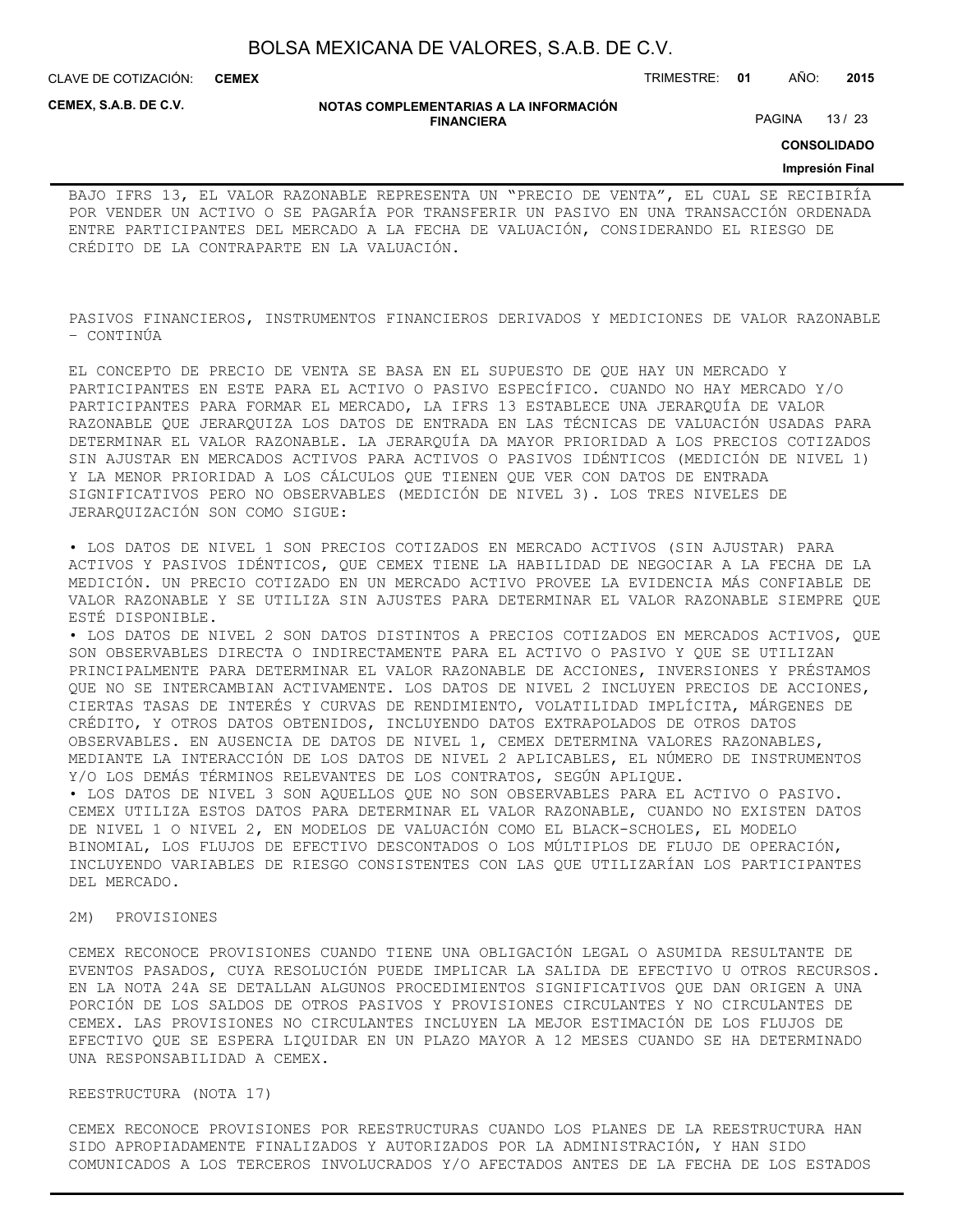BAJO IFRS 13, EL VALOR RAZONABLE REPRESENTA UN “PRECIO DE VENTA”, EL CUAL SE RECIBIRÍA POR VENDER UN ACTIVO O SE PAGARÍA POR TRANSFERIR UN PASIVO EN UNA TRANSACCIÓN ORDENADA ENTRE PARTICIPANTES DEL MERCADO A LA FECHA DE VALUACIÓN, CONSIDERANDO EL RIESGO DE CRÉDITO DE LA CONTRAPARTE EN LA VALUACIÓN.

PASIVOS FINANCIEROS, INSTRUMENTOS FINANCIEROS DERIVADOS Y MEDICIONES DE VALOR RAZONABLE – CONTINÚA

EL CONCEPTO DE PRECIO DE VENTA SE BASA EN EL SUPUESTO DE QUE HAY UN MERCADO Y PARTICIPANTES EN ESTE PARA EL ACTIVO O PASIVO ESPECÍFICO. CUANDO NO HAY MERCADO Y/O PARTICIPANTES PARA FORMAR EL MERCADO, LA IFRS 13 ESTABLECE UNA JERARQUÍA DE VALOR RAZONABLE QUE JERARQUIZA LOS DATOS DE ENTRADA EN LAS TÉCNICAS DE VALUACIÓN USADAS PARA DETERMINAR EL VALOR RAZONABLE. LA JERARQUÍA DA MAYOR PRIORIDAD A LOS PRECIOS COTIZADOS SIN AJUSTAR EN MERCADOS ACTIVOS PARA ACTIVOS O PASIVOS IDÉNTICOS (MEDICIÓN DE NIVEL 1) Y LA MENOR PRIORIDAD A LOS CÁLCULOS QUE TIENEN QUE VER CON DATOS DE ENTRADA SIGNIFICATIVOS PERO NO OBSERVABLES (MEDICIÓN DE NIVEL 3). LOS TRES NIVELES DE JERARQUIZACIÓN SON COMO SIGUE:

- LOS DATOS DE NIVEL 1 SON PRECIOS COTIZADOS EN MERCADO ACTIVOS (SIN AJUSTAR) PARA ACTIVOS Y PASIVOS IDÉNTICOS, QUE CEMEX TIENE LA HABILIDAD DE NEGOCIAR A LA FECHA DE LA MEDICIÓN. UN PRECIO COTIZADO EN UN MERCADO ACTIVO PROVEE LA EVIDENCIA MÁS CONFIABLE DE VALOR RAZONABLE Y SE UTILIZA SIN AJUSTES PARA DETERMINAR EL VALOR RAZONABLE SIEMPRE QUE ESTÉ DISPONIBLE.
- LOS DATOS DE NIVEL 2 SON DATOS DISTINTOS A PRECIOS COTIZADOS EN MERCADOS ACTIVOS, QUE SON OBSERVABLES DIRECTA O INDIRECTAMENTE PARA EL ACTIVO O PASIVO Y QUE SE UTILIZAN PRINCIPALMENTE PARA DETERMINAR EL VALOR RAZONABLE DE ACCIONES, INVERSIONES Y PRÉSTAMOS QUE NO SE INTERCAMBIAN ACTIVAMENTE. LOS DATOS DE NIVEL 2 INCLUYEN PRECIOS DE ACCIONES, CIERTAS TASAS DE INTERÉS Y CURVAS DE RENDIMIENTO, VOLATILIDAD IMPLÍCITA, MÁRGENES DE CRÉDITO, Y OTROS DATOS OBTENIDOS, INCLUYENDO DATOS EXTRAPOLADOS DE OTROS DATOS OBSERVABLES. EN AUSENCIA DE DATOS DE NIVEL 1, CEMEX DETERMINA VALORES RAZONABLES, MEDIANTE LA INTERACCIÓN DE LOS DATOS DE NIVEL 2 APLICABLES, EL NÚMERO DE INSTRUMENTOS Y/O LOS DEMÁS TÉRMINOS RELEVANTES DE LOS CONTRATOS, SEGÚN APLIQUE.
- LOS DATOS DE NIVEL 3 SON AQUELLOS QUE NO SON OBSERVABLES PARA EL ACTIVO O PASIVO. CEMEX UTILIZA ESTOS DATOS PARA DETERMINAR EL VALOR RAZONABLE, CUANDO NO EXISTEN DATOS DE NIVEL 1 O NIVEL 2, EN MODELOS DE VALUACIÓN COMO EL BLACK-SCHOLES, EL MODELO BINOMIAL, LOS FLUJOS DE EFECTIVO DESCONTADOS O LOS MÚLTIPLOS DE FLUJO DE OPERACIÓN, INCLUYENDO VARIABLES DE RIESGO CONSISTENTES CON LAS QUE UTILIZARÍAN LOS PARTICIPANTES DEL MERCADO.

2M) PROVISIONES

CEMEX RECONOCE PROVISIONES CUANDO TIENE UNA OBLIGACIÓN LEGAL O ASUMIDA RESULTANTE DE EVENTOS PASADOS, CUYA RESOLUCIÓN PUEDE IMPLICAR LA SALIDA DE EFECTIVO U OTROS RECURSOS. EN LA NOTA 24A SE DETALLAN ALGUNOS PROCEDIMIENTOS SIGNIFICATIVOS QUE DAN ORIGEN A UNA PORCIÓN DE LOS SALDOS DE OTROS PASIVOS Y PROVISIONES CIRCULANTES Y NO CIRCULANTES DE CEMEX. LAS PROVISIONES NO CIRCULANTES INCLUYEN LA MEJOR ESTIMACIÓN DE LOS FLUJOS DE EFECTIVO QUE SE ESPERA LIQUIDAR EN UN PLAZO MAYOR A 12 MESES CUANDO SE HA DETERMINADO UNA RESPONSABILIDAD A CEMEX.

REESTRUCTURA (NOTA 17)

CEMEX RECONOCE PROVISIONES POR REESTRUCTURAS CUANDO LOS PLANES DE LA REESTRUCTURA HAN SIDO APROPIADAMENTE FINALIZADOS Y AUTORIZADOS POR LA ADMINISTRACIÓN, Y HAN SIDO COMUNICADOS A LOS TERCEROS INVOLUCRADOS Y/O AFECTADOS ANTES DE LA FECHA DE LOS ESTADOS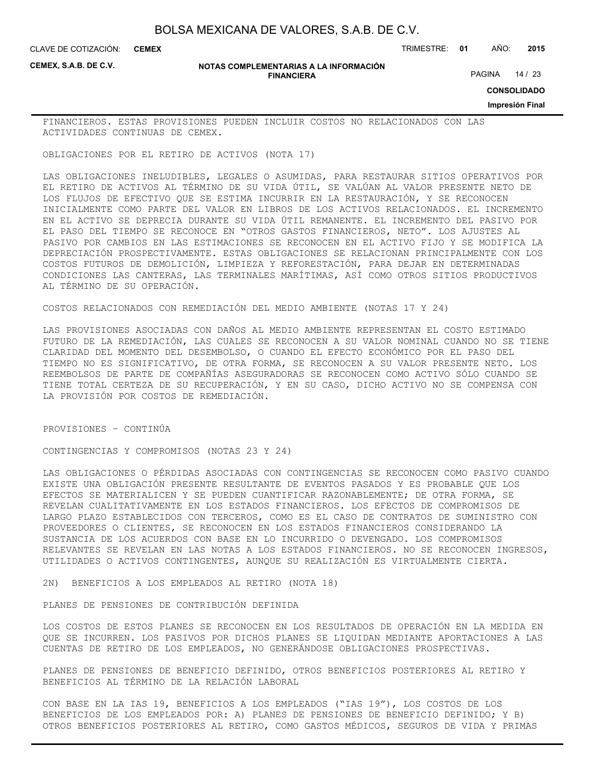FINANCIEROS. ESTAS PROVISIONES PUEDEN INCLUIR COSTOS NO RELACIONADOS CON LAS ACTIVIDADES CONTINUAS DE CEMEX.

OBLIGACIONES POR EL RETIRO DE ACTIVOS (NOTA 17)

LAS OBLIGACIONES INELUDIBLES, LEGALES O ASUMIDAS, PARA RESTAURAR SITIOS OPERATIVOS POR EL RETIRO DE ACTIVOS AL TÉRMINO DE SU VIDA ÚTIL, SE VALÚAN AL VALOR PRESENTE NETO DE LOS FLUJOS DE EFECTIVO QUE SE ESTIMA INCURRIR EN LA RESTAURACIÓN, Y SE RECONOCEN INICIALMENTE COMO PARTE DEL VALOR EN LIBROS DE LOS ACTIVOS RELACIONADOS. EL INCREMENTO EN EL ACTIVO SE DEPRECIA DURANTE SU VIDA ÚTIL REMANENTE. EL INCREMENTO DEL PASIVO POR EL PASO DEL TIEMPO SE RECONOCE EN "OTROS GASTOS FINANCIEROS, NETO". LOS AJUSTES AL PASIVO POR CAMBIOS EN LAS ESTIMACIONES SE RECONOCEN EN EL ACTIVO FIJO Y SE MODIFICA LA DEPRECIACIÓN PROSPECTIVAMENTE. ESTAS OBLIGACIONES SE RELACIONAN PRINCIPALMENTE CON LOS COSTOS FUTUROS DE DEMOLICIÓN, LIMPIEZA Y REFORESTACIÓN, PARA DEJAR EN DETERMINADAS CONDICIONES LAS CANTERAS, LAS TERMINALES MARÍTIMAS, ASÍ COMO OTROS SITIOS PRODUCTIVOS AL TÉRMINO DE SU OPERACIÓN.

COSTOS RELACIONADOS CON REMEDIACIÓN DEL MEDIO AMBIENTE (NOTAS 17 Y 24)

LAS PROVISIONES ASOCIADAS CON DAÑOS AL MEDIO AMBIENTE REPRESENTAN EL COSTO ESTIMADO FUTURO DE LA REMEDIACIÓN, LAS CUALES SE RECONOCEN A SU VALOR NOMINAL CUANDO NO SE TIENE CLARIDAD DEL MOMENTO DEL DESEMBOLSO, O CUANDO EL EFECTO ECONÓMICO POR EL PASO DEL TIEMPO NO ES SIGNIFICATIVO, DE OTRA FORMA, SE RECONOCEN A SU VALOR PRESENTE NETO. LOS REEMBOLSOS DE PARTE DE COMPAÑÍAS ASEGURADORAS SE RECONOCEN COMO ACTIVO SÓLO CUANDO SE TIENE TOTAL CERTEZA DE SU RECUPERACIÓN, Y EN SU CASO, DICHO ACTIVO NO SE COMPENSA CON LA PROVISIÓN POR COSTOS DE REMEDIACIÓN.

PROVISIONES – CONTINÚA

CONTINGENCIAS Y COMPROMISOS (NOTAS 23 Y 24)

LAS OBLIGACIONES O PÉRDIDAS ASOCIADAS CON CONTINGENCIAS SE RECONOCEN COMO PASIVO CUANDO EXISTE UNA OBLIGACIÓN PRESENTE RESULTANTE DE EVENTOS PASADOS Y ES PROBABLE QUE LOS EFECTOS SE MATERIALICEN Y SE PUEDEN CUANTIFICAR RAZONABLEMENTE; DE OTRA FORMA, SE REVELAN CUALITATIVAMENTE EN LOS ESTADOS FINANCIEROS. LOS EFECTOS DE COMPROMISOS DE LARGO PLAZO ESTABLECIDOS CON TERCEROS, COMO ES EL CASO DE CONTRATOS DE SUMINISTRO CON PROVEEDORES O CLIENTES, SE RECONOCEN EN LOS ESTADOS FINANCIEROS CONSIDERANDO LA SUSTANCIA DE LOS ACUERDOS CON BASE EN LO INCURRIDO O DEVENGADO. LOS COMPROMISOS RELEVANTES SE REVELAN EN LAS NOTAS A LOS ESTADOS FINANCIEROS. NO SE RECONOCEN INGRESOS, UTILIDADES O ACTIVOS CONTINGENTES, AUNQUE SU REALIZACIÓN ES VIRTUALMENTE CIERTA.

2N) BENEFICIOS A LOS EMPLEADOS AL RETIRO (NOTA 18)

PLANES DE PENSIONES DE CONTRIBUCIÓN DEFINIDA

LOS COSTOS DE ESTOS PLANES SE RECONOCEN EN LOS RESULTADOS DE OPERACIÓN EN LA MEDIDA EN QUE SE INCURREN. LOS PASIVOS POR DICHOS PLANES SE LIQUIDAN MEDIANTE APORTACIONES A LAS CUENTAS DE RETIRO DE LOS EMPLEADOS, NO GENERÁNDOSE OBLIGACIONES PROSPECTIVAS.

PLANES DE PENSIONES DE BENEFICIO DEFINIDO, OTROS BENEFICIOS POSTERIORES AL RETIRO Y BENEFICIOS AL TÉRMINO DE LA RELACIÓN LABORAL

CON BASE EN LA IAS 19, BENEFICIOS A LOS EMPLEADOS ("IAS 19"), LOS COSTOS DE LOS BENEFICIOS DE LOS EMPLEADOS POR: A) PLANES DE PENSIONES DE BENEFICIO DEFINIDO; Y B) OTROS BENEFICIOS POSTERIORES AL RETIRO, COMO GASTOS MÉDICOS, SEGUROS DE VIDA Y PRIMAS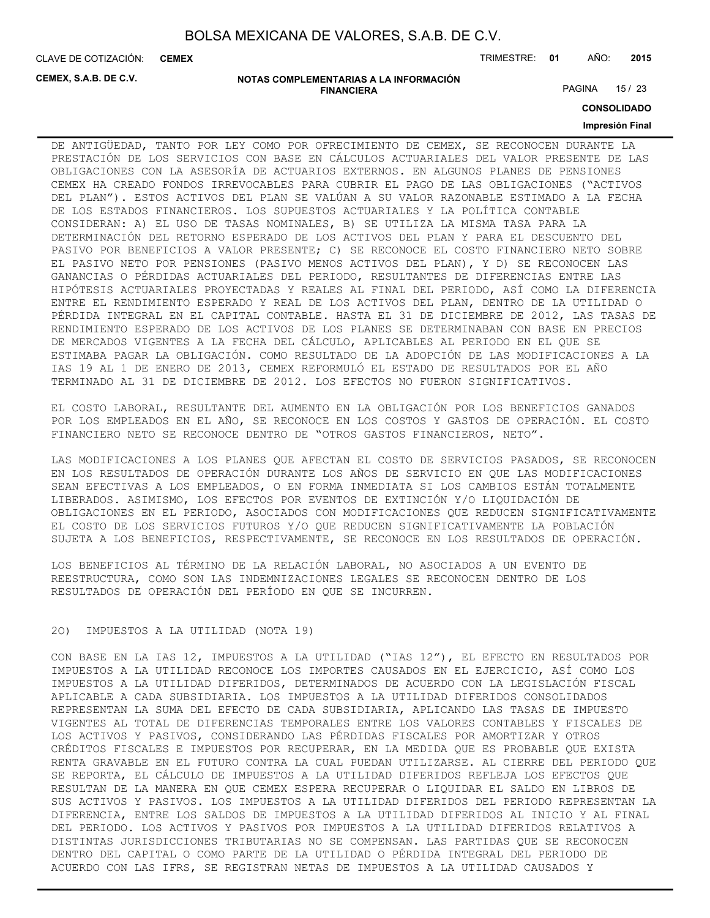DE ANTIGÜEDAD, TANTO POR LEY COMO POR OFRECIMIENTO DE CEMEX, SE RECONOCEN DURANTE LA PRESTACIÓN DE LOS SERVICIOS CON BASE EN CÁLCULOS ACTUARIALES DEL VALOR PRESENTE DE LAS OBLIGACIONES CON LA ASESORÍA DE ACTUARIOS EXTERNOS. EN ALGUNOS PLANES DE PENSIONES CEMEX HA CREADO FONDOS IRREVOCABLES PARA CUBRIR EL PAGO DE LAS OBLIGACIONES ("ACTIVOS DEL PLAN"). ESTOS ACTIVOS DEL PLAN SE VALÚAN A SU VALOR RAZONABLE ESTIMADO A LA FECHA DE LOS ESTADOS FINANCIEROS. LOS SUPUESTOS ACTUARIALES Y LA POLÍTICA CONTABLE CONSIDERAN: A) EL USO DE TASAS NOMINALES, B) SE UTILIZA LA MISMA TASA PARA LA DETERMINACIÓN DEL RETORNO ESPERADO DE LOS ACTIVOS DEL PLAN Y PARA EL DESCUENTO DEL PASIVO POR BENEFICIOS A VALOR PRESENTE; C) SE RECONOCE EL COSTO FINANCIERO NETO SOBRE EL PASIVO NETO POR PENSIONES (PASIVO MENOS ACTIVOS DEL PLAN), Y D) SE RECONOCEN LAS GANANCIAS O PÉRDIDAS ACTUARIALES DEL PERIODO, RESULTANTES DE DIFERENCIAS ENTRE LAS HIPÓTESIS ACTUARIALES PROYECTADAS Y REALES AL FINAL DEL PERIODO, ASÍ COMO LA DIFERENCIA ENTRE EL RENDIMIENTO ESPERADO Y REAL DE LOS ACTIVOS DEL PLAN, DENTRO DE LA UTILIDAD O PÉRDIDA INTEGRAL EN EL CAPITAL CONTABLE. HASTA EL 31 DE DICIEMBRE DE 2012, LAS TASAS DE RENDIMIENTO ESPERADO DE LOS ACTIVOS DE LOS PLANES SE DETERMINABAN CON BASE EN PRECIOS DE MERCADOS VIGENTES A LA FECHA DEL CÁLCULO, APLICABLES AL PERIODO EN EL QUE SE ESTIMABA PAGAR LA OBLIGACIÓN. COMO RESULTADO DE LA ADOPCIÓN DE LAS MODIFICACIONES A LA IAS 19 AL 1 DE ENERO DE 2013, CEMEX REFORMULÓ EL ESTADO DE RESULTADOS POR EL AÑO TERMINADO AL 31 DE DICIEMBRE DE 2012. LOS EFECTOS NO FUERON SIGNIFICATIVOS.

EL COSTO LABORAL, RESULTANTE DEL AUMENTO EN LA OBLIGACIÓN POR LOS BENEFICIOS GANADOS POR LOS EMPLEADOS EN EL AÑO, SE RECONOCE EN LOS COSTOS Y GASTOS DE OPERACIÓN. EL COSTO FINANCIERO NETO SE RECONOCE DENTRO DE "OTROS GASTOS FINANCIEROS, NETO".

LAS MODIFICACIONES A LOS PLANES QUE AFECTAN EL COSTO DE SERVICIOS PASADOS, SE RECONOCEN EN LOS RESULTADOS DE OPERACIÓN DURANTE LOS AÑOS DE SERVICIO EN QUE LAS MODIFICACIONES SEAN EFECTIVAS A LOS EMPLEADOS, O EN FORMA INMEDIATA SI LOS CAMBIOS ESTÁN TOTALMENTE LIBERADOS. ASIMISMO, LOS EFECTOS POR EVENTOS DE EXTINCIÓN Y/O LIQUIDACIÓN DE OBLIGACIONES EN EL PERIODO, ASOCIADOS CON MODIFICACIONES QUE REDUCEN SIGNIFICATIVAMENTE EL COSTO DE LOS SERVICIOS FUTUROS Y/O QUE REDUCEN SIGNIFICATIVAMENTE LA POBLACIÓN SUJETA A LOS BENEFICIOS, RESPECTIVAMENTE, SE RECONOCE EN LOS RESULTADOS DE OPERACIÓN.

LOS BENEFICIOS AL TÉRMINO DE LA RELACIÓN LABORAL, NO ASOCIADOS A UN EVENTO DE REESTRUCTURA, COMO SON LAS INDEMNIZACIONES LEGALES SE RECONOCEN DENTRO DE LOS RESULTADOS DE OPERACIÓN DEL PERÍODO EN QUE SE INCURREN.

2O) IMPUESTOS A LA UTILIDAD (NOTA 19)

CON BASE EN LA IAS 12, IMPUESTOS A LA UTILIDAD ("IAS 12"), EL EFECTO EN RESULTADOS POR IMPUESTOS A LA UTILIDAD RECONOCE LOS IMPORTES CAUSADOS EN EL EJERCICIO, ASÍ COMO LOS IMPUESTOS A LA UTILIDAD DIFERIDOS, DETERMINADOS DE ACUERDO CON LA LEGISLACIÓN FISCAL APLICABLE A CADA SUBSIDIARIA. LOS IMPUESTOS A LA UTILIDAD DIFERIDOS CONSOLIDADOS REPRESENTAN LA SUMA DEL EFECTO DE CADA SUBSIDIARIA, APLICANDO LAS TASAS DE IMPUESTO VIGENTES AL TOTAL DE DIFERENCIAS TEMPORALES ENTRE LOS VALORES CONTABLES Y FISCALES DE LOS ACTIVOS Y PASIVOS, CONSIDERANDO LAS PÉRDIDAS FISCALES POR AMORTIZAR Y OTROS CRÉDITOS FISCALES E IMPUESTOS POR RECUPERAR, EN LA MEDIDA QUE ES PROBABLE QUE EXISTA RENTA GRAVABLE EN EL FUTURO CONTRA LA CUAL PUEDAN UTILIZARSE. AL CIERRE DEL PERIODO QUE SE REPORTA, EL CÁLCULO DE IMPUESTOS A LA UTILIDAD DIFERIDOS REFLEJA LOS EFECTOS QUE RESULTAN DE LA MANERA EN QUE CEMEX ESPERA RECUPERAR O LIQUIDAR EL SALDO EN LIBROS DE SUS ACTIVOS Y PASIVOS. LOS IMPUESTOS A LA UTILIDAD DIFERIDOS DEL PERIODO REPRESENTAN LA DIFERENCIA, ENTRE LOS SALDOS DE IMPUESTOS A LA UTILIDAD DIFERIDOS AL INICIO Y AL FINAL DEL PERIODO. LOS ACTIVOS Y PASIVOS POR IMPUESTOS A LA UTILIDAD DIFERIDOS RELATIVOS A DISTINTAS JURISDICCIONES TRIBUTARIAS NO SE COMPENSAN. LAS PARTIDAS QUE SE RECONOCEN DENTRO DEL CAPITAL O COMO PARTE DE LA UTILIDAD O PÉRDIDA INTEGRAL DEL PERIODO DE ACUERDO CON LAS IFRS, SE REGISTRAN NETAS DE IMPUESTOS A LA UTILIDAD CAUSADOS Y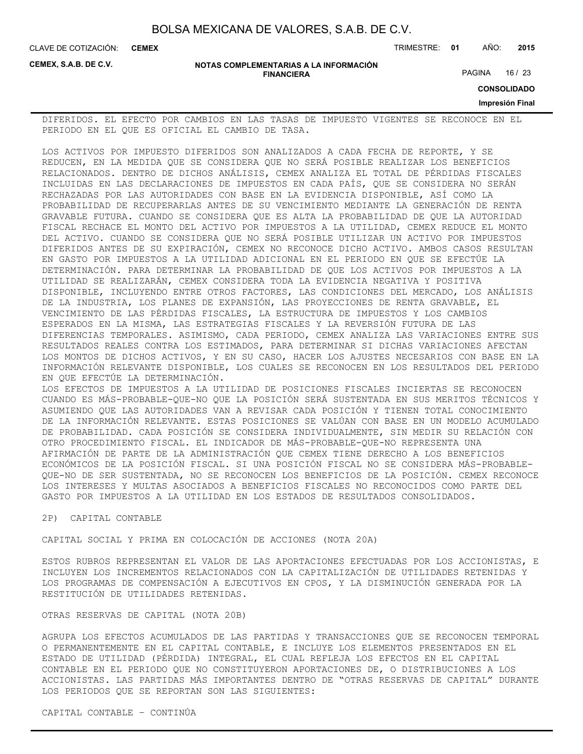DIFERIDOS. EL EFECTO POR CAMBIOS EN LAS TASAS DE IMPUESTO VIGENTES SE RECONOCE EN EL PERIODO EN EL QUE ES OFICIAL EL CAMBIO DE TASA.

LOS ACTIVOS POR IMPUESTO DIFERIDOS SON ANALIZADOS A CADA FECHA DE REPORTE, Y SE REDUCEN, EN LA MEDIDA QUE SE CONSIDERA QUE NO SERÁ POSIBLE REALIZAR LOS BENEFICIOS RELACIONADOS. DENTRO DE DICHOS ANÁLISIS, CEMEX ANALIZA EL TOTAL DE PÉRDIDAS FISCALES INCLUIDAS EN LAS DECLARACIONES DE IMPUESTOS EN CADA PAÍS, QUE SE CONSIDERA NO SERÁN RECHAZADAS POR LAS AUTORIDADES CON BASE EN LA EVIDENCIA DISPONIBLE, ASÍ COMO LA PROBABILIDAD DE RECUPERARLAS ANTES DE SU VENCIMIENTO MEDIANTE LA GENERACIÓN DE RENTA GRAVABLE FUTURA. CUANDO SE CONSIDERA QUE ES ALTA LA PROBABILIDAD DE QUE LA AUTORIDAD FISCAL RECHACE EL MONTO DEL ACTIVO POR IMPUESTOS A LA UTILIDAD, CEMEX REDUCE EL MONTO DEL ACTIVO. CUANDO SE CONSIDERA QUE NO SERÁ POSIBLE UTILIZAR UN ACTIVO POR IMPUESTOS DIFERIDOS ANTES DE SU EXPIRACIÓN, CEMEX NO RECONOCE DICHO ACTIVO. AMBOS CASOS RESULTAN EN GASTO POR IMPUESTOS A LA UTILIDAD ADICIONAL EN EL PERIODO EN QUE SE EFECTÚE LA DETERMINACIÓN. PARA DETERMINAR LA PROBABILIDAD DE QUE LOS ACTIVOS POR IMPUESTOS A LA UTILIDAD SE REALIZARÁN, CEMEX CONSIDERA TODA LA EVIDENCIA NEGATIVA Y POSITIVA DISPONIBLE, INCLUYENDO ENTRE OTROS FACTORES, LAS CONDICIONES DEL MERCADO, LOS ANÁLISIS DE LA INDUSTRIA, LOS PLANES DE EXPANSIÓN, LAS PROYECCIONES DE RENTA GRAVABLE, EL VENCIMIENTO DE LAS PÉRDIDAS FISCALES, LA ESTRUCTURA DE IMPUESTOS Y LOS CAMBIOS ESPERADOS EN LA MISMA, LAS ESTRATEGIAS FISCALES Y LA REVERSIÓN FUTURA DE LAS DIFERENCIAS TEMPORALES. ASIMISMO, CADA PERIODO, CEMEX ANALIZA LAS VARIACIONES ENTRE SUS RESULTADOS REALES CONTRA LOS ESTIMADOS, PARA DETERMINAR SI DICHAS VARIACIONES AFECTAN LOS MONTOS DE DICHOS ACTIVOS, Y EN SU CASO, HACER LOS AJUSTES NECESARIOS CON BASE EN LA INFORMACIÓN RELEVANTE DISPONIBLE, LOS CUALES SE RECONOCEN EN LOS RESULTADOS DEL PERIODO EN QUE EFECTÚE LA DETERMINACIÓN.

LOS EFECTOS DE IMPUESTOS A LA UTILIDAD DE POSICIONES FISCALES INCIERTAS SE RECONOCEN CUANDO ES MÁS-PROBABLE-QUE-NO QUE LA POSICIÓN SERÁ SUSTENTADA EN SUS MERITOS TÉCNICOS Y ASUMIENDO QUE LAS AUTORIDADES VAN A REVISAR CADA POSICIÓN Y TIENEN TOTAL CONOCIMIENTO DE LA INFORMACIÓN RELEVANTE. ESTAS POSICIONES SE VALÚAN CON BASE EN UN MODELO ACUMULADO DE PROBABILIDAD. CADA POSICIÓN SE CONSIDERA INDIVIDUALMENTE, SIN MEDIR SU RELACIÓN CON OTRO PROCEDIMIENTO FISCAL. EL INDICADOR DE MÁS-PROBABLE-QUE-NO REPRESENTA UNA AFIRMACIÓN DE PARTE DE LA ADMINISTRACIÓN QUE CEMEX TIENE DERECHO A LOS BENEFICIOS ECONÓMICOS DE LA POSICIÓN FISCAL. SI UNA POSICIÓN FISCAL NO SE CONSIDERA MÁS-PROBABLE-QUE-NO DE SER SUSTENTADA, NO SE RECONOCEN LOS BENEFICIOS DE LA POSICIÓN. CEMEX RECONOCE LOS INTERESES Y MULTAS ASOCIADOS A BENEFICIOS FISCALES NO RECONOCIDOS COMO PARTE DEL GASTO POR IMPUESTOS A LA UTILIDAD EN LOS ESTADOS DE RESULTADOS CONSOLIDADOS.

## 2P) CAPITAL CONTABLE

### CAPITAL SOCIAL Y PRIMA EN COLOCACIÓN DE ACCIONES (NOTA 20A)

ESTOS RUBROS REPRESENTAN EL VALOR DE LAS APORTACIONES EFECTUADAS POR LOS ACCIONISTAS, E INCLUYEN LOS INCREMENTOS RELACIONADOS CON LA CAPITALIZACIÓN DE UTILIDADES RETENIDAS Y LOS PROGRAMAS DE COMPENSACIÓN A EJECUTIVOS EN CPOS, Y LA DISMINUCIÓN GENERADA POR LA RESTITUCIÓN DE UTILIDADES RETENIDAS.

### OTRAS RESERVAS DE CAPITAL (NOTA 20B)

AGRUPA LOS EFECTOS ACUMULADOS DE LAS PARTIDAS Y TRANSACCIONES QUE SE RECONOCEN TEMPORAL O PERMANENTEMENTE EN EL CAPITAL CONTABLE, E INCLUYE LOS ELEMENTOS PRESENTADOS EN EL ESTADO DE UTILIDAD (PÉRDIDA) INTEGRAL, EL CUAL REFLEJA LOS EFECTOS EN EL CAPITAL CONTABLE EN EL PERIODO QUE NO CONSTITUYERON APORTACIONES DE, O DISTRIBUCIONES A LOS ACCIONISTAS. LAS PARTIDAS MÁS IMPORTANTES DENTRO DE "OTRAS RESERVAS DE CAPITAL" DURANTE LOS PERIODOS QUE SE REPORTAN SON LAS SIGUIENTES:

CAPITAL CONTABLE – CONTINÚA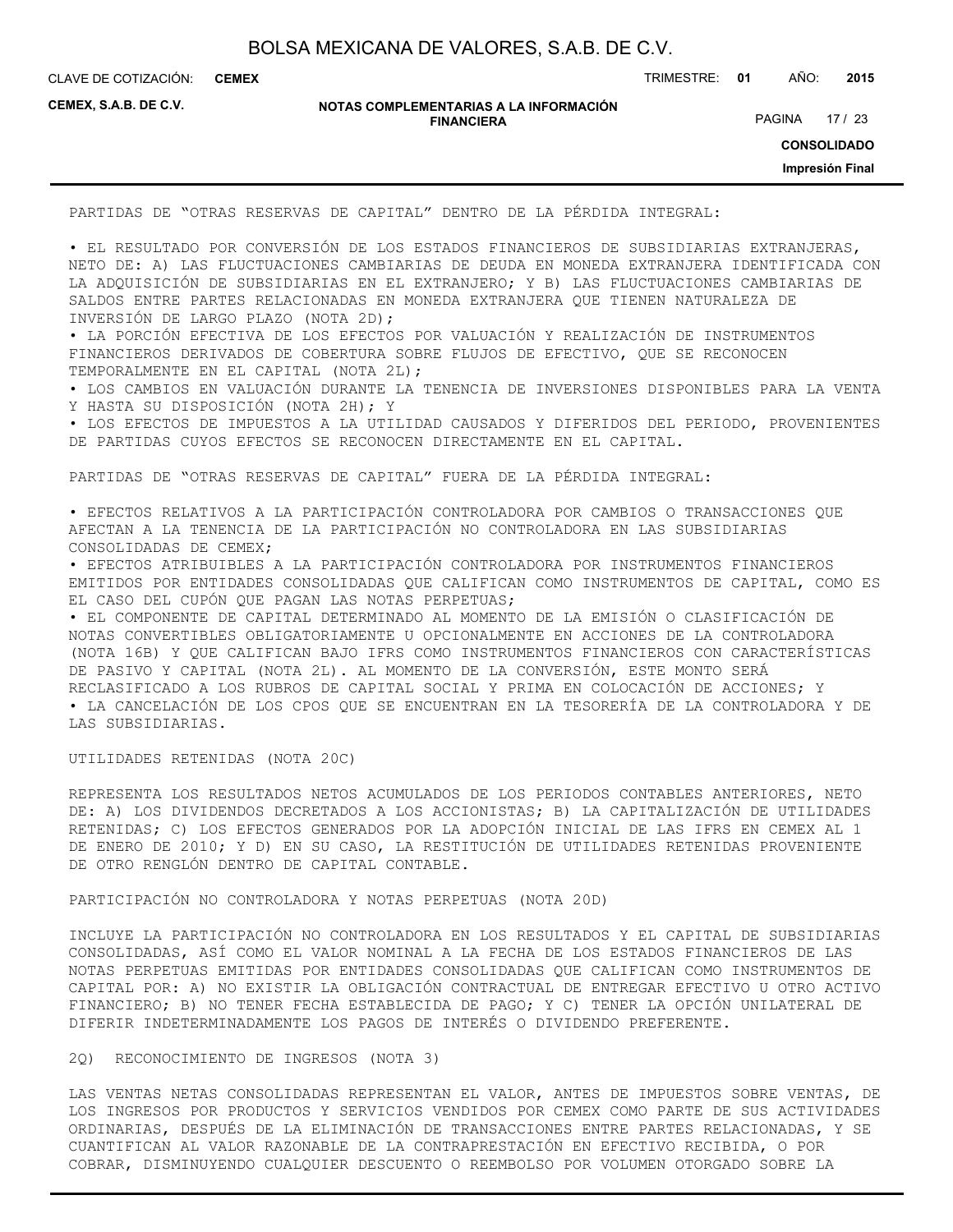PARTIDAS DE "OTRAS RESERVAS DE CAPITAL" DENTRO DE LA PÉRDIDA INTEGRAL:

• EL RESULTADO POR CONVERSIÓN DE LOS ESTADOS FINANCIEROS DE SUBSIDIARIAS EXTRANJERAS, NETO DE: A) LAS FLUCTUACIONES CAMBIARIAS DE DEUDA EN MONEDA EXTRANJERA IDENTIFICADA CON LA ADQUISICIÓN DE SUBSIDIARIAS EN EL EXTRANJERO; Y B) LAS FLUCTUACIONES CAMBIARIAS DE SALDOS ENTRE PARTES RELACIONADAS EN MONEDA EXTRANJERA QUE TIENEN NATURALEZA DE INVERSIÓN DE LARGO PLAZO (NOTA 2D);
• LA PORCIÓN EFECTIVA DE LOS EFECTOS POR VALUACIÓN Y REALIZACIÓN DE INSTRUMENTOS FINANCIEROS DERIVADOS DE COBERTURA SOBRE FLUJOS DE EFECTIVO, QUE SE RECONOCEN TEMPORALMENTE EN EL CAPITAL (NOTA 2L);
• LOS CAMBIOS EN VALUACIÓN DURANTE LA TENENCIA DE INVERSIONES DISPONIBLES PARA LA VENTA Y HASTA SU DISPOSICIÓN (NOTA 2H); Y
• LOS EFECTOS DE IMPUESTOS A LA UTILIDAD CAUSADOS Y DIFERIDOS DEL PERIODO, PROVENIENTES DE PARTIDAS CUYOS EFECTOS SE RECONOCEN DIRECTAMENTE EN EL CAPITAL.

PARTIDAS DE "OTRAS RESERVAS DE CAPITAL" FUERA DE LA PÉRDIDA INTEGRAL:

• EFECTOS RELATIVOS A LA PARTICIPACIÓN CONTROLADORA POR CAMBIOS O TRANSACCIONES QUE AFECTAN A LA TENENCIA DE LA PARTICIPACIÓN NO CONTROLADORA EN LAS SUBSIDIARIAS CONSOLIDADAS DE CEMEX;
• EFECTOS ATRIBUIBLES A LA PARTICIPACIÓN CONTROLADORA POR INSTRUMENTOS FINANCIEROS EMITIDOS POR ENTIDADES CONSOLIDADAS QUE CALIFICAN COMO INSTRUMENTOS DE CAPITAL, COMO ES EL CASO DEL CUPÓN QUE PAGAN LAS NOTAS PERPETUAS;
• EL COMPONENTE DE CAPITAL DETERMINADO AL MOMENTO DE LA EMISIÓN O CLASIFICACIÓN DE NOTAS CONVERTIBLES OBLIGATORIAMENTE U OPCIONALMENTE EN ACCIONES DE LA CONTROLADORA (NOTA 16B) Y QUE CALIFICAN BAJO IFRS COMO INSTRUMENTOS FINANCIEROS CON CARACTERÍSTICAS DE PASIVO Y CAPITAL (NOTA 2L). AL MOMENTO DE LA CONVERSIÓN, ESTE MONTO SERÁ RECLASIFICADO A LOS RUBROS DE CAPITAL SOCIAL Y PRIMA EN COLOCACIÓN DE ACCIONES; Y
• LA CANCELACIÓN DE LOS CPOS QUE SE ENCUENTRAN EN LA TESORERÍA DE LA CONTROLADORA Y DE LAS SUBSIDIARIAS.

UTILIDADES RETENIDAS (NOTA 20C)

REPRESENTA LOS RESULTADOS NETOS ACUMULADOS DE LOS PERIODOS CONTABLES ANTERIORES, NETO DE: A) LOS DIVIDENDOS DECRETADOS A LOS ACCIONISTAS; B) LA CAPITALIZACIÓN DE UTILIDADES RETENIDAS; C) LOS EFECTOS GENERADOS POR LA ADOPCIÓN INICIAL DE LAS IFRS EN CEMEX AL 1 DE ENERO DE 2010; Y D) EN SU CASO, LA RESTITUCIÓN DE UTILIDADES RETENIDAS PROVENIENTE DE OTRO RENGLÓN DENTRO DE CAPITAL CONTABLE.

PARTICIPACIÓN NO CONTROLADORA Y NOTAS PERPETUAS (NOTA 20D)

INCLUYE LA PARTICIPACIÓN NO CONTROLADORA EN LOS RESULTADOS Y EL CAPITAL DE SUBSIDIARIAS CONSOLIDADAS, ASÍ COMO EL VALOR NOMINAL A LA FECHA DE LOS ESTADOS FINANCIEROS DE LAS NOTAS PERPETUAS EMITIDAS POR ENTIDADES CONSOLIDADAS QUE CALIFICAN COMO INSTRUMENTOS DE CAPITAL POR: A) NO EXISTIR LA OBLIGACIÓN CONTRACTUAL DE ENTREGAR EFECTIVO U OTRO ACTIVO FINANCIERO; B) NO TENER FECHA ESTABLECIDA DE PAGO; Y C) TENER LA OPCIÓN UNILATERAL DE DIFERIR INDETERMINADAMENTE LOS PAGOS DE INTERÉS O DIVIDENDO PREFERENTE.

2Q) RECONOCIMIENTO DE INGRESOS (NOTA 3)

LAS VENTAS NETAS CONSOLIDADAS REPRESENTAN EL VALOR, ANTES DE IMPUESTOS SOBRE VENTAS, DE LOS INGRESOS POR PRODUCTOS Y SERVICIOS VENDIDOS POR CEMEX COMO PARTE DE SUS ACTIVIDADES ORDINARIAS, DESPUÉS DE LA ELIMINACIÓN DE TRANSACCIONES ENTRE PARTES RELACIONADAS, Y SE CUANTIFICAN AL VALOR RAZONABLE DE LA CONTRAPRESTACIÓN EN EFECTIVO RECIBIDA, O POR COBRAR, DISMINUYENDO CUALQUIER DESCUENTO O REEMBOLSO POR VOLUMEN OTORGADO SOBRE LA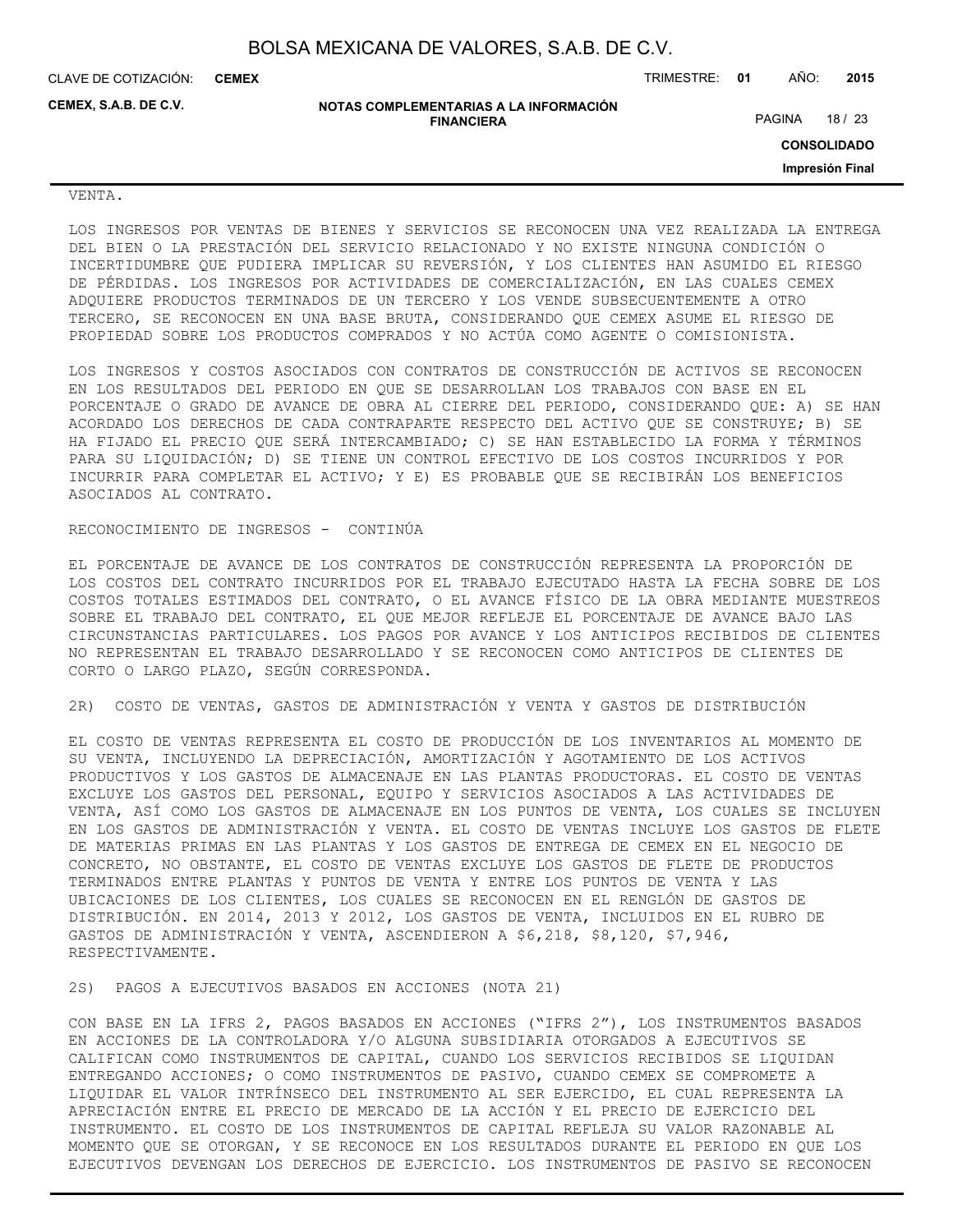VENTA.

LOS INGRESOS POR VENTAS DE BIENES Y SERVICIOS SE RECONOCEN UNA VEZ REALIZADA LA ENTREGA DEL BIEN O LA PRESTACIÓN DEL SERVICIO RELACIONADO Y NO EXISTE NINGUNA CONDICIÓN O INCERTIDUMBRE QUE PUDIERA IMPLICAR SU REVERSIÓN, Y LOS CLIENTES HAN ASUMIDO EL RIESGO DE PÉRDIDAS. LOS INGRESOS POR ACTIVIDADES DE COMERCIALIZACIÓN, EN LAS CUALES CEMEX ADQUIERE PRODUCTOS TERMINADOS DE UN TERCERO Y LOS VENDE SUBSECUENTEMENTE A OTRO TERCERO, SE RECONOCEN EN UNA BASE BRUTA, CONSIDERANDO QUE CEMEX ASUME EL RIESGO DE PROPIEDAD SOBRE LOS PRODUCTOS COMPRADOS Y NO ACTÚA COMO AGENTE O COMISIONISTA.

LOS INGRESOS Y COSTOS ASOCIADOS CON CONTRATOS DE CONSTRUCCIÓN DE ACTIVOS SE RECONOCEN EN LOS RESULTADOS DEL PERIODO EN QUE SE DESARROLLAN LOS TRABAJOS CON BASE EN EL PORCENTAJE O GRADO DE AVANCE DE OBRA AL CIERRE DEL PERIODO, CONSIDERANDO QUE: A) SE HAN ACORDADO LOS DERECHOS DE CADA CONTRAPARTE RESPECTO DEL ACTIVO QUE SE CONSTRUYE; B) SE HA FIJADO EL PRECIO QUE SERÁ INTERCAMBIADO; C) SE HAN ESTABLECIDO LA FORMA Y TÉRMINOS PARA SU LIQUIDACIÓN; D) SE TIENE UN CONTROL EFECTIVO DE LOS COSTOS INCURRIDOS Y POR INCURRIR PARA COMPLETAR EL ACTIVO; Y E) ES PROBABLE QUE SE RECIBIRÁN LOS BENEFICIOS ASOCIADOS AL CONTRATO.

RECONOCIMIENTO DE INGRESOS - CONTINÚA

EL PORCENTAJE DE AVANCE DE LOS CONTRATOS DE CONSTRUCCIÓN REPRESENTA LA PROPORCIÓN DE LOS COSTOS DEL CONTRATO INCURRIDOS POR EL TRABAJO EJECUTADO HASTA LA FECHA SOBRE DE LOS COSTOS TOTALES ESTIMADOS DEL CONTRATO, O EL AVANCE FÍSICO DE LA OBRA MEDIANTE MUESTREOS SOBRE EL TRABAJO DEL CONTRATO, EL QUE MEJOR REFLEJE EL PORCENTAJE DE AVANCE BAJO LAS CIRCUNSTANCIAS PARTICULARES. LOS PAGOS POR AVANCE Y LOS ANTICIPOS RECIBIDOS DE CLIENTES NO REPRESENTAN EL TRABAJO DESARROLLADO Y SE RECONOCEN COMO ANTICIPOS DE CLIENTES DE CORTO O LARGO PLAZO, SEGÚN CORRESPONDA.

2R) COSTO DE VENTAS, GASTOS DE ADMINISTRACIÓN Y VENTA Y GASTOS DE DISTRIBUCIÓN

EL COSTO DE VENTAS REPRESENTA EL COSTO DE PRODUCCIÓN DE LOS INVENTARIOS AL MOMENTO DE SU VENTA, INCLUYENDO LA DEPRECIACIÓN, AMORTIZACIÓN Y AGOTAMIENTO DE LOS ACTIVOS PRODUCTIVOS Y LOS GASTOS DE ALMACENAJE EN LAS PLANTAS PRODUCTORAS. EL COSTO DE VENTAS EXCLUYE LOS GASTOS DEL PERSONAL, EQUIPO Y SERVICIOS ASOCIADOS A LAS ACTIVIDADES DE VENTA, ASÍ COMO LOS GASTOS DE ALMACENAJE EN LOS PUNTOS DE VENTA, LOS CUALES SE INCLUYEN EN LOS GASTOS DE ADMINISTRACIÓN Y VENTA. EL COSTO DE VENTAS INCLUYE LOS GASTOS DE FLETE DE MATERIAS PRIMAS EN LAS PLANTAS Y LOS GASTOS DE ENTREGA DE CEMEX EN EL NEGOCIO DE CONCRETO, NO OBSTANTE, EL COSTO DE VENTAS EXCLUYE LOS GASTOS DE FLETE DE PRODUCTOS TERMINADOS ENTRE PLANTAS Y PUNTOS DE VENTA Y ENTRE LOS PUNTOS DE VENTA Y LAS UBICACIONES DE LOS CLIENTES, LOS CUALES SE RECONOCEN EN EL RENGLÓN DE GASTOS DE DISTRIBUCIÓN. EN 2014, 2013 Y 2012, LOS GASTOS DE VENTA, INCLUIDOS EN EL RUBRO DE GASTOS DE ADMINISTRACIÓN Y VENTA, ASCENDIERON A $6,218, $8,120, $7,946, RESPECTIVAMENTE.

2S) PAGOS A EJECUTIVOS BASADOS EN ACCIONES (NOTA 21)

CON BASE EN LA IFRS 2, PAGOS BASADOS EN ACCIONES ("IFRS 2"), LOS INSTRUMENTOS BASADOS EN ACCIONES DE LA CONTROLADORA Y/O ALGUNA SUBSIDIARIA OTORGADOS A EJECUTIVOS SE CALIFICAN COMO INSTRUMENTOS DE CAPITAL, CUANDO LOS SERVICIOS RECIBIDOS SE LIQUIDAN ENTREGANDO ACCIONES; O COMO INSTRUMENTOS DE PASIVO, CUANDO CEMEX SE COMPROMETE A LIQUIDAR EL VALOR INTRÍNSECO DEL INSTRUMENTO AL SER EJERCIDO, EL CUAL REPRESENTA LA APRECIACIÓN ENTRE EL PRECIO DE MERCADO DE LA ACCIÓN Y EL PRECIO DE EJERCICIO DEL INSTRUMENTO. EL COSTO DE LOS INSTRUMENTOS DE CAPITAL REFLEJA SU VALOR RAZONABLE AL MOMENTO QUE SE OTORGAN, Y SE RECONOCE EN LOS RESULTADOS DURANTE EL PERIODO EN QUE LOS EJECUTIVOS DEVENGAN LOS DERECHOS DE EJERCICIO. LOS INSTRUMENTOS DE PASIVO SE RECONOCEN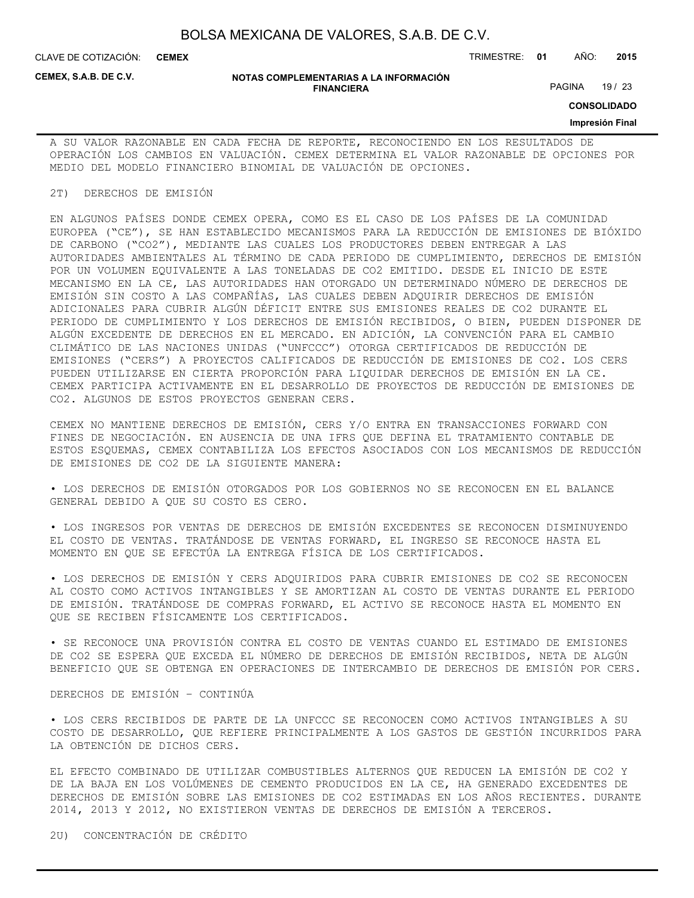A SU VALOR RAZONABLE EN CADA FECHA DE REPORTE, RECONOCIENDO EN LOS RESULTADOS DE OPERACIÓN LOS CAMBIOS EN VALUACIÓN. CEMEX DETERMINA EL VALOR RAZONABLE DE OPCIONES POR MEDIO DEL MODELO FINANCIERO BINOMIAL DE VALUACIÓN DE OPCIONES.

## 2T) DERECHOS DE EMISIÓN

EN ALGUNOS PAÍSES DONDE CEMEX OPERA, COMO ES EL CASO DE LOS PAÍSES DE LA COMUNIDAD EUROPEA ("CE"), SE HAN ESTABLECIDO MECANISMOS PARA LA REDUCCIÓN DE EMISIONES DE BIÓXIDO DE CARBONO ("$CO_2$"), MEDIANTE LAS CUALES LOS PRODUCTORES DEBEN ENTREGAR A LAS AUTORIDADES AMBIENTALES AL TÉRMINO DE CADA PERIODO DE CUMPLIMIENTO, DERECHOS DE EMISIÓN POR UN VOLUMEN EQUIVALENTE A LAS TONELADAS DE $CO_2$ EMITIDO. DESDE EL INICIO DE ESTE MECANISMO EN LA CE, LAS AUTORIDADES HAN OTORGADO UN DETERMINADO NÚMERO DE DERECHOS DE EMISIÓN SIN COSTO A LAS COMPAÑÍAS, LAS CUALES DEBEN ADQUIRIR DERECHOS DE EMISIÓN ADICIONALES PARA CUBRIR ALGÚN DÉFICIT ENTRE SUS EMISIONES REALES DE $CO_2$ DURANTE EL PERIODO DE CUMPLIMIENTO Y LOS DERECHOS DE EMISIÓN RECIBIDOS, O BIEN, PUEDEN DISPONER DE ALGÚN EXCEDENTE DE DERECHOS EN EL MERCADO. EN ADICIÓN, LA CONVENCIÓN PARA EL CAMBIO CLIMÁTICO DE LAS NACIONES UNIDAS ("UNFCCC") OTORGA CERTIFICADOS DE REDUCCIÓN DE EMISIONES ("CERS") A PROYECTOS CALIFICADOS DE REDUCCIÓN DE EMISIONES DE $CO_2$. LOS CERS PUEDEN UTILIZARSE EN CIERTA PROPORCIÓN PARA LIQUIDAR DERECHOS DE EMISIÓN EN LA CE. CEMEX PARTICIPA ACTIVAMENTE EN EL DESARROLLO DE PROYECTOS DE REDUCCIÓN DE EMISIONES DE $CO_2$. ALGUNOS DE ESTOS PROYECTOS GENERAN CERS.

CEMEX NO MANTIENE DERECHOS DE EMISIÓN, CERS Y/O ENTRA EN TRANSACCIONES FORWARD CON FINES DE NEGOCIACIÓN. EN AUSENCIA DE UNA IFRS QUE DEFINA EL TRATAMIENTO CONTABLE DE ESTOS ESQUEMAS, CEMEX CONTABILIZA LOS EFECTOS ASOCIADOS CON LOS MECANISMOS DE REDUCCIÓN DE EMISIONES DE $CO_2$ DE LA SIGUIENTE MANERA:

- LOS DERECHOS DE EMISIÓN OTORGADOS POR LOS GOBIERNOS NO SE RECONOCEN EN EL BALANCE GENERAL DEBIDO A QUE SU COSTO ES CERO.

- LOS INGRESOS POR VENTAS DE DERECHOS DE EMISIÓN EXCEDENTES SE RECONOCEN DISMINUYENDO EL COSTO DE VENTAS. TRATÁNDOSE DE VENTAS FORWARD, EL INGRESO SE RECONOCE HASTA EL MOMENTO EN QUE SE EFECTÚA LA ENTREGA FÍSICA DE LOS CERTIFICADOS.

- LOS DERECHOS DE EMISIÓN Y CERS ADQUIRIDOS PARA CUBRIR EMISIONES DE $CO_2$ SE RECONOCEN AL COSTO COMO ACTIVOS INTANGIBLES Y SE AMORTIZAN AL COSTO DE VENTAS DURANTE EL PERIODO DE EMISIÓN. TRATÁNDOSE DE COMPRAS FORWARD, EL ACTIVO SE RECONOCE HASTA EL MOMENTO EN QUE SE RECIBEN FÍSICAMENTE LOS CERTIFICADOS.

- SE RECONOCE UNA PROVISIÓN CONTRA EL COSTO DE VENTAS CUANDO EL ESTIMADO DE EMISIONES DE $CO_2$ SE ESPERA QUE EXCEDA EL NÚMERO DE DERECHOS DE EMISIÓN RECIBIDOS, NETA DE ALGÚN BENEFICIO QUE SE OBTENGA EN OPERACIONES DE INTERCAMBIO DE DERECHOS DE EMISIÓN POR CERS.

DERECHOS DE EMISIÓN – CONTINÚA

- LOS CERS RECIBIDOS DE PARTE DE LA UNFCCC SE RECONOCEN COMO ACTIVOS INTANGIBLES A SU COSTO DE DESARROLLO, QUE REFIERE PRINCIPALMENTE A LOS GASTOS DE GESTIÓN INCURRIDOS PARA LA OBTENCIÓN DE DICHOS CERS.

EL EFECTO COMBINADO DE UTILIZAR COMBUSTIBLES ALTERNOS QUE REDUCEN LA EMISIÓN DE $CO_2$ Y DE LA BAJA EN LOS VOLÚMENES DE CEMENTO PRODUCIDOS EN LA CE, HA GENERADO EXCEDENTES DE DERECHOS DE EMISIÓN SOBRE LAS EMISIONES DE $CO_2$ ESTIMADAS EN LOS AÑOS RECIENTES. DURANTE 2014, 2013 Y 2012, NO EXISTIERON VENTAS DE DERECHOS DE EMISIÓN A TERCEROS.

## 2U) CONCENTRACIÓN DE CRÉDITO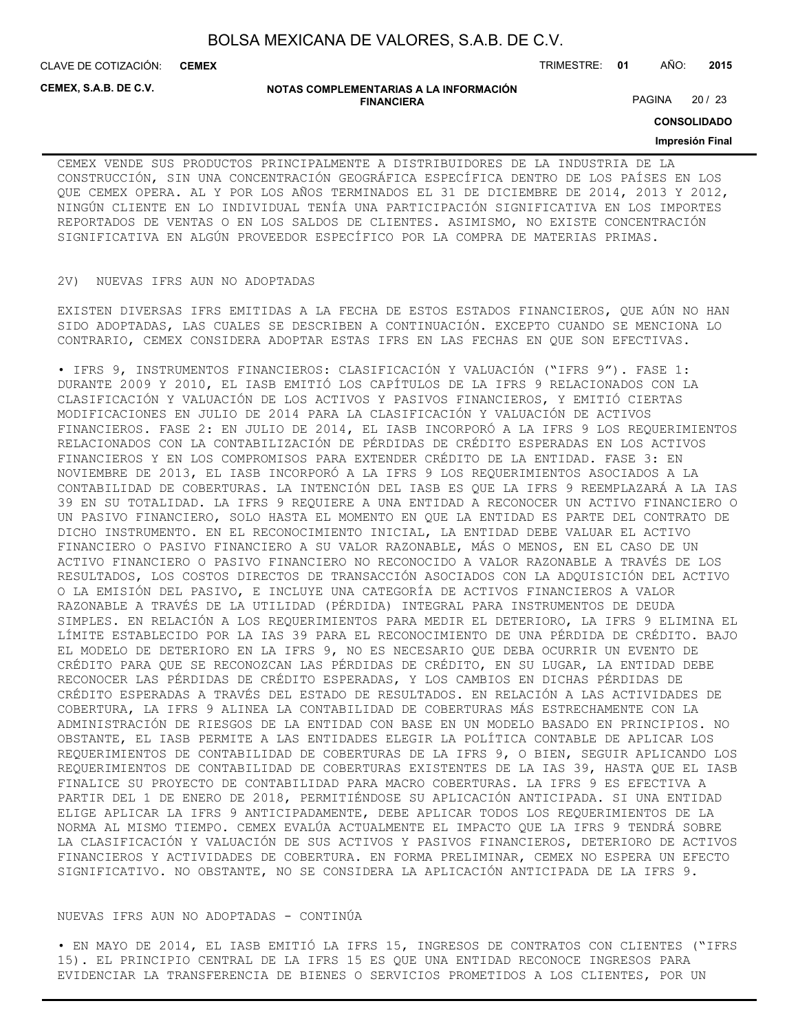CEMEX VENDE SUS PRODUCTOS PRINCIPALMENTE A DISTRIBUIDORES DE LA INDUSTRIA DE LA CONSTRUCCIÓN, SIN UNA CONCENTRACIÓN GEOGRÁFICA ESPECÍFICA DENTRO DE LOS PAÍSES EN LOS QUE CEMEX OPERA. AL Y POR LOS AÑOS TERMINADOS EL 31 DE DICIEMBRE DE 2014, 2013 Y 2012, NINGÚN CLIENTE EN LO INDIVIDUAL TENÍA UNA PARTICIPACIÓN SIGNIFICATIVA EN LOS IMPORTES REPORTADOS DE VENTAS O EN LOS SALDOS DE CLIENTES. ASIMISMO, NO EXISTE CONCENTRACIÓN SIGNIFICATIVA EN ALGÚN PROVEEDOR ESPECÍFICO POR LA COMPRA DE MATERIAS PRIMAS.

2V) NUEVAS IFRS AUN NO ADOPTADAS

EXISTEN DIVERSAS IFRS EMITIDAS A LA FECHA DE ESTOS ESTADOS FINANCIEROS, QUE AÚN NO HAN SIDO ADOPTADAS, LAS CUALES SE DESCRIBEN A CONTINUACIÓN. EXCEPTO CUANDO SE MENCIONA LO CONTRARIO, CEMEX CONSIDERA ADOPTAR ESTAS IFRS EN LAS FECHAS EN QUE SON EFECTIVAS.

• IFRS 9, INSTRUMENTOS FINANCIEROS: CLASIFICACIÓN Y VALUACIÓN ("IFRS 9"). FASE 1: DURANTE 2009 Y 2010, EL IASB EMITIÓ LOS CAPÍTULOS DE LA IFRS 9 RELACIONADOS CON LA CLASIFICACIÓN Y VALUACIÓN DE LOS ACTIVOS Y PASIVOS FINANCIEROS, Y EMITIÓ CIERTAS MODIFICACIONES EN JULIO DE 2014 PARA LA CLASIFICACIÓN Y VALUACIÓN DE ACTIVOS FINANCIEROS. FASE 2: EN JULIO DE 2014, EL IASB INCORPORÓ A LA IFRS 9 LOS REQUERIMIENTOS RELACIONADOS CON LA CONTABILIZACIÓN DE PÉRDIDAS DE CRÉDITO ESPERADAS EN LOS ACTIVOS FINANCIEROS Y EN LOS COMPROMISOS PARA EXTENDER CRÉDITO DE LA ENTIDAD. FASE 3: EN NOVIEMBRE DE 2013, EL IASB INCORPORÓ A LA IFRS 9 LOS REQUERIMIENTOS ASOCIADOS A LA CONTABILIDAD DE COBERTURAS. LA INTENCIÓN DEL IASB ES QUE LA IFRS 9 REEMPLAZARÁ A LA IAS 39 EN SU TOTALIDAD. LA IFRS 9 REQUIERE A UNA ENTIDAD A RECONOCER UN ACTIVO FINANCIERO O UN PASIVO FINANCIERO, SOLO HASTA EL MOMENTO EN QUE LA ENTIDAD ES PARTE DEL CONTRATO DE DICHO INSTRUMENTO. EN EL RECONOCIMIENTO INICIAL, LA ENTIDAD DEBE VALUAR EL ACTIVO FINANCIERO O PASIVO FINANCIERO A SU VALOR RAZONABLE, MÁS O MENOS, EN EL CASO DE UN ACTIVO FINANCIERO O PASIVO FINANCIERO NO RECONOCIDO A VALOR RAZONABLE A TRAVÉS DE LOS RESULTADOS, LOS COSTOS DIRECTOS DE TRANSACCIÓN ASOCIADOS CON LA ADQUISICIÓN DEL ACTIVO O LA EMISIÓN DEL PASIVO, E INCLUYE UNA CATEGORÍA DE ACTIVOS FINANCIEROS A VALOR RAZONABLE A TRAVÉS DE LA UTILIDAD (PÉRDIDA) INTEGRAL PARA INSTRUMENTOS DE DEUDA SIMPLES. EN RELACIÓN A LOS REQUERIMIENTOS PARA MEDIR EL DETERIORO, LA IFRS 9 ELIMINA EL LÍMITE ESTABLECIDO POR LA IAS 39 PARA EL RECONOCIMIENTO DE UNA PÉRDIDA DE CRÉDITO. BAJO EL MODELO DE DETERIORO EN LA IFRS 9, NO ES NECESARIO QUE DEBA OCURRIR UN EVENTO DE CRÉDITO PARA QUE SE RECONOZCAN LAS PÉRDIDAS DE CRÉDITO, EN SU LUGAR, LA ENTIDAD DEBE RECONOCER LAS PÉRDIDAS DE CRÉDITO ESPERADAS, Y LOS CAMBIOS EN DICHAS PÉRDIDAS DE CRÉDITO ESPERADAS A TRAVÉS DEL ESTADO DE RESULTADOS. EN RELACIÓN A LAS ACTIVIDADES DE COBERTURA, LA IFRS 9 ALINEA LA CONTABILIDAD DE COBERTURAS MÁS ESTRECHAMENTE CON LA ADMINISTRACIÓN DE RIESGOS DE LA ENTIDAD CON BASE EN UN MODELO BASADO EN PRINCIPIOS. NO OBSTANTE, EL IASB PERMITE A LAS ENTIDADES ELEGIR LA POLÍTICA CONTABLE DE APLICAR LOS REQUERIMIENTOS DE CONTABILIDAD DE COBERTURAS DE LA IFRS 9, O BIEN, SEGUIR APLICANDO LOS REQUERIMIENTOS DE CONTABILIDAD DE COBERTURAS EXISTENTES DE LA IAS 39, HASTA QUE EL IASB FINALICE SU PROYECTO DE CONTABILIDAD PARA MACRO COBERTURAS. LA IFRS 9 ES EFECTIVA A PARTIR DEL 1 DE ENERO DE 2018, PERMITIÉNDOSE SU APLICACIÓN ANTICIPADA. SI UNA ENTIDAD ELIGE APLICAR LA IFRS 9 ANTICIPADAMENTE, DEBE APLICAR TODOS LOS REQUERIMIENTOS DE LA NORMA AL MISMO TIEMPO. CEMEX EVALÚA ACTUALMENTE EL IMPACTO QUE LA IFRS 9 TENDRÁ SOBRE LA CLASIFICACIÓN Y VALUACIÓN DE SUS ACTIVOS Y PASIVOS FINANCIEROS, DETERIORO DE ACTIVOS FINANCIEROS Y ACTIVIDADES DE COBERTURA. EN FORMA PRELIMINAR, CEMEX NO ESPERA UN EFECTO SIGNIFICATIVO. NO OBSTANTE, NO SE CONSIDERA LA APLICACIÓN ANTICIPADA DE LA IFRS 9.

NUEVAS IFRS AUN NO ADOPTADAS - CONTINÚA

• EN MAYO DE 2014, EL IASB EMITIÓ LA IFRS 15, INGRESOS DE CONTRATOS CON CLIENTES ("IFRS 15). EL PRINCIPIO CENTRAL DE LA IFRS 15 ES QUE UNA ENTIDAD RECONOCE INGRESOS PARA EVIDENCIAR LA TRANSFERENCIA DE BIENES O SERVICIOS PROMETIDOS A LOS CLIENTES, POR UN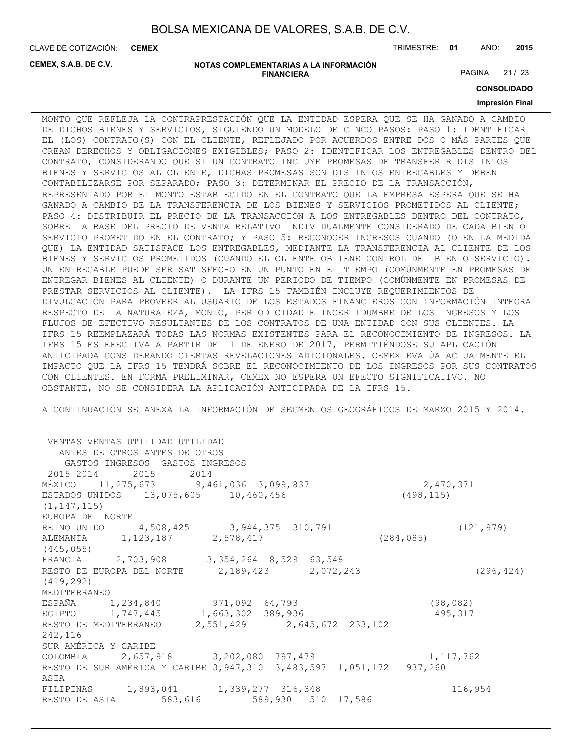MONTO QUE REFLEJA LA CONTRAPRESTACIÓN QUE LA ENTIDAD ESPERA QUE SE HA GANADO A CAMBIO DE DICHOS BIENES Y SERVICIOS, SIGUIENDO UN MODELO DE CINCO PASOS: PASO 1: IDENTIFICAR EL (LOS) CONTRATO(S) CON EL CLIENTE, REFLEJADO POR ACUERDOS ENTRE DOS O MÁS PARTES QUE CREAN DERECHOS Y OBLIGACIONES EXIGIBLES; PASO 2: IDENTIFICAR LOS ENTREGABLES DENTRO DEL CONTRATO, CONSIDERANDO QUE SI UN CONTRATO INCLUYE PROMESAS DE TRANSFERIR DISTINTOS BIENES Y SERVICIOS AL CLIENTE, DICHAS PROMESAS SON DISTINTOS ENTREGABLES Y DEBEN CONTABILIZARSE POR SEPARADO; PASO 3: DETERMINAR EL PRECIO DE LA TRANSACCIÓN, REPRESENTADO POR EL MONTO ESTABLECIDO EN EL CONTRATO QUE LA EMPRESA ESPERA QUE SE HA GANADO A CAMBIO DE LA TRANSFERENCIA DE LOS BIENES Y SERVICIOS PROMETIDOS AL CLIENTE; PASO 4: DISTRIBUIR EL PRECIO DE LA TRANSACCIÓN A LOS ENTREGABLES DENTRO DEL CONTRATO, SOBRE LA BASE DEL PRECIO DE VENTA RELATIVO INDIVIDUALMENTE CONSIDERADO DE CADA BIEN O SERVICIO PROMETIDO EN EL CONTRATO; Y PASO 5: RECONOCER INGRESOS CUANDO (O EN LA MEDIDA QUE) LA ENTIDAD SATISFACE LOS ENTREGABLES, MEDIANTE LA TRANSFERENCIA AL CLIENTE DE LOS BIENES Y SERVICIOS PROMETIDOS (CUANDO EL CLIENTE OBTIENE CONTROL DEL BIEN O SERVICIO). UN ENTREGABLE PUEDE SER SATISFECHO EN UN PUNTO EN EL TIEMPO (COMÚNMENTE EN PROMESAS DE ENTREGAR BIENES AL CLIENTE) O DURANTE UN PERIODO DE TIEMPO (COMÚNMENTE EN PROMESAS DE PRESTAR SERVICIOS AL CLIENTE). LA IFRS 15 TAMBIÉN INCLUYE REQUERIMIENTOS DE DIVULGACIÓN PARA PROVEER AL USUARIO DE LOS ESTADOS FINANCIEROS CON INFORMACIÓN INTEGRAL RESPECTO DE LA NATURALEZA, MONTO, PERIODICIDAD E INCERTIDUMBRE DE LOS INGRESOS Y LOS FLUJOS DE EFECTIVO RESULTANTES DE LOS CONTRATOS DE UNA ENTIDAD CON SUS CLIENTES. LA IFRS 15 REEMPLAZARÁ TODAS LAS NORMAS EXISTENTES PARA EL RECONOCIMIENTO DE INGRESOS. LA IFRS 15 ES EFECTIVA A PARTIR DEL 1 DE ENERO DE 2017, PERMITIÉNDOSE SU APLICACIÓN ANTICIPADA CONSIDERANDO CIERTAS REVELACIONES ADICIONALES. CEMEX EVALÚA ACTUALMENTE EL IMPACTO QUE LA IFRS 15 TENDRÁ SOBRE EL RECONOCIMIENTO DE LOS INGRESOS POR SUS CONTRATOS CON CLIENTES. EN FORMA PRELIMINAR, CEMEX NO ESPERA UN EFECTO SIGNIFICATIVO. NO OBSTANTE, NO SE CONSIDERA LA APLICACIÓN ANTICIPADA DE LA IFRS 15.

A CONTINUACIÓN SE ANEXA LA INFORMACIÓN DE SEGMENTOS GEOGRÁFICOS DE MARZO 2015 Y 2014.

| | VENTAS 2015 | VENTAS 2014 | UTILIDAD ANTES DE OTROS GASTOS INGRESOS 2015 | UTILIDAD ANTES DE OTROS GASTOS INGRESOS 2014 |
|---|---|---|---|---|
| MÉXICO | 11,275,673 | 9,461,036 | 3,099,837 | 2,470,371 |
| ESTADOS UNIDOS | 13,075,605 | 10,460,456 | (498,115) | (1,147,115) |
| EUROPA DEL NORTE | | | | |
| REINO UNIDO | 4,508,425 | 3,944,375 | 310,791 | (121,979) |
| ALEMANIA | 1,123,187 | 2,578,417 | (284,085) | (445,055) |
| FRANCIA | 2,703,908 | 3,354,264 | 8,529 | 63,548 |
| RESTO DE EUROPA DEL NORTE | 2,189,423 | 2,072,243 | (296,424) | (419,292) |
| MEDITERRANEO | | | | |
| ESPAÑA | 1,234,840 | 971,092 | 64,793 | (98,082) |
| EGIPTO | 1,747,445 | 1,663,302 | 389,936 | 495,317 |
| RESTO DE MEDITERRANEO | 2,551,429 | 2,645,672 | 233,102 | 242,116 |
| SUR AMÉRICA Y CARIBE | | | | |
| COLOMBIA | 2,657,918 | 3,202,080 | 797,479 | 1,117,762 |
| RESTO DE SUR AMÉRICA Y CARIBE | 3,947,310 | 3,483,597 | 1,051,172 | 937,260 |
| ASIA | | | | |
| FILIPINAS | 1,893,041 | 1,339,277 | 316,348 | 116,954 |
| RESTO DE ASIA | 583,616 | 589,930 | 510 | 17,586 |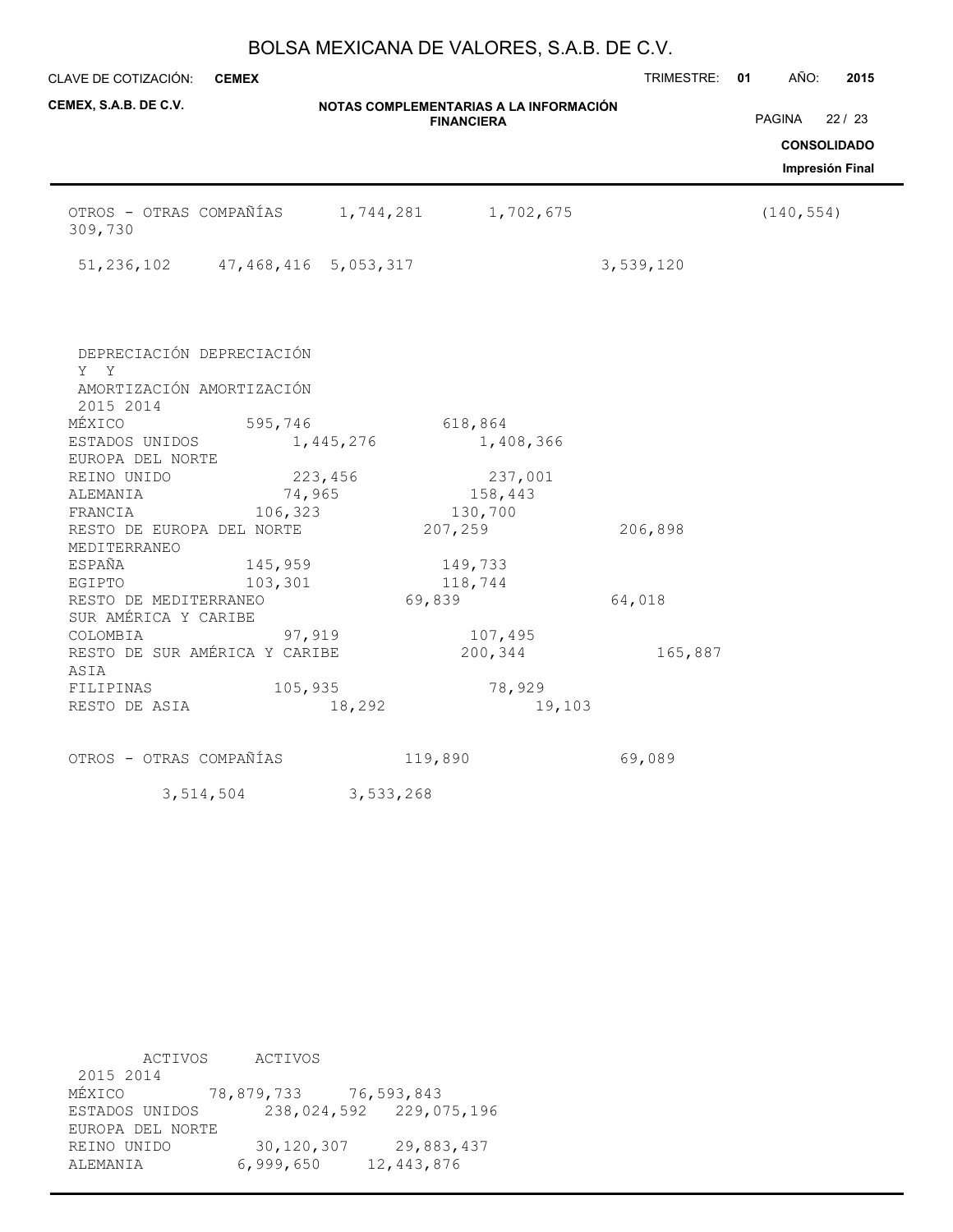| | | | | |
|---|---|---|---|---|
| OTROS - OTRAS COMPAÑÍAS | 1,744,281 | 1,702,675 | | (140,554) |
| 309,730 | | | | |
| 51,236,102 | 47,468,416 | 5,053,317 | 3,539,120 | |

| | DEPRECIACIÓN Y AMORTIZACIÓN 2015 | DEPRECIACIÓN Y AMORTIZACIÓN 2014 |
|---|---|---|
| MÉXICO | 595,746 | 618,864 |
| ESTADOS UNIDOS | 1,445,276 | 1,408,366 |
| EUROPA DEL NORTE | | |
| REINO UNIDO | 223,456 | 237,001 |
| ALEMANIA | 74,965 | 158,443 |
| FRANCIA | 106,323 | 130,700 |
| RESTO DE EUROPA DEL NORTE | 207,259 | 206,898 |
| MEDITERRANEO | | |
| ESPAÑA | 145,959 | 149,733 |
| EGIPTO | 103,301 | 118,744 |
| RESTO DE MEDITERRANEO | 69,839 | 64,018 |
| SUR AMÉRICA Y CARIBE | | |
| COLOMBIA | 97,919 | 107,495 |
| RESTO DE SUR AMÉRICA Y CARIBE | 200,344 | 165,887 |
| ASIA | | |
| FILIPINAS | 105,935 | 78,929 |
| RESTO DE ASIA | 18,292 | 19,103 |
| OTROS - OTRAS COMPAÑÍAS | 119,890 | 69,089 |
| | 3,514,504 | 3,533,268 |

| | ACTIVOS 2015 | ACTIVOS 2014 |
|---|---|---|
| MÉXICO | 78,879,733 | 76,593,843 |
| ESTADOS UNIDOS | 238,024,592 | 229,075,196 |
| EUROPA DEL NORTE | | |
| REINO UNIDO | 30,120,307 | 29,883,437 |
| ALEMANIA | 6,999,650 | 12,443,876 |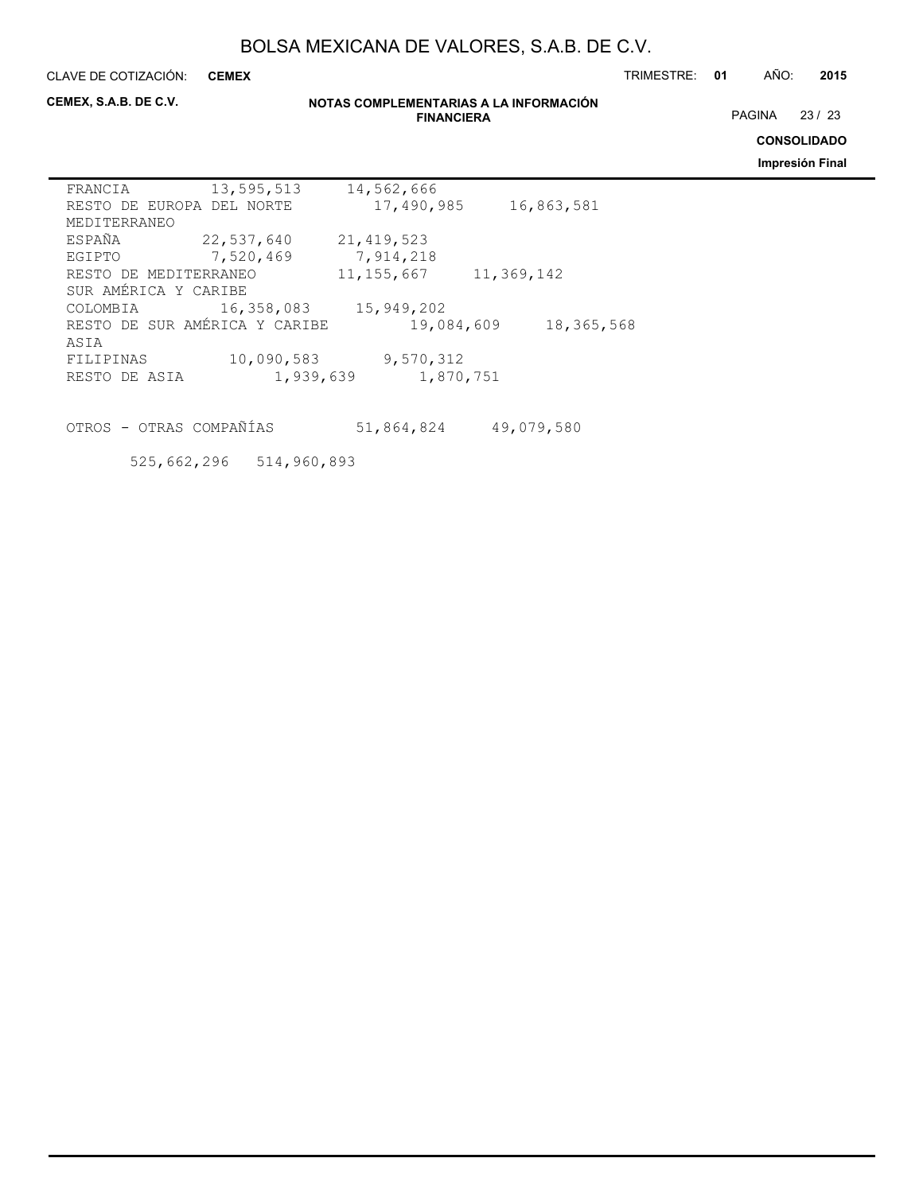| | | |
|---|---|---|
| FRANCIA | 13,595,513 | 14,562,666 |
| RESTO DE EUROPA DEL NORTE | 17,490,985 | 16,863,581 |
| MEDITERRANEO | | |
| ESPAÑA | 22,537,640 | 21,419,523 |
| EGIPTO | 7,520,469 | 7,914,218 |
| RESTO DE MEDITERRANEO | 11,155,667 | 11,369,142 |
| SUR AMÉRICA Y CARIBE | | |
| COLOMBIA | 16,358,083 | 15,949,202 |
| RESTO DE SUR AMÉRICA Y CARIBE | 19,084,609 | 18,365,568 |
| ASIA | | |
| FILIPINAS | 10,090,583 | 9,570,312 |
| RESTO DE ASIA | 1,939,639 | 1,870,751 |
| | | |
| OTROS - OTRAS COMPAÑÍAS | 51,864,824 | 49,079,580 |
| | 525,662,296 | 514,960,893 |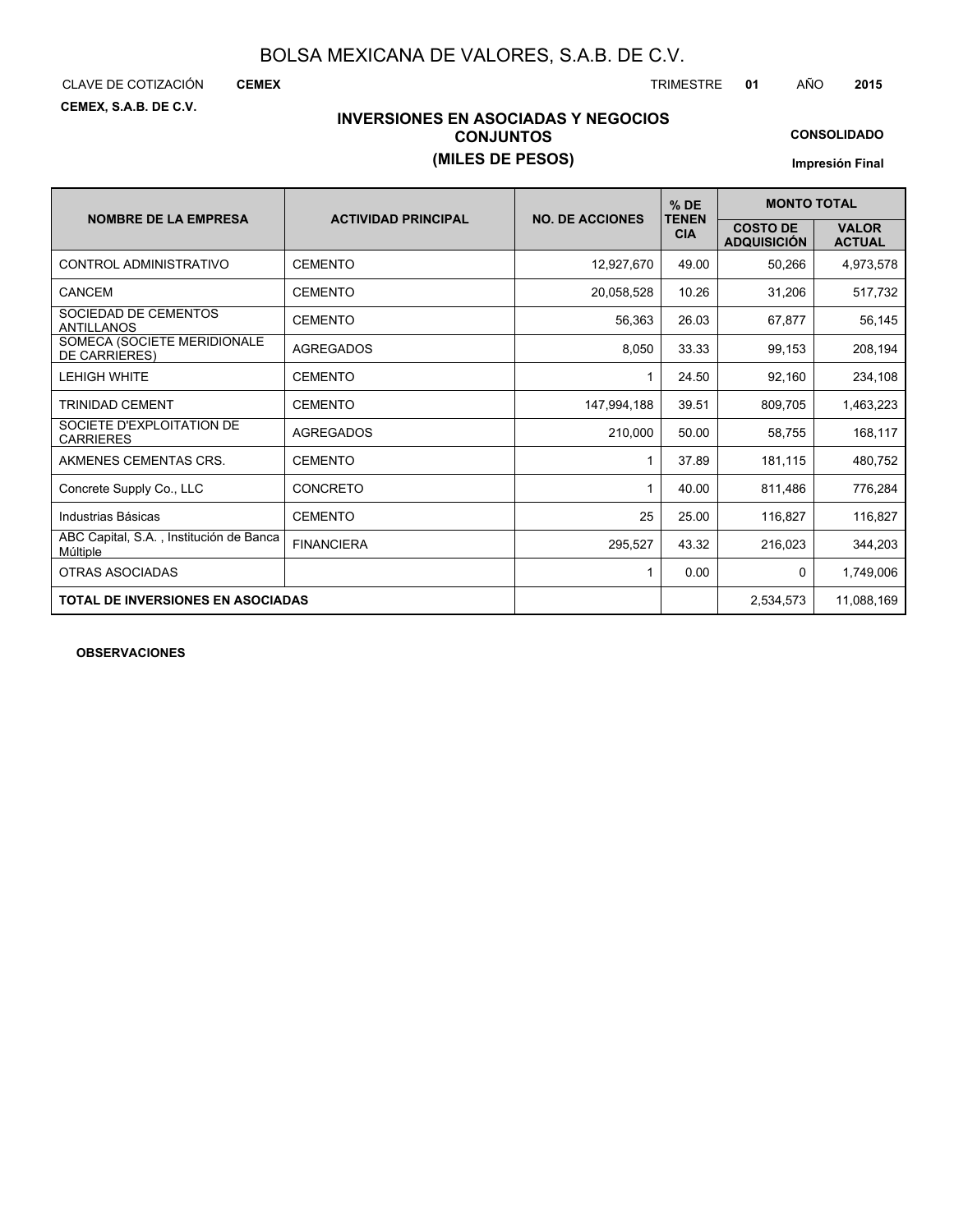# BOLSA MEXICANA DE VALORES, S.A.B. DE C.V.

CLAVE DE COTIZACIÓN **CEMEX** TRIMESTRE **01** AÑO **2015**

**CEMEX, S.A.B. DE C.V.**

## INVERSIONES EN ASOCIADAS Y NEGOCIOS CONJUNTOS
## (MILES DE PESOS)

**CONSOLIDADO**

**Impresión Final**

| NOMBRE DE LA EMPRESA | ACTIVIDAD PRINCIPAL | NO. DE ACCIONES | % DE TENENCIA | MONTO TOTAL | |
|---|---|---|---|---|---|
| | | | | COSTO DE ADQUISICIÓN | VALOR ACTUAL |
| CONTROL ADMINISTRATIVO | CEMENTO | 12,927,670 | 49.00 | 50,266 | 4,973,578 |
| CANCEM | CEMENTO | 20,058,528 | 10.26 | 31,206 | 517,732 |
| SOCIEDAD DE CEMENTOS ANTILLANOS | CEMENTO | 56,363 | 26.03 | 67,877 | 56,145 |
| SOMECA (SOCIETE MERIDIONALE DE CARRIERES) | AGREGADOS | 8,050 | 33.33 | 99,153 | 208,194 |
| LEHIGH WHITE | CEMENTO | 1 | 24.50 | 92,160 | 234,108 |
| TRINIDAD CEMENT | CEMENTO | 147,994,188 | 39.51 | 809,705 | 1,463,223 |
| SOCIETE D'EXPLOITATION DE CARRIERES | AGREGADOS | 210,000 | 50.00 | 58,755 | 168,117 |
| AKMENES CEMENTAS CRS. | CEMENTO | 1 | 37.89 | 181,115 | 480,752 |
| Concrete Supply Co., LLC | CONCRETO | 1 | 40.00 | 811,486 | 776,284 |
| Industrias Básicas | CEMENTO | 25 | 25.00 | 116,827 | 116,827 |
| ABC Capital, S.A. , Institución de Banca Múltiple | FINANCIERA | 295,527 | 43.32 | 216,023 | 344,203 |
| OTRAS ASOCIADAS | | 1 | 0.00 | 0 | 1,749,006 |
| **TOTAL DE INVERSIONES EN ASOCIADAS** | | | | 2,534,573 | 11,088,169 |

**OBSERVACIONES**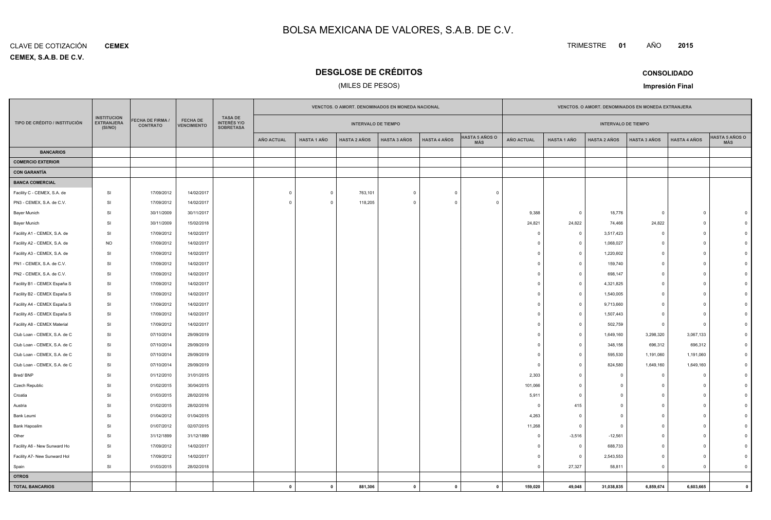# BOLSA MEXICANA DE VALORES, S.A.B. DE C.V.

CLAVE DE COTIZACIÓN **CEMEX**

**CEMEX, S.A.B. DE C.V.**

TRIMESTRE **01** AÑO **2015**

## DESGLOSE DE CRÉDITOS

(MILES DE PESOS)

**CONSOLIDADO**

**Impresión Final**

| TIPO DE CRÉDITO / INSTITUCIÓN | INSTITUCION EXTRANJERA (SI/NO) | FECHA DE FIRMA / CONTRATO | FECHA DE VENCIMIENTO | TASA DE INTERÉS Y/O SOBRETASA | VENCTOS. O AMORT. DENOMINADOS EN MONEDA NACIONAL | | | | | | VENCTOS. O AMORT. DENOMINADOS EN MONEDA EXTRANJERA | | | | | |
|---|---|---|---|---|---|---|---|---|---|---|---|---|---|---|---|---|
| | | | | | INTERVALO DE TIEMPO | | | | | | INTERVALO DE TIEMPO | | | | | |
| | | | | | AÑO ACTUAL | HASTA 1 AÑO | HASTA 2 AÑOS | HASTA 3 AÑOS | HASTA 4 AÑOS | HASTA 5 AÑOS O MÁS | AÑO ACTUAL | HASTA 1 AÑO | HASTA 2 AÑOS | HASTA 3 AÑOS | HASTA 4 AÑOS | HASTA 5 AÑOS O MÁS |
| **BANCARIOS** | | | | | | | | | | | | | | | | |
| **COMERCIO EXTERIOR** | | | | | | | | | | | | | | | | |
| **CON GARANTÍA** | | | | | | | | | | | | | | | | |
| **BANCA COMERCIAL** | | | | | | | | | | | | | | | | |
| Facility C - CEMEX, S.A. de | SI | 17/09/2012 | 14/02/2017 | | 0 | 0 | 763,101 | 0 | 0 | 0 | | | | | | |
| PN3 - CEMEX, S.A. de C.V. | SI | 17/09/2012 | 14/02/2017 | | 0 | 0 | 118,205 | 0 | 0 | 0 | | | | | | |
| Bayer Munich | SI | 30/11/2009 | 30/11/2017 | | | | | | | | 9,388 | 0 | 18,776 | 0 | 0 | 0 |
| Bayer Munich | SI | 30/11/2009 | 15/02/2018 | | | | | | | | 24,821 | 24,822 | 74,466 | 24,822 | 0 | 0 |
| Facility A1 - CEMEX, S.A. de | SI | 17/09/2012 | 14/02/2017 | | | | | | | | 0 | 0 | 3,517,423 | 0 | 0 | 0 |
| Facility A2 - CEMEX, S.A. de | NO | 17/09/2012 | 14/02/2017 | | | | | | | | 0 | 0 | 1,068,027 | 0 | 0 | 0 |
| Facility A3 - CEMEX, S.A. de | SI | 17/09/2012 | 14/02/2017 | | | | | | | | 0 | 0 | 1,220,602 | 0 | 0 | 0 |
| PN1 - CEMEX, S.A. de C.V. | SI | 17/09/2012 | 14/02/2017 | | | | | | | | 0 | 0 | 159,740 | 0 | 0 | 0 |
| PN2 - CEMEX, S.A. de C.V. | SI | 17/09/2012 | 14/02/2017 | | | | | | | | 0 | 0 | 698,147 | 0 | 0 | 0 |
| Facility B1 - CEMEX España S | SI | 17/09/2012 | 14/02/2017 | | | | | | | | 0 | 0 | 4,321,825 | 0 | 0 | 0 |
| Facility B2 - CEMEX España S | SI | 17/09/2012 | 14/02/2017 | | | | | | | | 0 | 0 | 1,540,005 | 0 | 0 | 0 |
| Facility A4 - CEMEX España S | SI | 17/09/2012 | 14/02/2017 | | | | | | | | 0 | 0 | 9,713,660 | 0 | 0 | 0 |
| Facility A5 - CEMEX España S | SI | 17/09/2012 | 14/02/2017 | | | | | | | | 0 | 0 | 1,507,443 | 0 | 0 | 0 |
| Facility A8 - CEMEX Material | SI | 17/09/2012 | 14/02/2017 | | | | | | | | 0 | 0 | 502,759 | 0 | 0 | 0 |
| Club Loan - CEMEX, S.A. de C | SI | 07/10/2014 | 29/09/2019 | | | | | | | | 0 | 0 | 1,649,160 | 3,298,320 | 3,067,133 | 0 |
| Club Loan - CEMEX, S.A. de C | SI | 07/10/2014 | 29/09/2019 | | | | | | | | 0 | 0 | 348,156 | 696,312 | 696,312 | 0 |
| Club Loan - CEMEX, S.A. de C | SI | 07/10/2014 | 29/09/2019 | | | | | | | | 0 | 0 | 595,530 | 1,191,060 | 1,191,060 | 0 |
| Club Loan - CEMEX, S.A. de C | SI | 07/10/2014 | 29/09/2019 | | | | | | | | 0 | 0 | 824,580 | 1,649,160 | 1,649,160 | 0 |
| Bred/ BNP | SI | 01/12/2010 | 31/01/2015 | | | | | | | | 2,303 | 0 | 0 | 0 | 0 | 0 |
| Czech Republic | SI | 01/02/2015 | 30/04/2015 | | | | | | | | 101,066 | 0 | 0 | 0 | 0 | 0 |
| Croatia | SI | 01/03/2015 | 28/02/2016 | | | | | | | | 5,911 | 0 | 0 | 0 | 0 | 0 |
| Austria | SI | 01/02/2015 | 28/02/2016 | | | | | | | | 0 | 415 | 0 | 0 | 0 | 0 |
| Bank Leumi | SI | 01/04/2012 | 01/04/2015 | | | | | | | | 4,263 | 0 | 0 | 0 | 0 | 0 |
| Bank Hapoalim | SI | 01/07/2012 | 02/07/2015 | | | | | | | | 11,268 | 0 | 0 | 0 | 0 | 0 |
| Other | SI | 31/12/1899 | 31/12/1899 | | | | | | | | 0 | -3,516 | -12,561 | 0 | 0 | 0 |
| Facility A6 - New Sunward Ho | SI | 17/09/2012 | 14/02/2017 | | | | | | | | 0 | 0 | 688,733 | 0 | 0 | 0 |
| Facility A7- New Sunward Hol | SI | 17/09/2012 | 14/02/2017 | | | | | | | | 0 | 0 | 2,543,553 | 0 | 0 | 0 |
| Spain | SI | 01/03/2015 | 28/02/2018 | | | | | | | | 0 | 27,327 | 58,811 | 0 | 0 | 0 |
| **OTROS** | | | | | | | | | | | | | | | | |
| **TOTAL BANCARIOS** | | | | | **0** | **0** | **881,306** | **0** | **0** | **0** | **159,020** | **49,048** | **31,038,835** | **6,859,674** | **6,603,665** | **0** |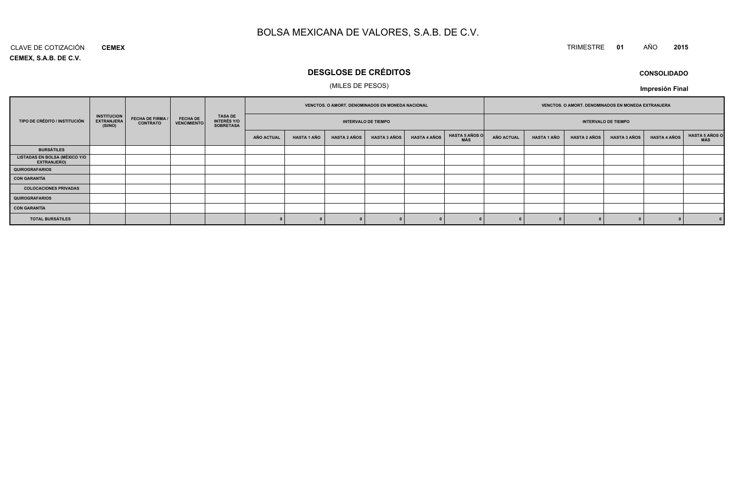# BOLSA MEXICANA DE VALORES, S.A.B. DE C.V.

CLAVE DE COTIZACIÓN **CEMEX**

**CEMEX, S.A.B. DE C.V.**

TRIMESTRE **01** AÑO **2015**

## DESGLOSE DE CRÉDITOS

(MILES DE PESOS)

**CONSOLIDADO**

**Impresión Final**

| TIPO DE CRÉDITO / INSTITUCIÓN | INSTITUCION EXTRANJERA (SI/NO) | FECHA DE FIRMA / CONTRATO | FECHA DE VENCIMIENTO | TASA DE INTERÉS Y/O SOBRETASA | VENCTOS. O AMORT. DENOMINADOS EN MONEDA NACIONAL | | | | | | VENCTOS. O AMORT. DENOMINADOS EN MONEDA EXTRANJERA | | | | | |
|---|---|---|---|---|---|---|---|---|---|---|---|---|---|---|---|---|
| | | | | | INTERVALO DE TIEMPO | | | | | | INTERVALO DE TIEMPO | | | | | |
| | | | | | AÑO ACTUAL | HASTA 1 AÑO | HASTA 2 AÑOS | HASTA 3 AÑOS | HASTA 4 AÑOS | HASTA 5 AÑOS O MÁS | AÑO ACTUAL | HASTA 1 AÑO | HASTA 2 AÑOS | HASTA 3 AÑOS | HASTA 4 AÑOS | HASTA 5 AÑOS O MÁS |
| **BURSÁTILES** | | | | | | | | | | | | | | | | |
| **LISTADAS EN BOLSA (MÉXICO Y/O EXTRANJERO)** | | | | | | | | | | | | | | | | |
| **QUIROGRAFARIOS** | | | | | | | | | | | | | | | | |
| **CON GARANTÍA** | | | | | | | | | | | | | | | | |
| **COLOCACIONES PRIVADAS** | | | | | | | | | | | | | | | | |
| **QUIROGRAFARIOS** | | | | | | | | | | | | | | | | |
| **CON GARANTÍA** | | | | | | | | | | | | | | | | |
| **TOTAL BURSÁTILES** | | | | | 0 | 0 | 0 | 0 | 0 | 0 | 0 | 0 | 0 | 0 | 0 | 0 |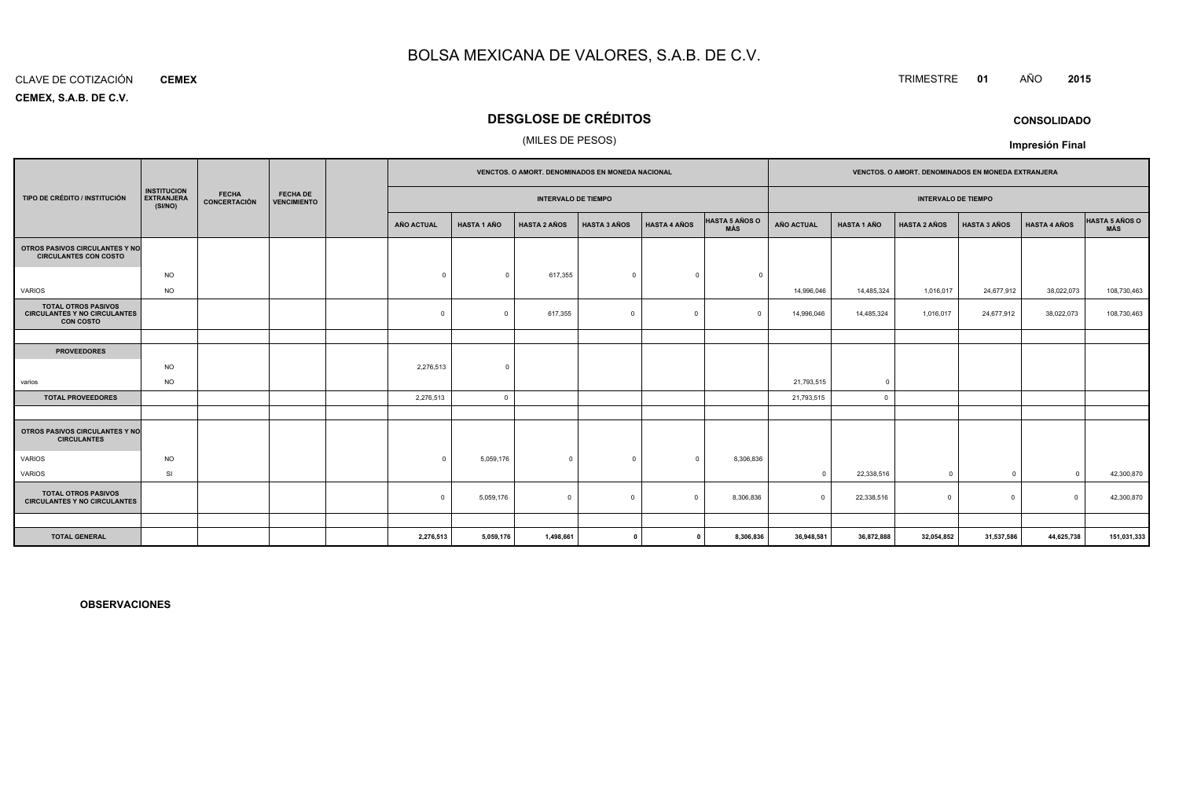# BOLSA MEXICANA DE VALORES, S.A.B. DE C.V.

CLAVE DE COTIZACIÓN **CEMEX**

TRIMESTRE **01** AÑO **2015**

**CEMEX, S.A.B. DE C.V.**

## DESGLOSE DE CRÉDITOS

(MILES DE PESOS)

**CONSOLIDADO**

**Impresión Final**

| TIPO DE CRÉDITO / INSTITUCIÓN | INSTITUCION EXTRANJERA (SI/NO) | FECHA CONCERTACIÓN | FECHA DE VENCIMIENTO | | VENCTOS. O AMORT. DENOMINADOS EN MONEDA NACIONAL | | | | | | VENCTOS. O AMORT. DENOMINADOS EN MONEDA EXTRANJERA | | | | | |
|---|---|---|---|---|---|---|---|---|---|---|---|---|---|---|---|---|
| | | | | | INTERVALO DE TIEMPO | | | | | | INTERVALO DE TIEMPO | | | | | |
| | | | | | AÑO ACTUAL | HASTA 1 AÑO | HASTA 2 AÑOS | HASTA 3 AÑOS | HASTA 4 AÑOS | HASTA 5 AÑOS O MÁS | AÑO ACTUAL | HASTA 1 AÑO | HASTA 2 AÑOS | HASTA 3 AÑOS | HASTA 4 AÑOS | HASTA 5 AÑOS O MÁS |
| **OTROS PASIVOS CIRCULANTES Y NO CIRCULANTES CON COSTO** | | | | | | | | | | | | | | | | |
| | NO | | | | 0 | 0 | 617,355 | 0 | 0 | 0 | | | | | | |
| VARIOS | NO | | | | | | | | | | 14,996,046 | 14,485,324 | 1,016,017 | 24,677,912 | 38,022,073 | 108,730,463 |
| **TOTAL OTROS PASIVOS CIRCULANTES Y NO CIRCULANTES CON COSTO** | | | | | 0 | 0 | 617,355 | 0 | 0 | 0 | 14,996,046 | 14,485,324 | 1,016,017 | 24,677,912 | 38,022,073 | 108,730,463 |
| | | | | | | | | | | | | | | | | |
| **PROVEEDORES** | | | | | | | | | | | | | | | | |
| | NO | | | | 2,276,513 | 0 | | | | | | | | | | |
| varios | NO | | | | | | | | | | 21,793,515 | 0 | | | | |
| **TOTAL PROVEEDORES** | | | | | 2,276,513 | 0 | | | | | 21,793,515 | 0 | | | | |
| | | | | | | | | | | | | | | | | |
| **OTROS PASIVOS CIRCULANTES Y NO CIRCULANTES** | | | | | | | | | | | | | | | | |
| VARIOS | NO | | | | 0 | 5,059,176 | 0 | 0 | 0 | 8,306,836 | | | | | | |
| VARIOS | SI | | | | | | | | | | 0 | 22,338,516 | 0 | 0 | 0 | 42,300,870 |
| **TOTAL OTROS PASIVOS CIRCULANTES Y NO CIRCULANTES** | | | | | 0 | 5,059,176 | 0 | 0 | 0 | 8,306,836 | 0 | 22,338,516 | 0 | 0 | 0 | 42,300,870 |
| | | | | | | | | | | | | | | | | |
| **TOTAL GENERAL** | | | | | **2,276,513** | **5,059,176** | **1,498,661** | **0** | **0** | **8,306,836** | **36,948,581** | **36,872,888** | **32,054,852** | **31,537,586** | **44,625,738** | **151,031,333** |

**OBSERVACIONES**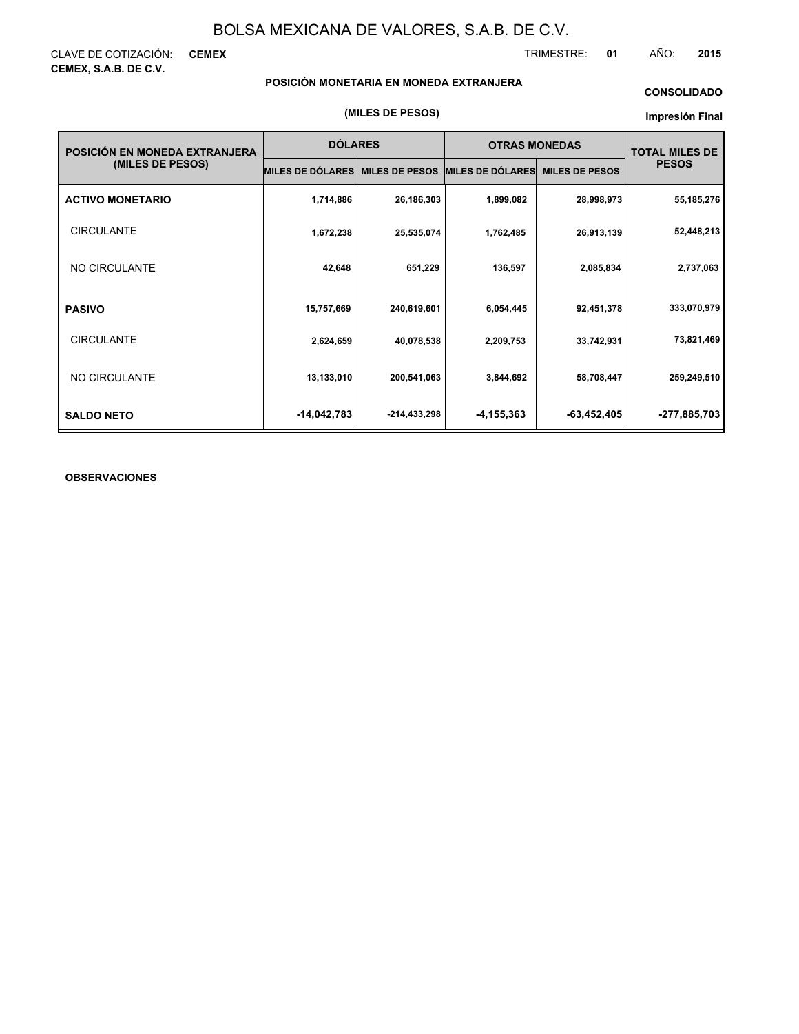# BOLSA MEXICANA DE VALORES, S.A.B. DE C.V.

CLAVE DE COTIZACIÓN: **CEMEX**

**CEMEX, S.A.B. DE C.V.**

TRIMESTRE: **01** AÑO: **2015**

**POSICIÓN MONETARIA EN MONEDA EXTRANJERA**

**CONSOLIDADO**

**(MILES DE PESOS)**

**Impresión Final**

| POSICIÓN EN MONEDA EXTRANJERA (MILES DE PESOS) | DÓLARES | | OTRAS MONEDAS | | TOTAL MILES DE PESOS |
|---|---|---|---|---|---|
| | MILES DE DÓLARES | MILES DE PESOS | MILES DE DÓLARES | MILES DE PESOS | |
| **ACTIVO MONETARIO** | 1,714,886 | 26,186,303 | 1,899,082 | 28,998,973 | 55,185,276 |
| CIRCULANTE | 1,672,238 | 25,535,074 | 1,762,485 | 26,913,139 | 52,448,213 |
| NO CIRCULANTE | 42,648 | 651,229 | 136,597 | 2,085,834 | 2,737,063 |
| **PASIVO** | 15,757,669 | 240,619,601 | 6,054,445 | 92,451,378 | 333,070,979 |
| CIRCULANTE | 2,624,659 | 40,078,538 | 2,209,753 | 33,742,931 | 73,821,469 |
| NO CIRCULANTE | 13,133,010 | 200,541,063 | 3,844,692 | 58,708,447 | 259,249,510 |
| **SALDO NETO** | -14,042,783 | -214,433,298 | -4,155,363 | -63,452,405 | -277,885,703 |

**OBSERVACIONES**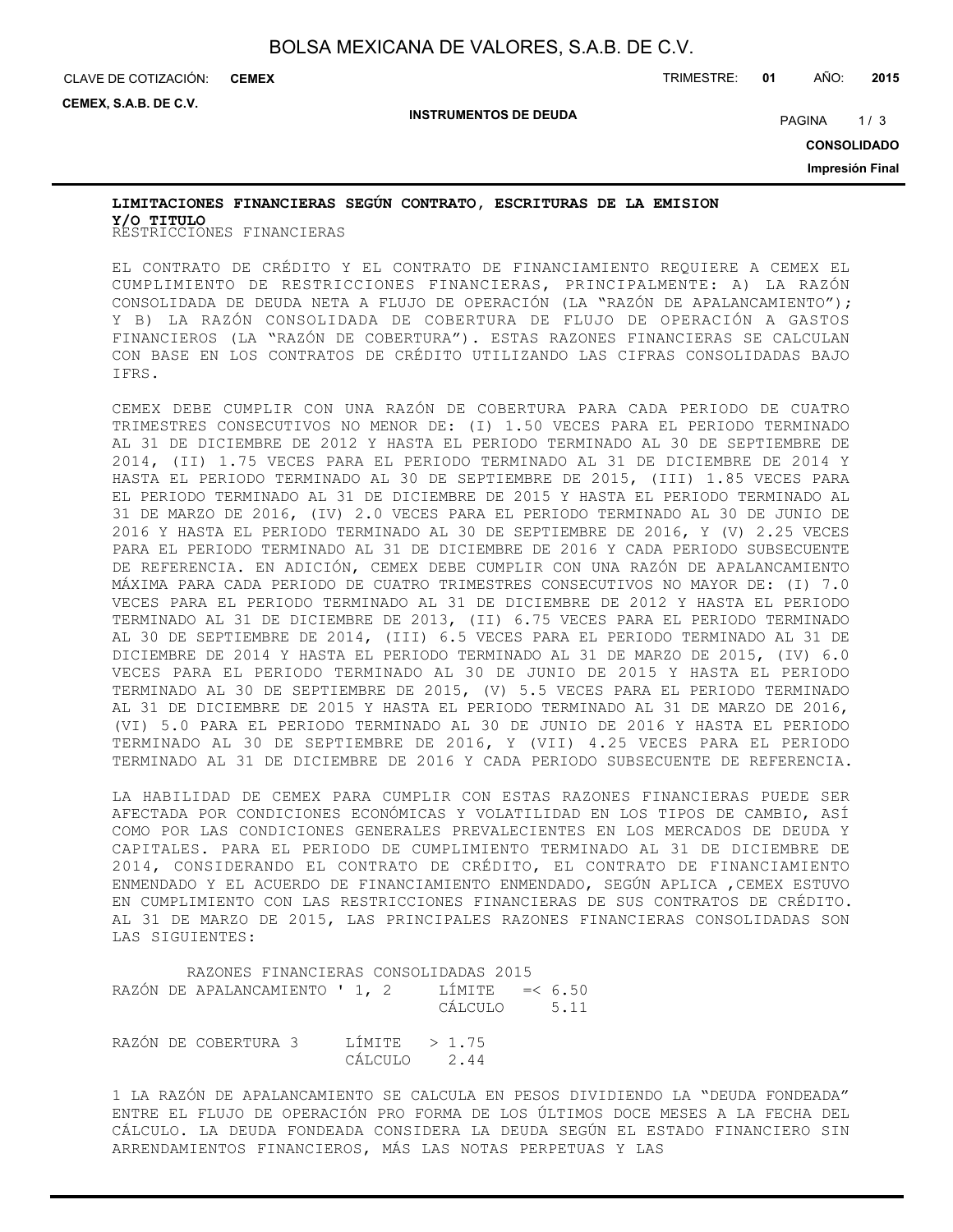## LIMITACIONES FINANCIERAS SEGÚN CONTRATO, ESCRITURAS DE LA EMISION Y/O TITULO

RESTRICCIONES FINANCIERAS

EL CONTRATO DE CRÉDITO Y EL CONTRATO DE FINANCIAMIENTO REQUIERE A CEMEX EL CUMPLIMIENTO DE RESTRICCIONES FINANCIERAS, PRINCIPALMENTE: A) LA RAZÓN CONSOLIDADA DE DEUDA NETA A FLUJO DE OPERACIÓN (LA "RAZÓN DE APALANCAMIENTO"); Y B) LA RAZÓN CONSOLIDADA DE COBERTURA DE FLUJO DE OPERACIÓN A GASTOS FINANCIEROS (LA "RAZÓN DE COBERTURA"). ESTAS RAZONES FINANCIERAS SE CALCULAN CON BASE EN LOS CONTRATOS DE CRÉDITO UTILIZANDO LAS CIFRAS CONSOLIDADAS BAJO IFRS.

CEMEX DEBE CUMPLIR CON UNA RAZÓN DE COBERTURA PARA CADA PERIODO DE CUATRO TRIMESTRES CONSECUTIVOS NO MENOR DE: (I) 1.50 VECES PARA EL PERIODO TERMINADO AL 31 DE DICIEMBRE DE 2012 Y HASTA EL PERIODO TERMINADO AL 30 DE SEPTIEMBRE DE 2014, (II) 1.75 VECES PARA EL PERIODO TERMINADO AL 31 DE DICIEMBRE DE 2014 Y HASTA EL PERIODO TERMINADO AL 30 DE SEPTIEMBRE DE 2015, (III) 1.85 VECES PARA EL PERIODO TERMINADO AL 31 DE DICIEMBRE DE 2015 Y HASTA EL PERIODO TERMINADO AL 31 DE MARZO DE 2016, (IV) 2.0 VECES PARA EL PERIODO TERMINADO AL 30 DE JUNIO DE 2016 Y HASTA EL PERIODO TERMINADO AL 30 DE SEPTIEMBRE DE 2016, Y (V) 2.25 VECES PARA EL PERIODO TERMINADO AL 31 DE DICIEMBRE DE 2016 Y CADA PERIODO SUBSECUENTE DE REFERENCIA. EN ADICIÓN, CEMEX DEBE CUMPLIR CON UNA RAZÓN DE APALANCAMIENTO MÁXIMA PARA CADA PERIODO DE CUATRO TRIMESTRES CONSECUTIVOS NO MAYOR DE: (I) 7.0 VECES PARA EL PERIODO TERMINADO AL 31 DE DICIEMBRE DE 2012 Y HASTA EL PERIODO TERMINADO AL 31 DE DICIEMBRE DE 2013, (II) 6.75 VECES PARA EL PERIODO TERMINADO AL 30 DE SEPTIEMBRE DE 2014, (III) 6.5 VECES PARA EL PERIODO TERMINADO AL 31 DE DICIEMBRE DE 2014 Y HASTA EL PERIODO TERMINADO AL 31 DE MARZO DE 2015, (IV) 6.0 VECES PARA EL PERIODO TERMINADO AL 30 DE JUNIO DE 2015 Y HASTA EL PERIODO TERMINADO AL 30 DE SEPTIEMBRE DE 2015, (V) 5.5 VECES PARA EL PERIODO TERMINADO AL 31 DE DICIEMBRE DE 2015 Y HASTA EL PERIODO TERMINADO AL 31 DE MARZO DE 2016, (VI) 5.0 PARA EL PERIODO TERMINADO AL 30 DE JUNIO DE 2016 Y HASTA EL PERIODO TERMINADO AL 30 DE SEPTIEMBRE DE 2016, Y (VII) 4.25 VECES PARA EL PERIODO TERMINADO AL 31 DE DICIEMBRE DE 2016 Y CADA PERIODO SUBSECUENTE DE REFERENCIA.

LA HABILIDAD DE CEMEX PARA CUMPLIR CON ESTAS RAZONES FINANCIERAS PUEDE SER AFECTADA POR CONDICIONES ECONÓMICAS Y VOLATILIDAD EN LOS TIPOS DE CAMBIO, ASÍ COMO POR LAS CONDICIONES GENERALES PREVALECIENTES EN LOS MERCADOS DE DEUDA Y CAPITALES. PARA EL PERIODO DE CUMPLIMIENTO TERMINADO AL 31 DE DICIEMBRE DE 2014, CONSIDERANDO EL CONTRATO DE CRÉDITO, EL CONTRATO DE FINANCIAMIENTO ENMENDADO Y EL ACUERDO DE FINANCIAMIENTO ENMENDADO, SEGÚN APLICA ,CEMEX ESTUVO EN CUMPLIMIENTO CON LAS RESTRICCIONES FINANCIERAS DE SUS CONTRATOS DE CRÉDITO. AL 31 DE MARZO DE 2015, LAS PRINCIPALES RAZONES FINANCIERAS CONSOLIDADAS SON LAS SIGUIENTES:

| RAZONES FINANCIERAS CONSOLIDADAS 2015 | | |
|---|---|---|
| RAZÓN DE APALANCAMIENTO ' 1, 2 | LÍMITE | =< 6.50 |
| | CÁLCULO | 5.11 |
| RAZÓN DE COBERTURA 3 | LÍMITE | > 1.75 |
| | CÁLCULO | 2.44 |

1 LA RAZÓN DE APALANCAMIENTO SE CALCULA EN PESOS DIVIDIENDO LA "DEUDA FONDEADA" ENTRE EL FLUJO DE OPERACIÓN PRO FORMA DE LOS ÚLTIMOS DOCE MESES A LA FECHA DEL CÁLCULO. LA DEUDA FONDEADA CONSIDERA LA DEUDA SEGÚN EL ESTADO FINANCIERO SIN ARRENDAMIENTOS FINANCIEROS, MÁS LAS NOTAS PERPETUAS Y LAS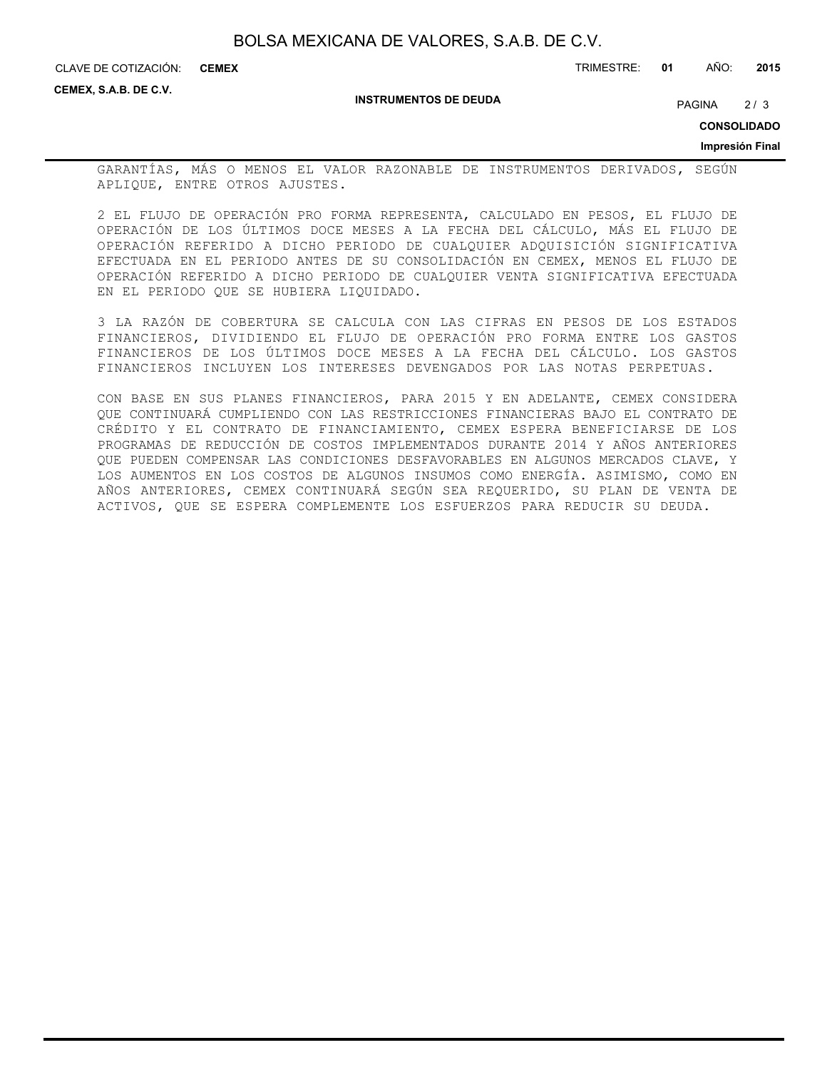GARANTÍAS, MÁS O MENOS EL VALOR RAZONABLE DE INSTRUMENTOS DERIVADOS, SEGÚN APLIQUE, ENTRE OTROS AJUSTES.

2 EL FLUJO DE OPERACIÓN PRO FORMA REPRESENTA, CALCULADO EN PESOS, EL FLUJO DE OPERACIÓN DE LOS ÚLTIMOS DOCE MESES A LA FECHA DEL CÁLCULO, MÁS EL FLUJO DE OPERACIÓN REFERIDO A DICHO PERIODO DE CUALQUIER ADQUISICIÓN SIGNIFICATIVA EFECTUADA EN EL PERIODO ANTES DE SU CONSOLIDACIÓN EN CEMEX, MENOS EL FLUJO DE OPERACIÓN REFERIDO A DICHO PERIODO DE CUALQUIER VENTA SIGNIFICATIVA EFECTUADA EN EL PERIODO QUE SE HUBIERA LIQUIDADO.

3 LA RAZÓN DE COBERTURA SE CALCULA CON LAS CIFRAS EN PESOS DE LOS ESTADOS FINANCIEROS, DIVIDIENDO EL FLUJO DE OPERACIÓN PRO FORMA ENTRE LOS GASTOS FINANCIEROS DE LOS ÚLTIMOS DOCE MESES A LA FECHA DEL CÁLCULO. LOS GASTOS FINANCIEROS INCLUYEN LOS INTERESES DEVENGADOS POR LAS NOTAS PERPETUAS.

CON BASE EN SUS PLANES FINANCIEROS, PARA 2015 Y EN ADELANTE, CEMEX CONSIDERA QUE CONTINUARÁ CUMPLIENDO CON LAS RESTRICCIONES FINANCIERAS BAJO EL CONTRATO DE CRÉDITO Y EL CONTRATO DE FINANCIAMIENTO, CEMEX ESPERA BENEFICIARSE DE LOS PROGRAMAS DE REDUCCIÓN DE COSTOS IMPLEMENTADOS DURANTE 2014 Y AÑOS ANTERIORES QUE PUEDEN COMPENSAR LAS CONDICIONES DESFAVORABLES EN ALGUNOS MERCADOS CLAVE, Y LOS AUMENTOS EN LOS COSTOS DE ALGUNOS INSUMOS COMO ENERGÍA. ASIMISMO, COMO EN AÑOS ANTERIORES, CEMEX CONTINUARÁ SEGÚN SEA REQUERIDO, SU PLAN DE VENTA DE ACTIVOS, QUE SE ESPERA COMPLEMENTE LOS ESFUERZOS PARA REDUCIR SU DEUDA.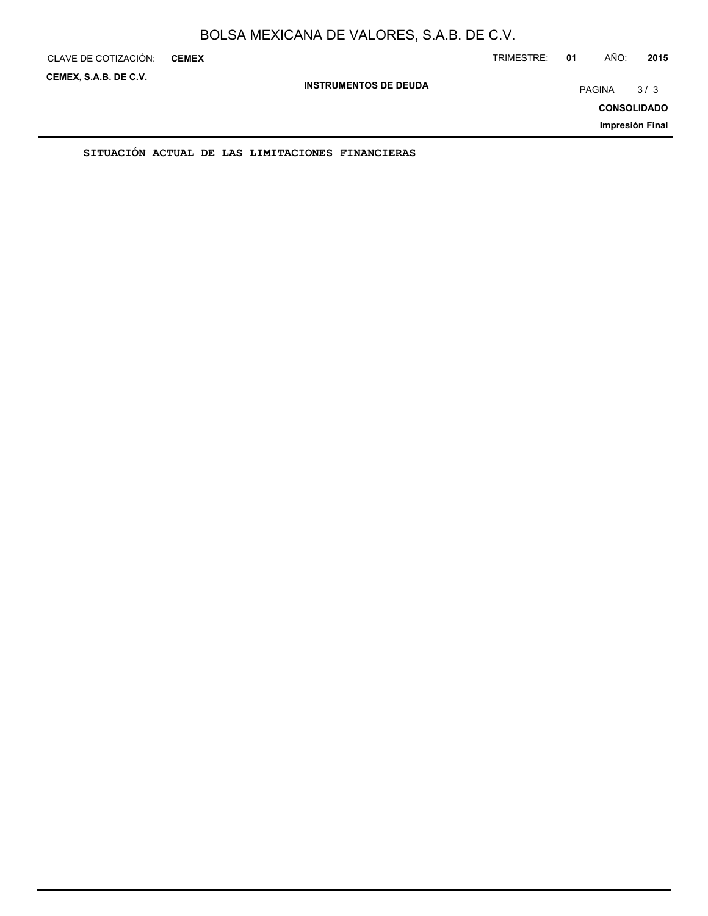**SITUACIÓN ACTUAL DE LAS LIMITACIONES FINANCIERAS**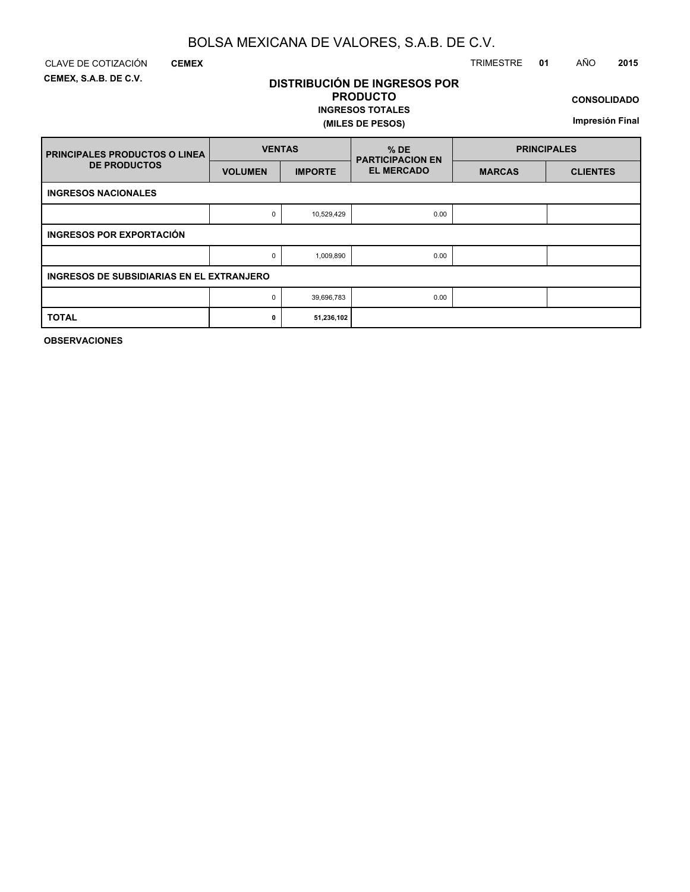# BOLSA MEXICANA DE VALORES, S.A.B. DE C.V.

CLAVE DE COTIZACIÓN **CEMEX**

**CEMEX, S.A.B. DE C.V.**

TRIMESTRE **01** AÑO **2015**

## DISTRIBUCIÓN DE INGRESOS POR PRODUCTO

**INGRESOS TOTALES**

**(MILES DE PESOS)**

**CONSOLIDADO**

**Impresión Final**

| PRINCIPALES PRODUCTOS O LINEA DE PRODUCTOS | VENTAS | | % DE PARTICIPACION EN EL MERCADO | PRINCIPALES | |
|---|---|---|---|---|---|
| | VOLUMEN | IMPORTE | | MARCAS | CLIENTES |
| **INGRESOS NACIONALES** | | | | | |
| | 0 | 10,529,429 | 0.00 | | |
| **INGRESOS POR EXPORTACIÓN** | | | | | |
| | 0 | 1,009,890 | 0.00 | | |
| **INGRESOS DE SUBSIDIARIAS EN EL EXTRANJERO** | | | | | |
| | 0 | 39,696,783 | 0.00 | | |
| **TOTAL** | **0** | **51,236,102** | | | |

**OBSERVACIONES**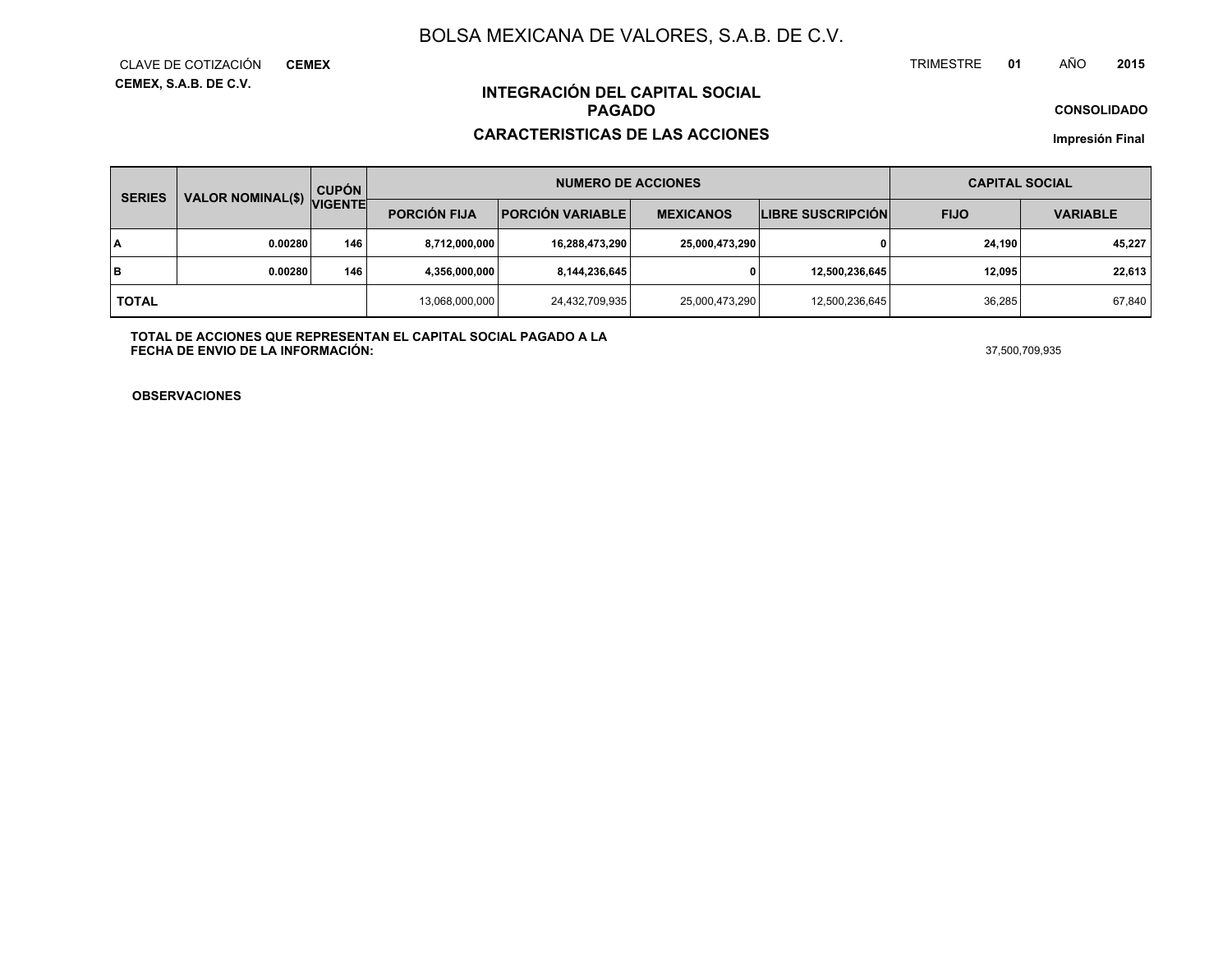# BOLSA MEXICANA DE VALORES, S.A.B. DE C.V.

CLAVE DE COTIZACIÓN **CEMEX**

TRIMESTRE **01** AÑO **2015**

**CEMEX, S.A.B. DE C.V.**

## INTEGRACIÓN DEL CAPITAL SOCIAL PAGADO

**CONSOLIDADO**

## CARACTERISTICAS DE LAS ACCIONES

**Impresión Final**

| SERIES | VALOR NOMINAL($) | CUPÓN VIGENTE | NUMERO DE ACCIONES | | | | CAPITAL SOCIAL | |
|---|---|---|---|---|---|---|---|---|
| | | | PORCIÓN FIJA | PORCIÓN VARIABLE | MEXICANOS | LIBRE SUSCRIPCIÓN | FIJO | VARIABLE |
| A | 0.00280 | 146 | 8,712,000,000 | 16,288,473,290 | 25,000,473,290 | 0 | 24,190 | 45,227 |
| B | 0.00280 | 146 | 4,356,000,000 | 8,144,236,645 | 0 | 12,500,236,645 | 12,095 | 22,613 |
| TOTAL | | | 13,068,000,000 | 24,432,709,935 | 25,000,473,290 | 12,500,236,645 | 36,285 | 67,840 |

**TOTAL DE ACCIONES QUE REPRESENTAN EL CAPITAL SOCIAL PAGADO A LA FECHA DE ENVIO DE LA INFORMACIÓN:** 37,500,709,935

**OBSERVACIONES**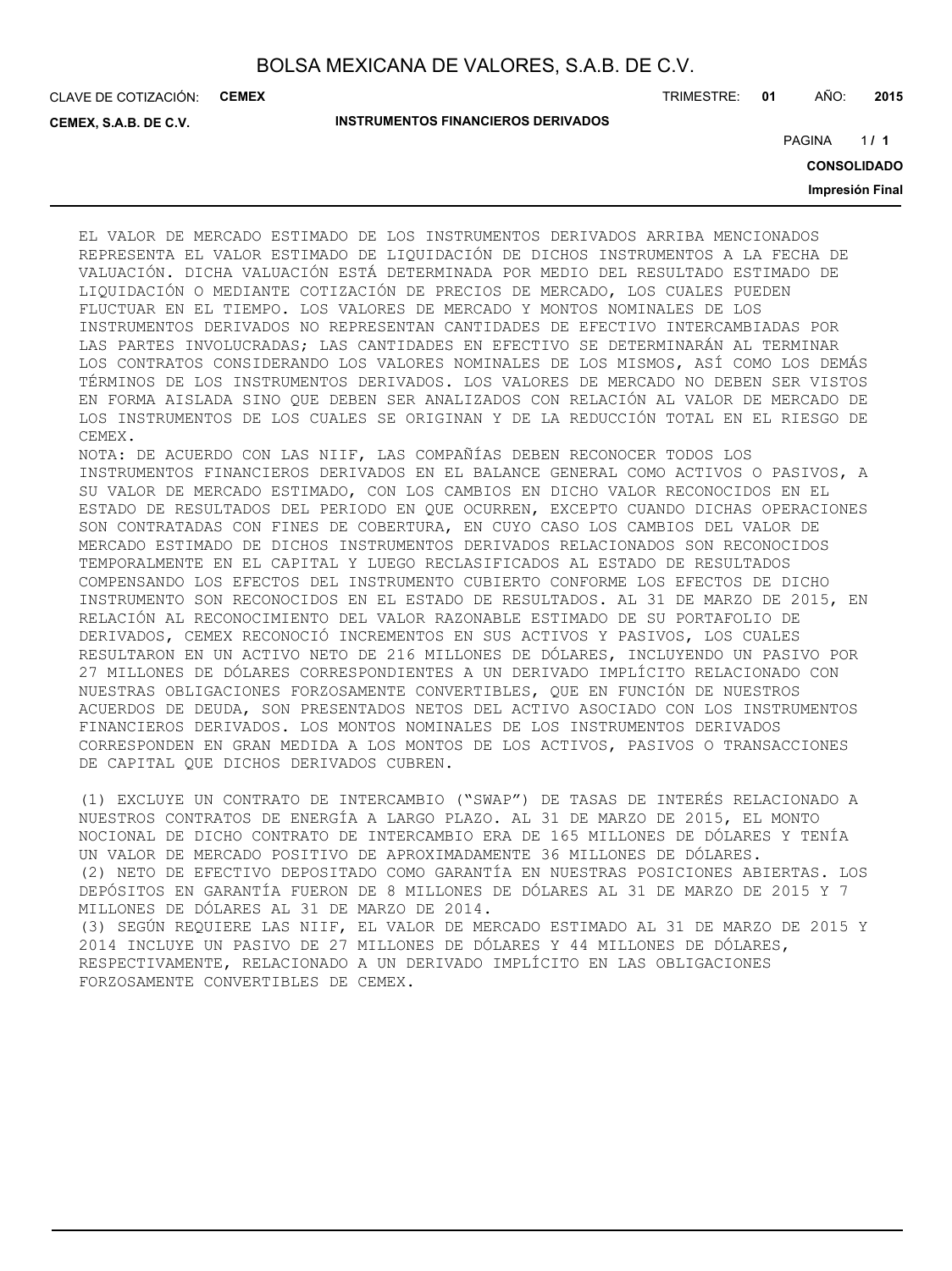EL VALOR DE MERCADO ESTIMADO DE LOS INSTRUMENTOS DERIVADOS ARRIBA MENCIONADOS REPRESENTA EL VALOR ESTIMADO DE LIQUIDACIÓN DE DICHOS INSTRUMENTOS A LA FECHA DE VALUACIÓN. DICHA VALUACIÓN ESTÁ DETERMINADA POR MEDIO DEL RESULTADO ESTIMADO DE LIQUIDACIÓN O MEDIANTE COTIZACIÓN DE PRECIOS DE MERCADO, LOS CUALES PUEDEN FLUCTUAR EN EL TIEMPO. LOS VALORES DE MERCADO Y MONTOS NOMINALES DE LOS INSTRUMENTOS DERIVADOS NO REPRESENTAN CANTIDADES DE EFECTIVO INTERCAMBIADAS POR LAS PARTES INVOLUCRADAS; LAS CANTIDADES EN EFECTIVO SE DETERMINARÁN AL TERMINAR LOS CONTRATOS CONSIDERANDO LOS VALORES NOMINALES DE LOS MISMOS, ASÍ COMO LOS DEMÁS TÉRMINOS DE LOS INSTRUMENTOS DERIVADOS. LOS VALORES DE MERCADO NO DEBEN SER VISTOS EN FORMA AISLADA SINO QUE DEBEN SER ANALIZADOS CON RELACIÓN AL VALOR DE MERCADO DE LOS INSTRUMENTOS DE LOS CUALES SE ORIGINAN Y DE LA REDUCCIÓN TOTAL EN EL RIESGO DE CEMEX.

NOTA: DE ACUERDO CON LAS NIIF, LAS COMPAÑÍAS DEBEN RECONOCER TODOS LOS INSTRUMENTOS FINANCIEROS DERIVADOS EN EL BALANCE GENERAL COMO ACTIVOS O PASIVOS, A SU VALOR DE MERCADO ESTIMADO, CON LOS CAMBIOS EN DICHO VALOR RECONOCIDOS EN EL ESTADO DE RESULTADOS DEL PERIODO EN QUE OCURREN, EXCEPTO CUANDO DICHAS OPERACIONES SON CONTRATADAS CON FINES DE COBERTURA, EN CUYO CASO LOS CAMBIOS DEL VALOR DE MERCADO ESTIMADO DE DICHOS INSTRUMENTOS DERIVADOS RELACIONADOS SON RECONOCIDOS TEMPORALMENTE EN EL CAPITAL Y LUEGO RECLASIFICADOS AL ESTADO DE RESULTADOS COMPENSANDO LOS EFECTOS DEL INSTRUMENTO CUBIERTO CONFORME LOS EFECTOS DE DICHO INSTRUMENTO SON RECONOCIDOS EN EL ESTADO DE RESULTADOS. AL 31 DE MARZO DE 2015, EN RELACIÓN AL RECONOCIMIENTO DEL VALOR RAZONABLE ESTIMADO DE SU PORTAFOLIO DE DERIVADOS, CEMEX RECONOCIÓ INCREMENTOS EN SUS ACTIVOS Y PASIVOS, LOS CUALES RESULTARON EN UN ACTIVO NETO DE 216 MILLONES DE DÓLARES, INCLUYENDO UN PASIVO POR 27 MILLONES DE DÓLARES CORRESPONDIENTES A UN DERIVADO IMPLÍCITO RELACIONADO CON NUESTRAS OBLIGACIONES FORZOSAMENTE CONVERTIBLES, QUE EN FUNCIÓN DE NUESTROS ACUERDOS DE DEUDA, SON PRESENTADOS NETOS DEL ACTIVO ASOCIADO CON LOS INSTRUMENTOS FINANCIEROS DERIVADOS. LOS MONTOS NOMINALES DE LOS INSTRUMENTOS DERIVADOS CORRESPONDEN EN GRAN MEDIDA A LOS MONTOS DE LOS ACTIVOS, PASIVOS O TRANSACCIONES DE CAPITAL QUE DICHOS DERIVADOS CUBREN.

(1) EXCLUYE UN CONTRATO DE INTERCAMBIO ("SWAP") DE TASAS DE INTERÉS RELACIONADO A NUESTROS CONTRATOS DE ENERGÍA A LARGO PLAZO. AL 31 DE MARZO DE 2015, EL MONTO NOCIONAL DE DICHO CONTRATO DE INTERCAMBIO ERA DE 165 MILLONES DE DÓLARES Y TENÍA UN VALOR DE MERCADO POSITIVO DE APROXIMADAMENTE 36 MILLONES DE DÓLARES.

(2) NETO DE EFECTIVO DEPOSITADO COMO GARANTÍA EN NUESTRAS POSICIONES ABIERTAS. LOS DEPÓSITOS EN GARANTÍA FUERON DE 8 MILLONES DE DÓLARES AL 31 DE MARZO DE 2015 Y 7 MILLONES DE DÓLARES AL 31 DE MARZO DE 2014.

(3) SEGÚN REQUIERE LAS NIIF, EL VALOR DE MERCADO ESTIMADO AL 31 DE MARZO DE 2015 Y 2014 INCLUYE UN PASIVO DE 27 MILLONES DE DÓLARES Y 44 MILLONES DE DÓLARES, RESPECTIVAMENTE, RELACIONADO A UN DERIVADO IMPLÍCITO EN LAS OBLIGACIONES FORZOSAMENTE CONVERTIBLES DE CEMEX.